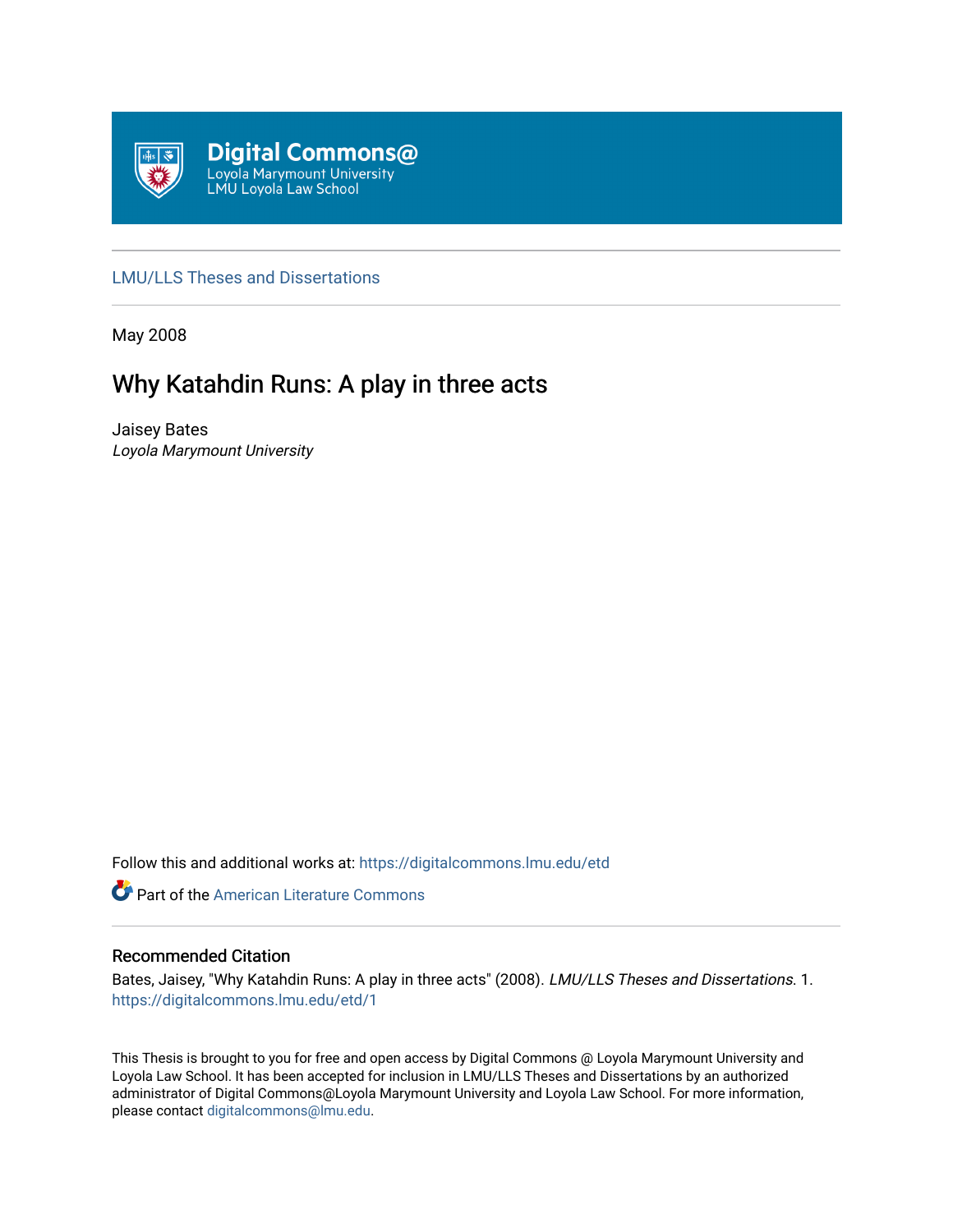Digital Commons@
Loyola Marymount University
LMU Loyola Law School

LMU/LLS Theses and Dissertations

May 2008

# Why Katahdin Runs: A play in three acts

Jaisey Bates
*Loyola Marymount University*

Follow this and additional works at: https://digitalcommons.lmu.edu/etd

Part of the American Literature Commons

## Recommended Citation

Bates, Jaisey, "Why Katahdin Runs: A play in three acts" (2008). *LMU/LLS Theses and Dissertations.* 1.
https://digitalcommons.lmu.edu/etd/1

This Thesis is brought to you for free and open access by Digital Commons @ Loyola Marymount University and Loyola Law School. It has been accepted for inclusion in LMU/LLS Theses and Dissertations by an authorized administrator of Digital Commons@Loyola Marymount University and Loyola Law School. For more information, please contact digitalcommons@lmu.edu.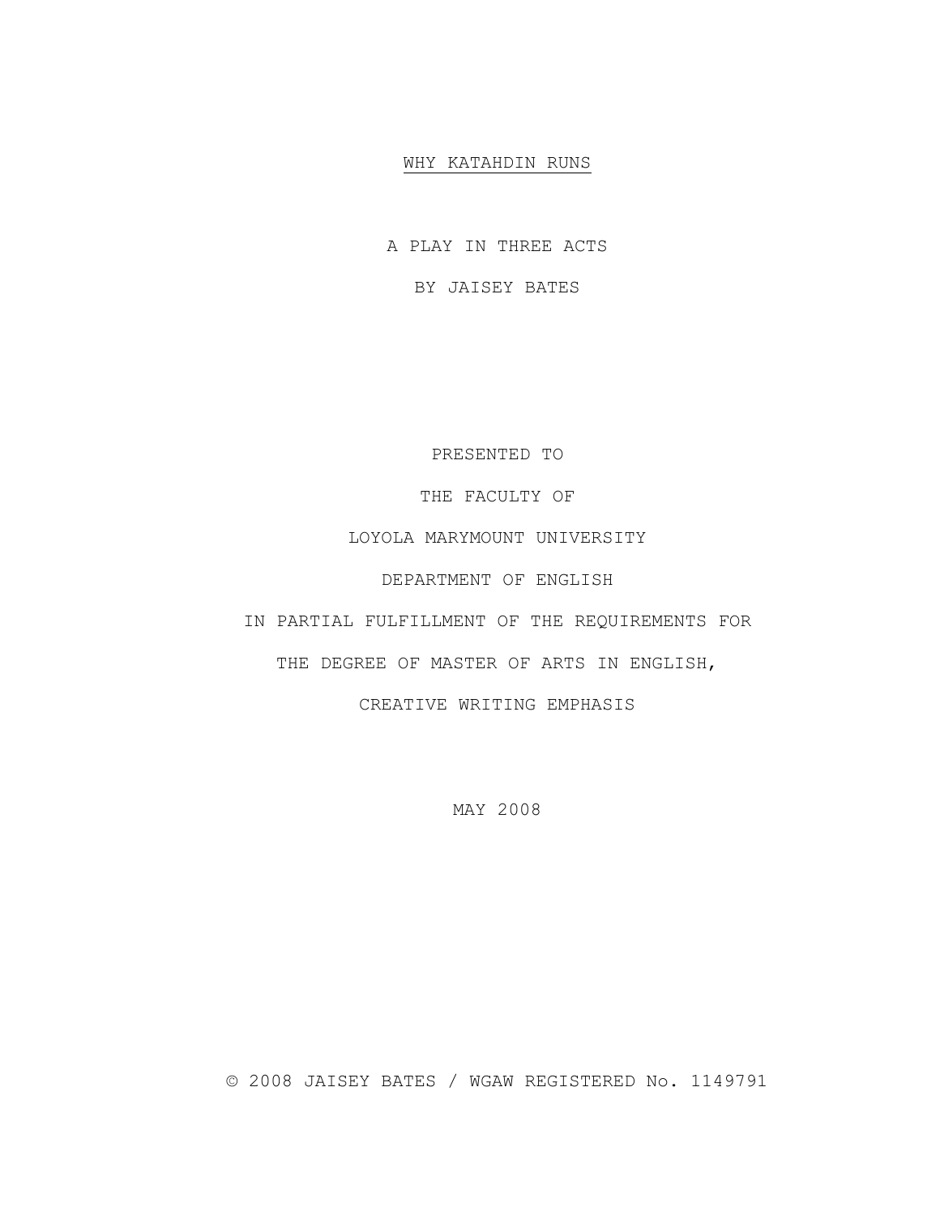# WHY KATAHDIN RUNS

A PLAY IN THREE ACTS

BY JAISEY BATES

PRESENTED TO

THE FACULTY OF

LOYOLA MARYMOUNT UNIVERSITY

DEPARTMENT OF ENGLISH

IN PARTIAL FULFILLMENT OF THE REQUIREMENTS FOR

THE DEGREE OF MASTER OF ARTS IN ENGLISH,

CREATIVE WRITING EMPHASIS

MAY 2008

© 2008 JAISEY BATES / WGAW REGISTERED No. 1149791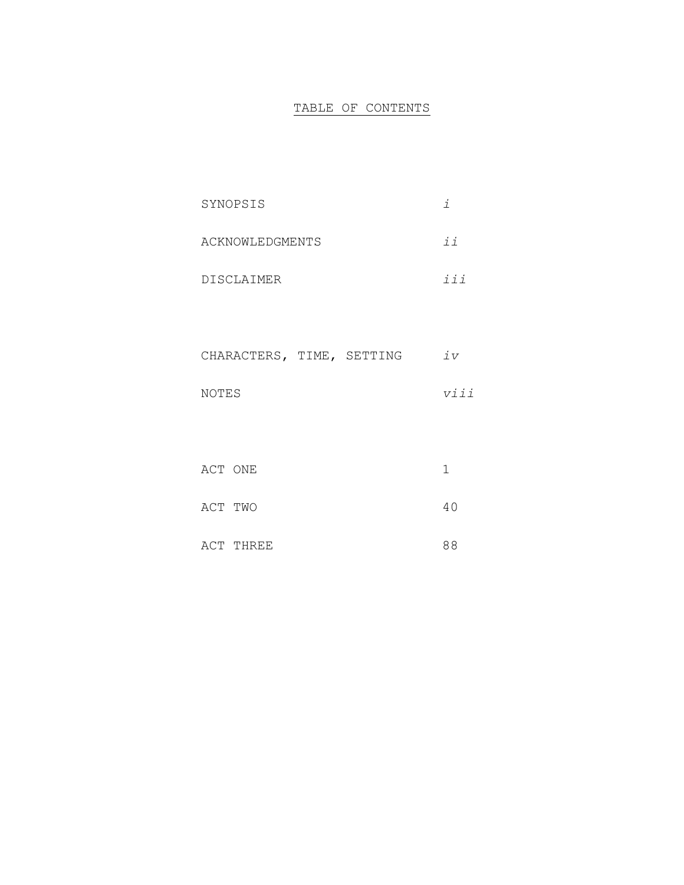# TABLE OF CONTENTS

| | |
|---|---|
| SYNOPSIS | *i* |
| ACKNOWLEDGMENTS | *ii* |
| DISCLAIMER | *iii* |
| CHARACTERS, TIME, SETTING | *iv* |
| NOTES | *viii* |
| ACT ONE | 1 |
| ACT TWO | 40 |
| ACT THREE | 88 |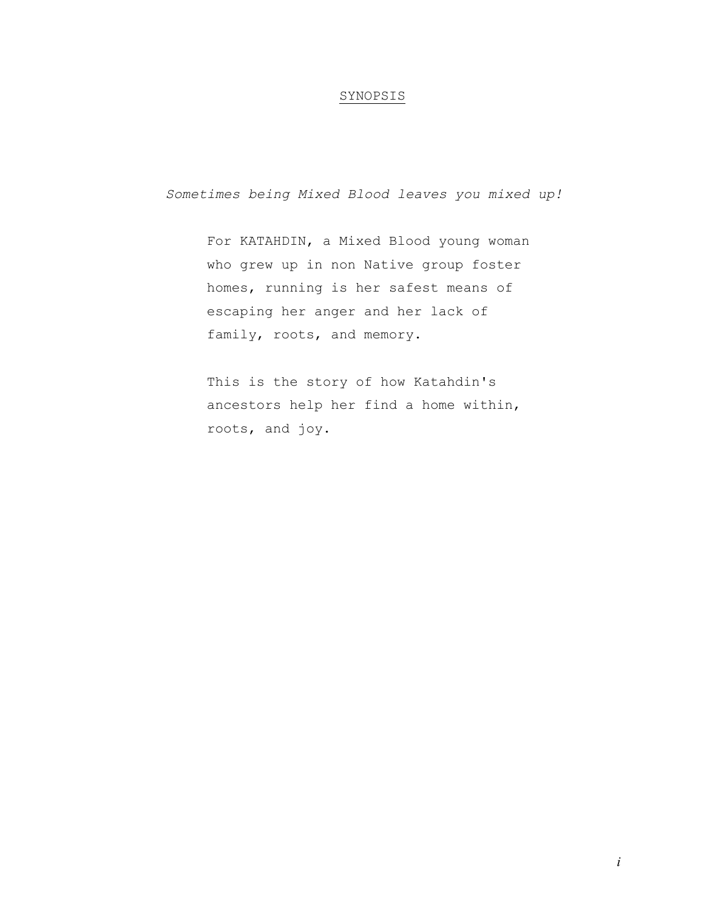# SYNOPSIS

*Sometimes being Mixed Blood leaves you mixed up!*

For KATAHDIN, a Mixed Blood young woman who grew up in non Native group foster homes, running is her safest means of escaping her anger and her lack of family, roots, and memory.

This is the story of how Katahdin's ancestors help her find a home within, roots, and joy.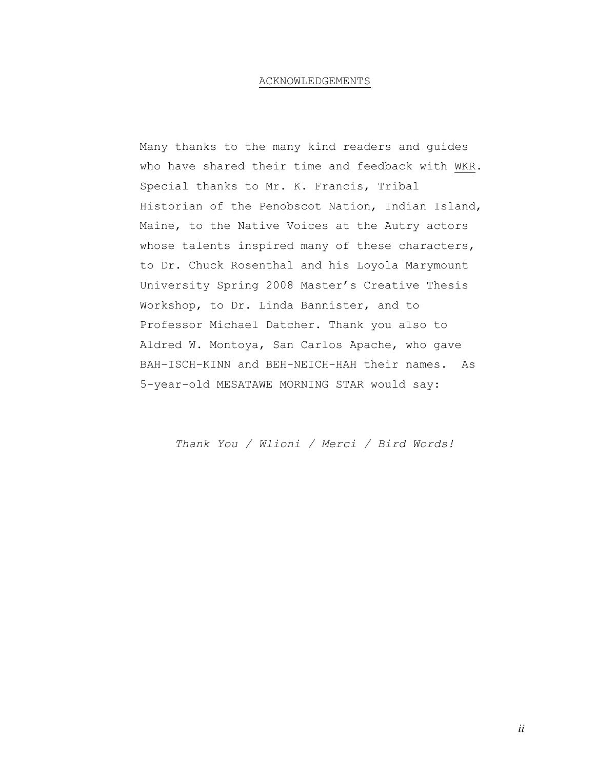## ACKNOWLEDGEMENTS

Many thanks to the many kind readers and guides who have shared their time and feedback with WKR. Special thanks to Mr. K. Francis, Tribal Historian of the Penobscot Nation, Indian Island, Maine, to the Native Voices at the Autry actors whose talents inspired many of these characters, to Dr. Chuck Rosenthal and his Loyola Marymount University Spring 2008 Master's Creative Thesis Workshop, to Dr. Linda Bannister, and to Professor Michael Datcher. Thank you also to Aldred W. Montoya, San Carlos Apache, who gave BAH-ISCH-KINN and BEH-NEICH-HAH their names. As 5-year-old MESATAWE MORNING STAR would say:

*Thank You / Wlioni / Merci / Bird Words!*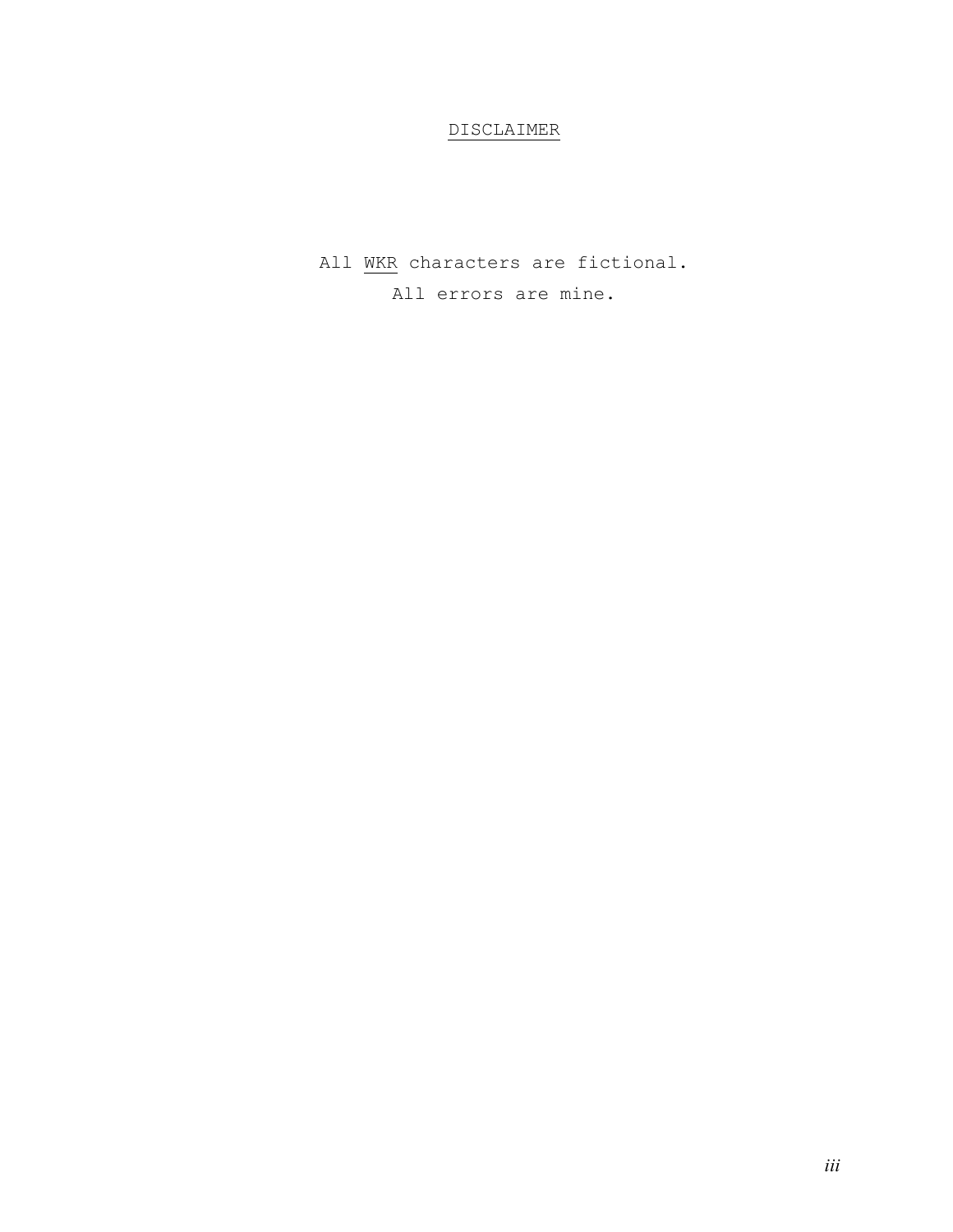# DISCLAIMER

All WKR characters are fictional.

All errors are mine.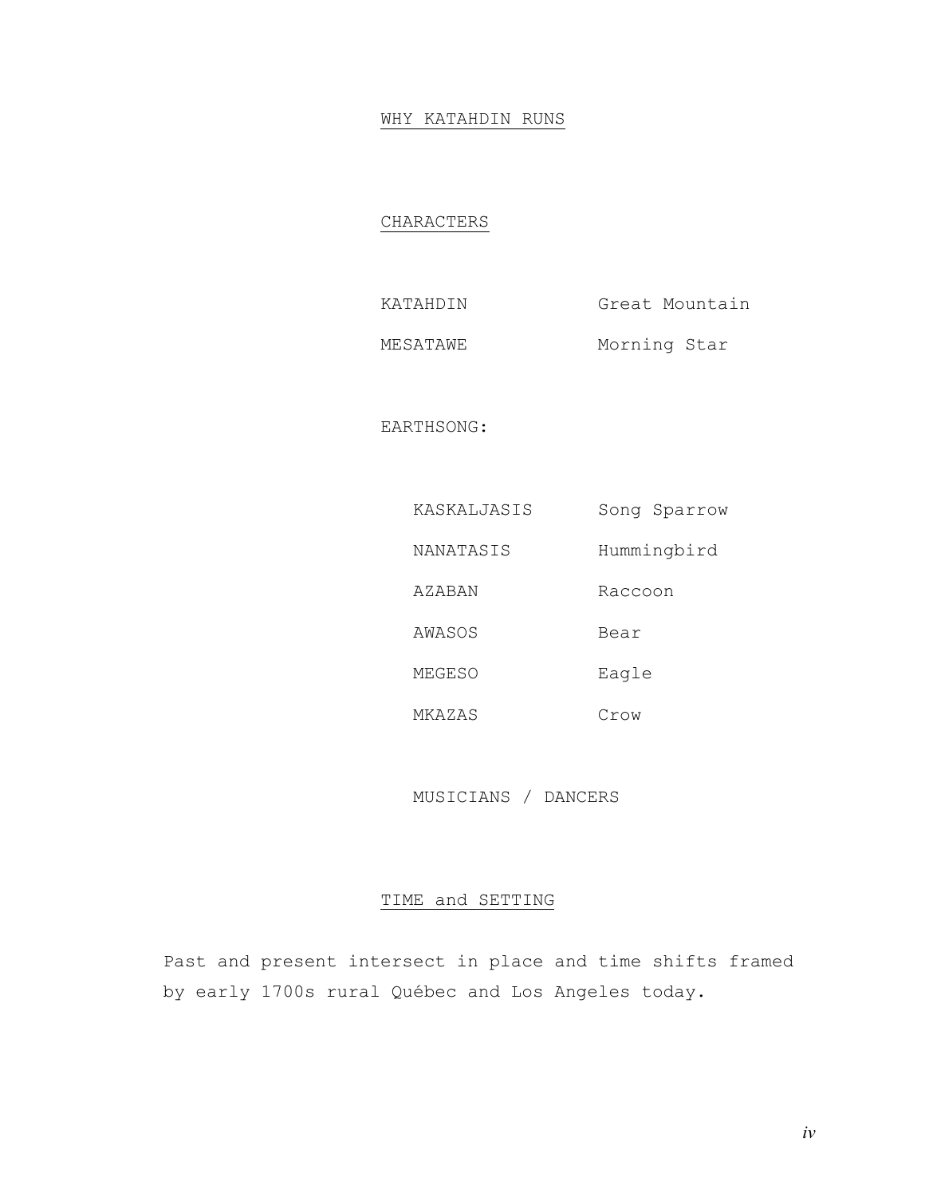# WHY KATAHDIN RUNS

## CHARACTERS

| | |
|---|---|
| KATAHDIN | Great Mountain |
| MESATAWE | Morning Star |

EARTHSONG:

| | |
|---|---|
| KASKALJASIS | Song Sparrow |
| NANATASIS | Hummingbird |
| AZABAN | Raccoon |
| AWASOS | Bear |
| MEGESO | Eagle |
| MKAZAS | Crow |

MUSICIANS / DANCERS

## TIME and SETTING

Past and present intersect in place and time shifts framed by early 1700s rural Québec and Los Angeles today.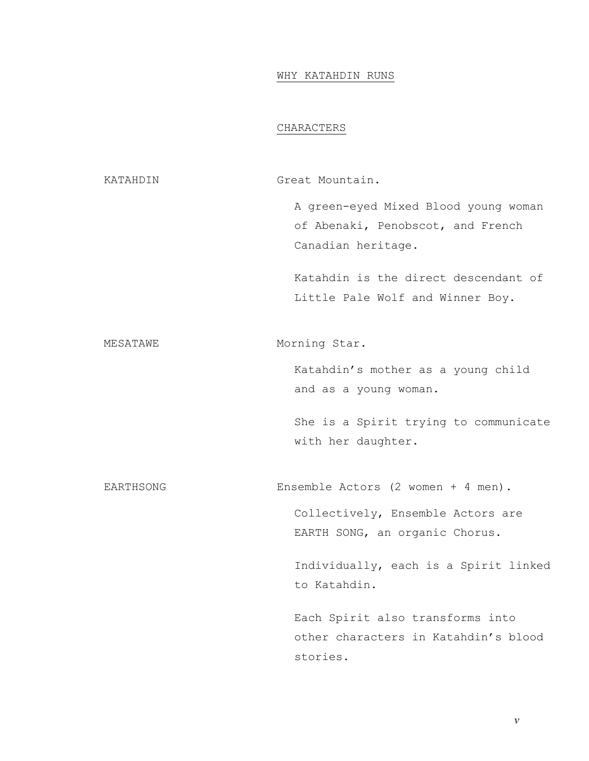# WHY KATAHDIN RUNS

## CHARACTERS

**KATAHDIN** — Great Mountain.

A green-eyed Mixed Blood young woman of Abenaki, Penobscot, and French Canadian heritage.

Katahdin is the direct descendant of Little Pale Wolf and Winner Boy.

**MESATAWE** — Morning Star.

Katahdin's mother as a young child and as a young woman.

She is a Spirit trying to communicate with her daughter.

**EARTHSONG** — Ensemble Actors (2 women + 4 men).

Collectively, Ensemble Actors are EARTH SONG, an organic Chorus.

Individually, each is a Spirit linked to Katahdin.

Each Spirit also transforms into other characters in Katahdin's blood stories.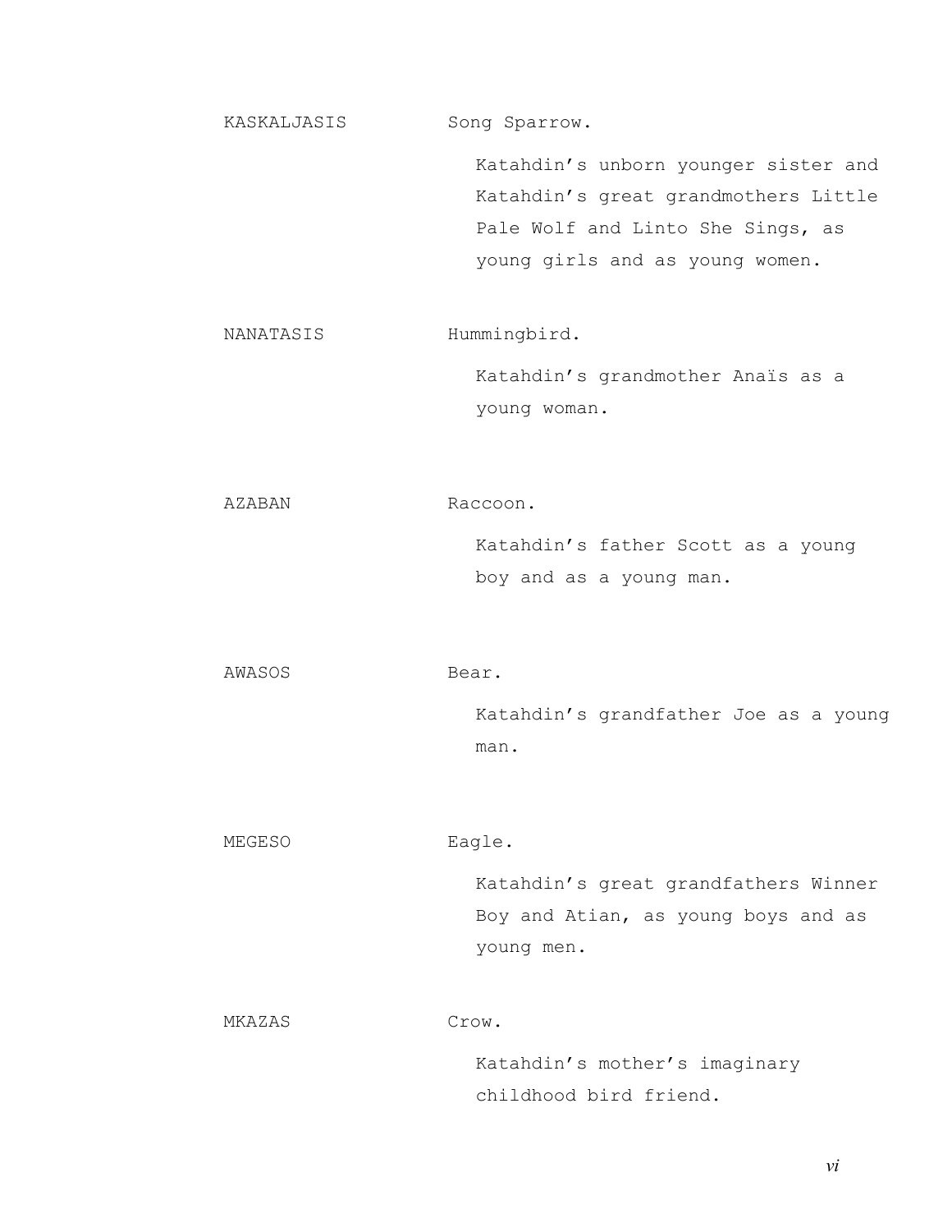KASKALJASIS Song Sparrow.

Katahdin's unborn younger sister and Katahdin's great grandmothers Little Pale Wolf and Linto She Sings, as young girls and as young women.

NANATASIS Hummingbird.

Katahdin's grandmother Anaïs as a young woman.

AZABAN Raccoon.

Katahdin's father Scott as a young boy and as a young man.

AWASOS Bear.

Katahdin's grandfather Joe as a young man.

MEGESO Eagle.

Katahdin's great grandfathers Winner Boy and Atian, as young boys and as young men.

MKAZAS Crow.

Katahdin's mother's imaginary childhood bird friend.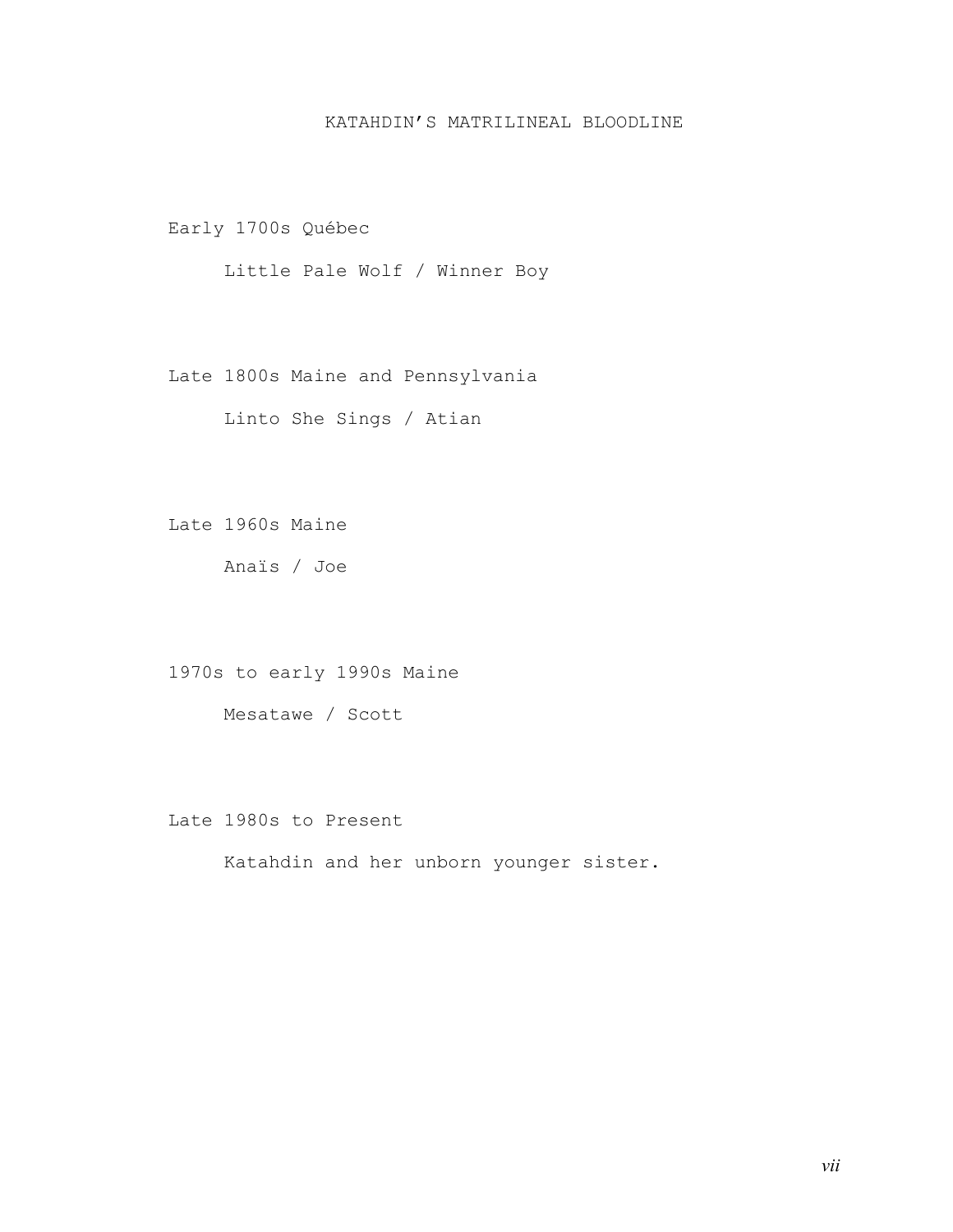# KATAHDIN'S MATRILINEAL BLOODLINE

Early 1700s Québec

Little Pale Wolf / Winner Boy

Late 1800s Maine and Pennsylvania

Linto She Sings / Atian

Late 1960s Maine

Anaïs / Joe

1970s to early 1990s Maine

Mesatawe / Scott

Late 1980s to Present

Katahdin and her unborn younger sister.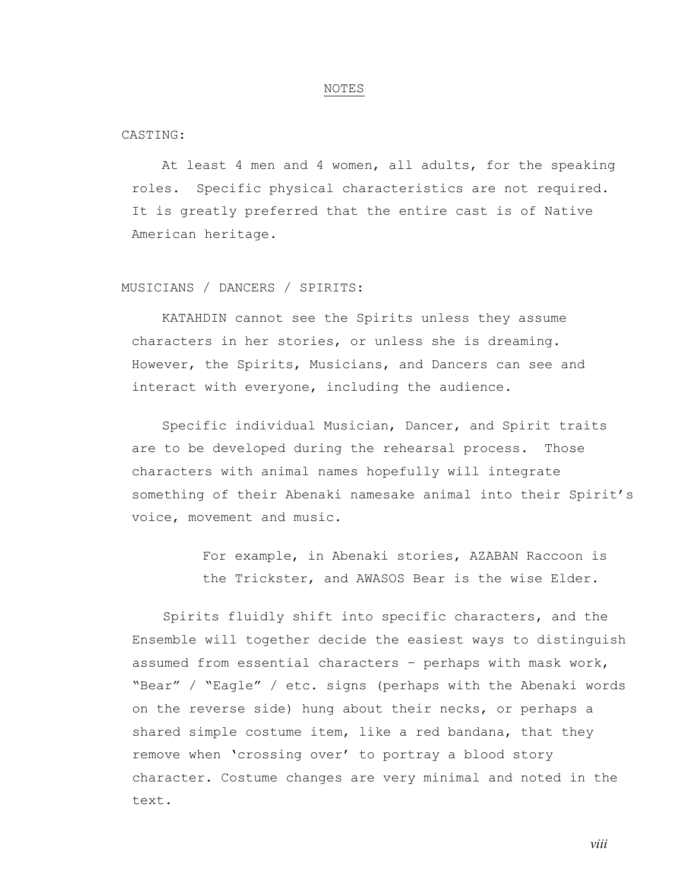# NOTES

CASTING:

At least 4 men and 4 women, all adults, for the speaking roles. Specific physical characteristics are not required. It is greatly preferred that the entire cast is of Native American heritage.

MUSICIANS / DANCERS / SPIRITS:

KATAHDIN cannot see the Spirits unless they assume characters in her stories, or unless she is dreaming. However, the Spirits, Musicians, and Dancers can see and interact with everyone, including the audience.

Specific individual Musician, Dancer, and Spirit traits are to be developed during the rehearsal process. Those characters with animal names hopefully will integrate something of their Abenaki namesake animal into their Spirit's voice, movement and music.

> For example, in Abenaki stories, AZABAN Raccoon is the Trickster, and AWASOS Bear is the wise Elder.

Spirits fluidly shift into specific characters, and the Ensemble will together decide the easiest ways to distinguish assumed from essential characters – perhaps with mask work, "Bear" / "Eagle" / etc. signs (perhaps with the Abenaki words on the reverse side) hung about their necks, or perhaps a shared simple costume item, like a red bandana, that they remove when 'crossing over' to portray a blood story character. Costume changes are very minimal and noted in the text.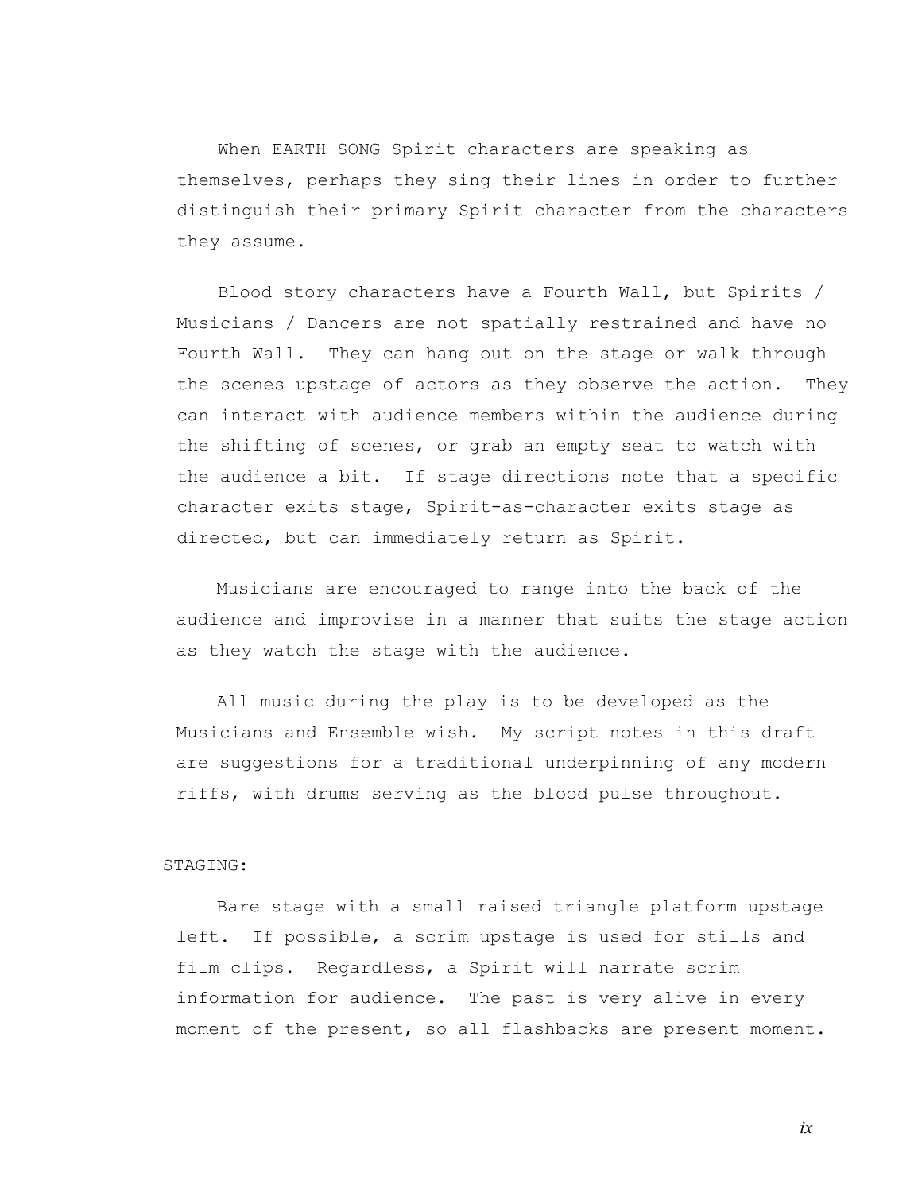When EARTH SONG Spirit characters are speaking as themselves, perhaps they sing their lines in order to further distinguish their primary Spirit character from the characters they assume.

Blood story characters have a Fourth Wall, but Spirits / Musicians / Dancers are not spatially restrained and have no Fourth Wall. They can hang out on the stage or walk through the scenes upstage of actors as they observe the action. They can interact with audience members within the audience during the shifting of scenes, or grab an empty seat to watch with the audience a bit. If stage directions note that a specific character exits stage, Spirit-as-character exits stage as directed, but can immediately return as Spirit.

Musicians are encouraged to range into the back of the audience and improvise in a manner that suits the stage action as they watch the stage with the audience.

All music during the play is to be developed as the Musicians and Ensemble wish. My script notes in this draft are suggestions for a traditional underpinning of any modern riffs, with drums serving as the blood pulse throughout.

STAGING:

Bare stage with a small raised triangle platform upstage left. If possible, a scrim upstage is used for stills and film clips. Regardless, a Spirit will narrate scrim information for audience. The past is very alive in every moment of the present, so all flashbacks are present moment.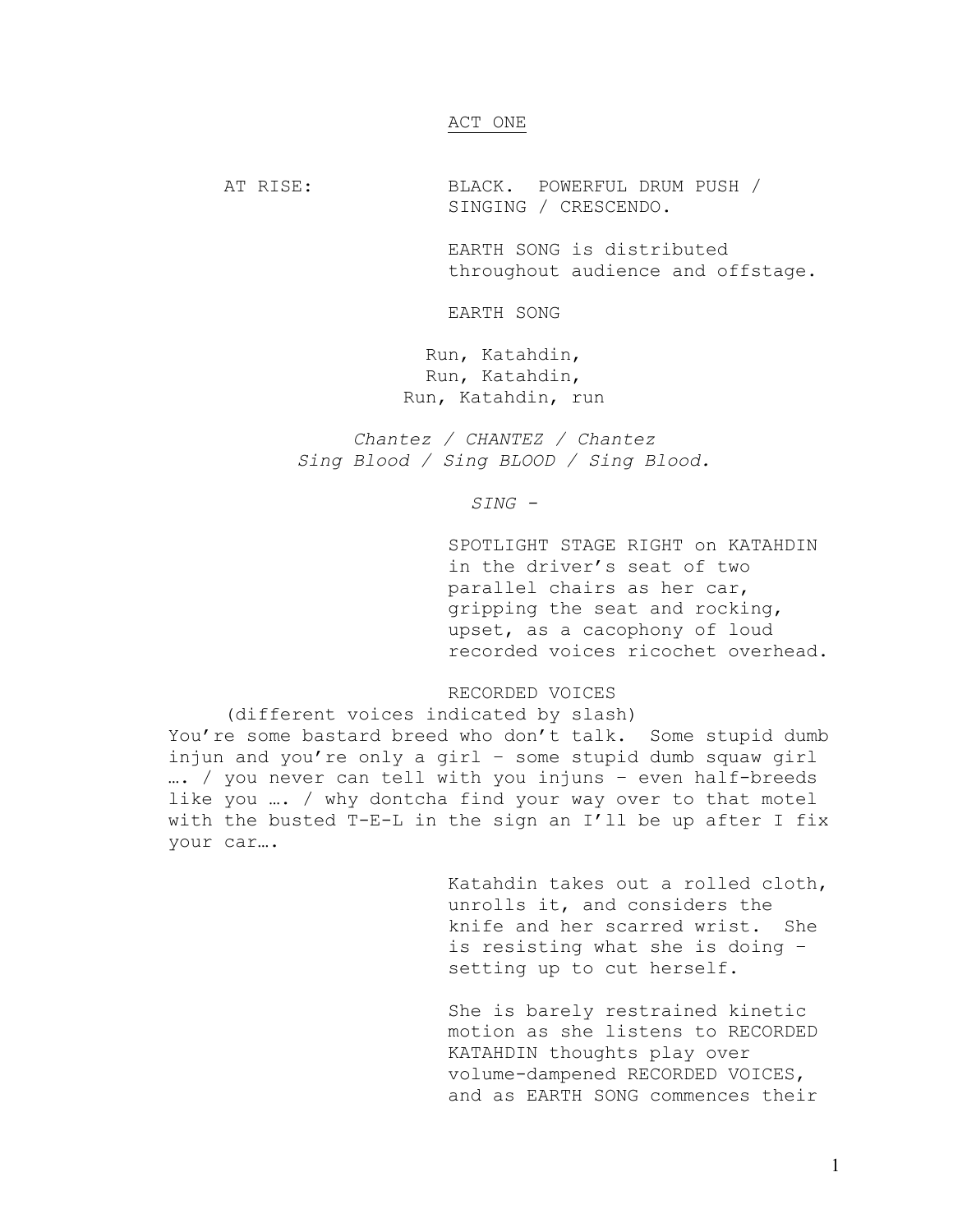## ACT ONE

AT RISE: BLACK. POWERFUL DRUM PUSH / SINGING / CRESCENDO.

EARTH SONG is distributed throughout audience and offstage.

EARTH SONG

Run, Katahdin,
Run, Katahdin,
Run, Katahdin, run

*Chantez / CHANTEZ / Chantez*
*Sing Blood / Sing BLOOD / Sing Blood.*

*SING -*

SPOTLIGHT STAGE RIGHT on KATAHDIN in the driver's seat of two parallel chairs as her car, gripping the seat and rocking, upset, as a cacophony of loud recorded voices ricochet overhead.

RECORDED VOICES
(different voices indicated by slash)
You're some bastard breed who don't talk. Some stupid dumb injun and you're only a girl – some stupid dumb squaw girl …. / you never can tell with you injuns – even half-breeds like you …. / why dontcha find your way over to that motel with the busted T-E-L in the sign an I'll be up after I fix your car….

Katahdin takes out a rolled cloth, unrolls it, and considers the knife and her scarred wrist. She is resisting what she is doing – setting up to cut herself.

She is barely restrained kinetic motion as she listens to RECORDED KATAHDIN thoughts play over volume-dampened RECORDED VOICES, and as EARTH SONG commences their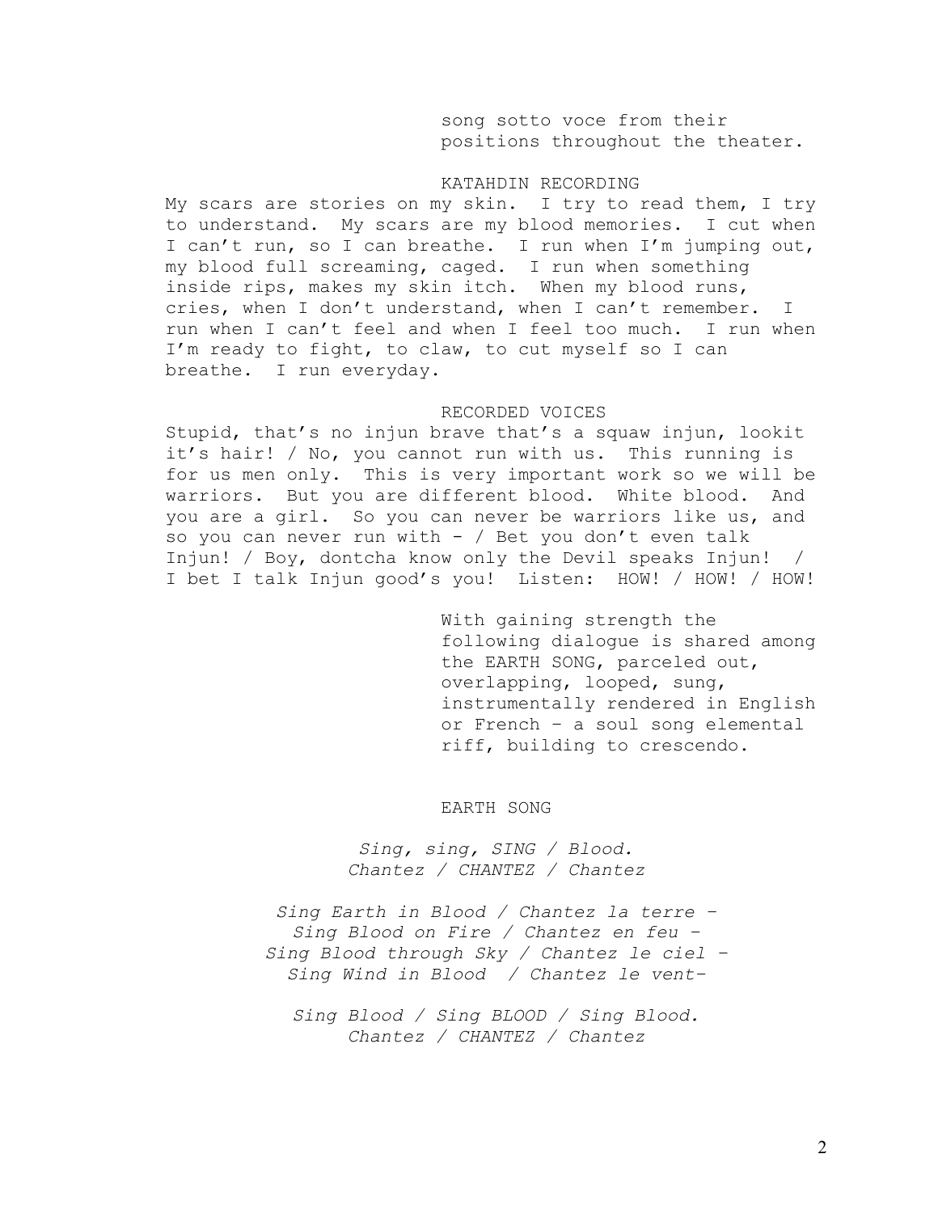song sotto voce from their positions throughout the theater.

KATAHDIN RECORDING

My scars are stories on my skin. I try to read them, I try to understand. My scars are my blood memories. I cut when I can't run, so I can breathe. I run when I'm jumping out, my blood full screaming, caged. I run when something inside rips, makes my skin itch. When my blood runs, cries, when I don't understand, when I can't remember. I run when I can't feel and when I feel too much. I run when I'm ready to fight, to claw, to cut myself so I can breathe. I run everyday.

RECORDED VOICES

Stupid, that's no injun brave that's a squaw injun, lookit it's hair! / No, you cannot run with us. This running is for us men only. This is very important work so we will be warriors. But you are different blood. White blood. And you are a girl. So you can never be warriors like us, and so you can never run with - / Bet you don't even talk Injun! / Boy, dontcha know only the Devil speaks Injun! / I bet I talk Injun good's you! Listen: HOW! / HOW! / HOW!

With gaining strength the following dialogue is shared among the EARTH SONG, parceled out, overlapping, looped, sung, instrumentally rendered in English or French – a soul song elemental riff, building to crescendo.

EARTH SONG

*Sing, sing, SING / Blood.*
*Chantez / CHANTEZ / Chantez*

*Sing Earth in Blood / Chantez la terre –*
*Sing Blood on Fire / Chantez en feu –*
*Sing Blood through Sky / Chantez le ciel –*
*Sing Wind in Blood / Chantez le vent–*

*Sing Blood / Sing BLOOD / Sing Blood.*
*Chantez / CHANTEZ / Chantez*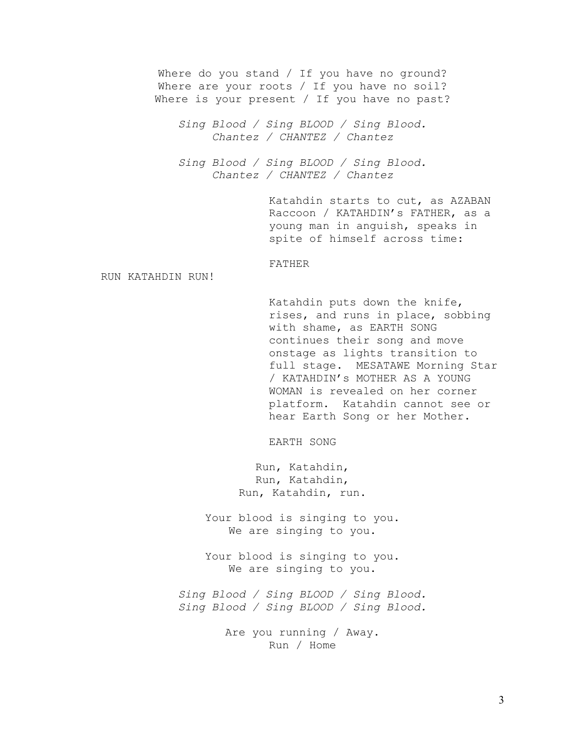Where do you stand / If you have no ground?
Where are your roots / If you have no soil?
Where is your present / If you have no past?

*Sing Blood / Sing BLOOD / Sing Blood.*
*Chantez / CHANTEZ / Chantez*

*Sing Blood / Sing BLOOD / Sing Blood.*
*Chantez / CHANTEZ / Chantez*

Katahdin starts to cut, as AZABAN Raccoon / KATAHDIN's FATHER, as a young man in anguish, speaks in spite of himself across time:

FATHER

RUN KATAHDIN RUN!

Katahdin puts down the knife, rises, and runs in place, sobbing with shame, as EARTH SONG continues their song and move onstage as lights transition to full stage. MESATAWE Morning Star / KATAHDIN's MOTHER AS A YOUNG WOMAN is revealed on her corner platform. Katahdin cannot see or hear Earth Song or her Mother.

EARTH SONG

Run, Katahdin,
Run, Katahdin,
Run, Katahdin, run.

Your blood is singing to you.
We are singing to you.

Your blood is singing to you.
We are singing to you.

*Sing Blood / Sing BLOOD / Sing Blood.*
*Sing Blood / Sing BLOOD / Sing Blood.*

Are you running / Away.
Run / Home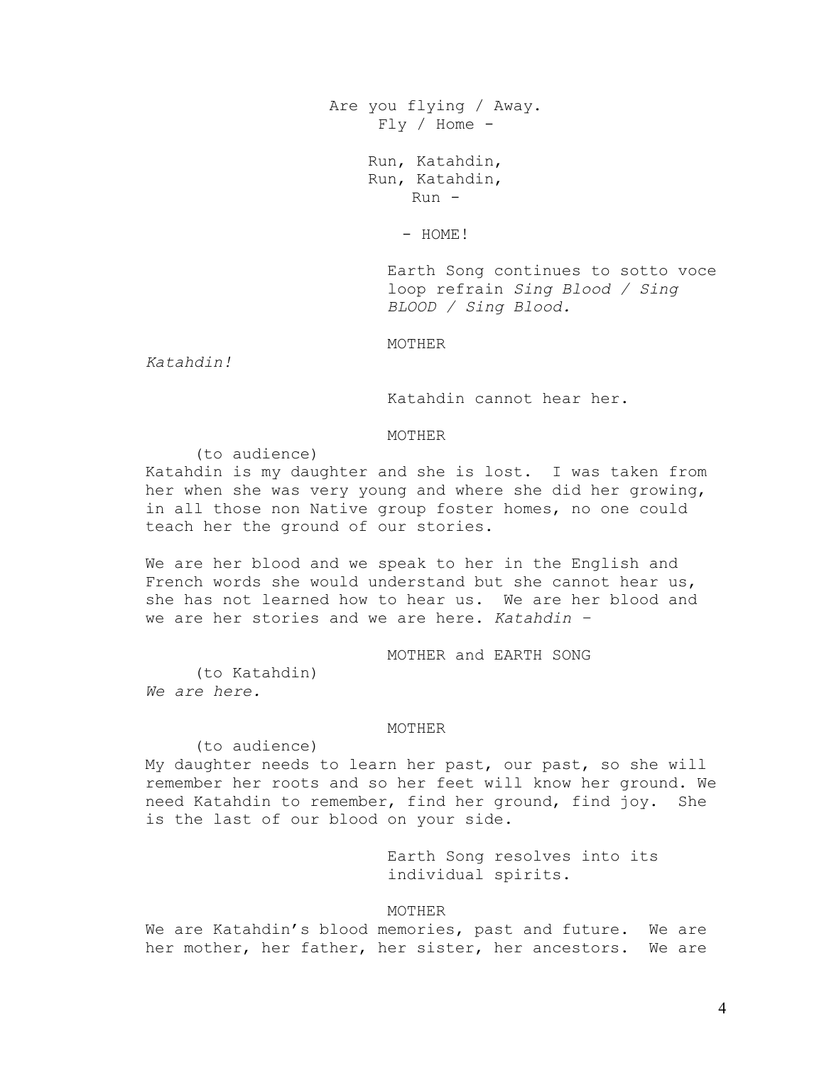Are you flying / Away.
Fly / Home -

Run, Katahdin,
Run, Katahdin,
Run -

- HOME!

Earth Song continues to sotto voce loop refrain *Sing Blood / Sing BLOOD / Sing Blood.*

MOTHER

*Katahdin!*

Katahdin cannot hear her.

MOTHER

(to audience)

Katahdin is my daughter and she is lost. I was taken from her when she was very young and where she did her growing, in all those non Native group foster homes, no one could teach her the ground of our stories.

We are her blood and we speak to her in the English and French words she would understand but she cannot hear us, she has not learned how to hear us. We are her blood and we are her stories and we are here. *Katahdin –*

MOTHER and EARTH SONG

(to Katahdin)

*We are here.*

MOTHER

(to audience)

My daughter needs to learn her past, our past, so she will remember her roots and so her feet will know her ground. We need Katahdin to remember, find her ground, find joy. She is the last of our blood on your side.

Earth Song resolves into its individual spirits.

MOTHER

We are Katahdin's blood memories, past and future. We are her mother, her father, her sister, her ancestors. We are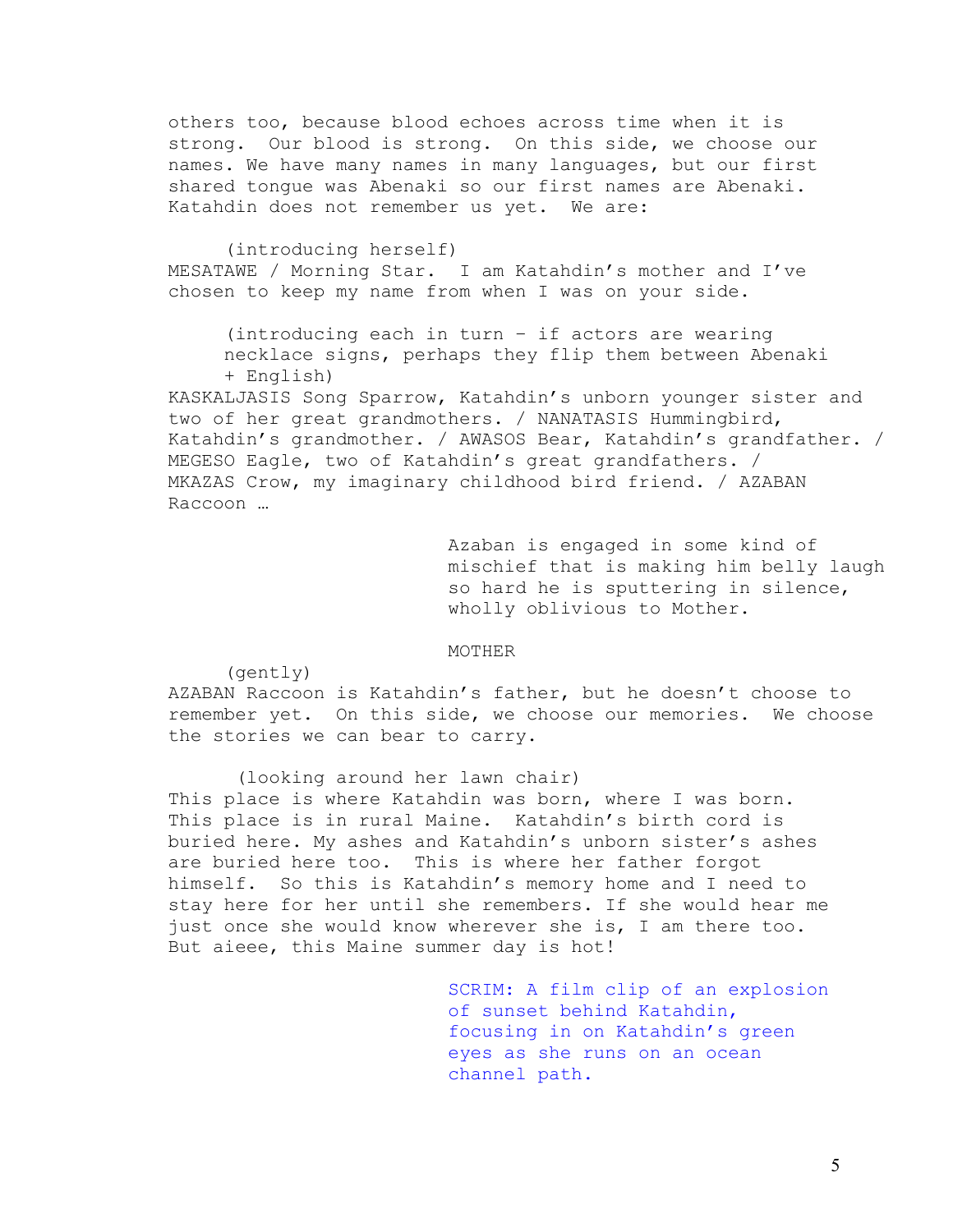others too, because blood echoes across time when it is strong. Our blood is strong. On this side, we choose our names. We have many names in many languages, but our first shared tongue was Abenaki so our first names are Abenaki. Katahdin does not remember us yet. We are:

(introducing herself)

MESATAWE / Morning Star. I am Katahdin's mother and I've chosen to keep my name from when I was on your side.

(introducing each in turn – if actors are wearing necklace signs, perhaps they flip them between Abenaki + English)

KASKALJASIS Song Sparrow, Katahdin's unborn younger sister and two of her great grandmothers. / NANATASIS Hummingbird, Katahdin's grandmother. / AWASOS Bear, Katahdin's grandfather. / MEGESO Eagle, two of Katahdin's great grandfathers. / MKAZAS Crow, my imaginary childhood bird friend. / AZABAN Raccoon …

Azaban is engaged in some kind of mischief that is making him belly laugh so hard he is sputtering in silence, wholly oblivious to Mother.

MOTHER

(gently)

AZABAN Raccoon is Katahdin's father, but he doesn't choose to remember yet. On this side, we choose our memories. We choose the stories we can bear to carry.

(looking around her lawn chair)

This place is where Katahdin was born, where I was born. This place is in rural Maine. Katahdin's birth cord is buried here. My ashes and Katahdin's unborn sister's ashes are buried here too. This is where her father forgot himself. So this is Katahdin's memory home and I need to stay here for her until she remembers. If she would hear me just once she would know wherever she is, I am there too. But aieee, this Maine summer day is hot!

SCRIM: A film clip of an explosion of sunset behind Katahdin, focusing in on Katahdin's green eyes as she runs on an ocean channel path.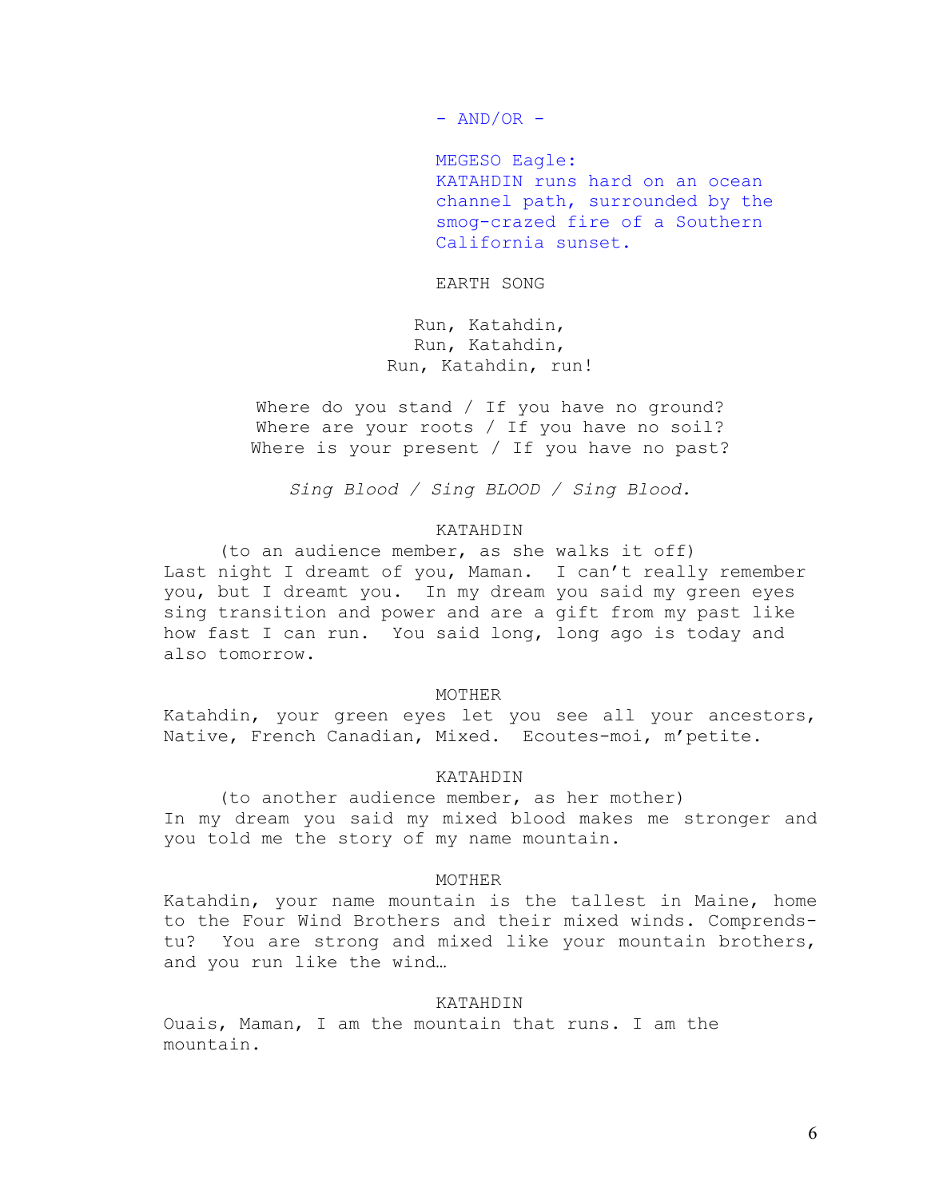- AND/OR -

MEGESO Eagle:
KATAHDIN runs hard on an ocean channel path, surrounded by the smog-crazed fire of a Southern California sunset.

EARTH SONG

Run, Katahdin,
Run, Katahdin,
Run, Katahdin, run!

Where do you stand / If you have no ground?
Where are your roots / If you have no soil?
Where is your present / If you have no past?

*Sing Blood / Sing BLOOD / Sing Blood.*

KATAHDIN
(to an audience member, as she walks it off)
Last night I dreamt of you, Maman. I can't really remember you, but I dreamt you. In my dream you said my green eyes sing transition and power and are a gift from my past like how fast I can run. You said long, long ago is today and also tomorrow.

MOTHER
Katahdin, your green eyes let you see all your ancestors, Native, French Canadian, Mixed. Ecoutes-moi, m'petite.

KATAHDIN
(to another audience member, as her mother)
In my dream you said my mixed blood makes me stronger and you told me the story of my name mountain.

MOTHER
Katahdin, your name mountain is the tallest in Maine, home to the Four Wind Brothers and their mixed winds. Comprends-tu? You are strong and mixed like your mountain brothers, and you run like the wind…

KATAHDIN
Ouais, Maman, I am the mountain that runs. I am the mountain.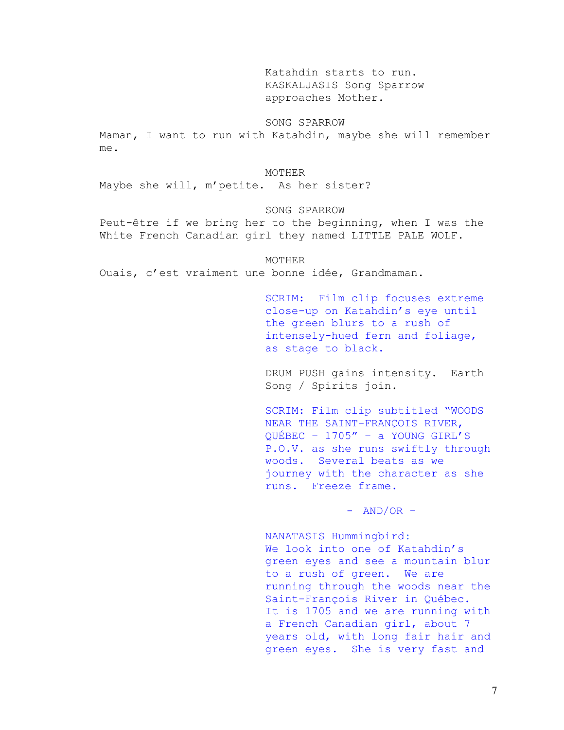Katahdin starts to run. KASKALJASIS Song Sparrow approaches Mother.

SONG SPARROW

Maman, I want to run with Katahdin, maybe she will remember me.

MOTHER

Maybe she will, m'petite. As her sister?

SONG SPARROW

Peut-être if we bring her to the beginning, when I was the White French Canadian girl they named LITTLE PALE WOLF.

MOTHER

Ouais, c'est vraiment une bonne idée, Grandmaman.

SCRIM: Film clip focuses extreme close-up on Katahdin's eye until the green blurs to a rush of intensely-hued fern and foliage, as stage to black.

DRUM PUSH gains intensity. Earth Song / Spirits join.

SCRIM: Film clip subtitled "WOODS NEAR THE SAINT-FRANÇOIS RIVER, QUÉBEC – 1705" – a YOUNG GIRL'S P.O.V. as she runs swiftly through woods. Several beats as we journey with the character as she runs. Freeze frame.

– AND/OR –

NANATASIS Hummingbird:
We look into one of Katahdin's green eyes and see a mountain blur to a rush of green. We are running through the woods near the Saint-François River in Québec. It is 1705 and we are running with a French Canadian girl, about 7 years old, with long fair hair and green eyes. She is very fast and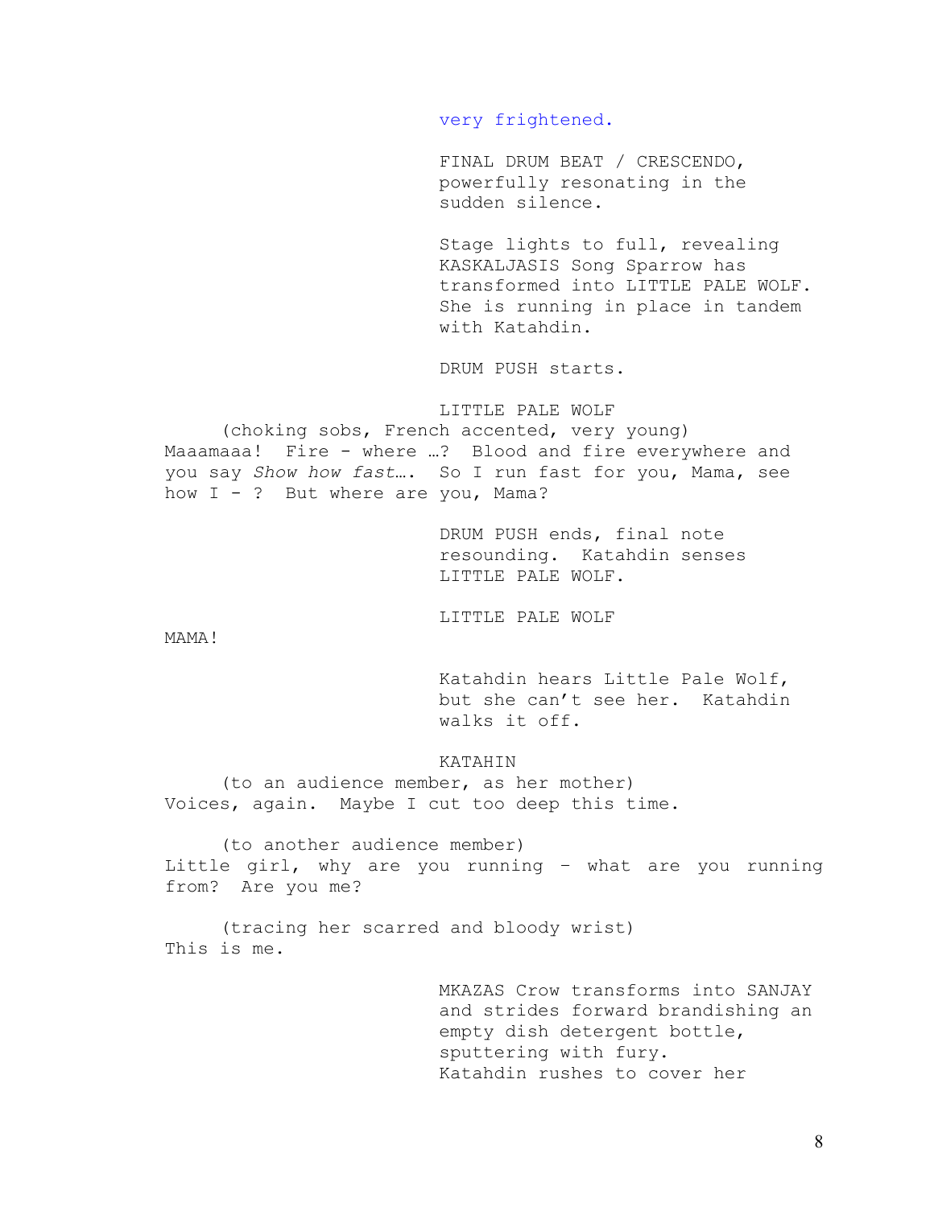very frightened.

FINAL DRUM BEAT / CRESCENDO, powerfully resonating in the sudden silence.

Stage lights to full, revealing KASKALJASIS Song Sparrow has transformed into LITTLE PALE WOLF. She is running in place in tandem with Katahdin.

DRUM PUSH starts.

LITTLE PALE WOLF
(choking sobs, French accented, very young)
Maaamaaa! Fire - where …? Blood and fire everywhere and you say *Show how fast*…. So I run fast for you, Mama, see how I - ? But where are you, Mama?

DRUM PUSH ends, final note resounding. Katahdin senses LITTLE PALE WOLF.

LITTLE PALE WOLF
MAMA!

Katahdin hears Little Pale Wolf, but she can't see her. Katahdin walks it off.

KATAHIN
(to an audience member, as her mother)
Voices, again. Maybe I cut too deep this time.

(to another audience member)
Little girl, why are you running – what are you running from? Are you me?

(tracing her scarred and bloody wrist)
This is me.

MKAZAS Crow transforms into SANJAY and strides forward brandishing an empty dish detergent bottle, sputtering with fury. Katahdin rushes to cover her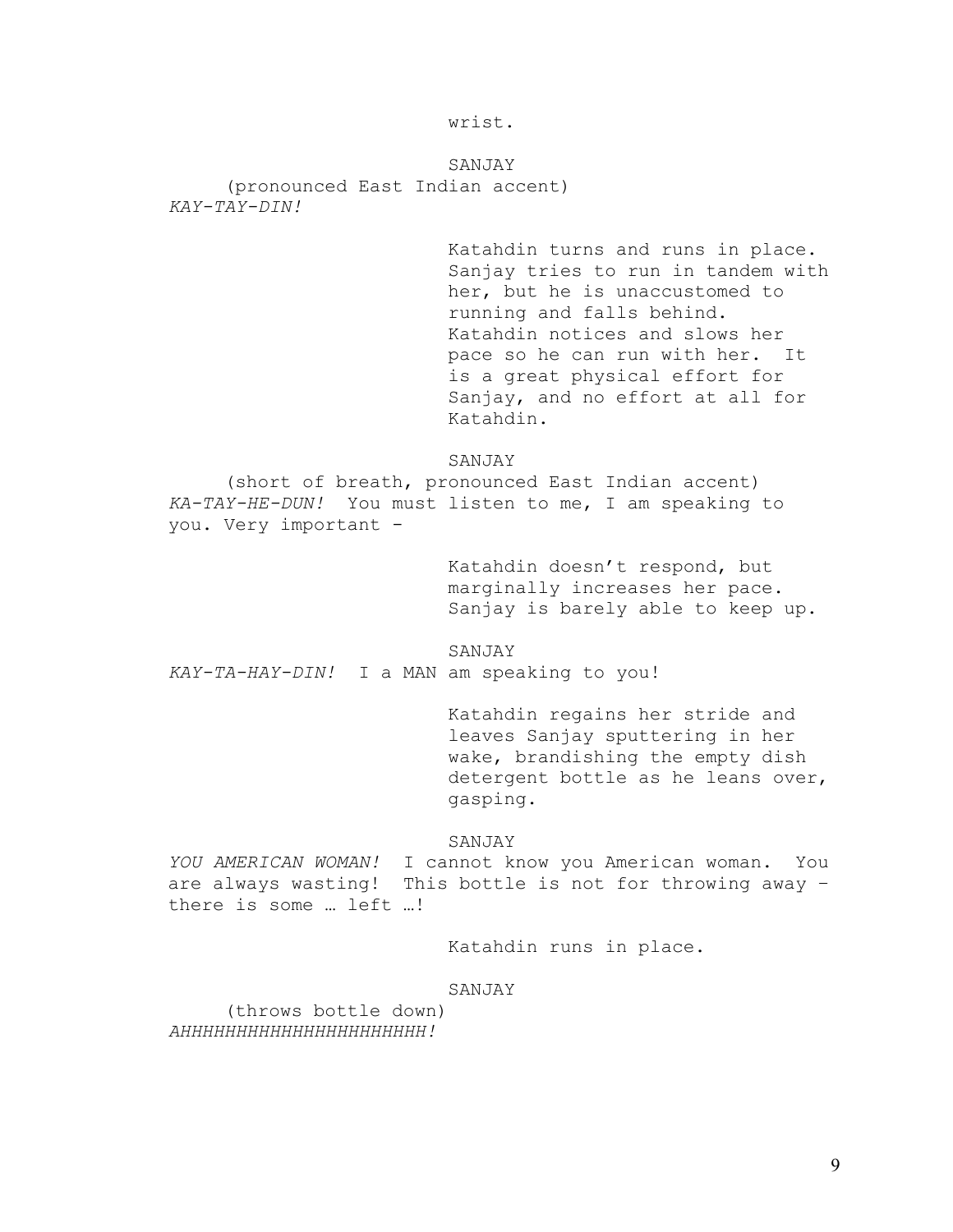wrist.

SANJAY

(pronounced East Indian accent)

*KAY-TAY-DIN!*

Katahdin turns and runs in place. Sanjay tries to run in tandem with her, but he is unaccustomed to running and falls behind. Katahdin notices and slows her pace so he can run with her. It is a great physical effort for Sanjay, and no effort at all for Katahdin.

SANJAY

(short of breath, pronounced East Indian accent)

*KA-TAY-HE-DUN!* You must listen to me, I am speaking to you. Very important -

Katahdin doesn't respond, but marginally increases her pace. Sanjay is barely able to keep up.

SANJAY

*KAY-TA-HAY-DIN!* I a MAN am speaking to you!

Katahdin regains her stride and leaves Sanjay sputtering in her wake, brandishing the empty dish detergent bottle as he leans over, gasping.

SANJAY

*YOU AMERICAN WOMAN!* I cannot know you American woman. You are always wasting! This bottle is not for throwing away – there is some … left …!

Katahdin runs in place.

SANJAY

(throws bottle down)

*AHHHHHHHHHHHHHHHHHHHHHH!*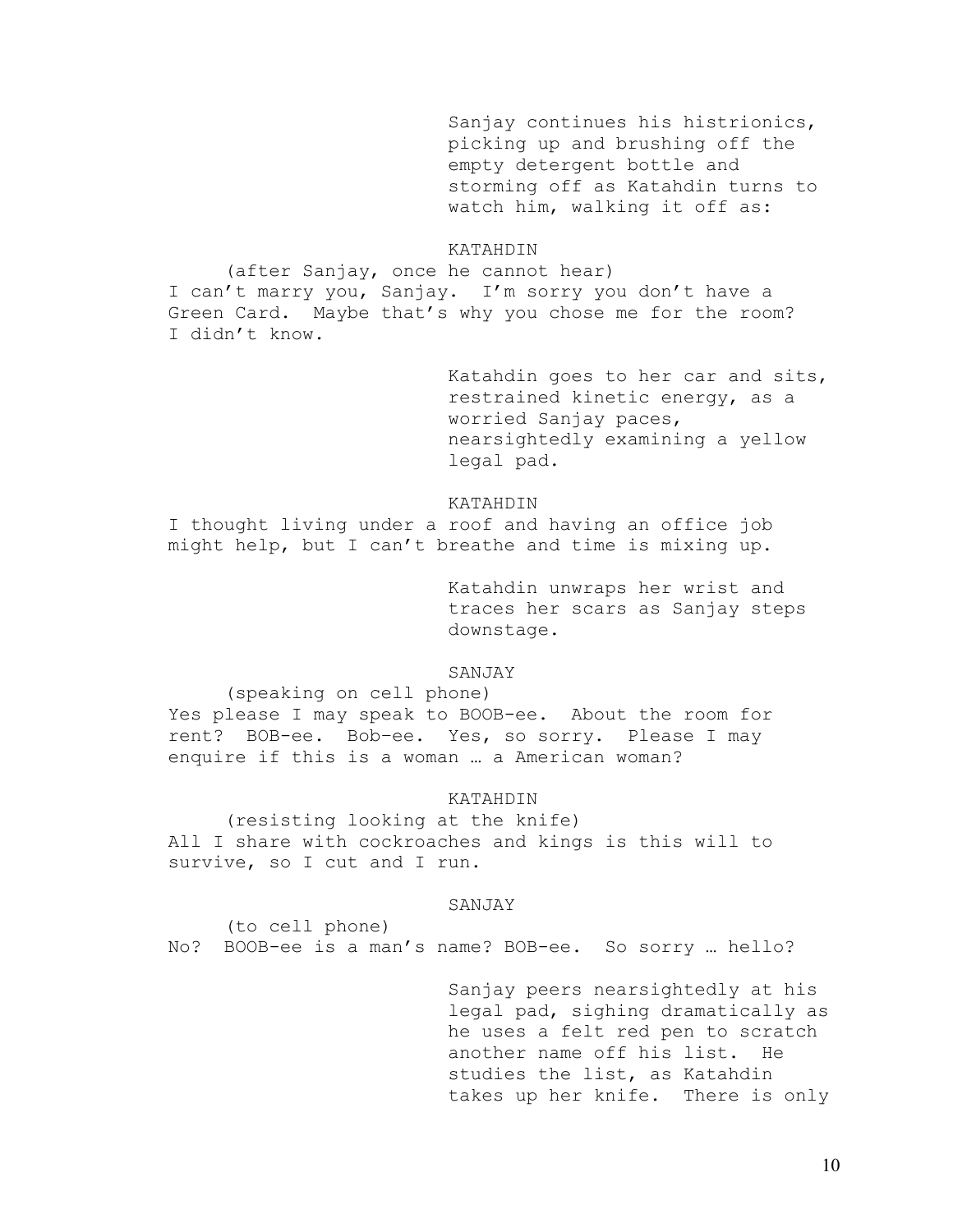Sanjay continues his histrionics, picking up and brushing off the empty detergent bottle and storming off as Katahdin turns to watch him, walking it off as:

KATAHDIN

(after Sanjay, once he cannot hear)

I can't marry you, Sanjay. I'm sorry you don't have a Green Card. Maybe that's why you chose me for the room? I didn't know.

Katahdin goes to her car and sits, restrained kinetic energy, as a worried Sanjay paces, nearsightedly examining a yellow legal pad.

KATAHDIN

I thought living under a roof and having an office job might help, but I can't breathe and time is mixing up.

Katahdin unwraps her wrist and traces her scars as Sanjay steps downstage.

SANJAY

(speaking on cell phone)

Yes please I may speak to BOOB-ee. About the room for rent? BOB-ee. Bob–ee. Yes, so sorry. Please I may enquire if this is a woman … a American woman?

KATAHDIN

(resisting looking at the knife)

All I share with cockroaches and kings is this will to survive, so I cut and I run.

SANJAY

(to cell phone)

No? BOOB-ee is a man's name? BOB-ee. So sorry … hello?

Sanjay peers nearsightedly at his legal pad, sighing dramatically as he uses a felt red pen to scratch another name off his list. He studies the list, as Katahdin takes up her knife. There is only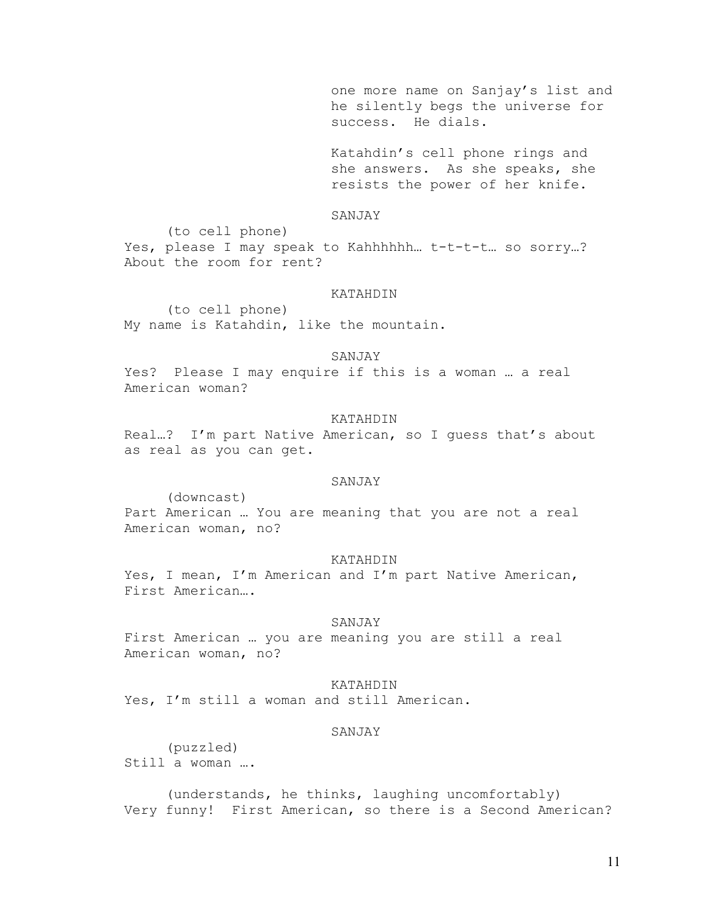one more name on Sanjay's list and he silently begs the universe for success. He dials.

Katahdin's cell phone rings and she answers. As she speaks, she resists the power of her knife.

SANJAY

(to cell phone)
Yes, please I may speak to Kahhhhhh… t-t-t-t… so sorry…? About the room for rent?

KATAHDIN

(to cell phone)
My name is Katahdin, like the mountain.

SANJAY

Yes? Please I may enquire if this is a woman … a real American woman?

KATAHDIN

Real…? I'm part Native American, so I guess that's about as real as you can get.

SANJAY

(downcast)
Part American … You are meaning that you are not a real American woman, no?

KATAHDIN

Yes, I mean, I'm American and I'm part Native American, First American….

SANJAY

First American … you are meaning you are still a real American woman, no?

KATAHDIN

Yes, I'm still a woman and still American.

SANJAY

(puzzled)
Still a woman ….

(understands, he thinks, laughing uncomfortably)
Very funny! First American, so there is a Second American?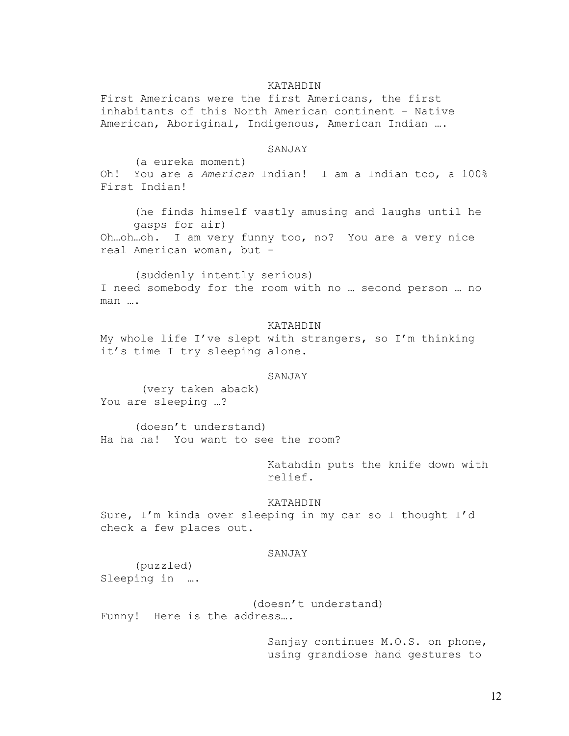KATAHDIN

First Americans were the first Americans, the first inhabitants of this North American continent - Native American, Aboriginal, Indigenous, American Indian ….

SANJAY

(a eureka moment)

Oh! You are a *American* Indian! I am a Indian too, a 100% First Indian!

(he finds himself vastly amusing and laughs until he gasps for air)

Oh…oh…oh. I am very funny too, no? You are a very nice real American woman, but -

(suddenly intently serious)

I need somebody for the room with no … second person … no man ….

KATAHDIN

My whole life I've slept with strangers, so I'm thinking it's time I try sleeping alone.

SANJAY

(very taken aback)

You are sleeping …?

(doesn't understand)

Ha ha ha! You want to see the room?

Katahdin puts the knife down with relief.

KATAHDIN

Sure, I'm kinda over sleeping in my car so I thought I'd check a few places out.

SANJAY

(puzzled)

Sleeping in ….

(doesn't understand)

Funny! Here is the address….

Sanjay continues M.O.S. on phone, using grandiose hand gestures to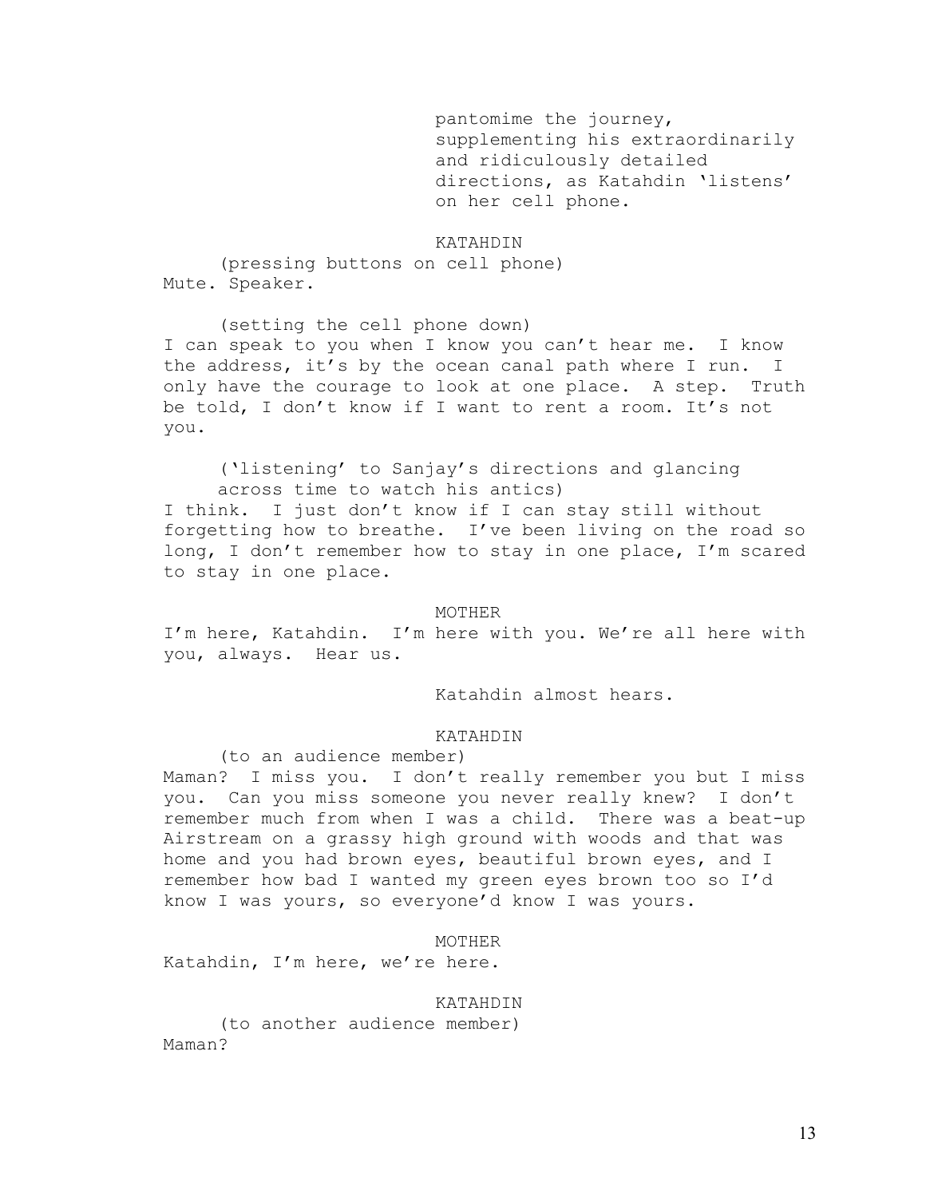pantomime the journey, supplementing his extraordinarily and ridiculously detailed directions, as Katahdin 'listens' on her cell phone.

KATAHDIN

(pressing buttons on cell phone)

Mute. Speaker.

(setting the cell phone down)

I can speak to you when I know you can't hear me. I know the address, it's by the ocean canal path where I run. I only have the courage to look at one place. A step. Truth be told, I don't know if I want to rent a room. It's not you.

('listening' to Sanjay's directions and glancing across time to watch his antics)

I think. I just don't know if I can stay still without forgetting how to breathe. I've been living on the road so long, I don't remember how to stay in one place, I'm scared to stay in one place.

MOTHER

I'm here, Katahdin. I'm here with you. We're all here with you, always. Hear us.

Katahdin almost hears.

KATAHDIN

(to an audience member)

Maman? I miss you. I don't really remember you but I miss you. Can you miss someone you never really knew? I don't remember much from when I was a child. There was a beat-up Airstream on a grassy high ground with woods and that was home and you had brown eyes, beautiful brown eyes, and I remember how bad I wanted my green eyes brown too so I'd know I was yours, so everyone'd know I was yours.

MOTHER

Katahdin, I'm here, we're here.

KATAHDIN

(to another audience member)

Maman?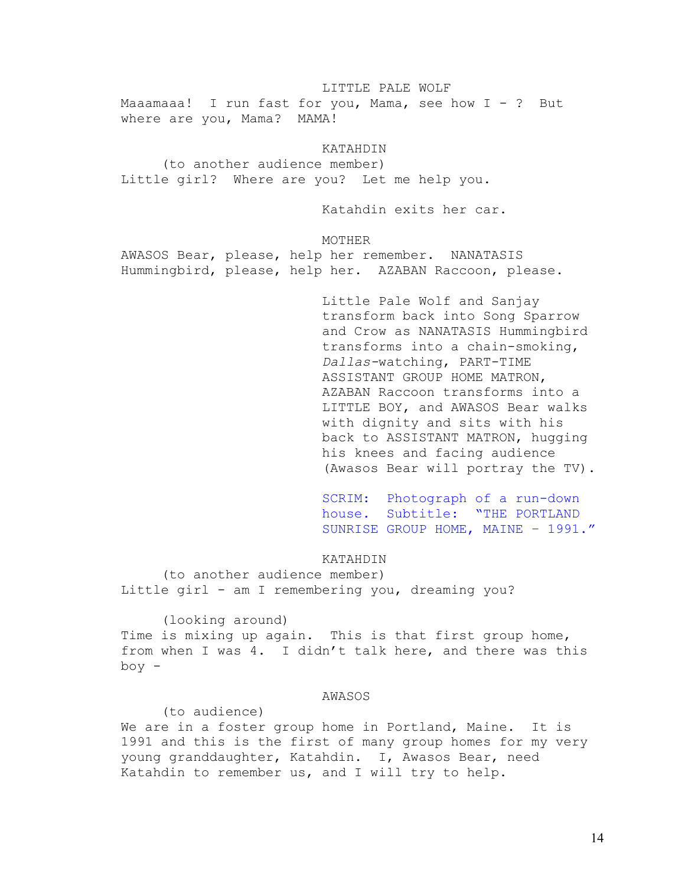LITTLE PALE WOLF

Maaamaaa! I run fast for you, Mama, see how I - ? But where are you, Mama? MAMA!

KATAHDIN

(to another audience member)

Little girl? Where are you? Let me help you.

Katahdin exits her car.

MOTHER

AWASOS Bear, please, help her remember. NANATASIS Hummingbird, please, help her. AZABAN Raccoon, please.

Little Pale Wolf and Sanjay transform back into Song Sparrow and Crow as NANATASIS Hummingbird transforms into a chain-smoking, *Dallas*-watching, PART-TIME ASSISTANT GROUP HOME MATRON, AZABAN Raccoon transforms into a LITTLE BOY, and AWASOS Bear walks with dignity and sits with his back to ASSISTANT MATRON, hugging his knees and facing audience (Awasos Bear will portray the TV).

SCRIM: Photograph of a run-down house. Subtitle: "THE PORTLAND SUNRISE GROUP HOME, MAINE – 1991."

KATAHDIN

(to another audience member)

Little girl - am I remembering you, dreaming you?

(looking around)

Time is mixing up again. This is that first group home, from when I was 4. I didn't talk here, and there was this boy -

AWASOS

(to audience)

We are in a foster group home in Portland, Maine. It is 1991 and this is the first of many group homes for my very young granddaughter, Katahdin. I, Awasos Bear, need Katahdin to remember us, and I will try to help.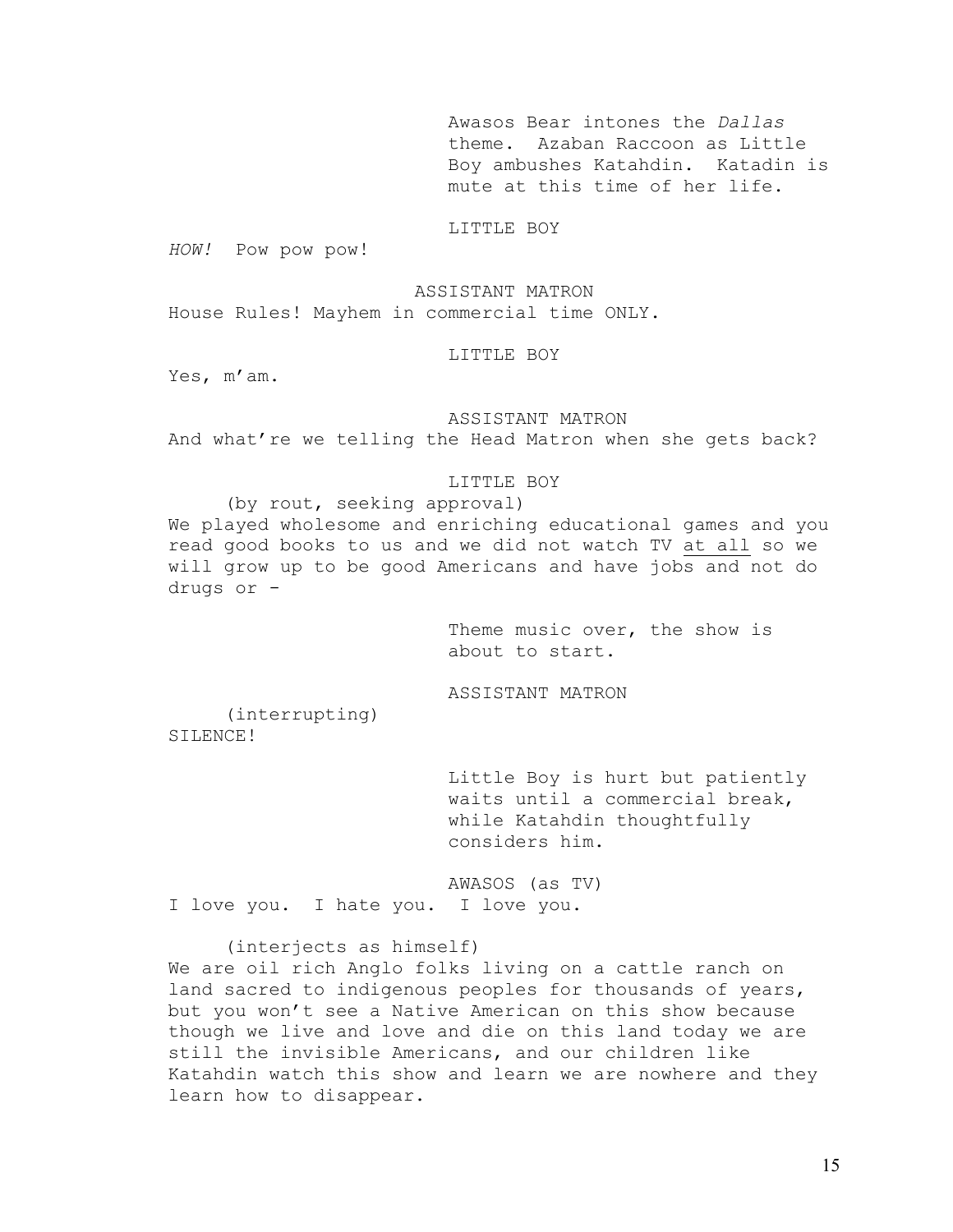Awasos Bear intones the *Dallas* theme. Azaban Raccoon as Little Boy ambushes Katahdin. Katadin is mute at this time of her life.

LITTLE BOY

*HOW!* Pow pow pow!

ASSISTANT MATRON

House Rules! Mayhem in commercial time ONLY.

LITTLE BOY

Yes, m'am.

ASSISTANT MATRON

And what're we telling the Head Matron when she gets back?

LITTLE BOY

(by rout, seeking approval)

We played wholesome and enriching educational games and you read good books to us and we did not watch TV <u>at all</u> so we will grow up to be good Americans and have jobs and not do drugs or -

Theme music over, the show is about to start.

ASSISTANT MATRON

(interrupting)

SILENCE!

Little Boy is hurt but patiently waits until a commercial break, while Katahdin thoughtfully considers him.

AWASOS (as TV)

I love you. I hate you. I love you.

(interjects as himself)

We are oil rich Anglo folks living on a cattle ranch on land sacred to indigenous peoples for thousands of years, but you won't see a Native American on this show because though we live and love and die on this land today we are still the invisible Americans, and our children like Katahdin watch this show and learn we are nowhere and they learn how to disappear.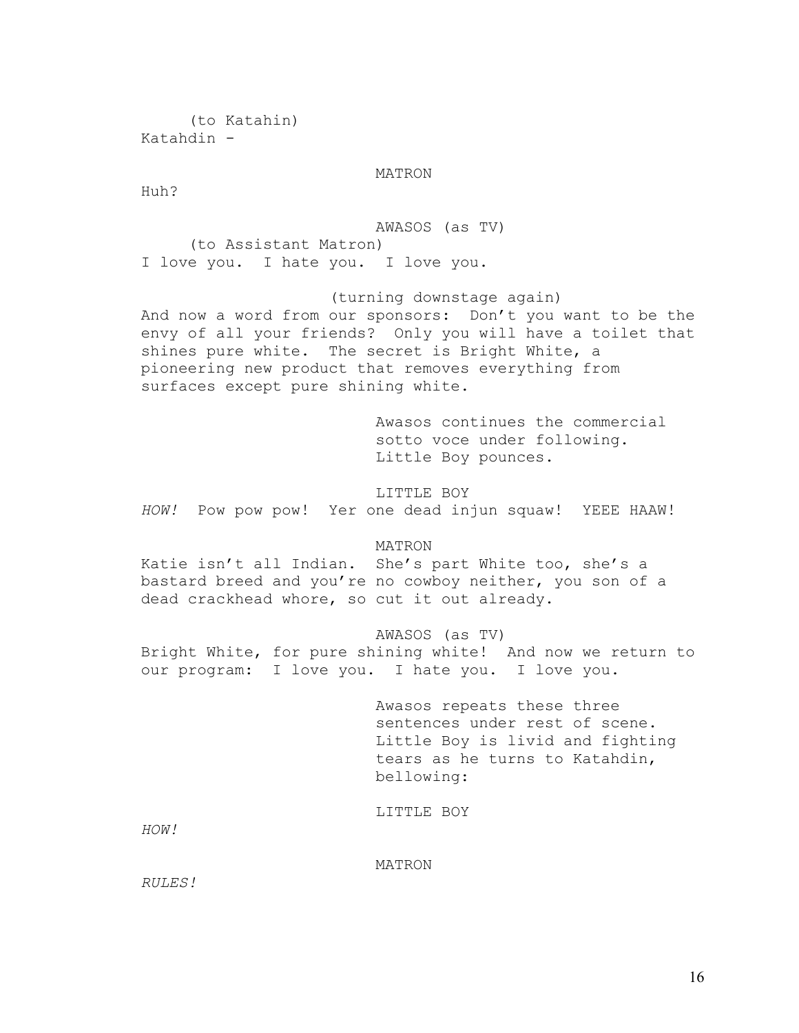(to Katahin)
Katahdin -

MATRON

Huh?

AWASOS (as TV)

(to Assistant Matron)
I love you. I hate you. I love you.

(turning downstage again)
And now a word from our sponsors: Don't you want to be the envy of all your friends? Only you will have a toilet that shines pure white. The secret is Bright White, a pioneering new product that removes everything from surfaces except pure shining white.

Awasos continues the commercial sotto voce under following. Little Boy pounces.

LITTLE BOY

*HOW!* Pow pow pow! Yer one dead injun squaw! YEEE HAAW!

MATRON

Katie isn't all Indian. She's part White too, she's a bastard breed and you're no cowboy neither, you son of a dead crackhead whore, so cut it out already.

AWASOS (as TV)

Bright White, for pure shining white! And now we return to our program: I love you. I hate you. I love you.

Awasos repeats these three sentences under rest of scene. Little Boy is livid and fighting tears as he turns to Katahdin, bellowing:

LITTLE BOY

*HOW!*

MATRON

*RULES!*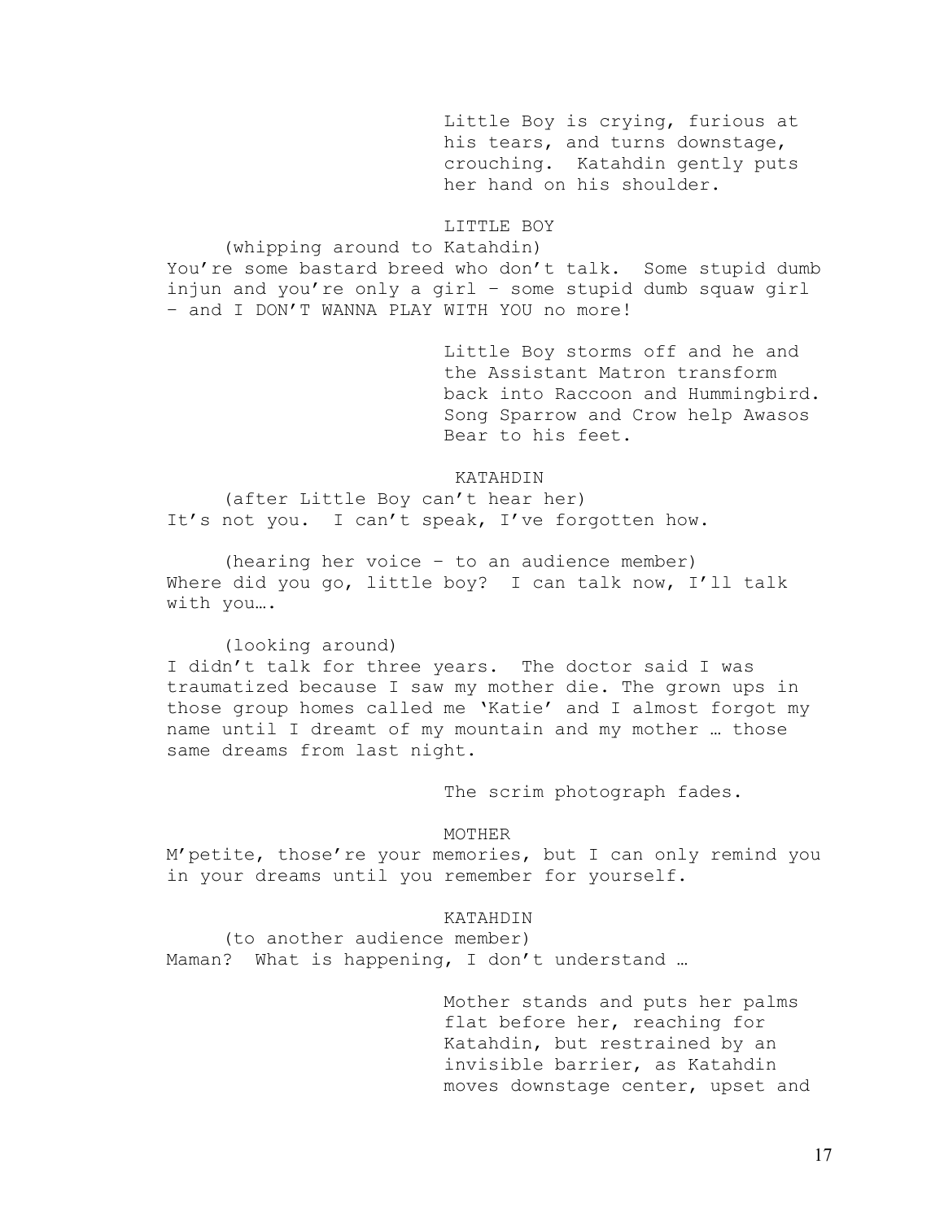Little Boy is crying, furious at his tears, and turns downstage, crouching. Katahdin gently puts her hand on his shoulder.

LITTLE BOY

(whipping around to Katahdin)

You're some bastard breed who don't talk. Some stupid dumb injun and you're only a girl – some stupid dumb squaw girl – and I DON'T WANNA PLAY WITH YOU no more!

Little Boy storms off and he and the Assistant Matron transform back into Raccoon and Hummingbird. Song Sparrow and Crow help Awasos Bear to his feet.

KATAHDIN

(after Little Boy can't hear her)

It's not you. I can't speak, I've forgotten how.

(hearing her voice – to an audience member)

Where did you go, little boy? I can talk now, I'll talk with you….

(looking around)

I didn't talk for three years. The doctor said I was traumatized because I saw my mother die. The grown ups in those group homes called me 'Katie' and I almost forgot my name until I dreamt of my mountain and my mother … those same dreams from last night.

The scrim photograph fades.

MOTHER

M'petite, those're your memories, but I can only remind you in your dreams until you remember for yourself.

KATAHDIN

(to another audience member)

Maman? What is happening, I don't understand …

Mother stands and puts her palms flat before her, reaching for Katahdin, but restrained by an invisible barrier, as Katahdin moves downstage center, upset and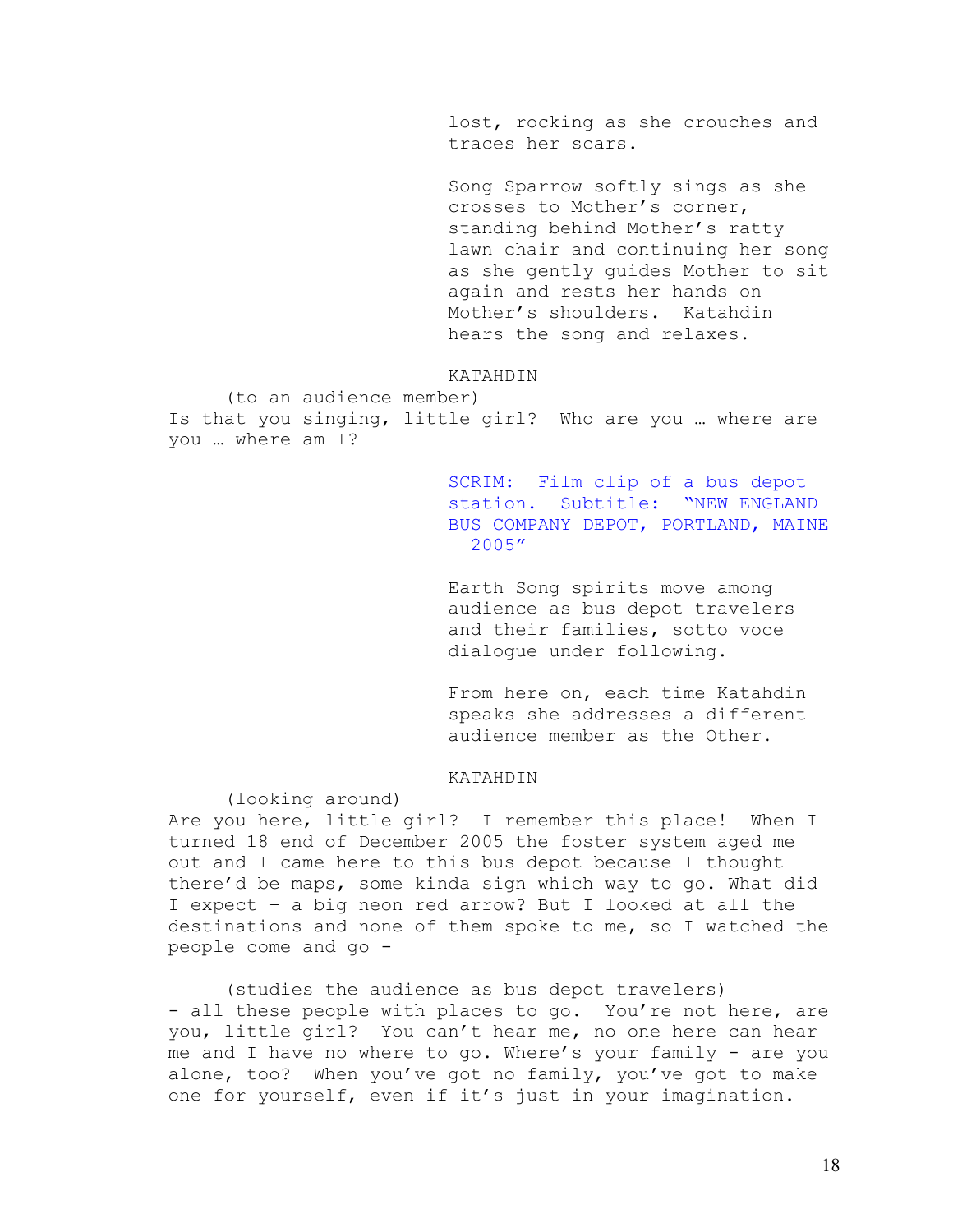lost, rocking as she crouches and traces her scars.

Song Sparrow softly sings as she crosses to Mother's corner, standing behind Mother's ratty lawn chair and continuing her song as she gently guides Mother to sit again and rests her hands on Mother's shoulders. Katahdin hears the song and relaxes.

KATAHDIN

(to an audience member)

Is that you singing, little girl? Who are you … where are you … where am I?

SCRIM: Film clip of a bus depot station. Subtitle: "NEW ENGLAND BUS COMPANY DEPOT, PORTLAND, MAINE – 2005"

Earth Song spirits move among audience as bus depot travelers and their families, sotto voce dialogue under following.

From here on, each time Katahdin speaks she addresses a different audience member as the Other.

KATAHDIN

(looking around)

Are you here, little girl? I remember this place! When I turned 18 end of December 2005 the foster system aged me out and I came here to this bus depot because I thought there'd be maps, some kinda sign which way to go. What did I expect – a big neon red arrow? But I looked at all the destinations and none of them spoke to me, so I watched the people come and go -

(studies the audience as bus depot travelers)

- all these people with places to go. You're not here, are you, little girl? You can't hear me, no one here can hear me and I have no where to go. Where's your family - are you alone, too? When you've got no family, you've got to make one for yourself, even if it's just in your imagination.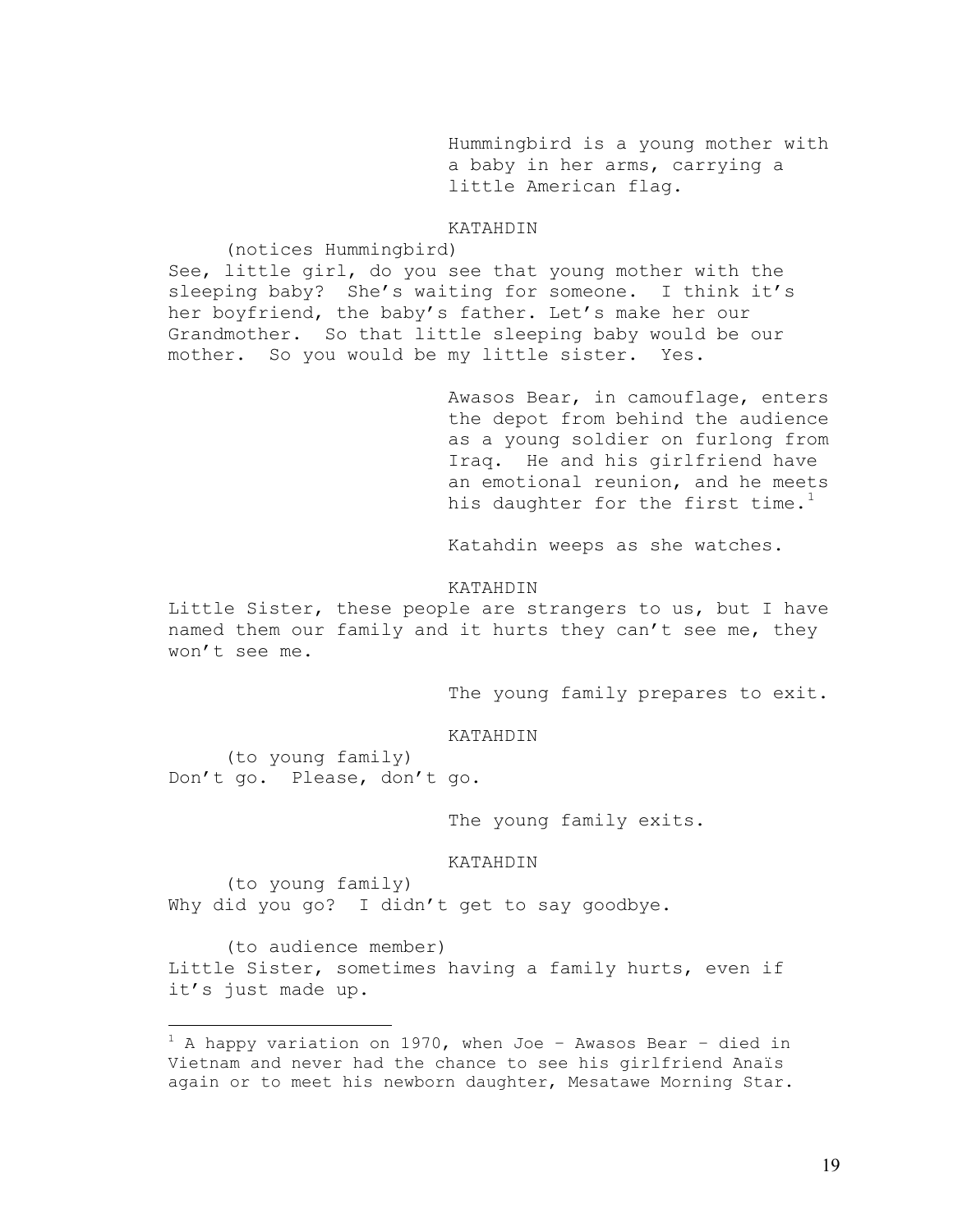Hummingbird is a young mother with a baby in her arms, carrying a little American flag.

KATAHDIN

(notices Hummingbird)

See, little girl, do you see that young mother with the sleeping baby? She's waiting for someone. I think it's her boyfriend, the baby's father. Let's make her our Grandmother. So that little sleeping baby would be our mother. So you would be my little sister. Yes.

Awasos Bear, in camouflage, enters the depot from behind the audience as a young soldier on furlong from Iraq. He and his girlfriend have an emotional reunion, and he meets his daughter for the first time.[1]

Katahdin weeps as she watches.

KATAHDIN

Little Sister, these people are strangers to us, but I have named them our family and it hurts they can't see me, they won't see me.

The young family prepares to exit.

KATAHDIN

(to young family)

Don't go. Please, don't go.

The young family exits.

KATAHDIN

(to young family)

Why did you go? I didn't get to say goodbye.

(to audience member)

Little Sister, sometimes having a family hurts, even if it's just made up.

---

[1] A happy variation on 1970, when Joe – Awasos Bear – died in Vietnam and never had the chance to see his girlfriend Anaïs again or to meet his newborn daughter, Mesatawe Morning Star.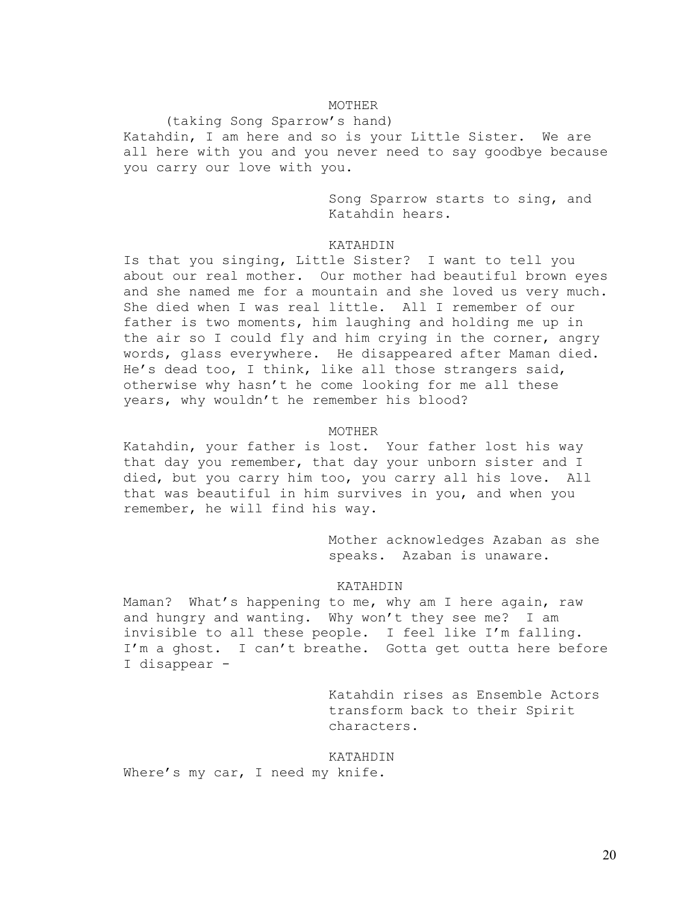MOTHER

(taking Song Sparrow's hand)

Katahdin, I am here and so is your Little Sister. We are all here with you and you never need to say goodbye because you carry our love with you.

Song Sparrow starts to sing, and Katahdin hears.

KATAHDIN

Is that you singing, Little Sister? I want to tell you about our real mother. Our mother had beautiful brown eyes and she named me for a mountain and she loved us very much. She died when I was real little. All I remember of our father is two moments, him laughing and holding me up in the air so I could fly and him crying in the corner, angry words, glass everywhere. He disappeared after Maman died. He's dead too, I think, like all those strangers said, otherwise why hasn't he come looking for me all these years, why wouldn't he remember his blood?

MOTHER

Katahdin, your father is lost. Your father lost his way that day you remember, that day your unborn sister and I died, but you carry him too, you carry all his love. All that was beautiful in him survives in you, and when you remember, he will find his way.

Mother acknowledges Azaban as she speaks. Azaban is unaware.

KATAHDIN

Maman? What's happening to me, why am I here again, raw and hungry and wanting. Why won't they see me? I am invisible to all these people. I feel like I'm falling. I'm a ghost. I can't breathe. Gotta get outta here before I disappear -

Katahdin rises as Ensemble Actors transform back to their Spirit characters.

KATAHDIN

Where's my car, I need my knife.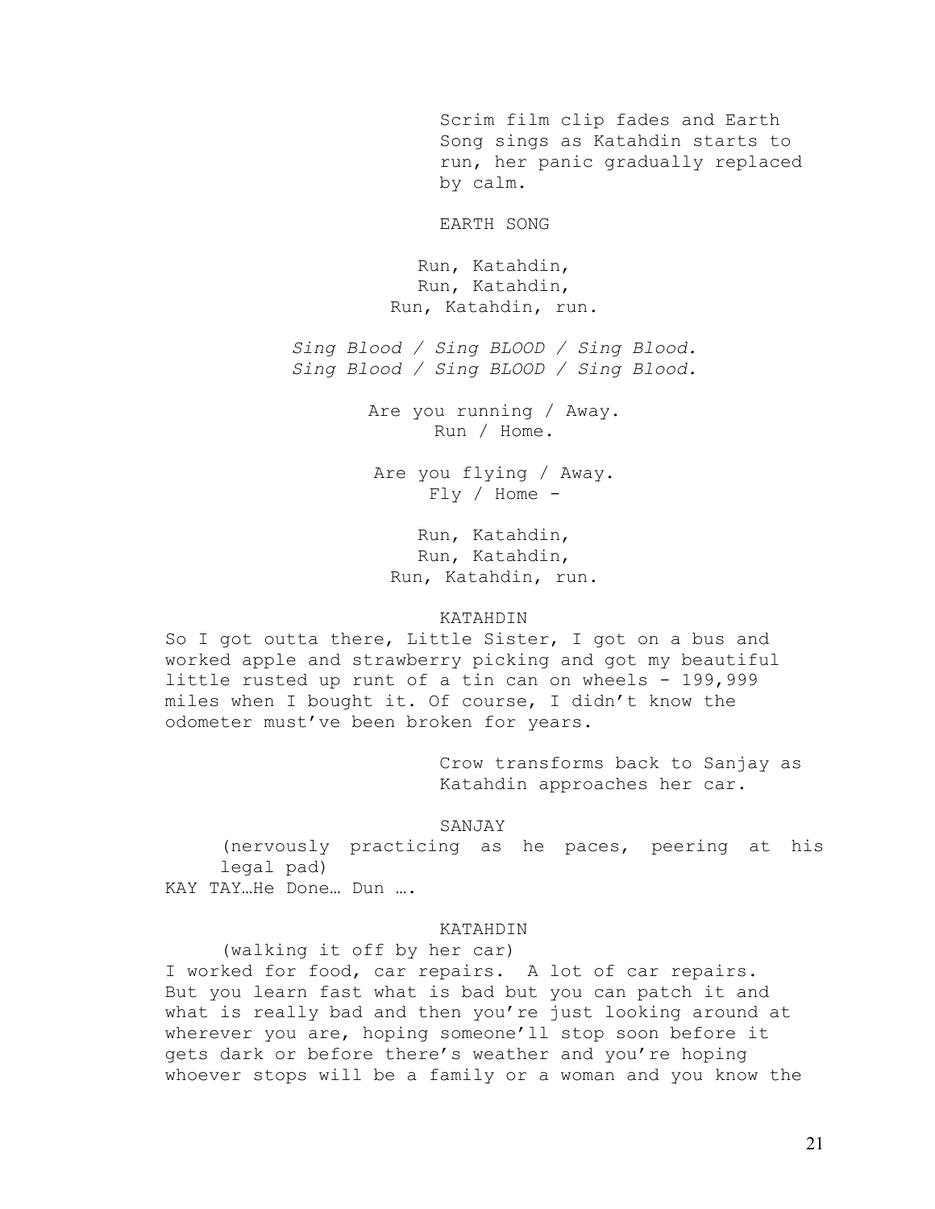Scrim film clip fades and Earth Song sings as Katahdin starts to run, her panic gradually replaced by calm.

EARTH SONG

Run, Katahdin,
Run, Katahdin,
Run, Katahdin, run.

*Sing Blood / Sing BLOOD / Sing Blood.*
*Sing Blood / Sing BLOOD / Sing Blood.*

Are you running / Away.
Run / Home.

Are you flying / Away.
Fly / Home -

Run, Katahdin,
Run, Katahdin,
Run, Katahdin, run.

KATAHDIN

So I got outta there, Little Sister, I got on a bus and worked apple and strawberry picking and got my beautiful little rusted up runt of a tin can on wheels - 199,999 miles when I bought it. Of course, I didn't know the odometer must've been broken for years.

Crow transforms back to Sanjay as Katahdin approaches her car.

SANJAY

(nervously practicing as he paces, peering at his legal pad)

KAY TAY…He Done… Dun ….

KATAHDIN

(walking it off by her car)

I worked for food, car repairs. A lot of car repairs. But you learn fast what is bad but you can patch it and what is really bad and then you're just looking around at wherever you are, hoping someone'll stop soon before it gets dark or before there's weather and you're hoping whoever stops will be a family or a woman and you know the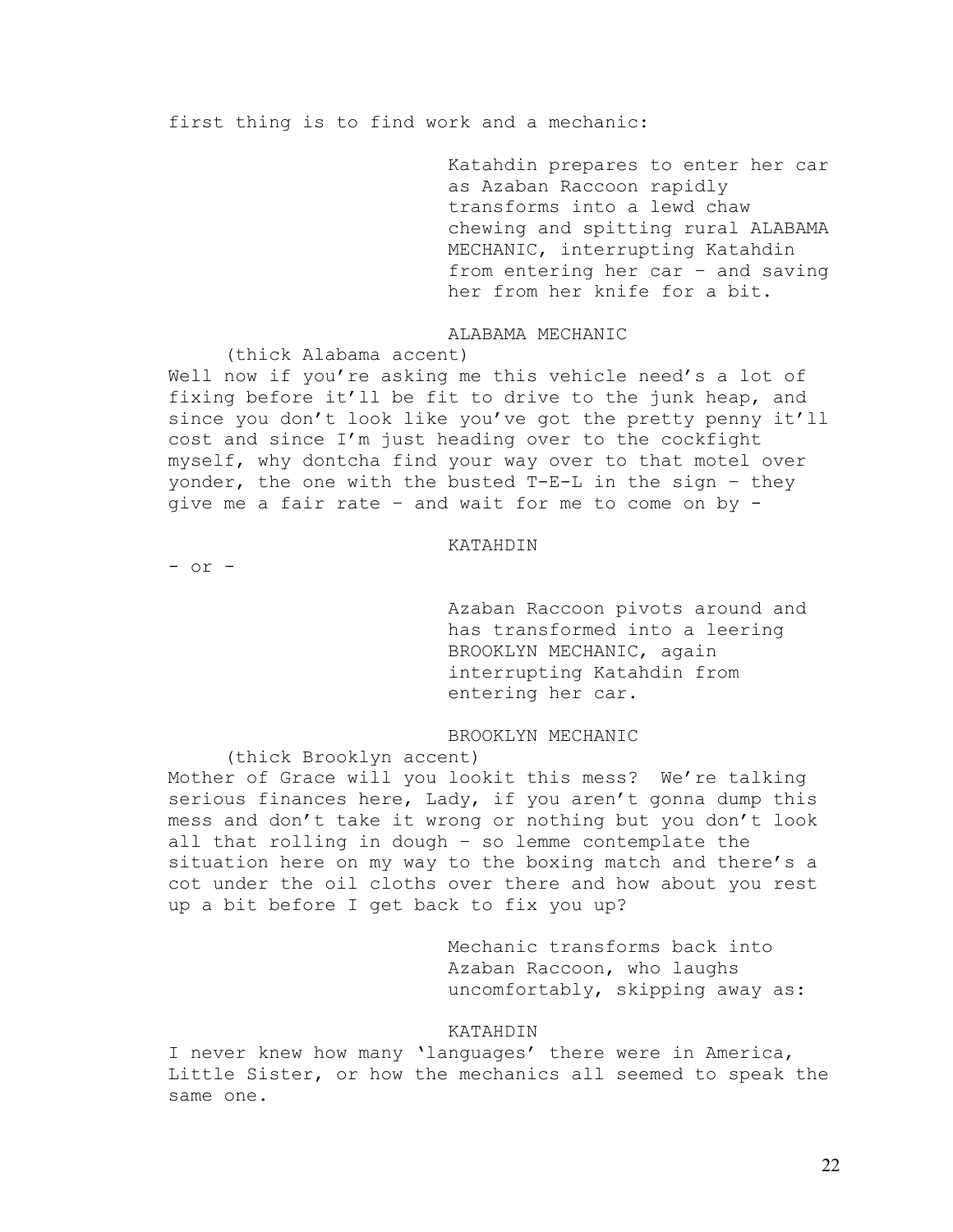first thing is to find work and a mechanic:

Katahdin prepares to enter her car as Azaban Raccoon rapidly transforms into a lewd chaw chewing and spitting rural ALABAMA MECHANIC, interrupting Katahdin from entering her car – and saving her from her knife for a bit.

ALABAMA MECHANIC

(thick Alabama accent)

Well now if you're asking me this vehicle need's a lot of fixing before it'll be fit to drive to the junk heap, and since you don't look like you've got the pretty penny it'll cost and since I'm just heading over to the cockfight myself, why dontcha find your way over to that motel over yonder, the one with the busted T-E-L in the sign – they give me a fair rate – and wait for me to come on by -

KATAHDIN

- or -

Azaban Raccoon pivots around and has transformed into a leering BROOKLYN MECHANIC, again interrupting Katahdin from entering her car.

BROOKLYN MECHANIC

(thick Brooklyn accent)

Mother of Grace will you lookit this mess? We're talking serious finances here, Lady, if you aren't gonna dump this mess and don't take it wrong or nothing but you don't look all that rolling in dough – so lemme contemplate the situation here on my way to the boxing match and there's a cot under the oil cloths over there and how about you rest up a bit before I get back to fix you up?

Mechanic transforms back into Azaban Raccoon, who laughs uncomfortably, skipping away as:

KATAHDIN

I never knew how many 'languages' there were in America, Little Sister, or how the mechanics all seemed to speak the same one.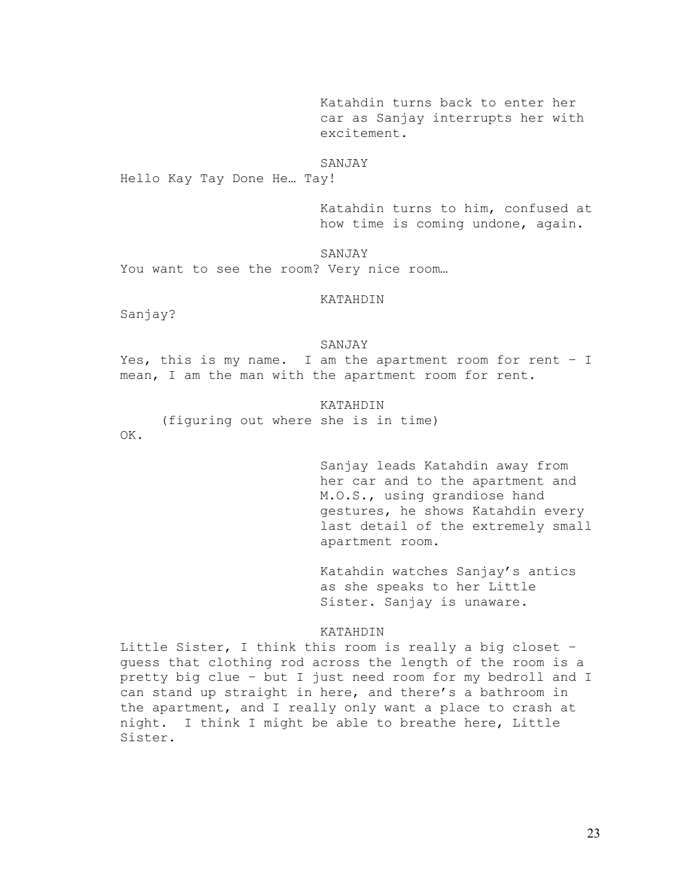Katahdin turns back to enter her car as Sanjay interrupts her with excitement.

SANJAY

Hello Kay Tay Done He… Tay!

Katahdin turns to him, confused at how time is coming undone, again.

SANJAY

You want to see the room? Very nice room…

KATAHDIN

Sanjay?

SANJAY

Yes, this is my name. I am the apartment room for rent – I mean, I am the man with the apartment room for rent.

KATAHDIN

(figuring out where she is in time)

OK.

Sanjay leads Katahdin away from her car and to the apartment and M.O.S., using grandiose hand gestures, he shows Katahdin every last detail of the extremely small apartment room.

Katahdin watches Sanjay's antics as she speaks to her Little Sister. Sanjay is unaware.

KATAHDIN

Little Sister, I think this room is really a big closet – guess that clothing rod across the length of the room is a pretty big clue – but I just need room for my bedroll and I can stand up straight in here, and there's a bathroom in the apartment, and I really only want a place to crash at night. I think I might be able to breathe here, Little Sister.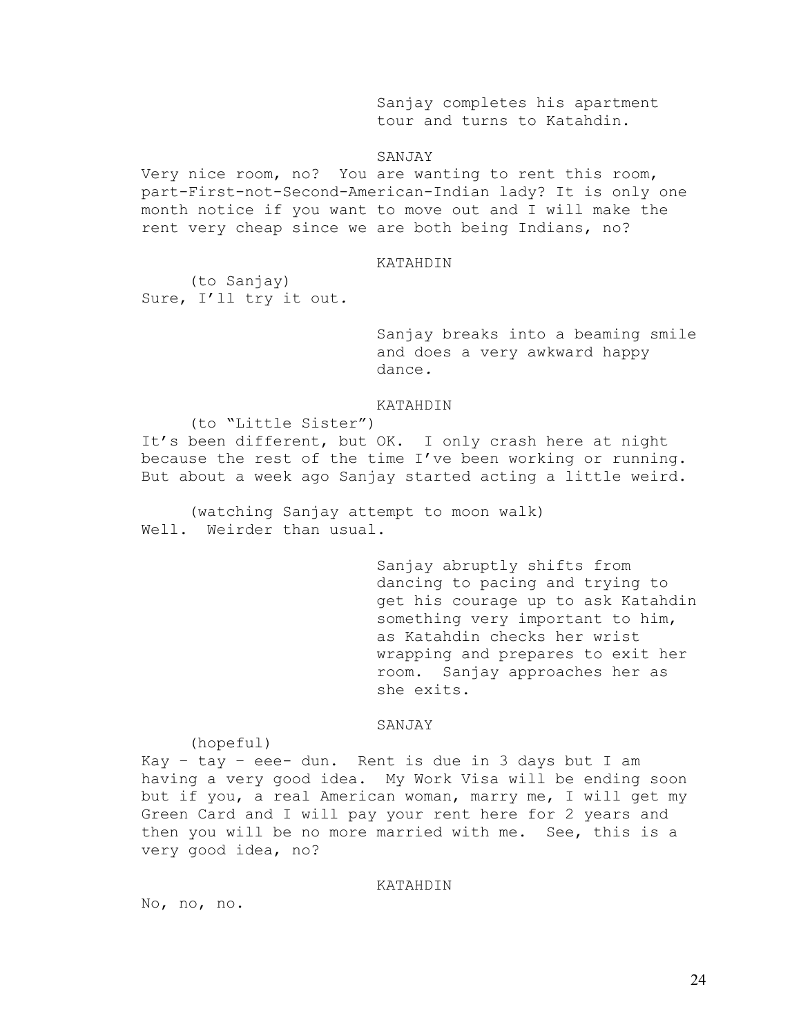Sanjay completes his apartment tour and turns to Katahdin.

SANJAY

Very nice room, no? You are wanting to rent this room, part-First-not-Second-American-Indian lady? It is only one month notice if you want to move out and I will make the rent very cheap since we are both being Indians, no?

KATAHDIN

(to Sanjay)

Sure, I'll try it out.

Sanjay breaks into a beaming smile and does a very awkward happy dance.

KATAHDIN

(to "Little Sister")

It's been different, but OK. I only crash here at night because the rest of the time I've been working or running. But about a week ago Sanjay started acting a little weird.

(watching Sanjay attempt to moon walk)

Well. Weirder than usual.

Sanjay abruptly shifts from dancing to pacing and trying to get his courage up to ask Katahdin something very important to him, as Katahdin checks her wrist wrapping and prepares to exit her room. Sanjay approaches her as she exits.

SANJAY

(hopeful)

Kay – tay – eee- dun. Rent is due in 3 days but I am having a very good idea. My Work Visa will be ending soon but if you, a real American woman, marry me, I will get my Green Card and I will pay your rent here for 2 years and then you will be no more married with me. See, this is a very good idea, no?

KATAHDIN

No, no, no.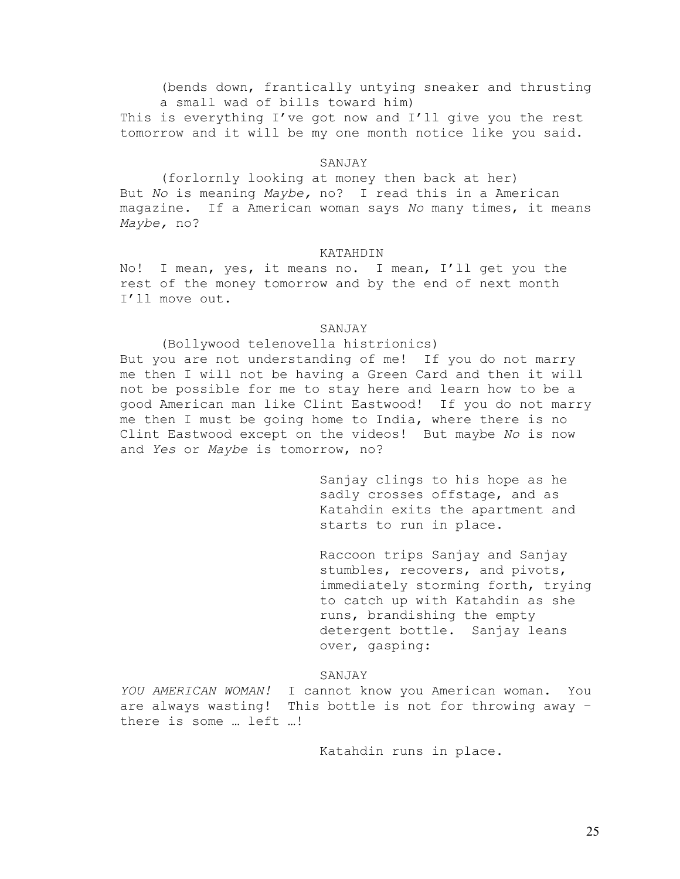(bends down, frantically untying sneaker and thrusting a small wad of bills toward him)

This is everything I've got now and I'll give you the rest tomorrow and it will be my one month notice like you said.

SANJAY

(forlornly looking at money then back at her)

But *No* is meaning *Maybe,* no? I read this in a American magazine. If a American woman says *No* many times, it means *Maybe,* no?

KATAHDIN

No! I mean, yes, it means no. I mean, I'll get you the rest of the money tomorrow and by the end of next month I'll move out.

SANJAY

(Bollywood telenovella histrionics)

But you are not understanding of me! If you do not marry me then I will not be having a Green Card and then it will not be possible for me to stay here and learn how to be a good American man like Clint Eastwood! If you do not marry me then I must be going home to India, where there is no Clint Eastwood except on the videos! But maybe *No* is now and *Yes* or *Maybe* is tomorrow, no?

Sanjay clings to his hope as he sadly crosses offstage, and as Katahdin exits the apartment and starts to run in place.

Raccoon trips Sanjay and Sanjay stumbles, recovers, and pivots, immediately storming forth, trying to catch up with Katahdin as she runs, brandishing the empty detergent bottle. Sanjay leans over, gasping:

SANJAY

*YOU AMERICAN WOMAN!* I cannot know you American woman. You are always wasting! This bottle is not for throwing away – there is some … left …!

Katahdin runs in place.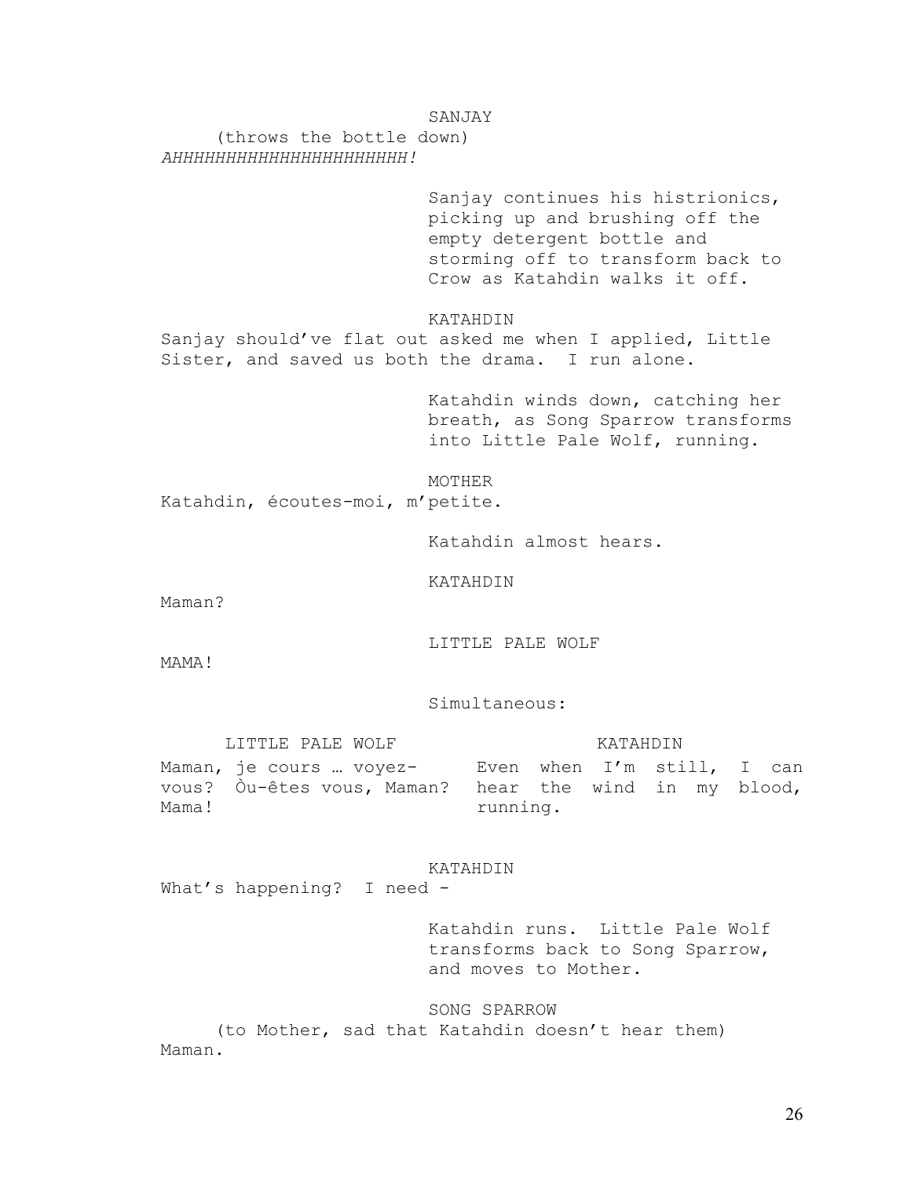SANJAY

(throws the bottle down)

*AHHHHHHHHHHHHHHHHHHHHHHH!*

Sanjay continues his histrionics, picking up and brushing off the empty detergent bottle and storming off to transform back to Crow as Katahdin walks it off.

KATAHDIN

Sanjay should've flat out asked me when I applied, Little Sister, and saved us both the drama. I run alone.

Katahdin winds down, catching her breath, as Song Sparrow transforms into Little Pale Wolf, running.

MOTHER

Katahdin, écoutes-moi, m'petite.

Katahdin almost hears.

KATAHDIN

Maman?

LITTLE PALE WOLF

MAMA!

Simultaneous:

| LITTLE PALE WOLF | KATAHDIN |
| --- | --- |
| Maman, je cours … voyez-vous? Òu-êtes vous, Maman? Mama! | Even when I'm still, I can hear the wind in my blood, running. |

KATAHDIN

What's happening? I need -

Katahdin runs. Little Pale Wolf transforms back to Song Sparrow, and moves to Mother.

SONG SPARROW

(to Mother, sad that Katahdin doesn't hear them)

Maman.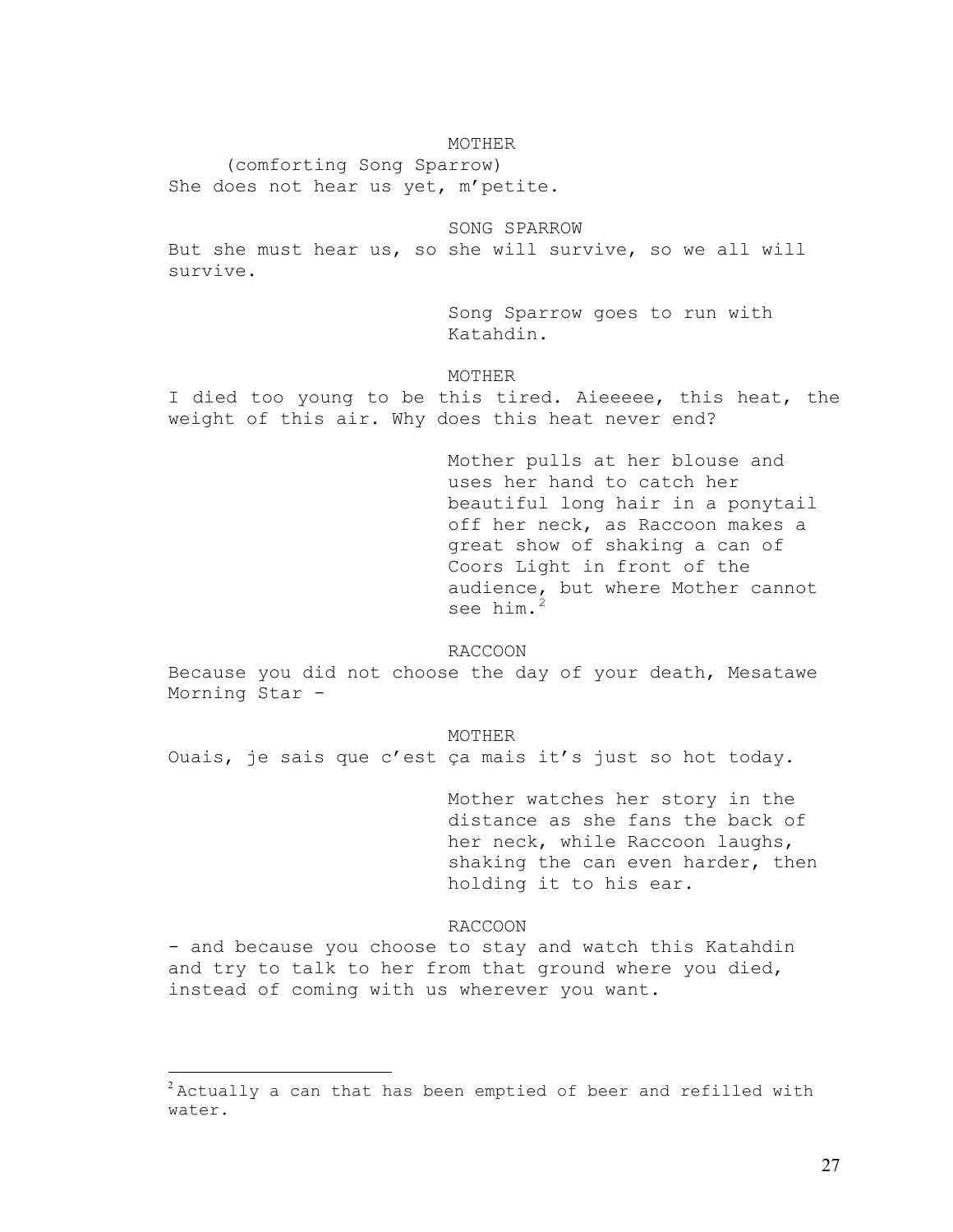MOTHER

(comforting Song Sparrow)

She does not hear us yet, m'petite.

SONG SPARROW

But she must hear us, so she will survive, so we all will survive.

Song Sparrow goes to run with Katahdin.

MOTHER

I died too young to be this tired. Aieeeee, this heat, the weight of this air. Why does this heat never end?

Mother pulls at her blouse and uses her hand to catch her beautiful long hair in a ponytail off her neck, as Raccoon makes a great show of shaking a can of Coors Light in front of the audience, but where Mother cannot see him.[2]

RACCOON

Because you did not choose the day of your death, Mesatawe Morning Star -

MOTHER

Ouais, je sais que c'est ça mais it's just so hot today.

Mother watches her story in the distance as she fans the back of her neck, while Raccoon laughs, shaking the can even harder, then holding it to his ear.

RACCOON

- and because you choose to stay and watch this Katahdin and try to talk to her from that ground where you died, instead of coming with us wherever you want.

---

[2] Actually a can that has been emptied of beer and refilled with water.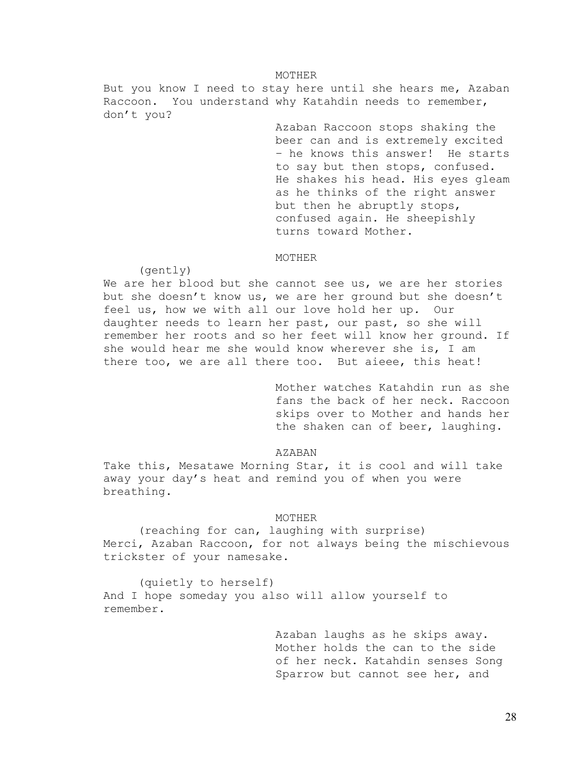MOTHER

But you know I need to stay here until she hears me, Azaban Raccoon. You understand why Katahdin needs to remember, don't you?

Azaban Raccoon stops shaking the beer can and is extremely excited – he knows this answer! He starts to say but then stops, confused. He shakes his head. His eyes gleam as he thinks of the right answer but then he abruptly stops, confused again. He sheepishly turns toward Mother.

MOTHER

(gently)

We are her blood but she cannot see us, we are her stories but she doesn't know us, we are her ground but she doesn't feel us, how we with all our love hold her up. Our daughter needs to learn her past, our past, so she will remember her roots and so her feet will know her ground. If she would hear me she would know wherever she is, I am there too, we are all there too. But aieee, this heat!

Mother watches Katahdin run as she fans the back of her neck. Raccoon skips over to Mother and hands her the shaken can of beer, laughing.

AZABAN

Take this, Mesatawe Morning Star, it is cool and will take away your day's heat and remind you of when you were breathing.

MOTHER

(reaching for can, laughing with surprise)

Merci, Azaban Raccoon, for not always being the mischievous trickster of your namesake.

(quietly to herself)

And I hope someday you also will allow yourself to remember.

Azaban laughs as he skips away. Mother holds the can to the side of her neck. Katahdin senses Song Sparrow but cannot see her, and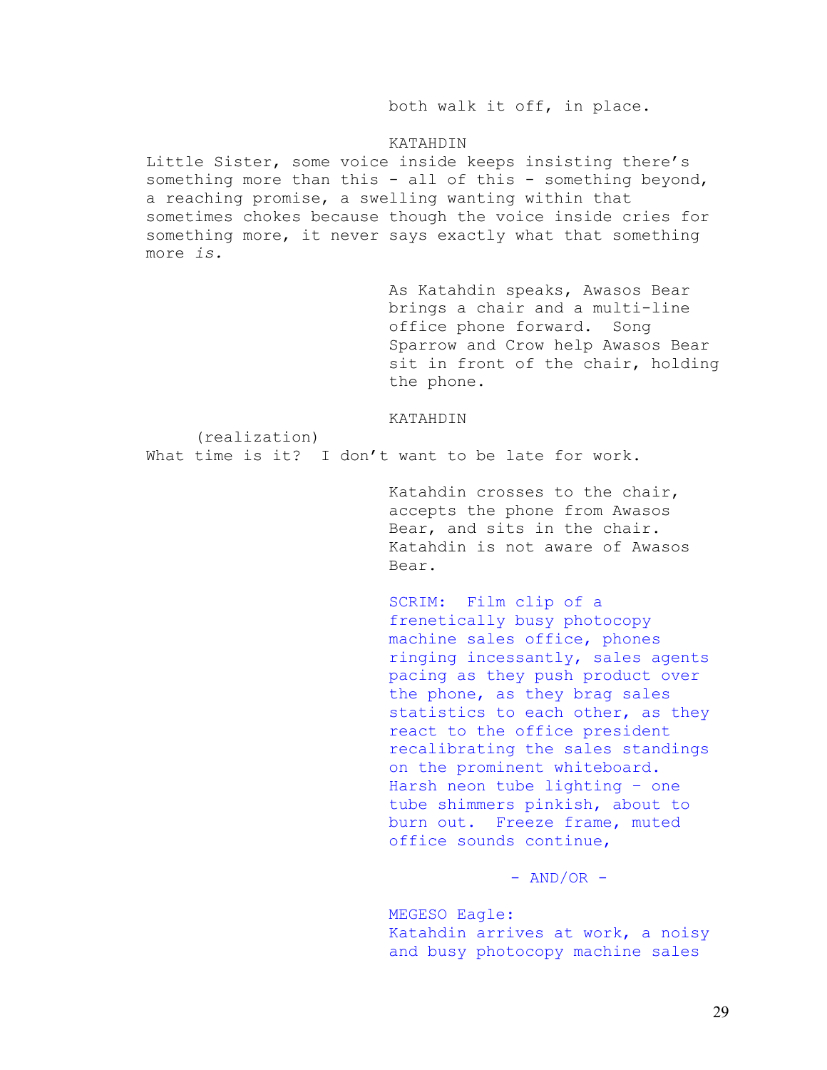both walk it off, in place.

KATAHDIN

Little Sister, some voice inside keeps insisting there's something more than this - all of this - something beyond, a reaching promise, a swelling wanting within that sometimes chokes because though the voice inside cries for something more, it never says exactly what that something more *is.*

As Katahdin speaks, Awasos Bear brings a chair and a multi-line office phone forward. Song Sparrow and Crow help Awasos Bear sit in front of the chair, holding the phone.

KATAHDIN

(realization)

What time is it? I don't want to be late for work.

Katahdin crosses to the chair, accepts the phone from Awasos Bear, and sits in the chair. Katahdin is not aware of Awasos Bear.

SCRIM: Film clip of a frenetically busy photocopy machine sales office, phones ringing incessantly, sales agents pacing as they push product over the phone, as they brag sales statistics to each other, as they react to the office president recalibrating the sales standings on the prominent whiteboard. Harsh neon tube lighting - one tube shimmers pinkish, about to burn out. Freeze frame, muted office sounds continue,

- AND/OR -

MEGESO Eagle:
Katahdin arrives at work, a noisy and busy photocopy machine sales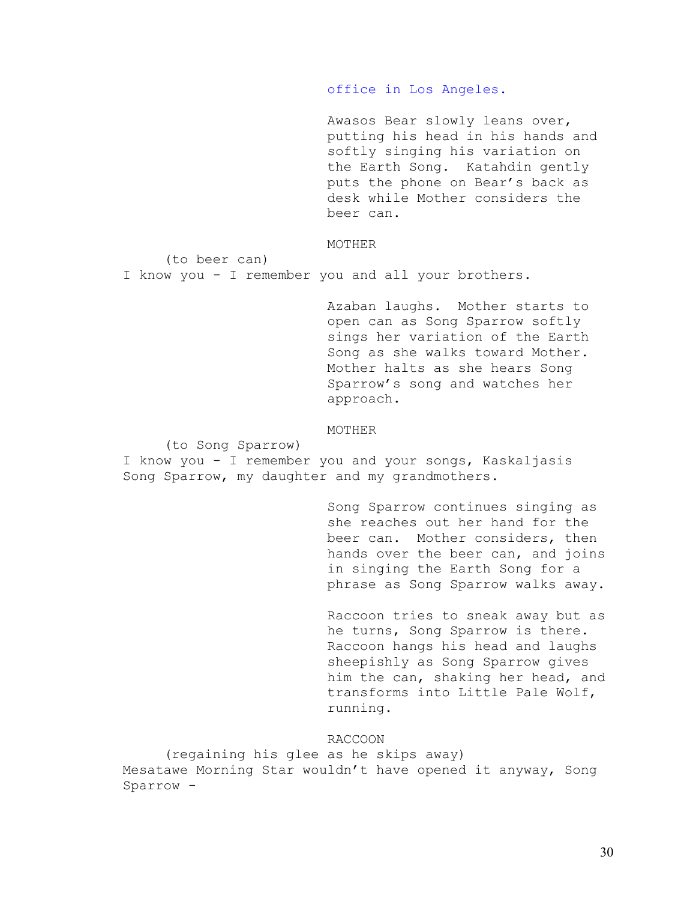office in Los Angeles.

Awasos Bear slowly leans over, putting his head in his hands and softly singing his variation on the Earth Song. Katahdin gently puts the phone on Bear's back as desk while Mother considers the beer can.

MOTHER

(to beer can)

I know you - I remember you and all your brothers.

Azaban laughs. Mother starts to open can as Song Sparrow softly sings her variation of the Earth Song as she walks toward Mother. Mother halts as she hears Song Sparrow's song and watches her approach.

MOTHER

(to Song Sparrow)

I know you - I remember you and your songs, Kaskaljasis Song Sparrow, my daughter and my grandmothers.

Song Sparrow continues singing as she reaches out her hand for the beer can. Mother considers, then hands over the beer can, and joins in singing the Earth Song for a phrase as Song Sparrow walks away.

Raccoon tries to sneak away but as he turns, Song Sparrow is there. Raccoon hangs his head and laughs sheepishly as Song Sparrow gives him the can, shaking her head, and transforms into Little Pale Wolf, running.

RACCOON

(regaining his glee as he skips away)

Mesatawe Morning Star wouldn't have opened it anyway, Song Sparrow -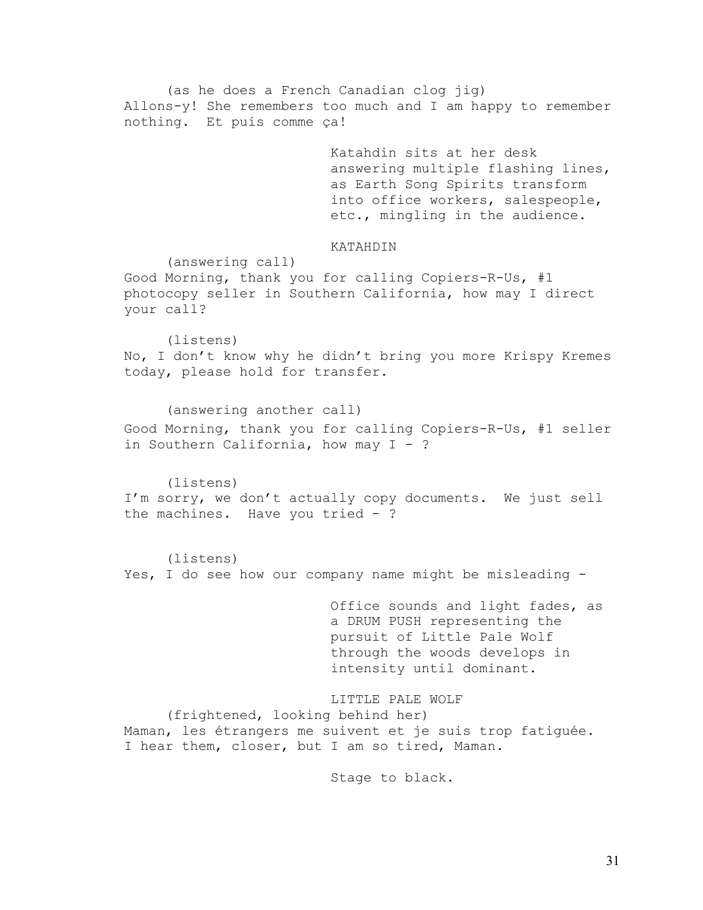(as he does a French Canadian clog jig)
Allons-y! She remembers too much and I am happy to remember nothing. Et puis comme ça!

Katahdin sits at her desk answering multiple flashing lines, as Earth Song Spirits transform into office workers, salespeople, etc., mingling in the audience.

KATAHDIN

(answering call)
Good Morning, thank you for calling Copiers-R-Us, #1 photocopy seller in Southern California, how may I direct your call?

(listens)
No, I don't know why he didn't bring you more Krispy Kremes today, please hold for transfer.

(answering another call)
Good Morning, thank you for calling Copiers-R-Us, #1 seller in Southern California, how may I - ?

(listens)
I'm sorry, we don't actually copy documents. We just sell the machines. Have you tried - ?

(listens)
Yes, I do see how our company name might be misleading -

Office sounds and light fades, as a DRUM PUSH representing the pursuit of Little Pale Wolf through the woods develops in intensity until dominant.

LITTLE PALE WOLF

(frightened, looking behind her)
Maman, les étrangers me suivent et je suis trop fatiguée. I hear them, closer, but I am so tired, Maman.

Stage to black.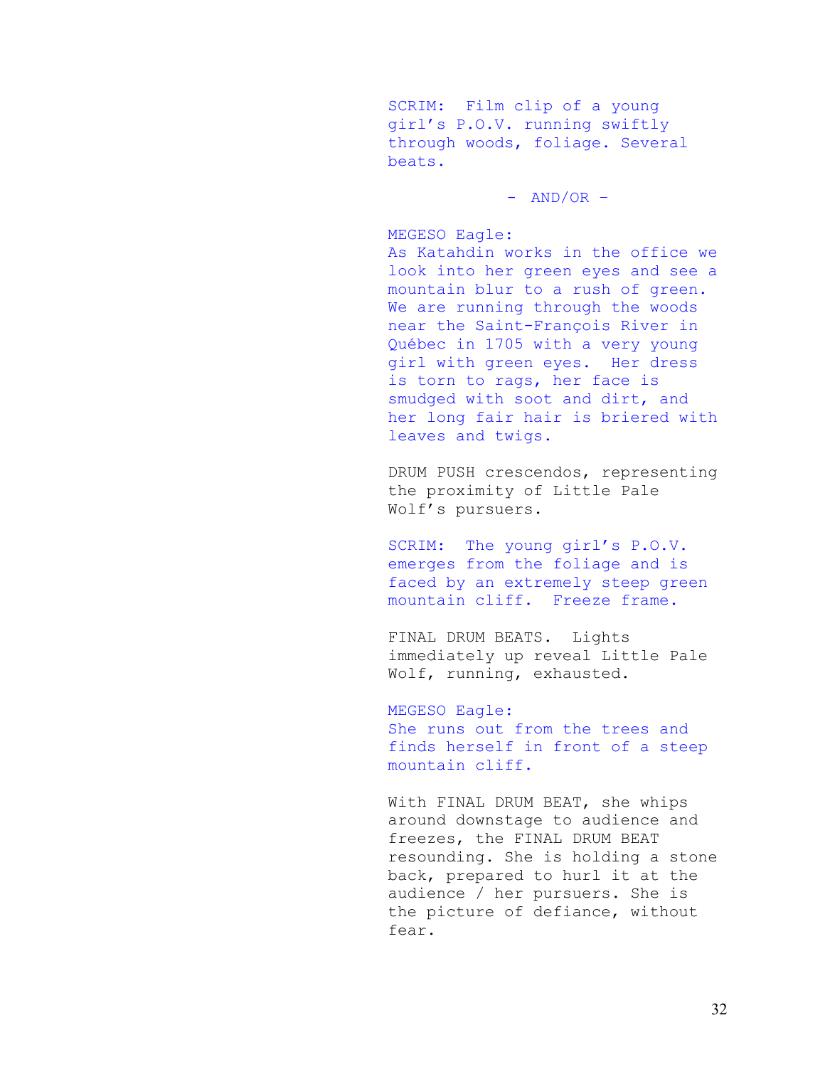SCRIM: Film clip of a young girl's P.O.V. running swiftly through woods, foliage. Several beats.

- AND/OR -

MEGESO Eagle:
As Katahdin works in the office we look into her green eyes and see a mountain blur to a rush of green. We are running through the woods near the Saint-François River in Québec in 1705 with a very young girl with green eyes. Her dress is torn to rags, her face is smudged with soot and dirt, and her long fair hair is briered with leaves and twigs.

DRUM PUSH crescendos, representing the proximity of Little Pale Wolf's pursuers.

SCRIM: The young girl's P.O.V. emerges from the foliage and is faced by an extremely steep green mountain cliff. Freeze frame.

FINAL DRUM BEATS. Lights immediately up reveal Little Pale Wolf, running, exhausted.

MEGESO Eagle:
She runs out from the trees and finds herself in front of a steep mountain cliff.

With FINAL DRUM BEAT, she whips around downstage to audience and freezes, the FINAL DRUM BEAT resounding. She is holding a stone back, prepared to hurl it at the audience / her pursuers. She is the picture of defiance, without fear.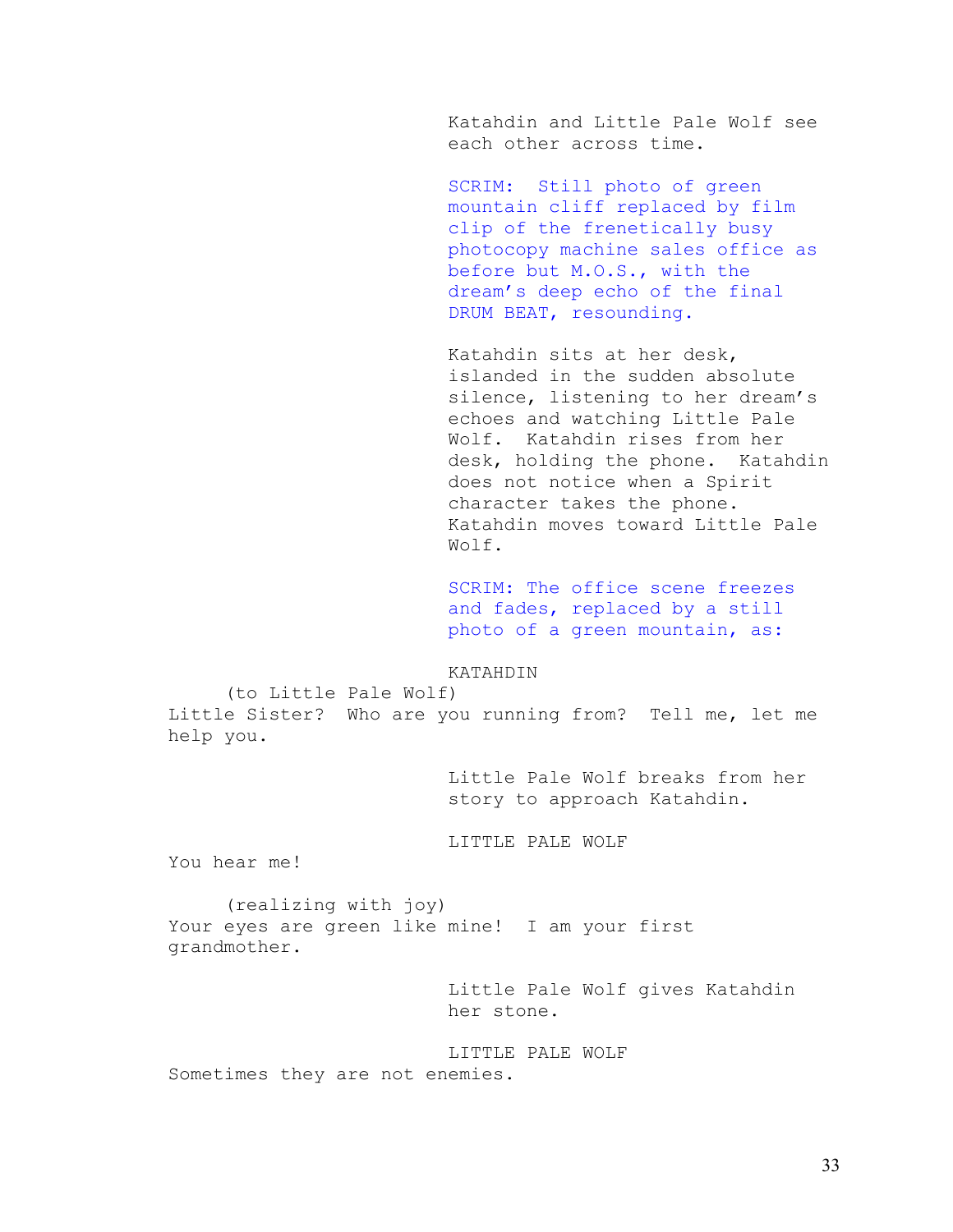Katahdin and Little Pale Wolf see each other across time.

SCRIM: Still photo of green mountain cliff replaced by film clip of the frenetically busy photocopy machine sales office as before but M.O.S., with the dream's deep echo of the final DRUM BEAT, resounding.

Katahdin sits at her desk, islanded in the sudden absolute silence, listening to her dream's echoes and watching Little Pale Wolf. Katahdin rises from her desk, holding the phone. Katahdin does not notice when a Spirit character takes the phone. Katahdin moves toward Little Pale Wolf.

SCRIM: The office scene freezes and fades, replaced by a still photo of a green mountain, as:

KATAHDIN

(to Little Pale Wolf)

Little Sister? Who are you running from? Tell me, let me help you.

Little Pale Wolf breaks from her story to approach Katahdin.

LITTLE PALE WOLF

You hear me!

(realizing with joy)

Your eyes are green like mine! I am your first grandmother.

Little Pale Wolf gives Katahdin her stone.

LITTLE PALE WOLF

Sometimes they are not enemies.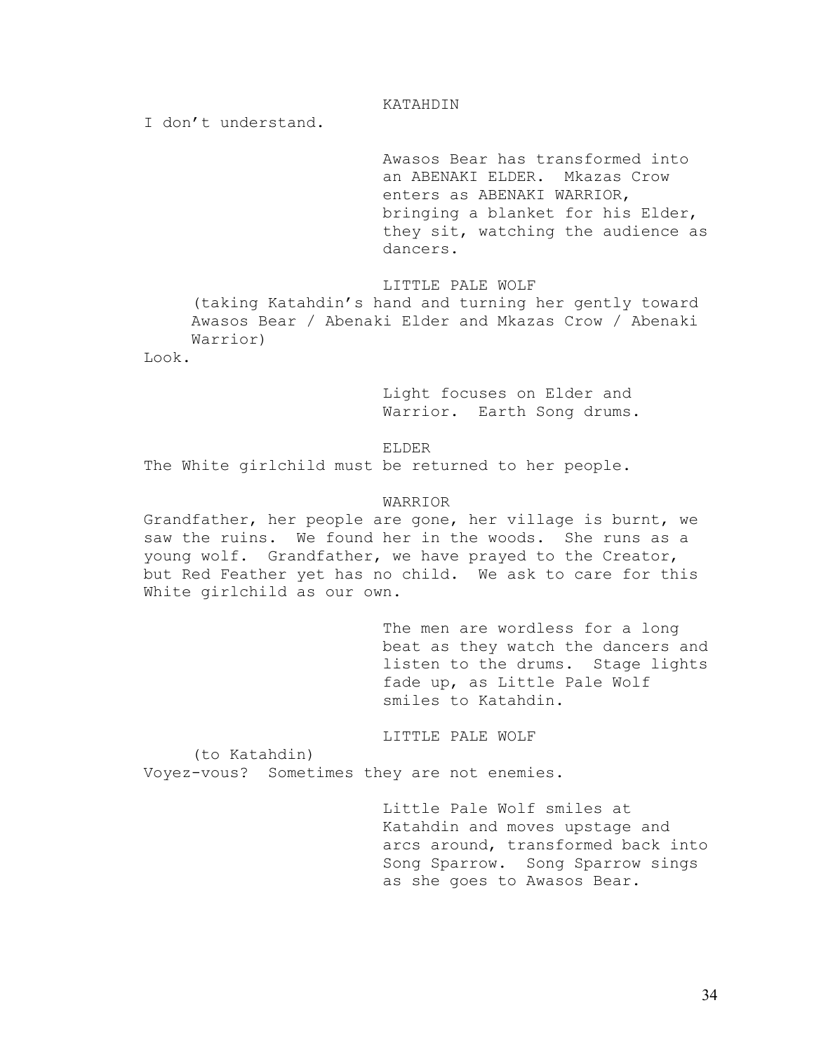KATAHDIN

I don't understand.

Awasos Bear has transformed into an ABENAKI ELDER. Mkazas Crow enters as ABENAKI WARRIOR, bringing a blanket for his Elder, they sit, watching the audience as dancers.

LITTLE PALE WOLF

(taking Katahdin's hand and turning her gently toward Awasos Bear / Abenaki Elder and Mkazas Crow / Abenaki Warrior)

Look.

Light focuses on Elder and Warrior. Earth Song drums.

ELDER

The White girlchild must be returned to her people.

WARRIOR

Grandfather, her people are gone, her village is burnt, we saw the ruins. We found her in the woods. She runs as a young wolf. Grandfather, we have prayed to the Creator, but Red Feather yet has no child. We ask to care for this White girlchild as our own.

The men are wordless for a long beat as they watch the dancers and listen to the drums. Stage lights fade up, as Little Pale Wolf smiles to Katahdin.

LITTLE PALE WOLF

(to Katahdin)

Voyez-vous? Sometimes they are not enemies.

Little Pale Wolf smiles at Katahdin and moves upstage and arcs around, transformed back into Song Sparrow. Song Sparrow sings as she goes to Awasos Bear.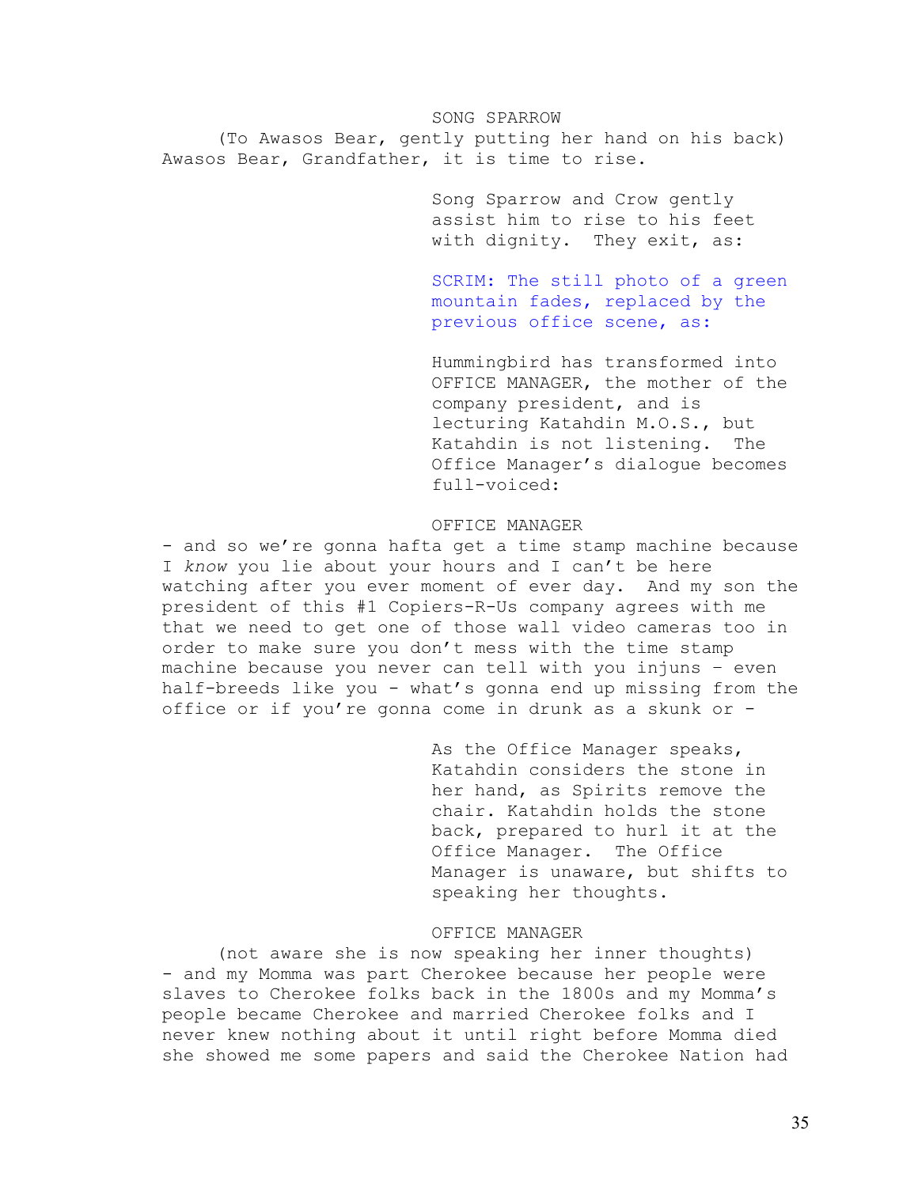SONG SPARROW

(To Awasos Bear, gently putting her hand on his back)
Awasos Bear, Grandfather, it is time to rise.

Song Sparrow and Crow gently assist him to rise to his feet with dignity. They exit, as:

SCRIM: The still photo of a green mountain fades, replaced by the previous office scene, as:

Hummingbird has transformed into OFFICE MANAGER, the mother of the company president, and is lecturing Katahdin M.O.S., but Katahdin is not listening. The Office Manager's dialogue becomes full-voiced:

OFFICE MANAGER

- and so we're gonna hafta get a time stamp machine because I *know* you lie about your hours and I can't be here watching after you ever moment of ever day. And my son the president of this #1 Copiers-R-Us company agrees with me that we need to get one of those wall video cameras too in order to make sure you don't mess with the time stamp machine because you never can tell with you injuns – even half-breeds like you - what's gonna end up missing from the office or if you're gonna come in drunk as a skunk or -

As the Office Manager speaks, Katahdin considers the stone in her hand, as Spirits remove the chair. Katahdin holds the stone back, prepared to hurl it at the Office Manager. The Office Manager is unaware, but shifts to speaking her thoughts.

OFFICE MANAGER

(not aware she is now speaking her inner thoughts)
- and my Momma was part Cherokee because her people were slaves to Cherokee folks back in the 1800s and my Momma's people became Cherokee and married Cherokee folks and I never knew nothing about it until right before Momma died she showed me some papers and said the Cherokee Nation had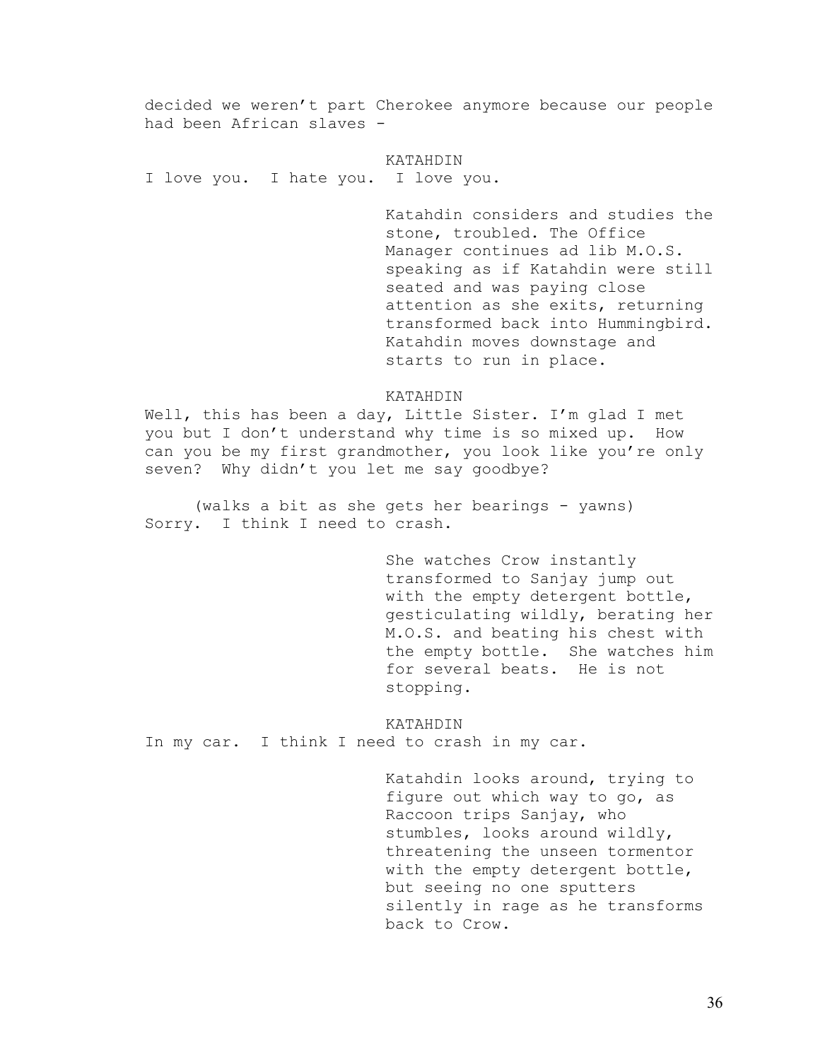decided we weren't part Cherokee anymore because our people had been African slaves -

KATAHDIN

I love you. I hate you. I love you.

Katahdin considers and studies the stone, troubled. The Office Manager continues ad lib M.O.S. speaking as if Katahdin were still seated and was paying close attention as she exits, returning transformed back into Hummingbird. Katahdin moves downstage and starts to run in place.

KATAHDIN

Well, this has been a day, Little Sister. I'm glad I met you but I don't understand why time is so mixed up. How can you be my first grandmother, you look like you're only seven? Why didn't you let me say goodbye?

(walks a bit as she gets her bearings - yawns)

Sorry. I think I need to crash.

She watches Crow instantly transformed to Sanjay jump out with the empty detergent bottle, gesticulating wildly, berating her M.O.S. and beating his chest with the empty bottle. She watches him for several beats. He is not stopping.

KATAHDIN

In my car. I think I need to crash in my car.

Katahdin looks around, trying to figure out which way to go, as Raccoon trips Sanjay, who stumbles, looks around wildly, threatening the unseen tormentor with the empty detergent bottle, but seeing no one sputters silently in rage as he transforms back to Crow.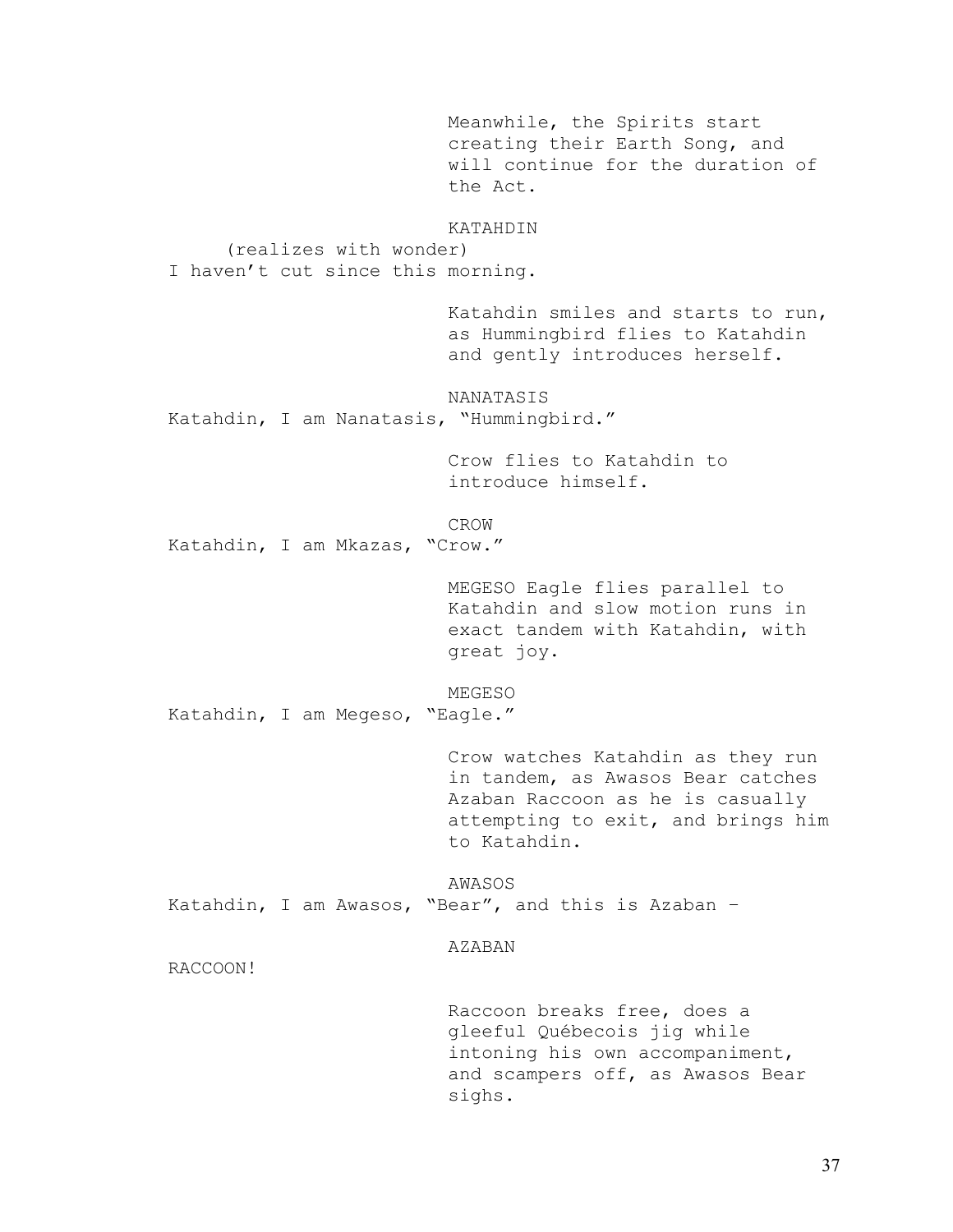Meanwhile, the Spirits start creating their Earth Song, and will continue for the duration of the Act.

KATAHDIN

(realizes with wonder)

I haven't cut since this morning.

Katahdin smiles and starts to run, as Hummingbird flies to Katahdin and gently introduces herself.

NANATASIS

Katahdin, I am Nanatasis, "Hummingbird."

Crow flies to Katahdin to introduce himself.

CROW

Katahdin, I am Mkazas, "Crow."

MEGESO Eagle flies parallel to Katahdin and slow motion runs in exact tandem with Katahdin, with great joy.

MEGESO

Katahdin, I am Megeso, "Eagle."

Crow watches Katahdin as they run in tandem, as Awasos Bear catches Azaban Raccoon as he is casually attempting to exit, and brings him to Katahdin.

AWASOS

Katahdin, I am Awasos, "Bear", and this is Azaban –

AZABAN

RACCOON!

Raccoon breaks free, does a gleeful Québecois jig while intoning his own accompaniment, and scampers off, as Awasos Bear sighs.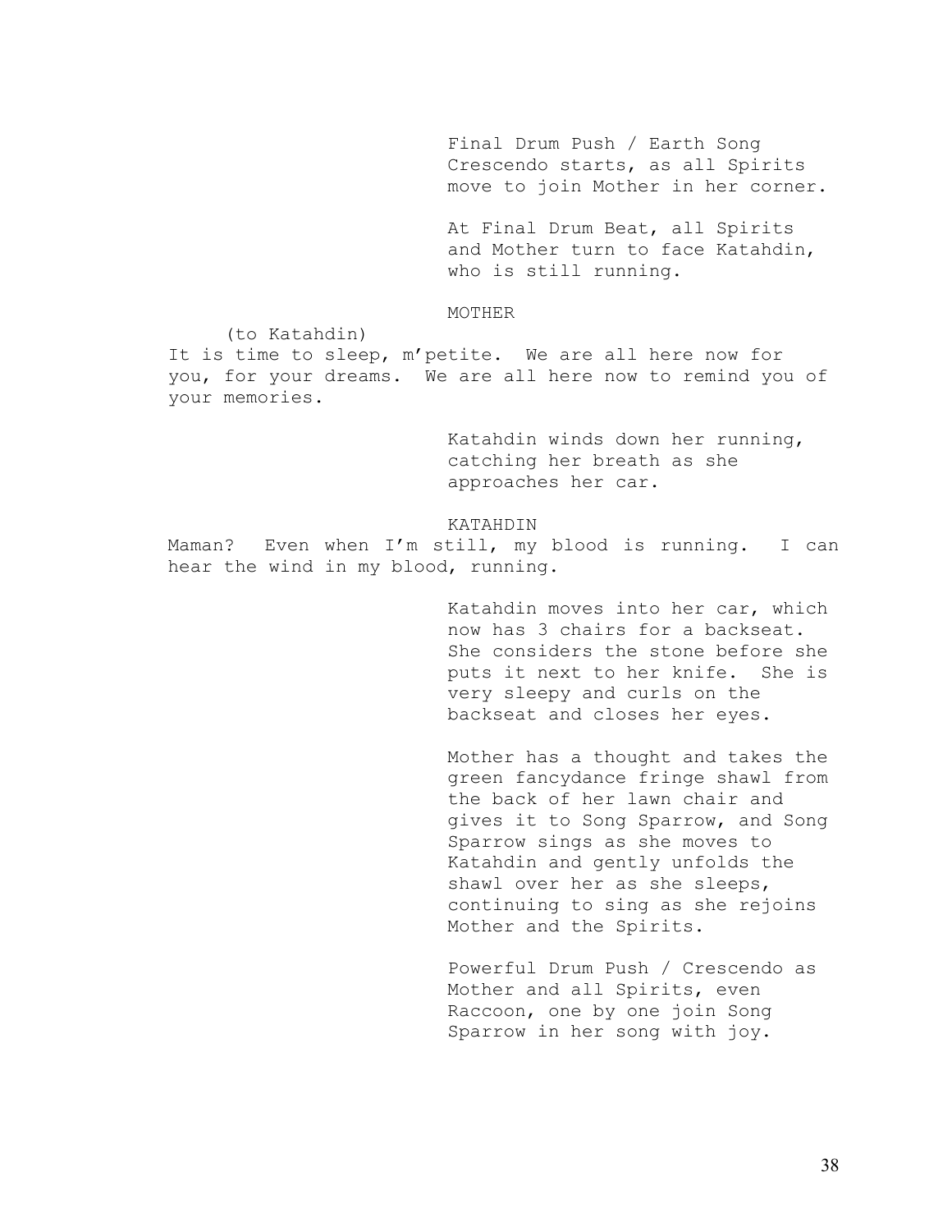Final Drum Push / Earth Song Crescendo starts, as all Spirits move to join Mother in her corner.

At Final Drum Beat, all Spirits and Mother turn to face Katahdin, who is still running.

MOTHER

(to Katahdin)

It is time to sleep, m'petite. We are all here now for you, for your dreams. We are all here now to remind you of your memories.

Katahdin winds down her running, catching her breath as she approaches her car.

KATAHDIN

Maman? Even when I'm still, my blood is running. I can hear the wind in my blood, running.

Katahdin moves into her car, which now has 3 chairs for a backseat. She considers the stone before she puts it next to her knife. She is very sleepy and curls on the backseat and closes her eyes.

Mother has a thought and takes the green fancydance fringe shawl from the back of her lawn chair and gives it to Song Sparrow, and Song Sparrow sings as she moves to Katahdin and gently unfolds the shawl over her as she sleeps, continuing to sing as she rejoins Mother and the Spirits.

Powerful Drum Push / Crescendo as Mother and all Spirits, even Raccoon, one by one join Song Sparrow in her song with joy.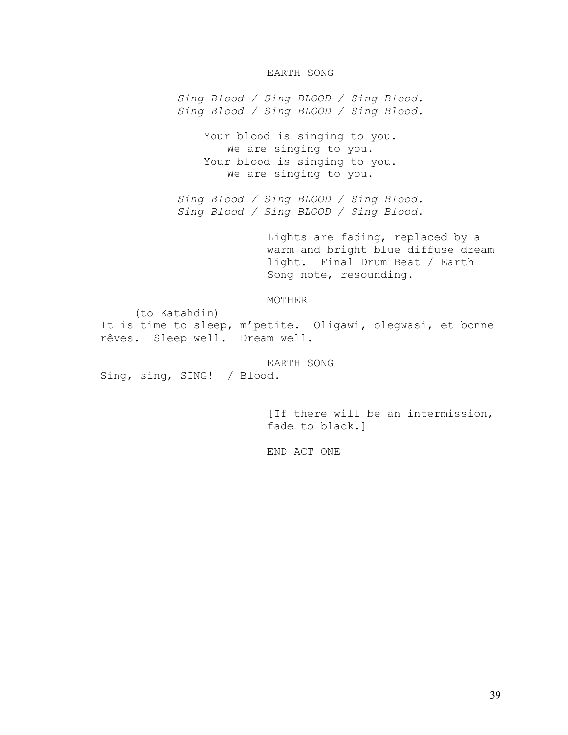EARTH SONG

*Sing Blood / Sing BLOOD / Sing Blood.*
*Sing Blood / Sing BLOOD / Sing Blood.*

Your blood is singing to you.
We are singing to you.
Your blood is singing to you.
We are singing to you.

*Sing Blood / Sing BLOOD / Sing Blood.*
*Sing Blood / Sing BLOOD / Sing Blood.*

Lights are fading, replaced by a warm and bright blue diffuse dream light. Final Drum Beat / Earth Song note, resounding.

MOTHER

(to Katahdin)
It is time to sleep, m'petite. Oligawi, olegwasi, et bonne rêves. Sleep well. Dream well.

EARTH SONG

Sing, sing, SING! / Blood.

[If there will be an intermission, fade to black.]

END ACT ONE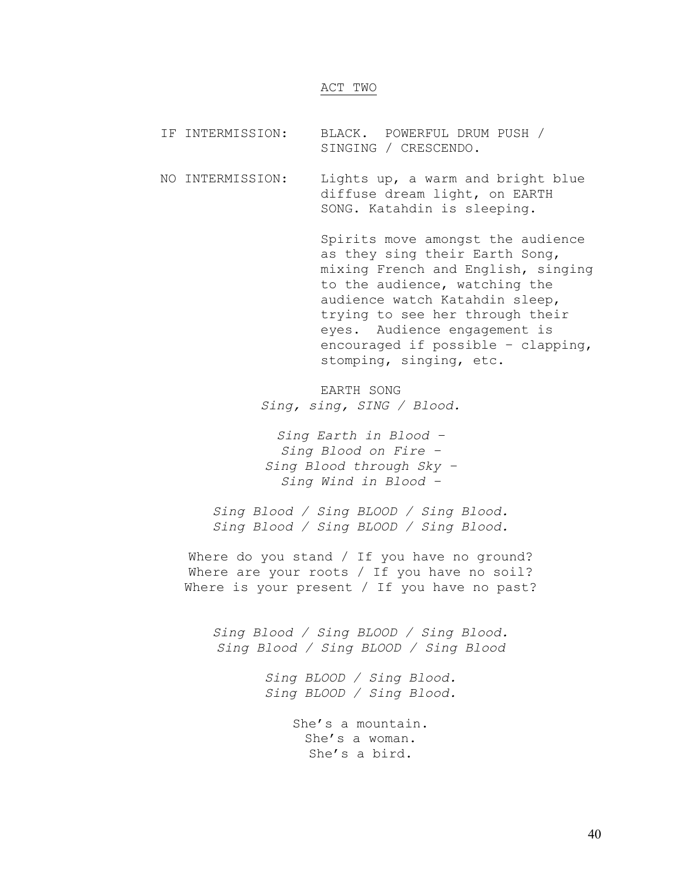# ACT TWO

IF INTERMISSION: BLACK. POWERFUL DRUM PUSH / SINGING / CRESCENDO.

NO INTERMISSION: Lights up, a warm and bright blue diffuse dream light, on EARTH SONG. Katahdin is sleeping.

Spirits move amongst the audience as they sing their Earth Song, mixing French and English, singing to the audience, watching the audience watch Katahdin sleep, trying to see her through their eyes. Audience engagement is encouraged if possible – clapping, stomping, singing, etc.

EARTH SONG

*Sing, sing, SING / Blood.*

*Sing Earth in Blood –*
*Sing Blood on Fire –*
*Sing Blood through Sky –*
*Sing Wind in Blood –*

*Sing Blood / Sing BLOOD / Sing Blood.*
*Sing Blood / Sing BLOOD / Sing Blood.*

Where do you stand / If you have no ground?
Where are your roots / If you have no soil?
Where is your present / If you have no past?

*Sing Blood / Sing BLOOD / Sing Blood.*
*Sing Blood / Sing BLOOD / Sing Blood*

*Sing BLOOD / Sing Blood.*
*Sing BLOOD / Sing Blood.*

She's a mountain.
She's a woman.
She's a bird.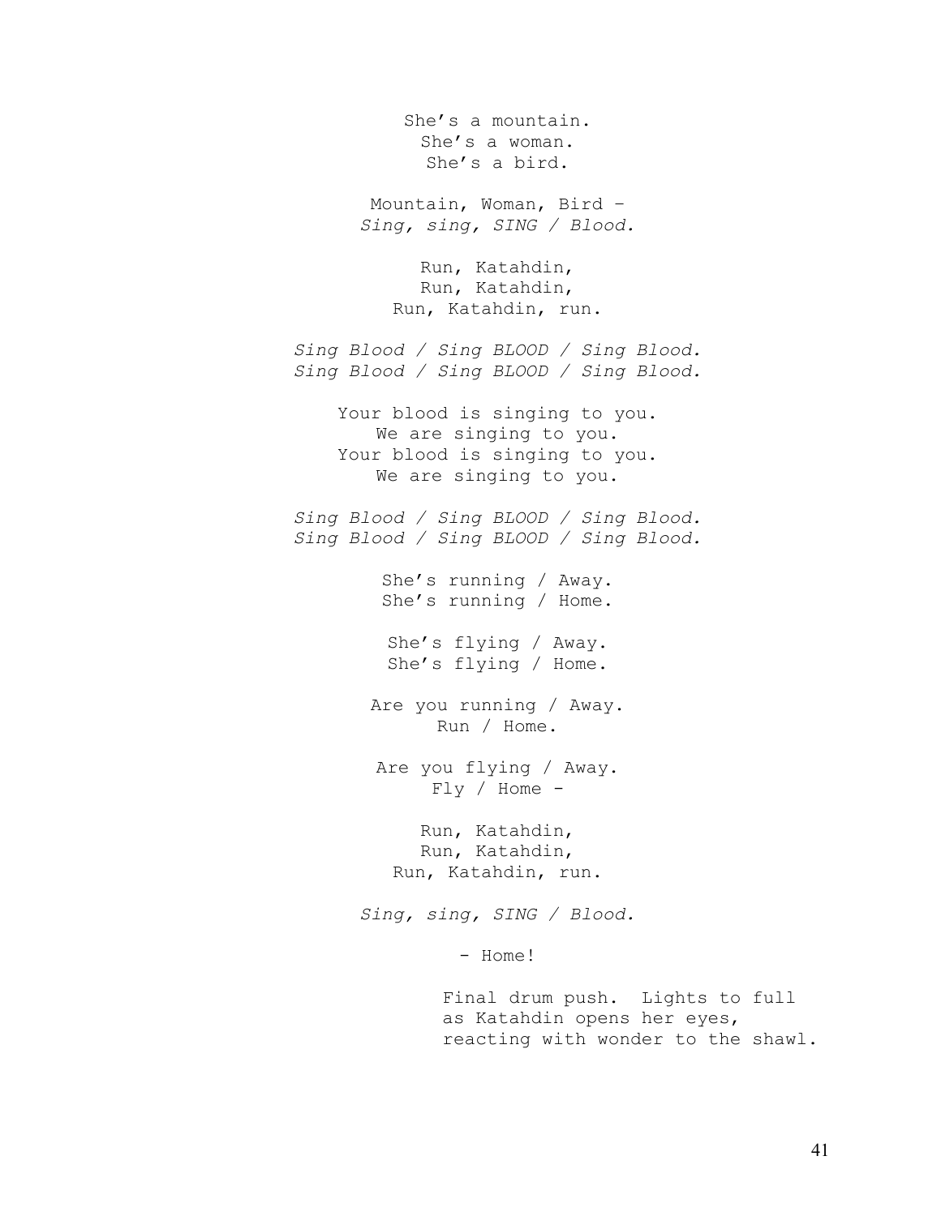She’s a mountain.
She’s a woman.
She’s a bird.

Mountain, Woman, Bird –
*Sing, sing, SING / Blood.*

Run, Katahdin,
Run, Katahdin,
Run, Katahdin, run.

*Sing Blood / Sing BLOOD / Sing Blood.*
*Sing Blood / Sing BLOOD / Sing Blood.*

Your blood is singing to you.
We are singing to you.
Your blood is singing to you.
We are singing to you.

*Sing Blood / Sing BLOOD / Sing Blood.*
*Sing Blood / Sing BLOOD / Sing Blood.*

She’s running / Away.
She’s running / Home.

She’s flying / Away.
She’s flying / Home.

Are you running / Away.
Run / Home.

Are you flying / Away.
Fly / Home -

Run, Katahdin,
Run, Katahdin,
Run, Katahdin, run.

*Sing, sing, SING / Blood.*

- Home!

Final drum push. Lights to full as Katahdin opens her eyes, reacting with wonder to the shawl.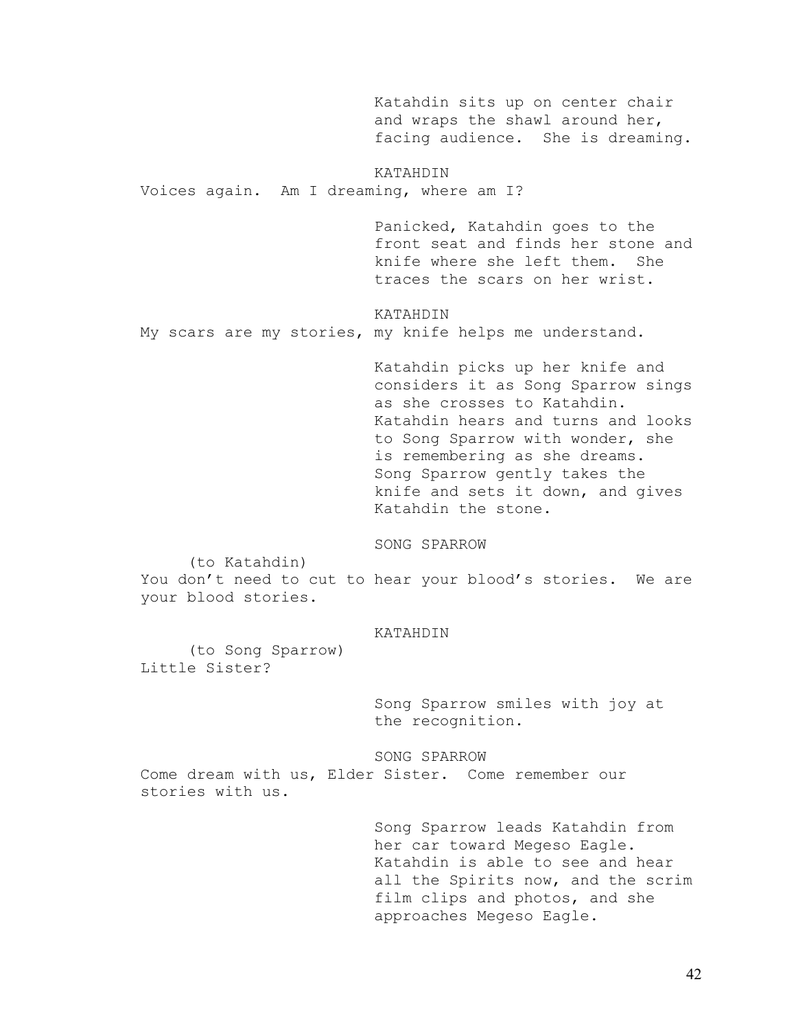Katahdin sits up on center chair and wraps the shawl around her, facing audience. She is dreaming.

KATAHDIN

Voices again. Am I dreaming, where am I?

Panicked, Katahdin goes to the front seat and finds her stone and knife where she left them. She traces the scars on her wrist.

KATAHDIN

My scars are my stories, my knife helps me understand.

Katahdin picks up her knife and considers it as Song Sparrow sings as she crosses to Katahdin. Katahdin hears and turns and looks to Song Sparrow with wonder, she is remembering as she dreams. Song Sparrow gently takes the knife and sets it down, and gives Katahdin the stone.

SONG SPARROW

(to Katahdin)

You don't need to cut to hear your blood's stories. We are your blood stories.

KATAHDIN

(to Song Sparrow)

Little Sister?

Song Sparrow smiles with joy at the recognition.

SONG SPARROW

Come dream with us, Elder Sister. Come remember our stories with us.

Song Sparrow leads Katahdin from her car toward Megeso Eagle. Katahdin is able to see and hear all the Spirits now, and the scrim film clips and photos, and she approaches Megeso Eagle.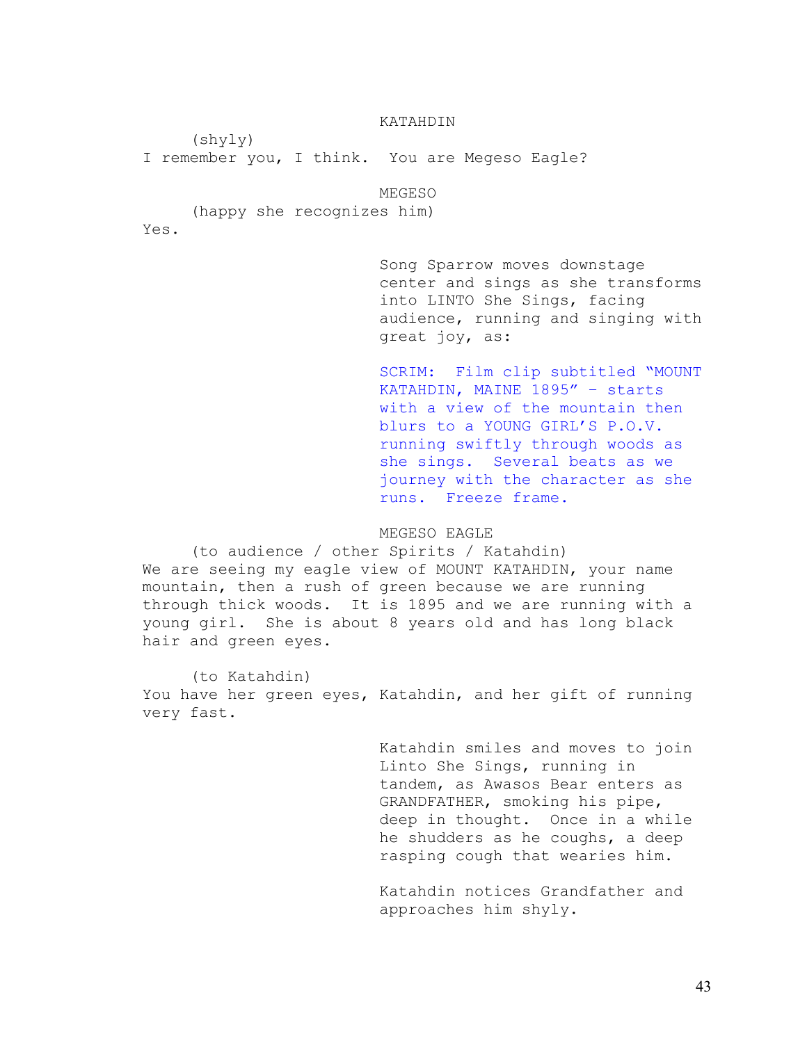KATAHDIN

(shyly)

I remember you, I think.  You are Megeso Eagle?

MEGESO

(happy she recognizes him)

Yes.

Song Sparrow moves downstage center and sings as she transforms into LINTO She Sings, facing audience, running and singing with great joy, as:

SCRIM:  Film clip subtitled "MOUNT KATAHDIN, MAINE 1895" - starts with a view of the mountain then blurs to a YOUNG GIRL'S P.O.V. running swiftly through woods as she sings.  Several beats as we journey with the character as she runs.  Freeze frame.

MEGESO EAGLE

(to audience / other Spirits / Katahdin)

We are seeing my eagle view of MOUNT KATAHDIN, your name mountain, then a rush of green because we are running through thick woods.  It is 1895 and we are running with a young girl.  She is about 8 years old and has long black hair and green eyes.

(to Katahdin)

You have her green eyes, Katahdin, and her gift of running very fast.

Katahdin smiles and moves to join Linto She Sings, running in tandem, as Awasos Bear enters as GRANDFATHER, smoking his pipe, deep in thought.  Once in a while he shudders as he coughs, a deep rasping cough that wearies him.

Katahdin notices Grandfather and approaches him shyly.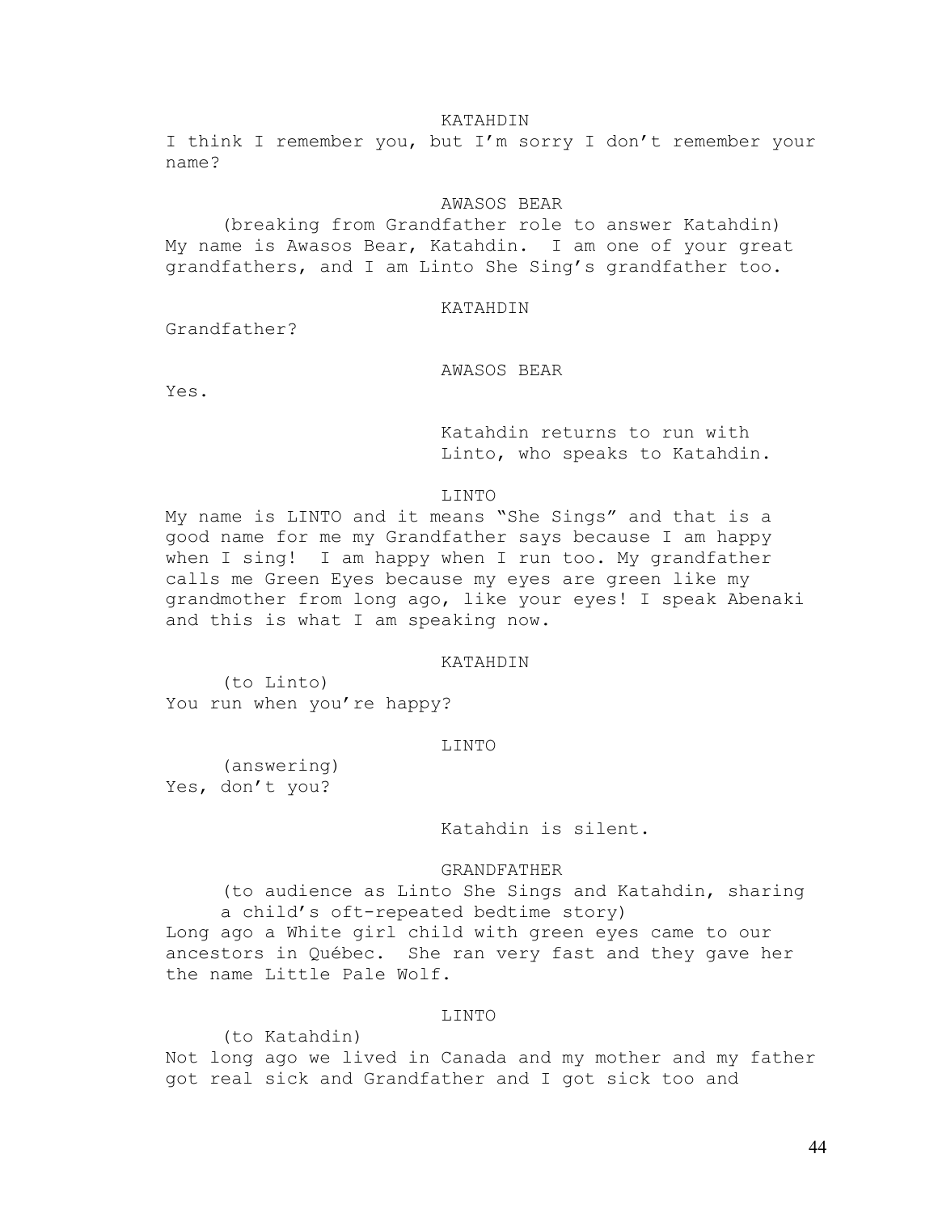KATAHDIN

I think I remember you, but I'm sorry I don't remember your name?

AWASOS BEAR

(breaking from Grandfather role to answer Katahdin)

My name is Awasos Bear, Katahdin. I am one of your great grandfathers, and I am Linto She Sing's grandfather too.

KATAHDIN

Grandfather?

AWASOS BEAR

Yes.

Katahdin returns to run with Linto, who speaks to Katahdin.

LINTO

My name is LINTO and it means "She Sings" and that is a good name for me my Grandfather says because I am happy when I sing! I am happy when I run too. My grandfather calls me Green Eyes because my eyes are green like my grandmother from long ago, like your eyes! I speak Abenaki and this is what I am speaking now.

KATAHDIN

(to Linto)

You run when you're happy?

LINTO

(answering)

Yes, don't you?

Katahdin is silent.

GRANDFATHER

(to audience as Linto She Sings and Katahdin, sharing a child's oft-repeated bedtime story)

Long ago a White girl child with green eyes came to our ancestors in Québec. She ran very fast and they gave her the name Little Pale Wolf.

LINTO

(to Katahdin)

Not long ago we lived in Canada and my mother and my father got real sick and Grandfather and I got sick too and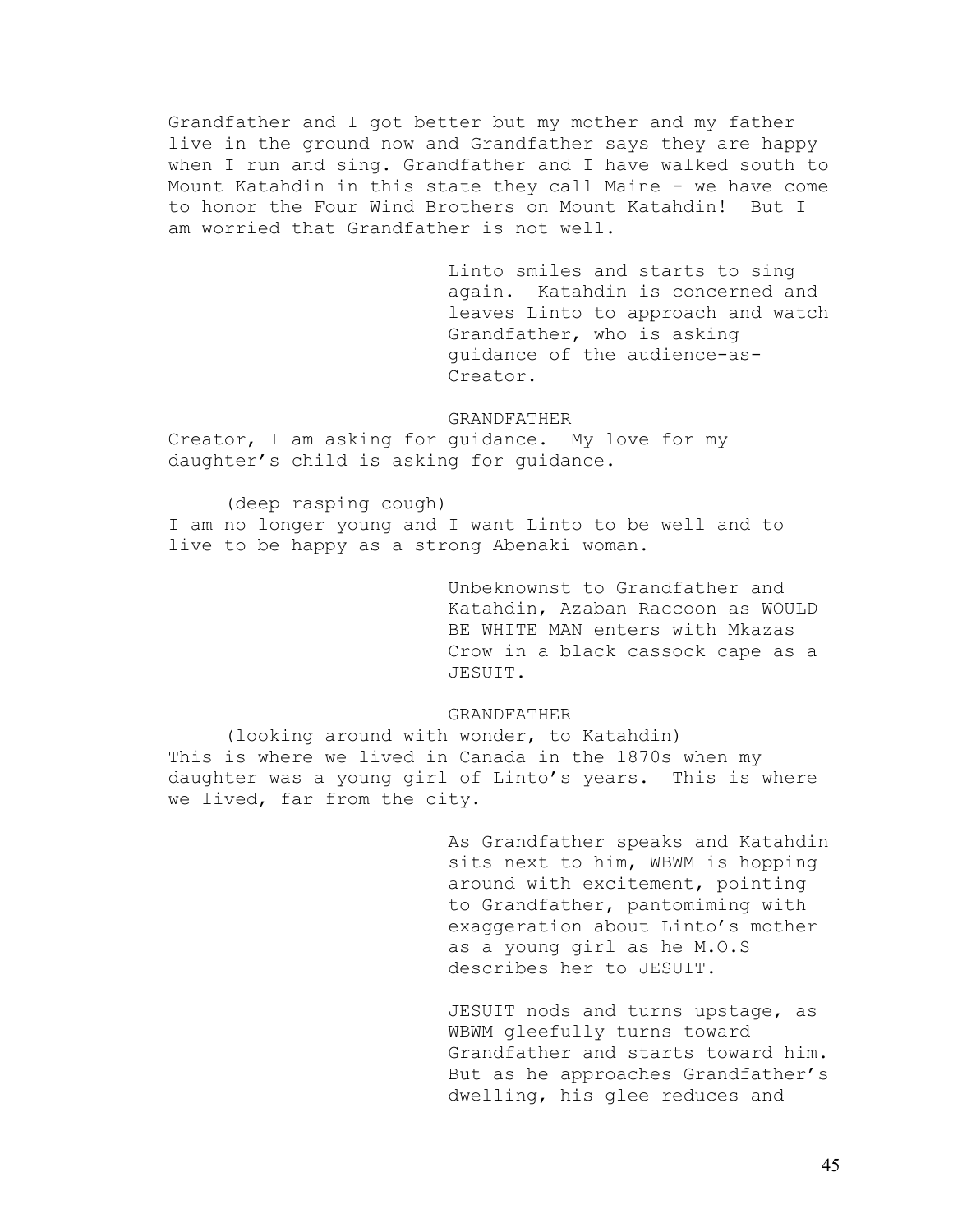Grandfather and I got better but my mother and my father live in the ground now and Grandfather says they are happy when I run and sing. Grandfather and I have walked south to Mount Katahdin in this state they call Maine - we have come to honor the Four Wind Brothers on Mount Katahdin! But I am worried that Grandfather is not well.

Linto smiles and starts to sing again. Katahdin is concerned and leaves Linto to approach and watch Grandfather, who is asking guidance of the audience-as-Creator.

GRANDFATHER

Creator, I am asking for guidance. My love for my daughter's child is asking for guidance.

(deep rasping cough)

I am no longer young and I want Linto to be well and to live to be happy as a strong Abenaki woman.

Unbeknownst to Grandfather and Katahdin, Azaban Raccoon as WOULD BE WHITE MAN enters with Mkazas Crow in a black cassock cape as a JESUIT.

GRANDFATHER

(looking around with wonder, to Katahdin)

This is where we lived in Canada in the 1870s when my daughter was a young girl of Linto's years. This is where we lived, far from the city.

As Grandfather speaks and Katahdin sits next to him, WBWM is hopping around with excitement, pointing to Grandfather, pantomiming with exaggeration about Linto's mother as a young girl as he M.O.S describes her to JESUIT.

JESUIT nods and turns upstage, as WBWM gleefully turns toward Grandfather and starts toward him. But as he approaches Grandfather's dwelling, his glee reduces and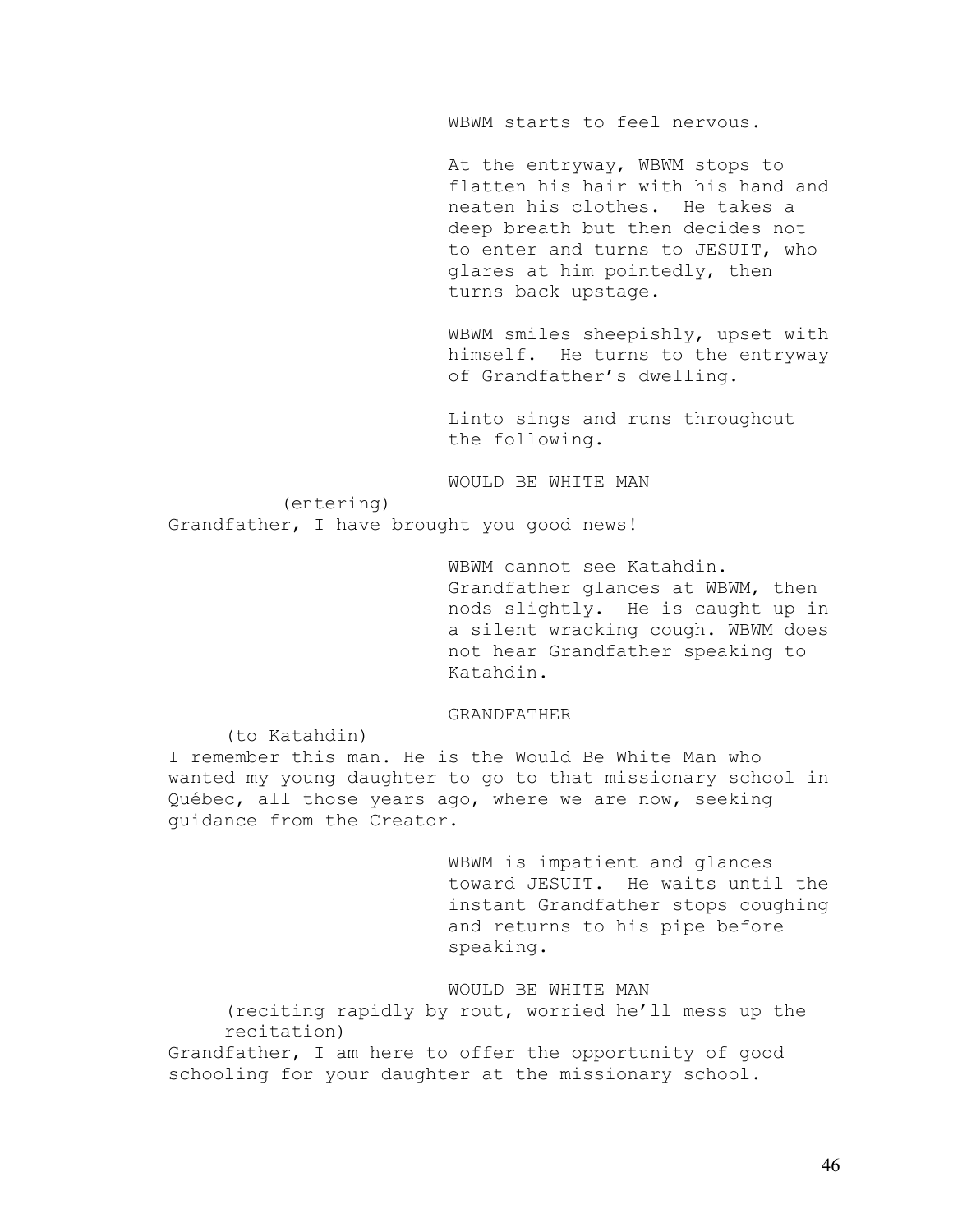WBWM starts to feel nervous.

At the entryway, WBWM stops to flatten his hair with his hand and neaten his clothes. He takes a deep breath but then decides not to enter and turns to JESUIT, who glares at him pointedly, then turns back upstage.

WBWM smiles sheepishly, upset with himself. He turns to the entryway of Grandfather's dwelling.

Linto sings and runs throughout the following.

WOULD BE WHITE MAN

(entering)

Grandfather, I have brought you good news!

WBWM cannot see Katahdin. Grandfather glances at WBWM, then nods slightly. He is caught up in a silent wracking cough. WBWM does not hear Grandfather speaking to Katahdin.

GRANDFATHER

(to Katahdin)

I remember this man. He is the Would Be White Man who wanted my young daughter to go to that missionary school in Québec, all those years ago, where we are now, seeking guidance from the Creator.

WBWM is impatient and glances toward JESUIT. He waits until the instant Grandfather stops coughing and returns to his pipe before speaking.

WOULD BE WHITE MAN

(reciting rapidly by rout, worried he'll mess up the recitation)

Grandfather, I am here to offer the opportunity of good schooling for your daughter at the missionary school.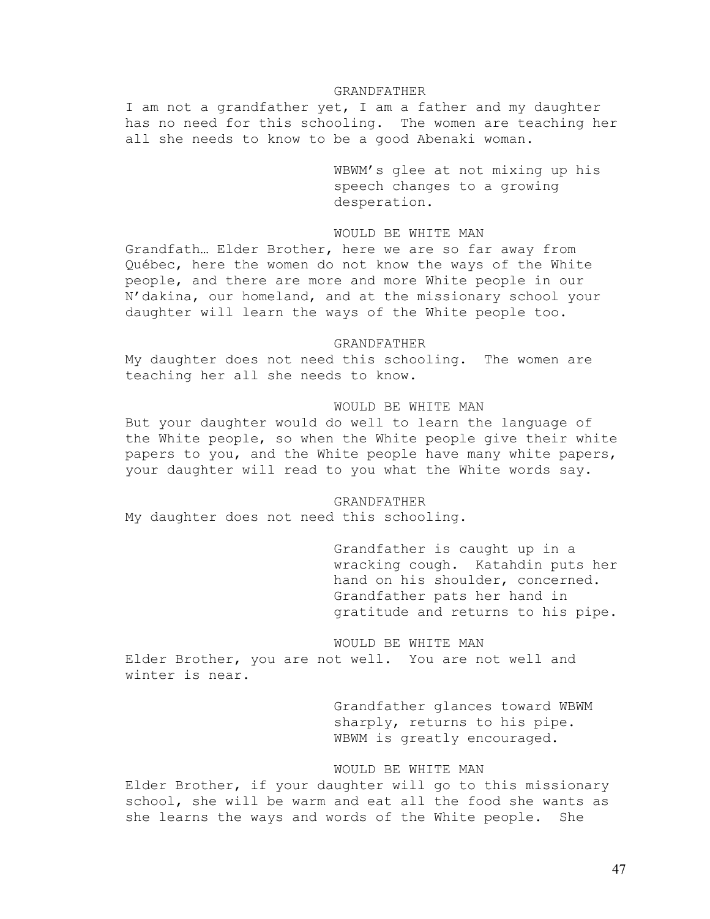GRANDFATHER

I am not a grandfather yet, I am a father and my daughter has no need for this schooling. The women are teaching her all she needs to know to be a good Abenaki woman.

WBWM's glee at not mixing up his speech changes to a growing desperation.

WOULD BE WHITE MAN

Grandfath… Elder Brother, here we are so far away from Québec, here the women do not know the ways of the White people, and there are more and more White people in our N'dakina, our homeland, and at the missionary school your daughter will learn the ways of the White people too.

GRANDFATHER

My daughter does not need this schooling. The women are teaching her all she needs to know.

WOULD BE WHITE MAN

But your daughter would do well to learn the language of the White people, so when the White people give their white papers to you, and the White people have many white papers, your daughter will read to you what the White words say.

GRANDFATHER

My daughter does not need this schooling.

Grandfather is caught up in a wracking cough. Katahdin puts her hand on his shoulder, concerned. Grandfather pats her hand in gratitude and returns to his pipe.

WOULD BE WHITE MAN

Elder Brother, you are not well. You are not well and winter is near.

Grandfather glances toward WBWM sharply, returns to his pipe. WBWM is greatly encouraged.

WOULD BE WHITE MAN

Elder Brother, if your daughter will go to this missionary school, she will be warm and eat all the food she wants as she learns the ways and words of the White people. She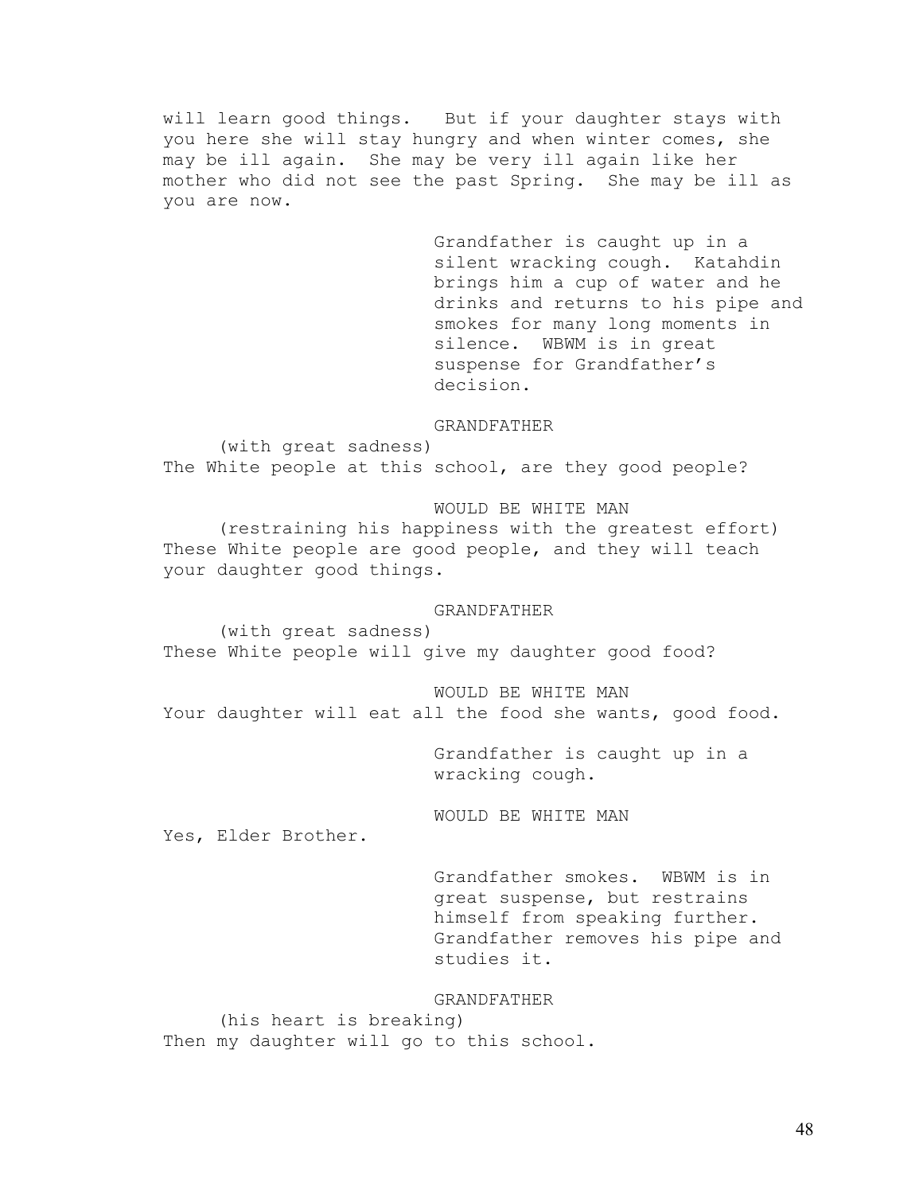will learn good things. But if your daughter stays with you here she will stay hungry and when winter comes, she may be ill again. She may be very ill again like her mother who did not see the past Spring. She may be ill as you are now.

Grandfather is caught up in a silent wracking cough. Katahdin brings him a cup of water and he drinks and returns to his pipe and smokes for many long moments in silence. WBWM is in great suspense for Grandfather's decision.

GRANDFATHER

(with great sadness)

The White people at this school, are they good people?

WOULD BE WHITE MAN

(restraining his happiness with the greatest effort)

These White people are good people, and they will teach your daughter good things.

GRANDFATHER

(with great sadness)

These White people will give my daughter good food?

WOULD BE WHITE MAN

Your daughter will eat all the food she wants, good food.

Grandfather is caught up in a wracking cough.

WOULD BE WHITE MAN

Yes, Elder Brother.

Grandfather smokes. WBWM is in great suspense, but restrains himself from speaking further. Grandfather removes his pipe and studies it.

GRANDFATHER

(his heart is breaking)

Then my daughter will go to this school.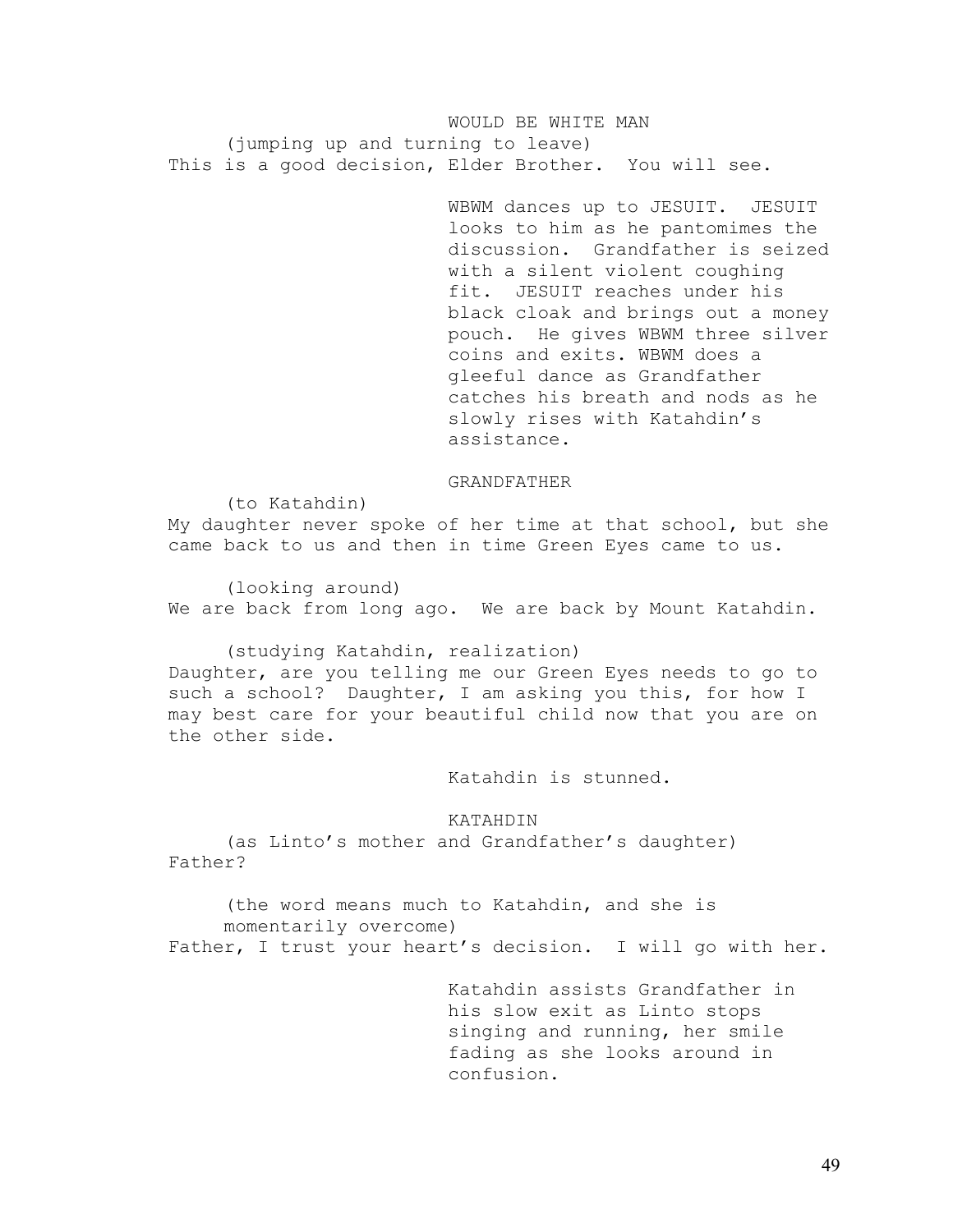WOULD BE WHITE MAN

(jumping up and turning to leave)

This is a good decision, Elder Brother. You will see.

WBWM dances up to JESUIT. JESUIT looks to him as he pantomimes the discussion. Grandfather is seized with a silent violent coughing fit. JESUIT reaches under his black cloak and brings out a money pouch. He gives WBWM three silver coins and exits. WBWM does a gleeful dance as Grandfather catches his breath and nods as he slowly rises with Katahdin's assistance.

GRANDFATHER

(to Katahdin)

My daughter never spoke of her time at that school, but she came back to us and then in time Green Eyes came to us.

(looking around)

We are back from long ago. We are back by Mount Katahdin.

(studying Katahdin, realization)

Daughter, are you telling me our Green Eyes needs to go to such a school? Daughter, I am asking you this, for how I may best care for your beautiful child now that you are on the other side.

Katahdin is stunned.

KATAHDIN

(as Linto's mother and Grandfather's daughter)

Father?

(the word means much to Katahdin, and she is momentarily overcome)

Father, I trust your heart's decision. I will go with her.

Katahdin assists Grandfather in his slow exit as Linto stops singing and running, her smile fading as she looks around in confusion.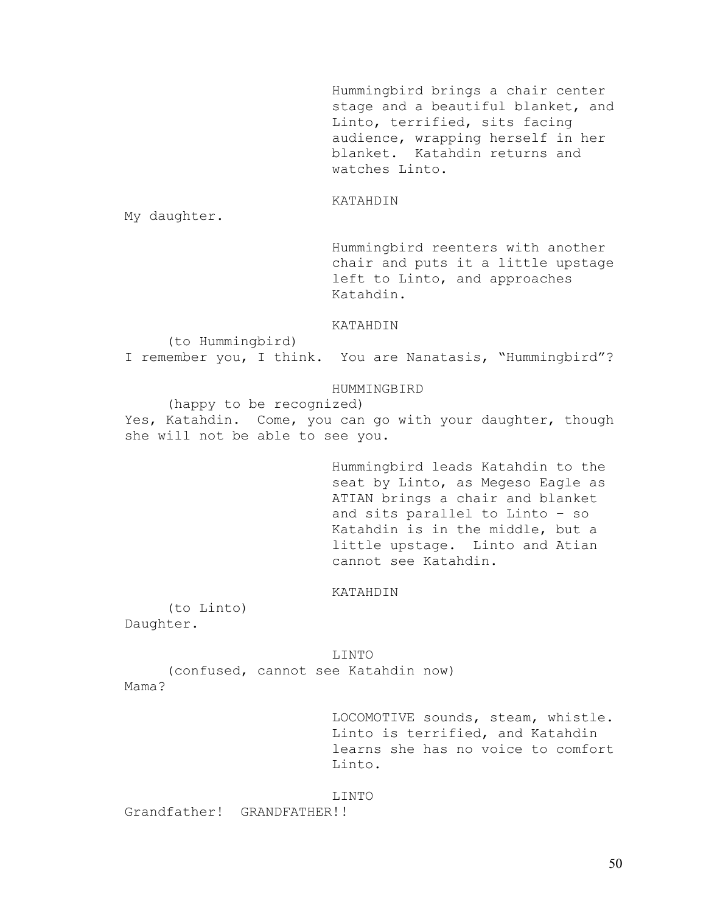Hummingbird brings a chair center stage and a beautiful blanket, and Linto, terrified, sits facing audience, wrapping herself in her blanket. Katahdin returns and watches Linto.

KATAHDIN

My daughter.

Hummingbird reenters with another chair and puts it a little upstage left to Linto, and approaches Katahdin.

KATAHDIN

(to Hummingbird)

I remember you, I think. You are Nanatasis, "Hummingbird"?

HUMMINGBIRD

(happy to be recognized)

Yes, Katahdin. Come, you can go with your daughter, though she will not be able to see you.

Hummingbird leads Katahdin to the seat by Linto, as Megeso Eagle as ATIAN brings a chair and blanket and sits parallel to Linto – so Katahdin is in the middle, but a little upstage. Linto and Atian cannot see Katahdin.

KATAHDIN

(to Linto)

Daughter.

LINTO

(confused, cannot see Katahdin now)

Mama?

LOCOMOTIVE sounds, steam, whistle. Linto is terrified, and Katahdin learns she has no voice to comfort Linto.

LINTO

Grandfather! GRANDFATHER!!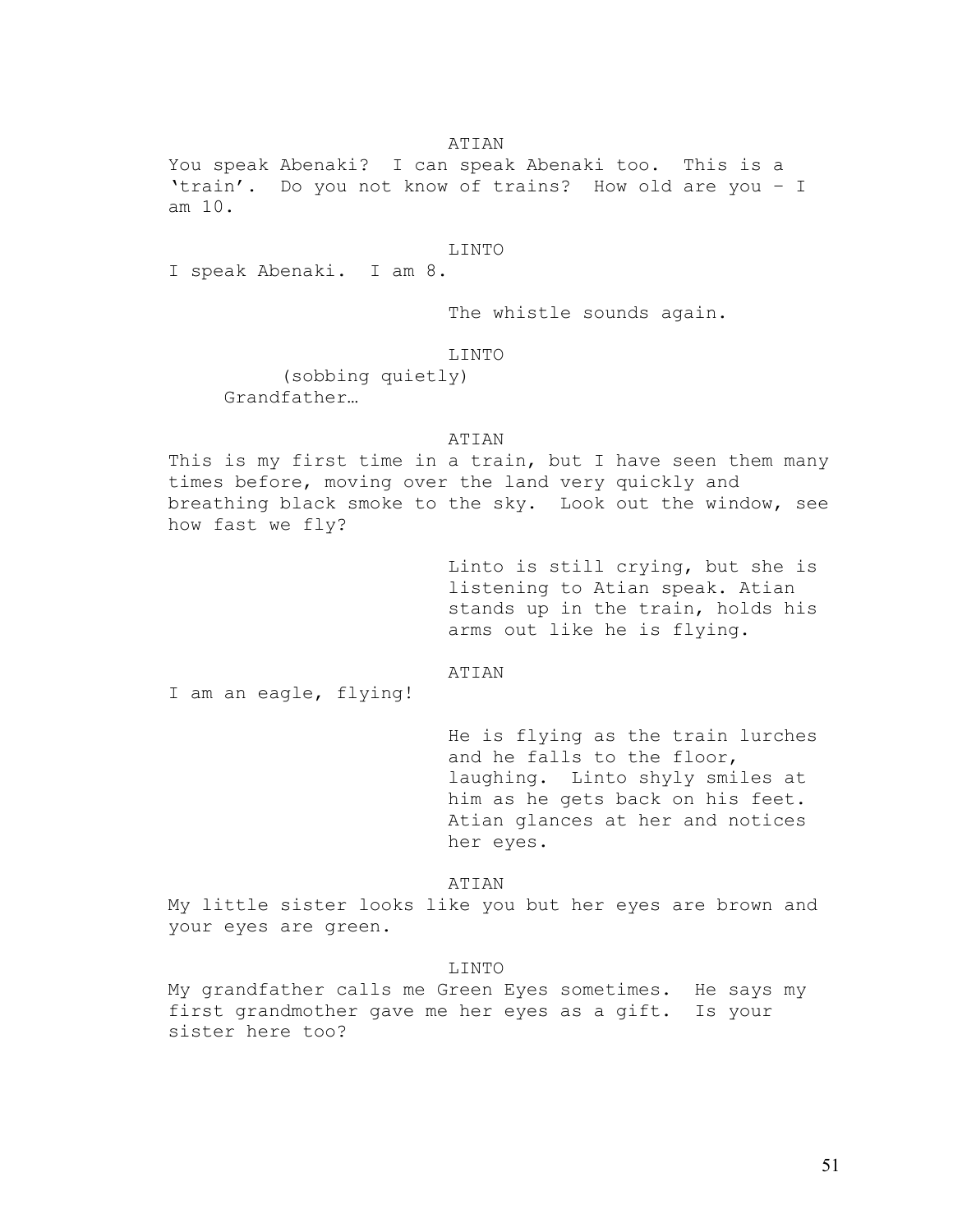ATIAN

You speak Abenaki? I can speak Abenaki too. This is a 'train'. Do you not know of trains? How old are you – I am 10.

LINTO

I speak Abenaki. I am 8.

The whistle sounds again.

LINTO

(sobbing quietly)

Grandfather…

ATIAN

This is my first time in a train, but I have seen them many times before, moving over the land very quickly and breathing black smoke to the sky. Look out the window, see how fast we fly?

Linto is still crying, but she is listening to Atian speak. Atian stands up in the train, holds his arms out like he is flying.

ATIAN

I am an eagle, flying!

He is flying as the train lurches and he falls to the floor, laughing. Linto shyly smiles at him as he gets back on his feet. Atian glances at her and notices her eyes.

ATIAN

My little sister looks like you but her eyes are brown and your eyes are green.

LINTO

My grandfather calls me Green Eyes sometimes. He says my first grandmother gave me her eyes as a gift. Is your sister here too?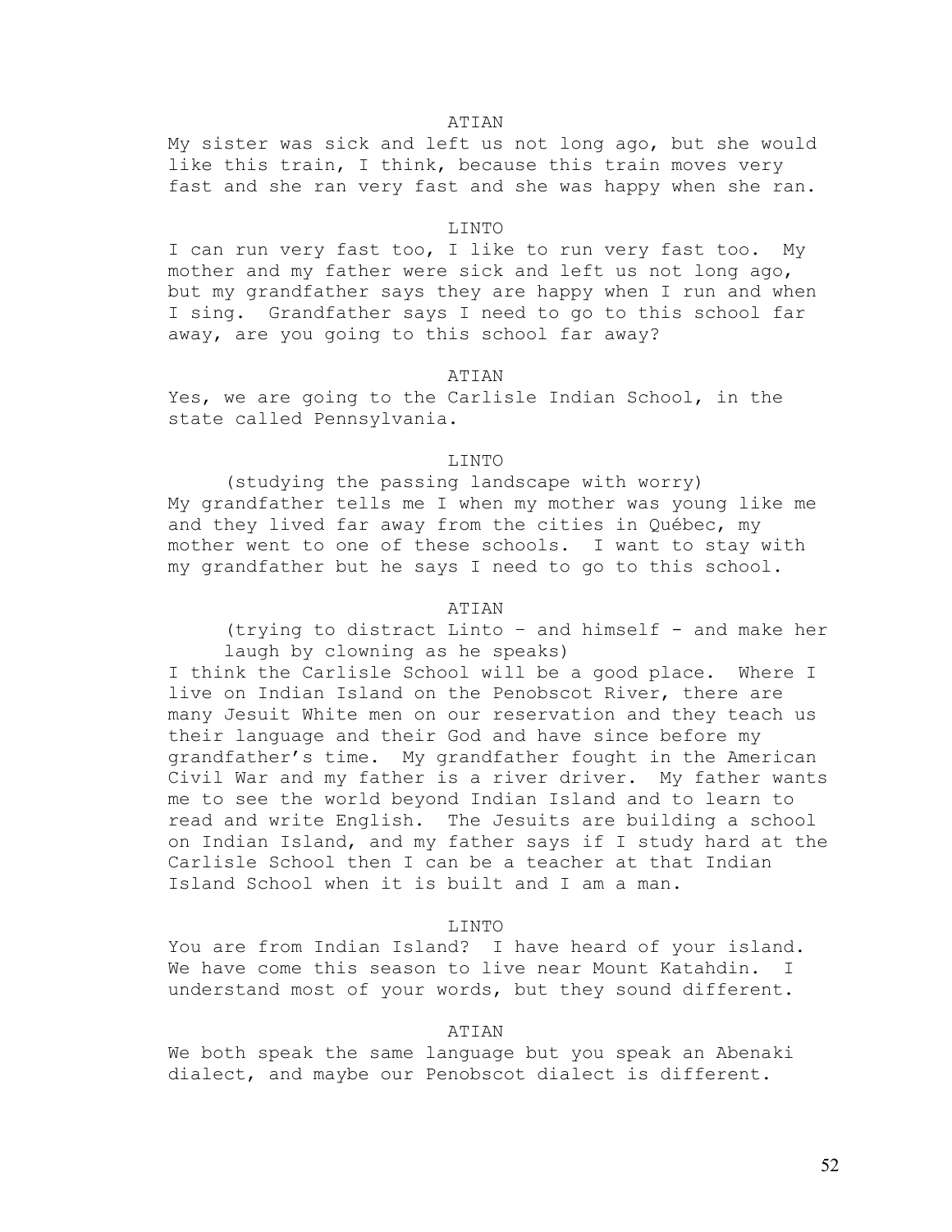ATIAN

My sister was sick and left us not long ago, but she would like this train, I think, because this train moves very fast and she ran very fast and she was happy when she ran.

LINTO

I can run very fast too, I like to run very fast too. My mother and my father were sick and left us not long ago, but my grandfather says they are happy when I run and when I sing. Grandfather says I need to go to this school far away, are you going to this school far away?

ATIAN

Yes, we are going to the Carlisle Indian School, in the state called Pennsylvania.

LINTO

(studying the passing landscape with worry)

My grandfather tells me I when my mother was young like me and they lived far away from the cities in Québec, my mother went to one of these schools. I want to stay with my grandfather but he says I need to go to this school.

ATIAN

(trying to distract Linto – and himself - and make her laugh by clowning as he speaks)

I think the Carlisle School will be a good place. Where I live on Indian Island on the Penobscot River, there are many Jesuit White men on our reservation and they teach us their language and their God and have since before my grandfather's time. My grandfather fought in the American Civil War and my father is a river driver. My father wants me to see the world beyond Indian Island and to learn to read and write English. The Jesuits are building a school on Indian Island, and my father says if I study hard at the Carlisle School then I can be a teacher at that Indian Island School when it is built and I am a man.

LINTO

You are from Indian Island? I have heard of your island. We have come this season to live near Mount Katahdin. I understand most of your words, but they sound different.

ATIAN

We both speak the same language but you speak an Abenaki dialect, and maybe our Penobscot dialect is different.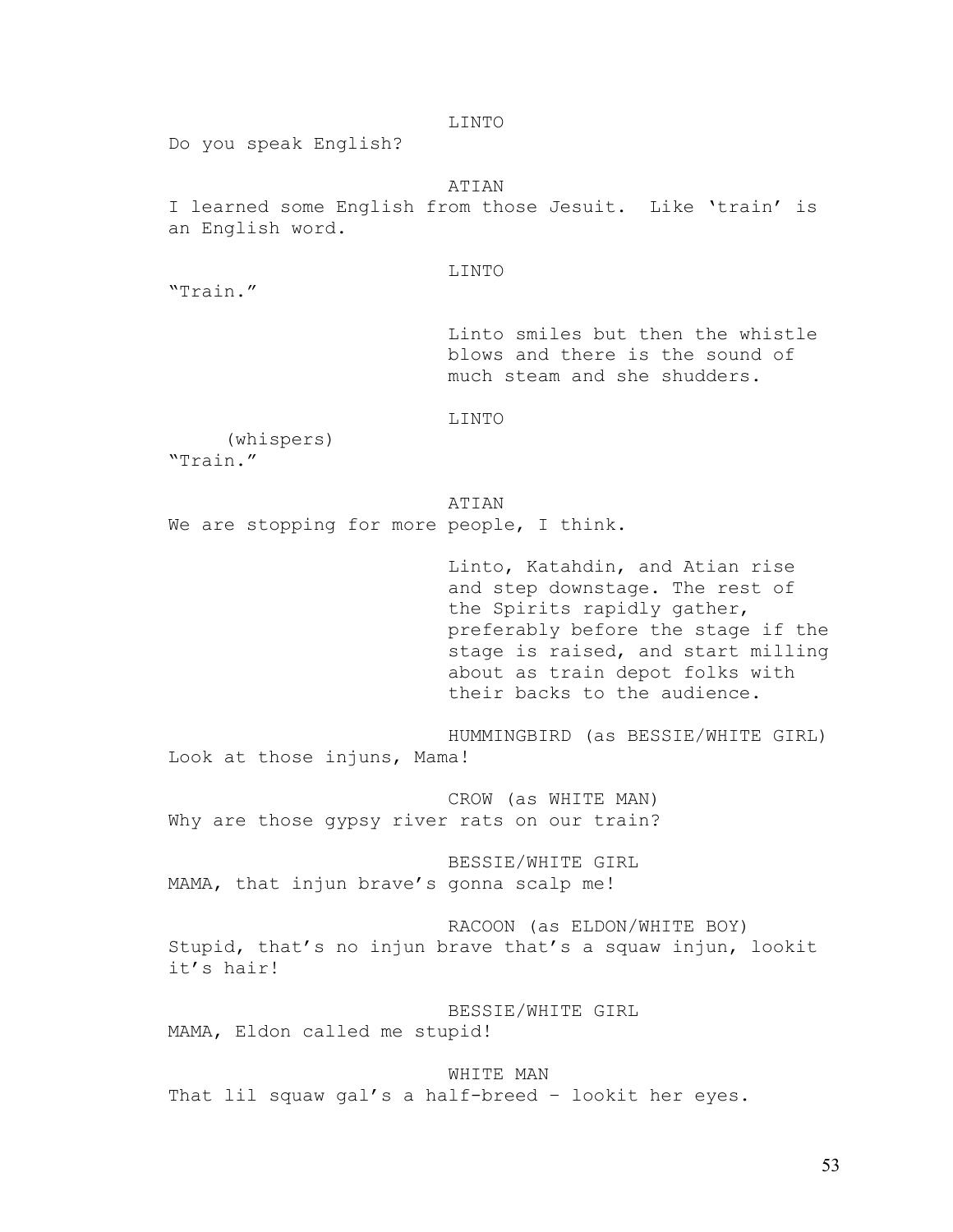LINTO

Do you speak English?

ATIAN

I learned some English from those Jesuit. Like 'train' is an English word.

LINTO

"Train."

Linto smiles but then the whistle blows and there is the sound of much steam and she shudders.

LINTO

(whispers)

"Train."

ATIAN

We are stopping for more people, I think.

Linto, Katahdin, and Atian rise and step downstage. The rest of the Spirits rapidly gather, preferably before the stage if the stage is raised, and start milling about as train depot folks with their backs to the audience.

HUMMINGBIRD (as BESSIE/WHITE GIRL)

Look at those injuns, Mama!

CROW (as WHITE MAN)

Why are those gypsy river rats on our train?

BESSIE/WHITE GIRL

MAMA, that injun brave's gonna scalp me!

RACOON (as ELDON/WHITE BOY)

Stupid, that's no injun brave that's a squaw injun, lookit it's hair!

BESSIE/WHITE GIRL

MAMA, Eldon called me stupid!

WHITE MAN

That lil squaw gal's a half-breed – lookit her eyes.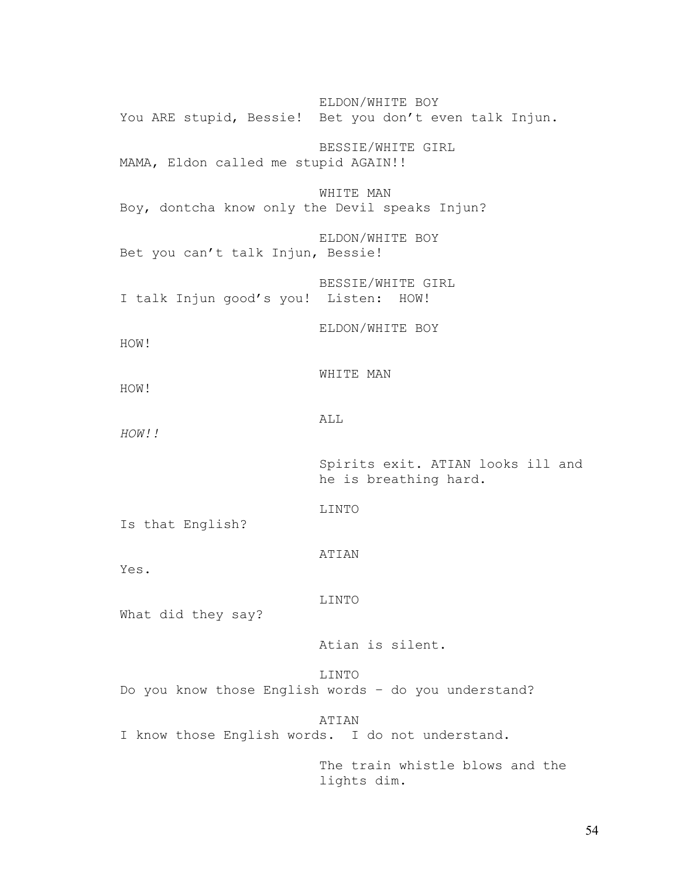ELDON/WHITE BOY
You ARE stupid, Bessie! Bet you don't even talk Injun.

BESSIE/WHITE GIRL
MAMA, Eldon called me stupid AGAIN!!

WHITE MAN
Boy, dontcha know only the Devil speaks Injun?

ELDON/WHITE BOY
Bet you can't talk Injun, Bessie!

BESSIE/WHITE GIRL
I talk Injun good's you! Listen: HOW!

ELDON/WHITE BOY
HOW!

WHITE MAN
HOW!

ALL
*HOW!!*

Spirits exit. ATIAN looks ill and he is breathing hard.

LINTO
Is that English?

ATIAN
Yes.

LINTO
What did they say?

Atian is silent.

LINTO
Do you know those English words – do you understand?

ATIAN
I know those English words. I do not understand.

The train whistle blows and the lights dim.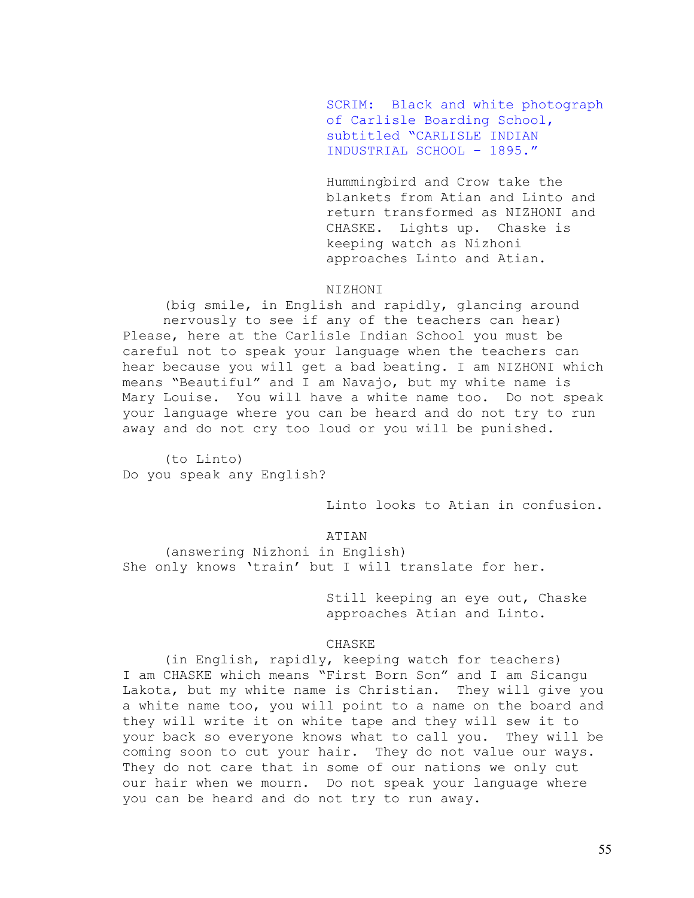SCRIM: Black and white photograph of Carlisle Boarding School, subtitled "CARLISLE INDIAN INDUSTRIAL SCHOOL - 1895."

Hummingbird and Crow take the blankets from Atian and Linto and return transformed as NIZHONI and CHASKE. Lights up. Chaske is keeping watch as Nizhoni approaches Linto and Atian.

NIZHONI

(big smile, in English and rapidly, glancing around nervously to see if any of the teachers can hear)

Please, here at the Carlisle Indian School you must be careful not to speak your language when the teachers can hear because you will get a bad beating. I am NIZHONI which means "Beautiful" and I am Navajo, but my white name is Mary Louise. You will have a white name too. Do not speak your language where you can be heard and do not try to run away and do not cry too loud or you will be punished.

(to Linto)

Do you speak any English?

Linto looks to Atian in confusion.

ATIAN

(answering Nizhoni in English)

She only knows 'train' but I will translate for her.

Still keeping an eye out, Chaske approaches Atian and Linto.

CHASKE

(in English, rapidly, keeping watch for teachers)

I am CHASKE which means "First Born Son" and I am Sicangu Lakota, but my white name is Christian. They will give you a white name too, you will point to a name on the board and they will write it on white tape and they will sew it to your back so everyone knows what to call you. They will be coming soon to cut your hair. They do not value our ways. They do not care that in some of our nations we only cut our hair when we mourn. Do not speak your language where you can be heard and do not try to run away.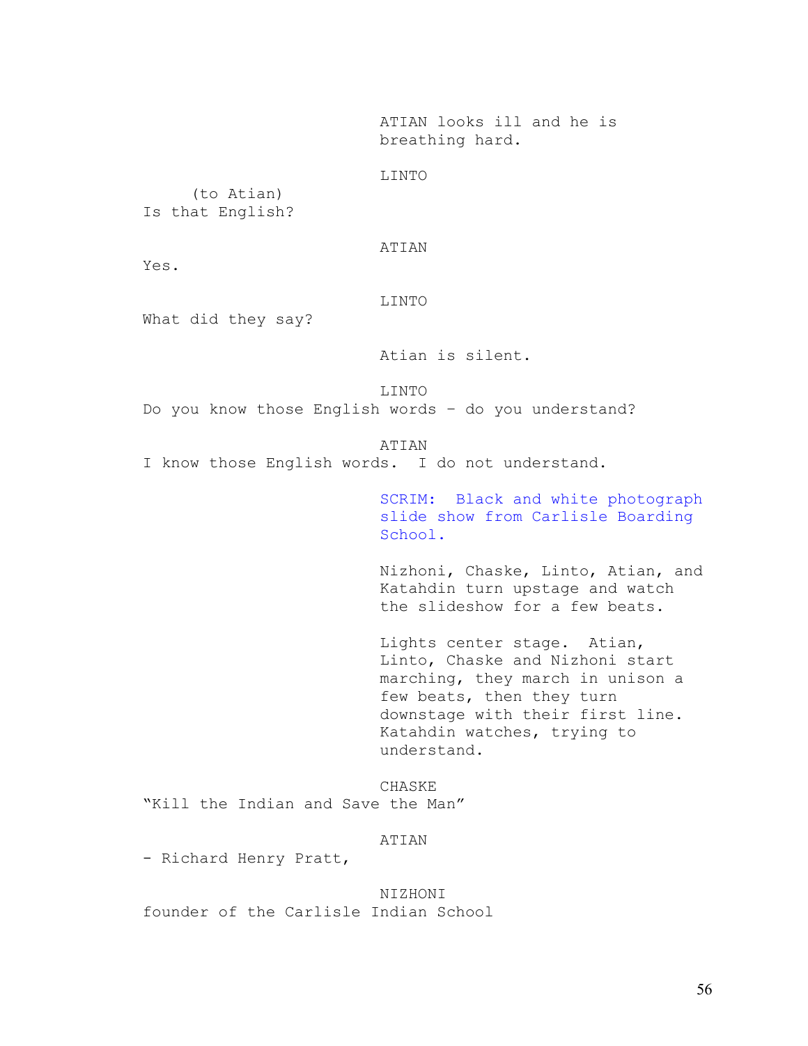ATIAN looks ill and he is breathing hard.

LINTO

(to Atian)
Is that English?

ATIAN

Yes.

LINTO

What did they say?

Atian is silent.

LINTO

Do you know those English words – do you understand?

ATIAN

I know those English words.  I do not understand.

SCRIM:  Black and white photograph slide show from Carlisle Boarding School.

Nizhoni, Chaske, Linto, Atian, and Katahdin turn upstage and watch the slideshow for a few beats.

Lights center stage.  Atian, Linto, Chaske and Nizhoni start marching, they march in unison a few beats, then they turn downstage with their first line. Katahdin watches, trying to understand.

CHASKE

“Kill the Indian and Save the Man”

ATIAN

- Richard Henry Pratt,

NIZHONI

founder of the Carlisle Indian School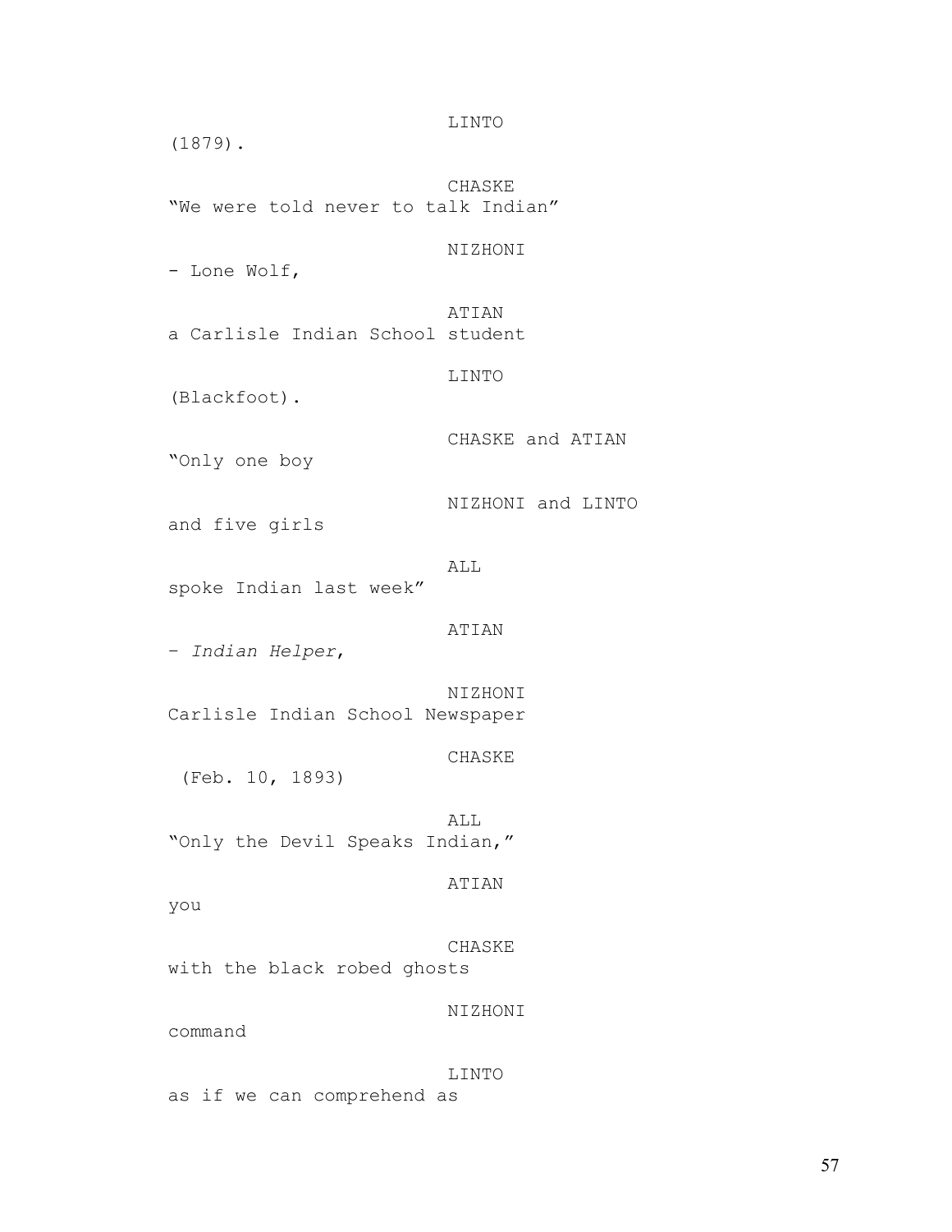LINTO

(1879).

CHASKE

"We were told never to talk Indian"

NIZHONI

- Lone Wolf,

ATIAN

a Carlisle Indian School student

LINTO

(Blackfoot).

CHASKE and ATIAN

"Only one boy

NIZHONI and LINTO

and five girls

ALL

spoke Indian last week"

ATIAN

– *Indian Helper*,

NIZHONI

Carlisle Indian School Newspaper

CHASKE

(Feb. 10, 1893)

ALL

"Only the Devil Speaks Indian,"

ATIAN

you

CHASKE

with the black robed ghosts

NIZHONI

command

LINTO

as if we can comprehend as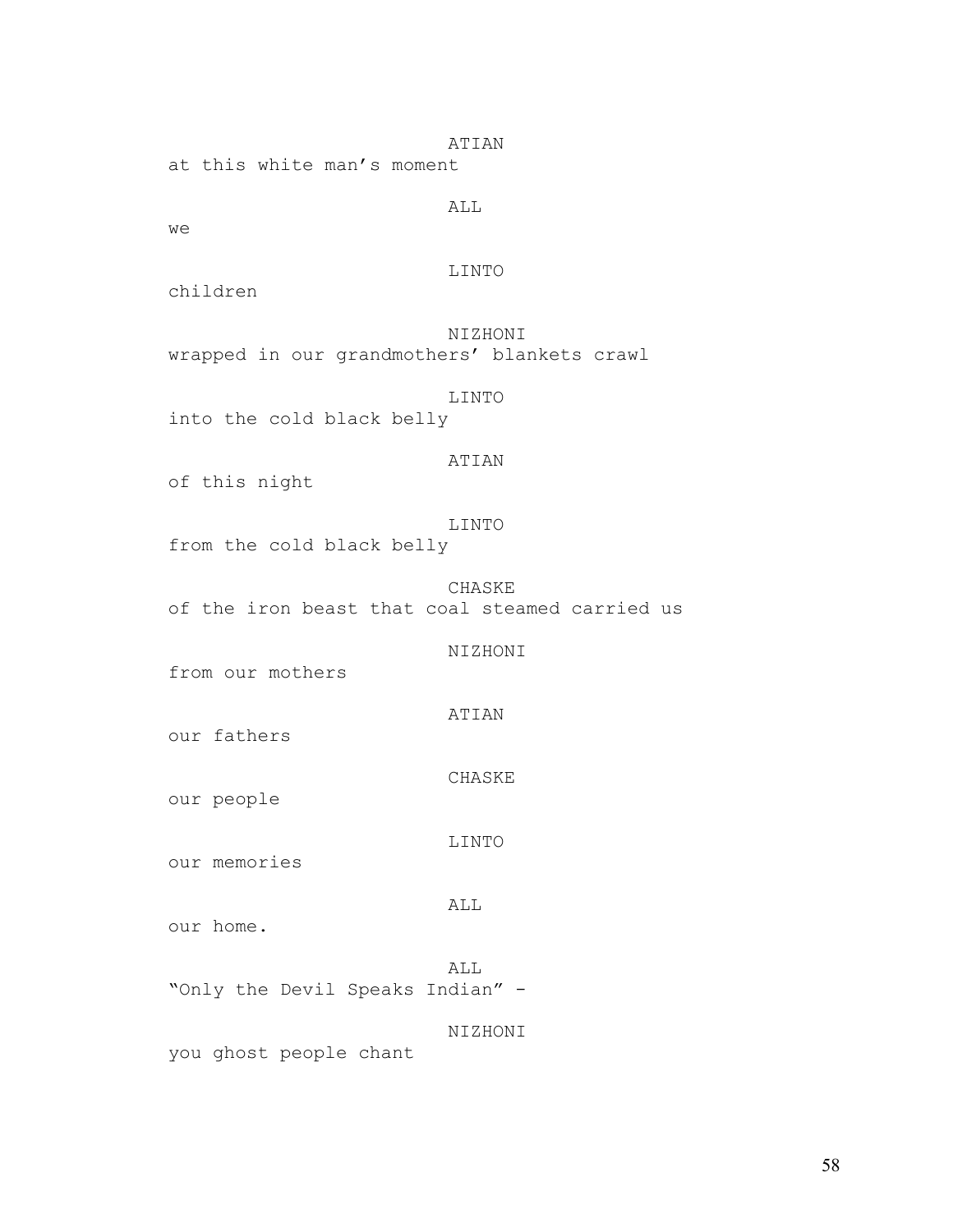ATIAN

at this white man's moment

ALL

we

LINTO

children

NIZHONI

wrapped in our grandmothers' blankets crawl

LINTO

into the cold black belly

ATIAN

of this night

LINTO

from the cold black belly

CHASKE

of the iron beast that coal steamed carried us

NIZHONI

from our mothers

ATIAN

our fathers

CHASKE

our people

LINTO

our memories

ALL

our home.

ALL

"Only the Devil Speaks Indian" -

NIZHONI

you ghost people chant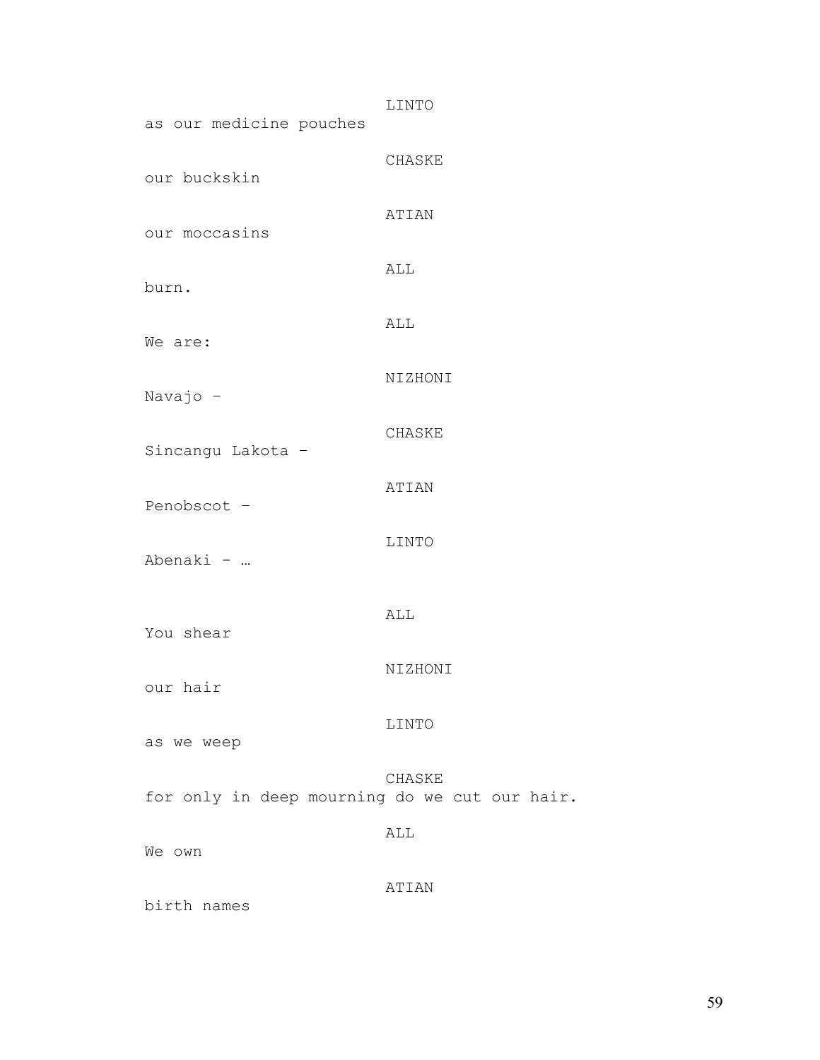LINTO

as our medicine pouches

CHASKE

our buckskin

ATIAN

our moccasins

ALL

burn.

ALL

We are:

NIZHONI

Navajo –

CHASKE

Sincangu Lakota –

ATIAN

Penobscot –

LINTO

Abenaki - …

ALL

You shear

NIZHONI

our hair

LINTO

as we weep

CHASKE

for only in deep mourning do we cut our hair.

ALL

We own

ATIAN

birth names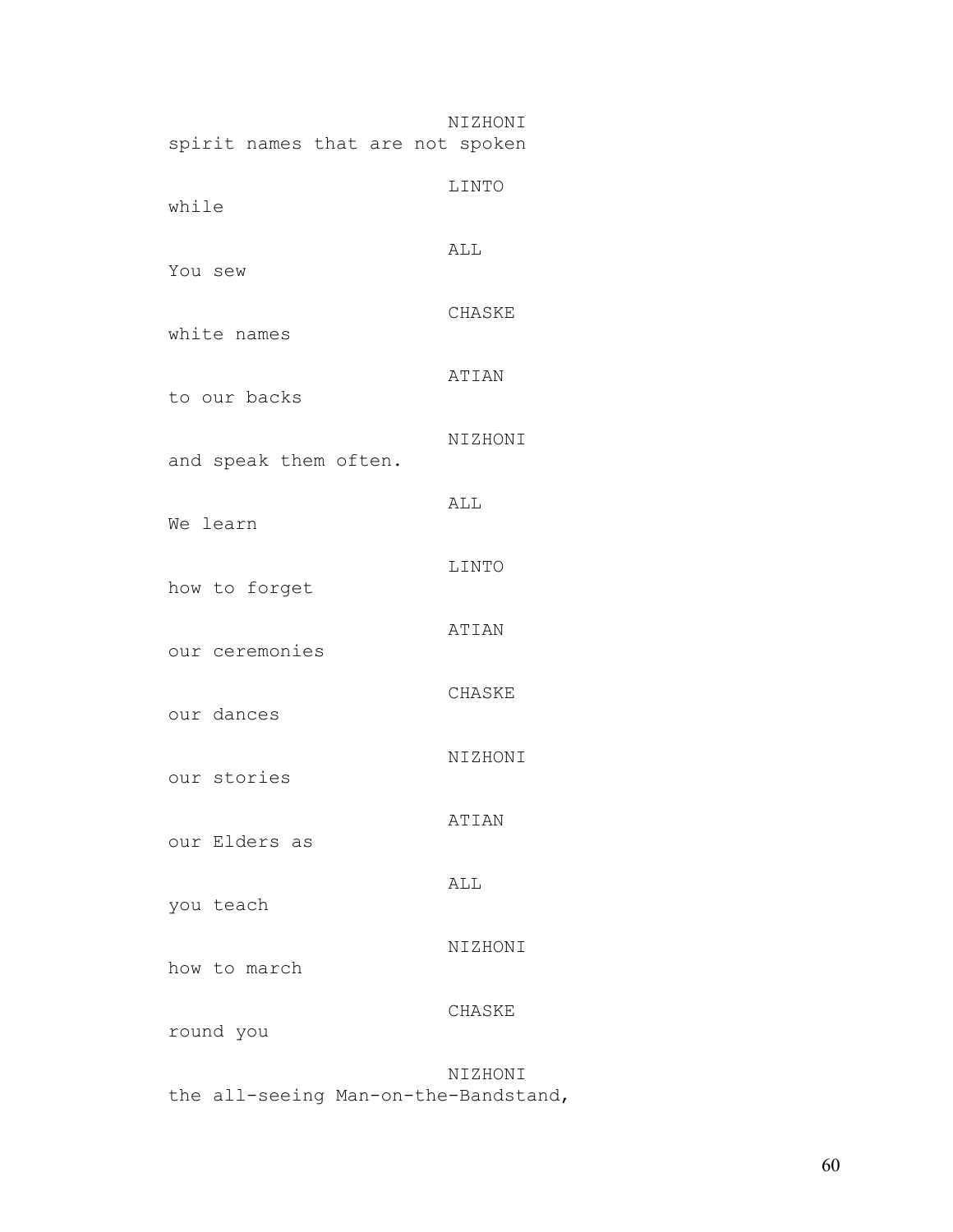NIZHONI
spirit names that are not spoken

LINTO
while

ALL
You sew

CHASKE
white names

ATIAN
to our backs

NIZHONI
and speak them often.

ALL
We learn

LINTO
how to forget

ATIAN
our ceremonies

CHASKE
our dances

NIZHONI
our stories

ATIAN
our Elders as

ALL
you teach

NIZHONI
how to march

CHASKE
round you

NIZHONI
the all-seeing Man-on-the-Bandstand,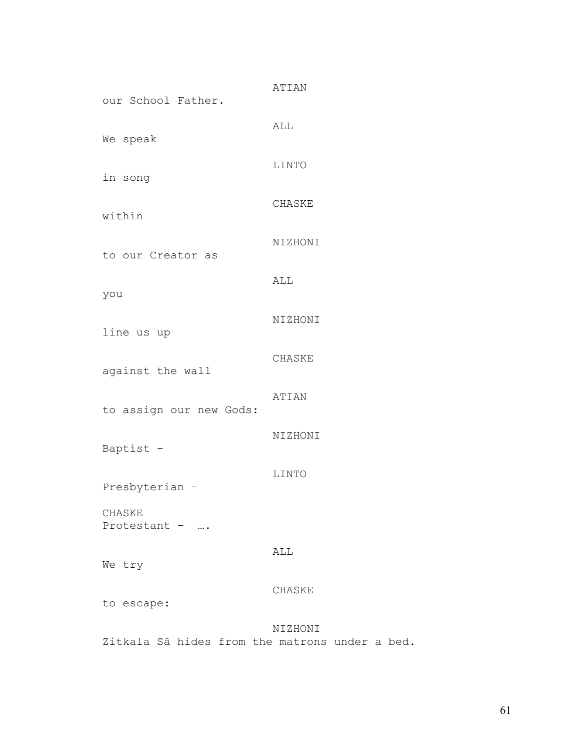ATIAN

our School Father.

ALL

We speak

LINTO

in song

CHASKE

within

NIZHONI

to our Creator as

ALL

you

NIZHONI

line us up

CHASKE

against the wall

ATIAN

to assign our new Gods:

NIZHONI

Baptist –

LINTO

Presbyterian –

CHASKE

Protestant – ….

ALL

We try

CHASKE

to escape:

NIZHONI

Zitkala Sâ hides from the matrons under a bed.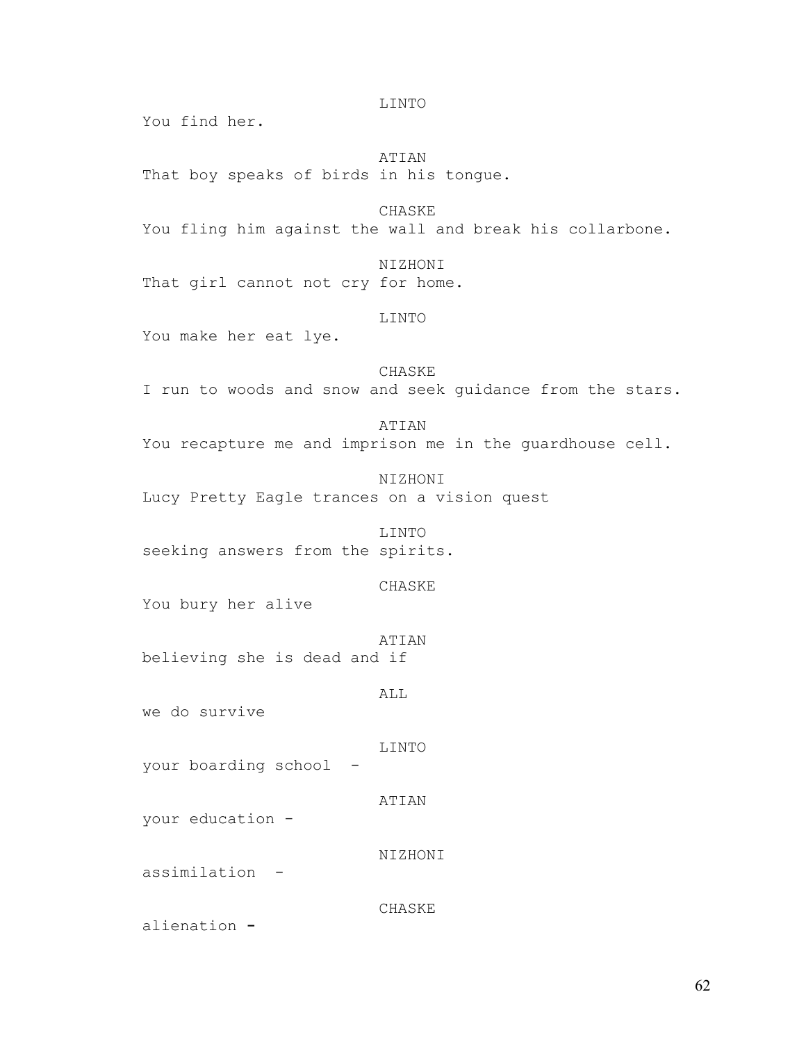LINTO

You find her.

ATIAN

That boy speaks of birds in his tongue.

CHASKE

You fling him against the wall and break his collarbone.

NIZHONI

That girl cannot not cry for home.

LINTO

You make her eat lye.

CHASKE

I run to woods and snow and seek guidance from the stars.

ATIAN

You recapture me and imprison me in the guardhouse cell.

NIZHONI

Lucy Pretty Eagle trances on a vision quest

LINTO

seeking answers from the spirits.

CHASKE

You bury her alive

ATIAN

believing she is dead and if

ALL

we do survive

LINTO

your boarding school -

ATIAN

your education -

NIZHONI

assimilation -

CHASKE

alienation -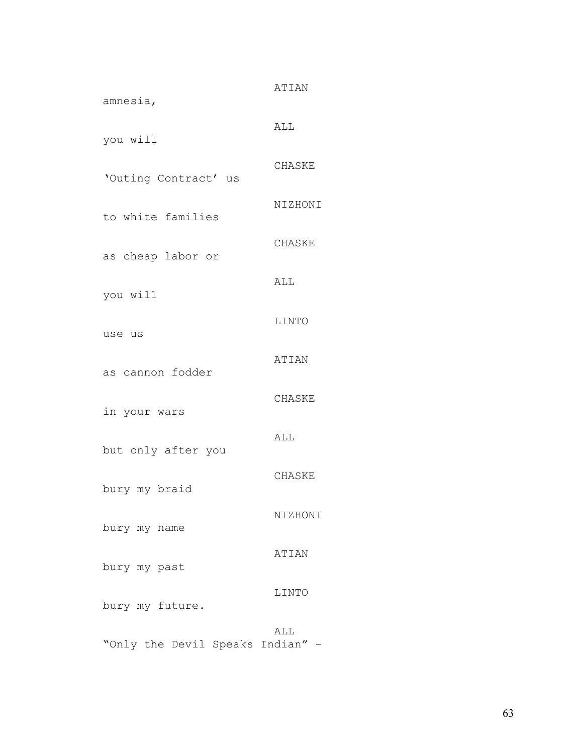ATIAN

amnesia,

ALL

you will

CHASKE

'Outing Contract' us

NIZHONI

to white families

CHASKE

as cheap labor or

ALL

you will

LINTO

use us

ATIAN

as cannon fodder

CHASKE

in your wars

ALL

but only after you

CHASKE

bury my braid

NIZHONI

bury my name

ATIAN

bury my past

LINTO

bury my future.

ALL

"Only the Devil Speaks Indian" -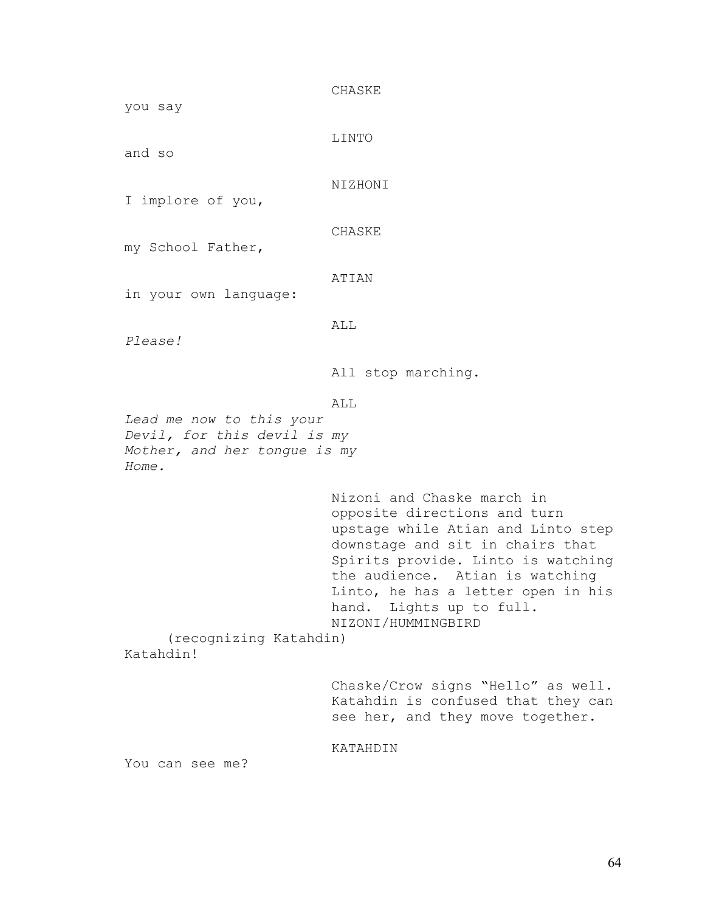CHASKE

you say

LINTO

and so

NIZHONI

I implore of you,

CHASKE

my School Father,

ATIAN

in your own language:

ALL

*Please!*

All stop marching.

ALL

*Lead me now to this your Devil, for this devil is my Mother, and her tongue is my Home.*

Nizoni and Chaske march in opposite directions and turn upstage while Atian and Linto step downstage and sit in chairs that Spirits provide. Linto is watching the audience. Atian is watching Linto, he has a letter open in his hand. Lights up to full.

NIZONI/HUMMINGBIRD

(recognizing Katahdin)

Katahdin!

Chaske/Crow signs "Hello" as well. Katahdin is confused that they can see her, and they move together.

KATAHDIN

You can see me?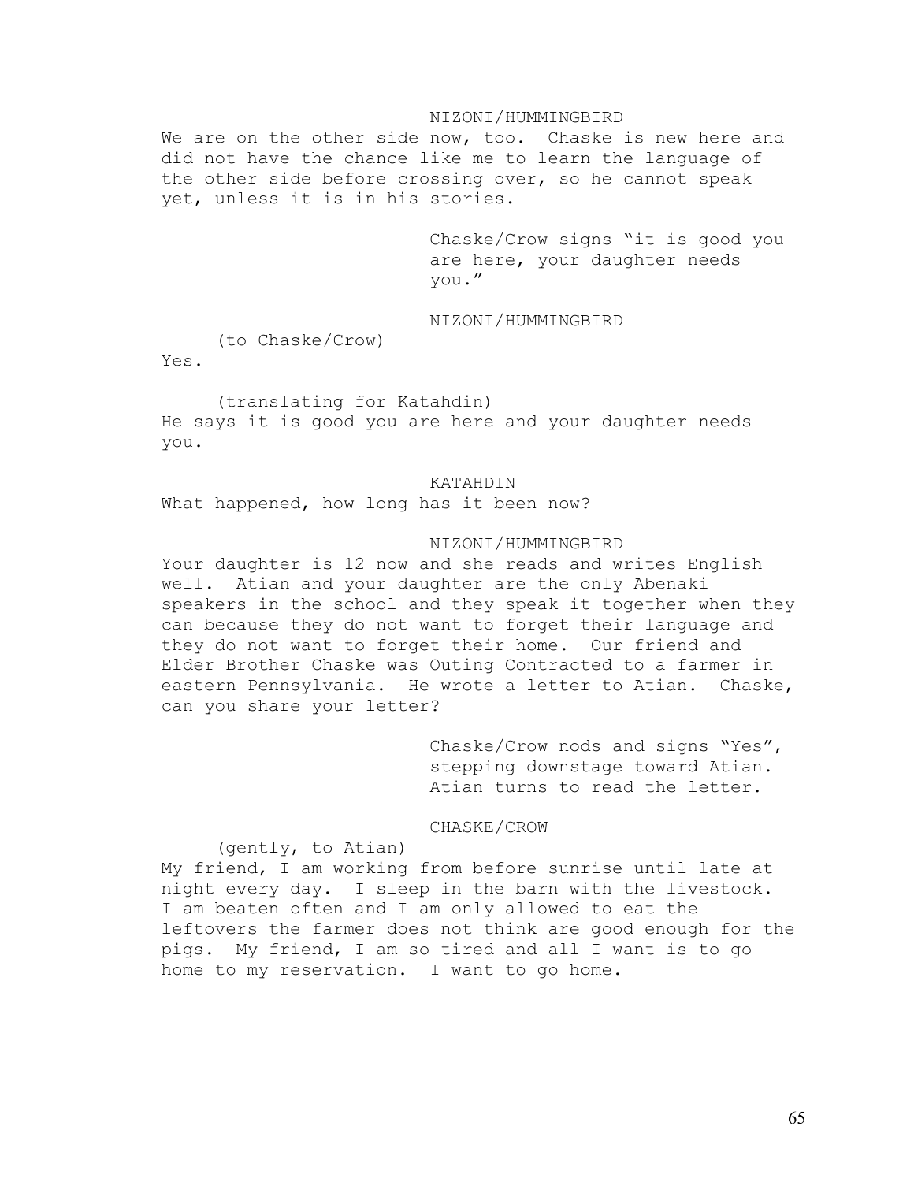NIZONI/HUMMINGBIRD

We are on the other side now, too. Chaske is new here and did not have the chance like me to learn the language of the other side before crossing over, so he cannot speak yet, unless it is in his stories.

Chaske/Crow signs “it is good you are here, your daughter needs you.”

NIZONI/HUMMINGBIRD

(to Chaske/Crow)

Yes.

(translating for Katahdin)

He says it is good you are here and your daughter needs you.

KATAHDIN

What happened, how long has it been now?

NIZONI/HUMMINGBIRD

Your daughter is 12 now and she reads and writes English well. Atian and your daughter are the only Abenaki speakers in the school and they speak it together when they can because they do not want to forget their language and they do not want to forget their home. Our friend and Elder Brother Chaske was Outing Contracted to a farmer in eastern Pennsylvania. He wrote a letter to Atian. Chaske, can you share your letter?

Chaske/Crow nods and signs “Yes”, stepping downstage toward Atian. Atian turns to read the letter.

CHASKE/CROW

(gently, to Atian)

My friend, I am working from before sunrise until late at night every day. I sleep in the barn with the livestock. I am beaten often and I am only allowed to eat the leftovers the farmer does not think are good enough for the pigs. My friend, I am so tired and all I want is to go home to my reservation. I want to go home.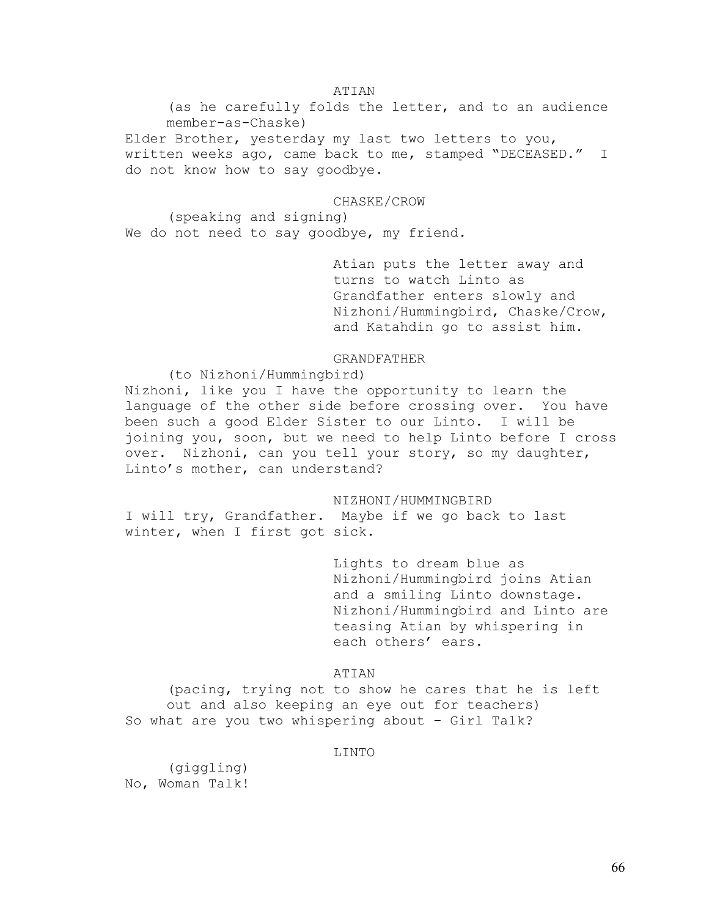ATIAN

(as he carefully folds the letter, and to an audience member-as-Chaske)

Elder Brother, yesterday my last two letters to you, written weeks ago, came back to me, stamped "DECEASED." I do not know how to say goodbye.

CHASKE/CROW

(speaking and signing)

We do not need to say goodbye, my friend.

Atian puts the letter away and turns to watch Linto as Grandfather enters slowly and Nizhoni/Hummingbird, Chaske/Crow, and Katahdin go to assist him.

GRANDFATHER

(to Nizhoni/Hummingbird)

Nizhoni, like you I have the opportunity to learn the language of the other side before crossing over. You have been such a good Elder Sister to our Linto. I will be joining you, soon, but we need to help Linto before I cross over. Nizhoni, can you tell your story, so my daughter, Linto's mother, can understand?

NIZHONI/HUMMINGBIRD

I will try, Grandfather. Maybe if we go back to last winter, when I first got sick.

Lights to dream blue as Nizhoni/Hummingbird joins Atian and a smiling Linto downstage. Nizhoni/Hummingbird and Linto are teasing Atian by whispering in each others' ears.

ATIAN

(pacing, trying not to show he cares that he is left out and also keeping an eye out for teachers)

So what are you two whispering about – Girl Talk?

LINTO

(giggling)

No, Woman Talk!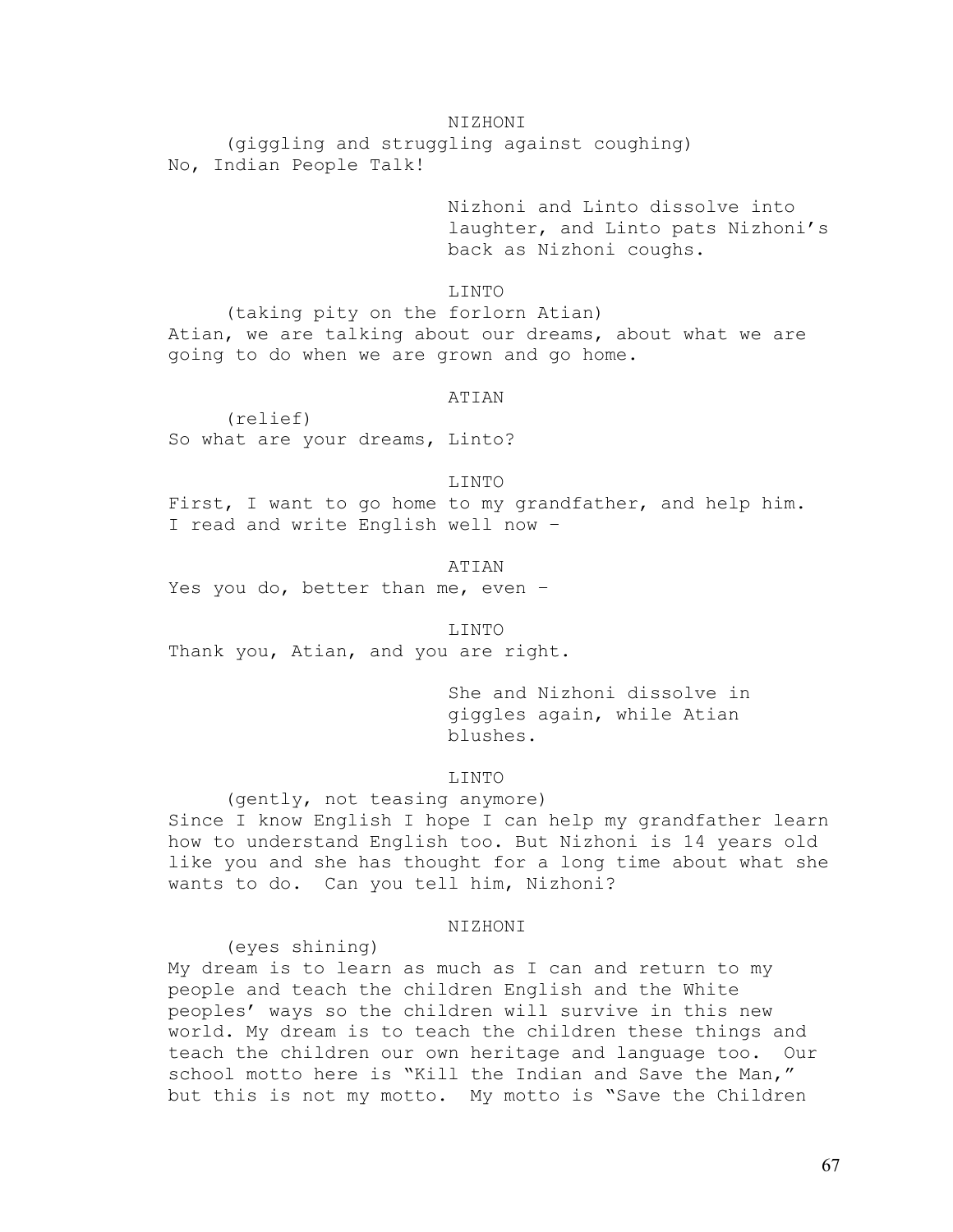NIZHONI

(giggling and struggling against coughing)

No, Indian People Talk!

Nizhoni and Linto dissolve into laughter, and Linto pats Nizhoni's back as Nizhoni coughs.

LINTO

(taking pity on the forlorn Atian)

Atian, we are talking about our dreams, about what we are going to do when we are grown and go home.

ATIAN

(relief)

So what are your dreams, Linto?

LINTO

First, I want to go home to my grandfather, and help him. I read and write English well now –

ATIAN

Yes you do, better than me, even –

LINTO

Thank you, Atian, and you are right.

She and Nizhoni dissolve in giggles again, while Atian blushes.

LINTO

(gently, not teasing anymore)

Since I know English I hope I can help my grandfather learn how to understand English too. But Nizhoni is 14 years old like you and she has thought for a long time about what she wants to do. Can you tell him, Nizhoni?

NIZHONI

(eyes shining)

My dream is to learn as much as I can and return to my people and teach the children English and the White peoples' ways so the children will survive in this new world. My dream is to teach the children these things and teach the children our own heritage and language too. Our school motto here is "Kill the Indian and Save the Man," but this is not my motto. My motto is "Save the Children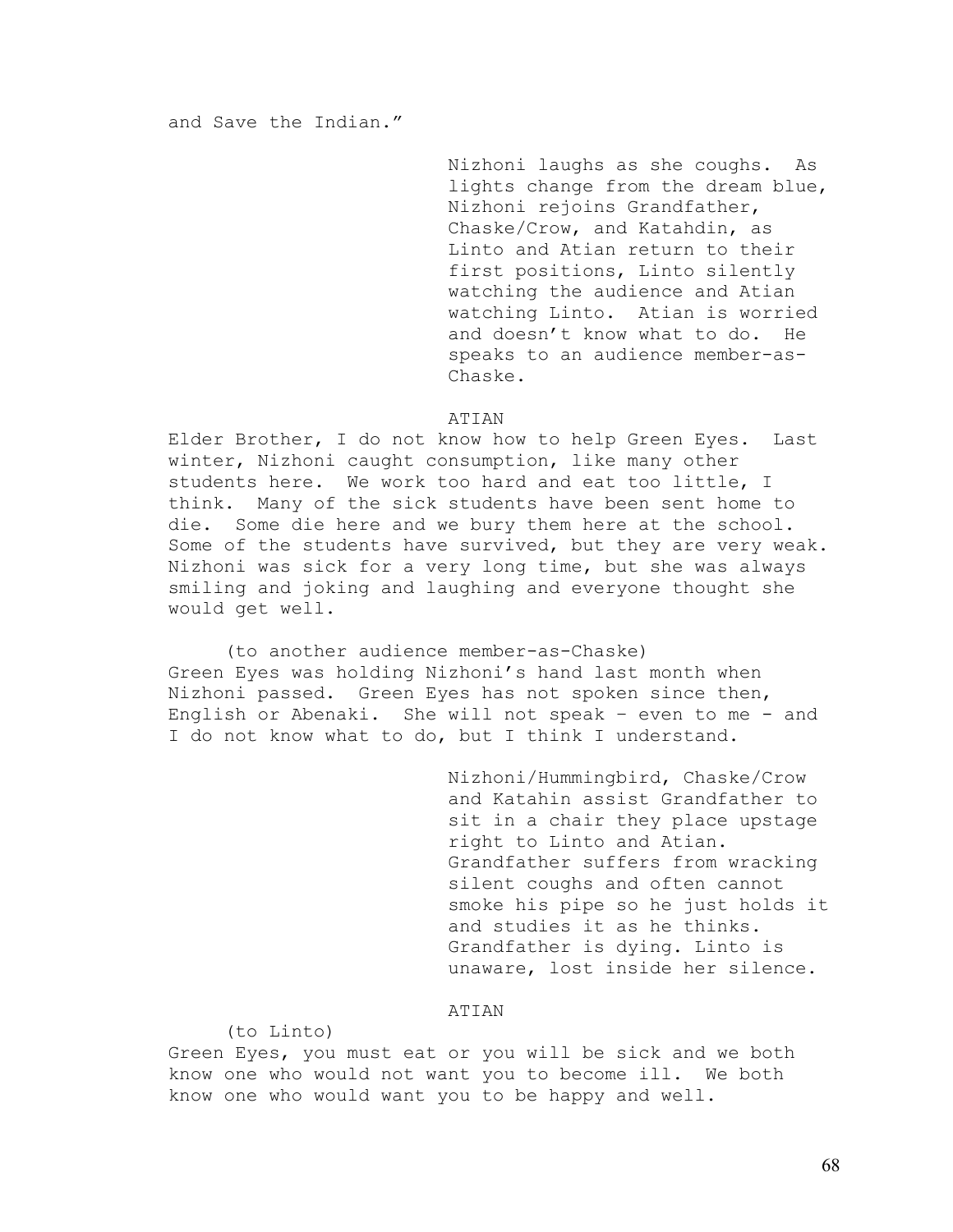and Save the Indian."

Nizhoni laughs as she coughs. As lights change from the dream blue, Nizhoni rejoins Grandfather, Chaske/Crow, and Katahdin, as Linto and Atian return to their first positions, Linto silently watching the audience and Atian watching Linto. Atian is worried and doesn't know what to do. He speaks to an audience member-as-Chaske.

ATIAN

Elder Brother, I do not know how to help Green Eyes. Last winter, Nizhoni caught consumption, like many other students here. We work too hard and eat too little, I think. Many of the sick students have been sent home to die. Some die here and we bury them here at the school. Some of the students have survived, but they are very weak. Nizhoni was sick for a very long time, but she was always smiling and joking and laughing and everyone thought she would get well.

(to another audience member-as-Chaske)

Green Eyes was holding Nizhoni's hand last month when Nizhoni passed. Green Eyes has not spoken since then, English or Abenaki. She will not speak – even to me - and I do not know what to do, but I think I understand.

Nizhoni/Hummingbird, Chaske/Crow and Katahin assist Grandfather to sit in a chair they place upstage right to Linto and Atian. Grandfather suffers from wracking silent coughs and often cannot smoke his pipe so he just holds it and studies it as he thinks. Grandfather is dying. Linto is unaware, lost inside her silence.

ATIAN

(to Linto)

Green Eyes, you must eat or you will be sick and we both know one who would not want you to become ill. We both know one who would want you to be happy and well.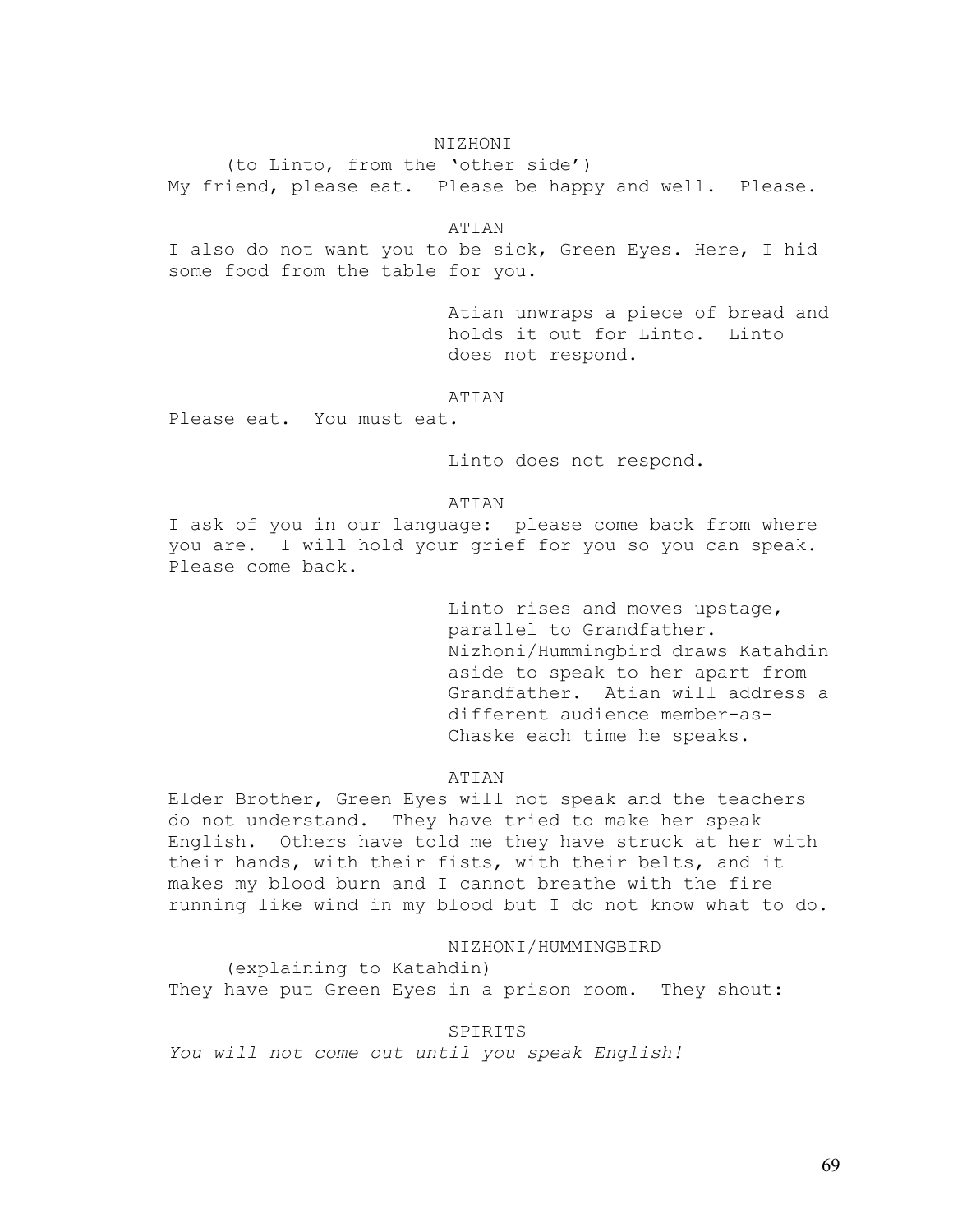NIZHONI

(to Linto, from the 'other side')

My friend, please eat. Please be happy and well. Please.

ATIAN

I also do not want you to be sick, Green Eyes. Here, I hid some food from the table for you.

Atian unwraps a piece of bread and holds it out for Linto. Linto does not respond.

ATIAN

Please eat. You must eat.

Linto does not respond.

ATIAN

I ask of you in our language: please come back from where you are. I will hold your grief for you so you can speak. Please come back.

Linto rises and moves upstage, parallel to Grandfather. Nizhoni/Hummingbird draws Katahdin aside to speak to her apart from Grandfather. Atian will address a different audience member-as-Chaske each time he speaks.

ATIAN

Elder Brother, Green Eyes will not speak and the teachers do not understand. They have tried to make her speak English. Others have told me they have struck at her with their hands, with their fists, with their belts, and it makes my blood burn and I cannot breathe with the fire running like wind in my blood but I do not know what to do.

NIZHONI/HUMMINGBIRD

(explaining to Katahdin)

They have put Green Eyes in a prison room. They shout:

SPIRITS

*You will not come out until you speak English!*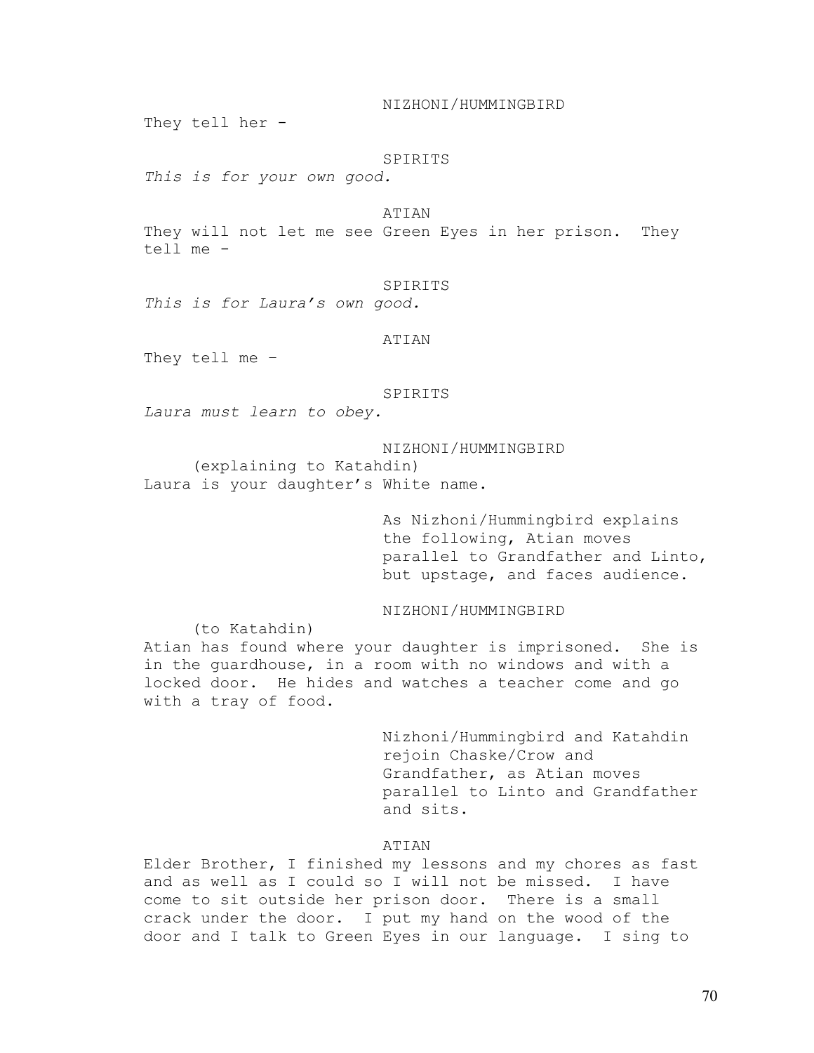NIZHONI/HUMMINGBIRD

They tell her -

SPIRITS

*This is for your own good.*

ATIAN

They will not let me see Green Eyes in her prison. They tell me -

SPIRITS

*This is for Laura's own good.*

ATIAN

They tell me –

SPIRITS

*Laura must learn to obey.*

NIZHONI/HUMMINGBIRD

(explaining to Katahdin)

Laura is your daughter's White name.

As Nizhoni/Hummingbird explains the following, Atian moves parallel to Grandfather and Linto, but upstage, and faces audience.

NIZHONI/HUMMINGBIRD

(to Katahdin)

Atian has found where your daughter is imprisoned. She is in the guardhouse, in a room with no windows and with a locked door. He hides and watches a teacher come and go with a tray of food.

Nizhoni/Hummingbird and Katahdin rejoin Chaske/Crow and Grandfather, as Atian moves parallel to Linto and Grandfather and sits.

ATIAN

Elder Brother, I finished my lessons and my chores as fast and as well as I could so I will not be missed. I have come to sit outside her prison door. There is a small crack under the door. I put my hand on the wood of the door and I talk to Green Eyes in our language. I sing to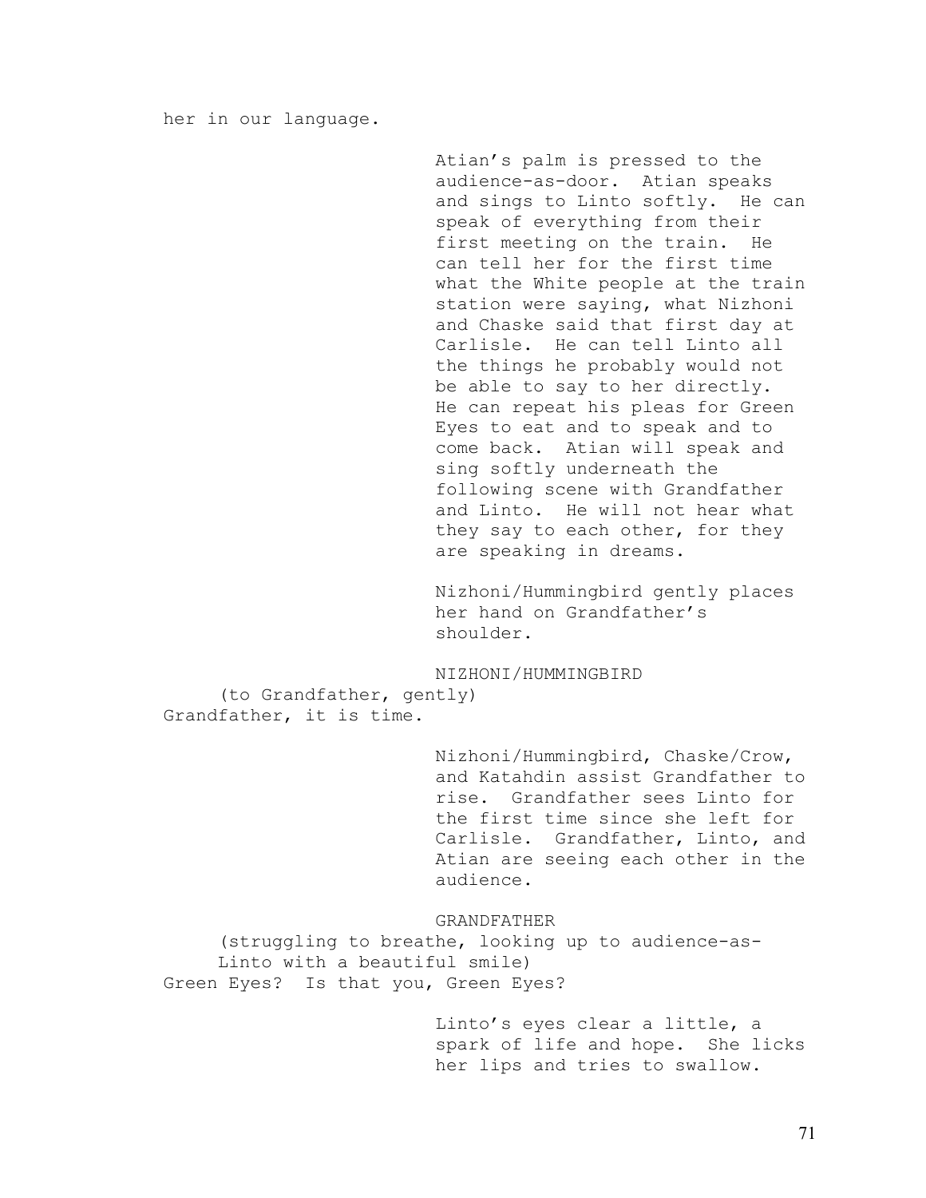her in our language.

Atian's palm is pressed to the audience-as-door. Atian speaks and sings to Linto softly. He can speak of everything from their first meeting on the train. He can tell her for the first time what the White people at the train station were saying, what Nizhoni and Chaske said that first day at Carlisle. He can tell Linto all the things he probably would not be able to say to her directly. He can repeat his pleas for Green Eyes to eat and to speak and to come back. Atian will speak and sing softly underneath the following scene with Grandfather and Linto. He will not hear what they say to each other, for they are speaking in dreams.

Nizhoni/Hummingbird gently places her hand on Grandfather's shoulder.

NIZHONI/HUMMINGBIRD

(to Grandfather, gently)

Grandfather, it is time.

Nizhoni/Hummingbird, Chaske/Crow, and Katahdin assist Grandfather to rise. Grandfather sees Linto for the first time since she left for Carlisle. Grandfather, Linto, and Atian are seeing each other in the audience.

GRANDFATHER

(struggling to breathe, looking up to audience-as-Linto with a beautiful smile)

Green Eyes? Is that you, Green Eyes?

Linto's eyes clear a little, a spark of life and hope. She licks her lips and tries to swallow.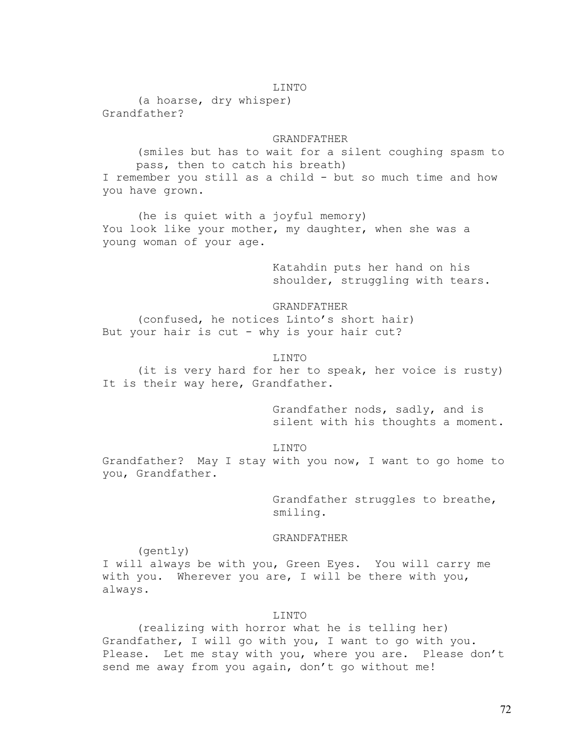LINTO

(a hoarse, dry whisper)

Grandfather?

GRANDFATHER

(smiles but has to wait for a silent coughing spasm to pass, then to catch his breath)

I remember you still as a child - but so much time and how you have grown.

(he is quiet with a joyful memory)

You look like your mother, my daughter, when she was a young woman of your age.

Katahdin puts her hand on his shoulder, struggling with tears.

GRANDFATHER

(confused, he notices Linto's short hair)

But your hair is cut - why is your hair cut?

LINTO

(it is very hard for her to speak, her voice is rusty)

It is their way here, Grandfather.

Grandfather nods, sadly, and is silent with his thoughts a moment.

LINTO

Grandfather? May I stay with you now, I want to go home to you, Grandfather.

Grandfather struggles to breathe, smiling.

GRANDFATHER

(gently)

I will always be with you, Green Eyes. You will carry me with you. Wherever you are, I will be there with you, always.

LINTO

(realizing with horror what he is telling her)

Grandfather, I will go with you, I want to go with you. Please. Let me stay with you, where you are. Please don't send me away from you again, don't go without me!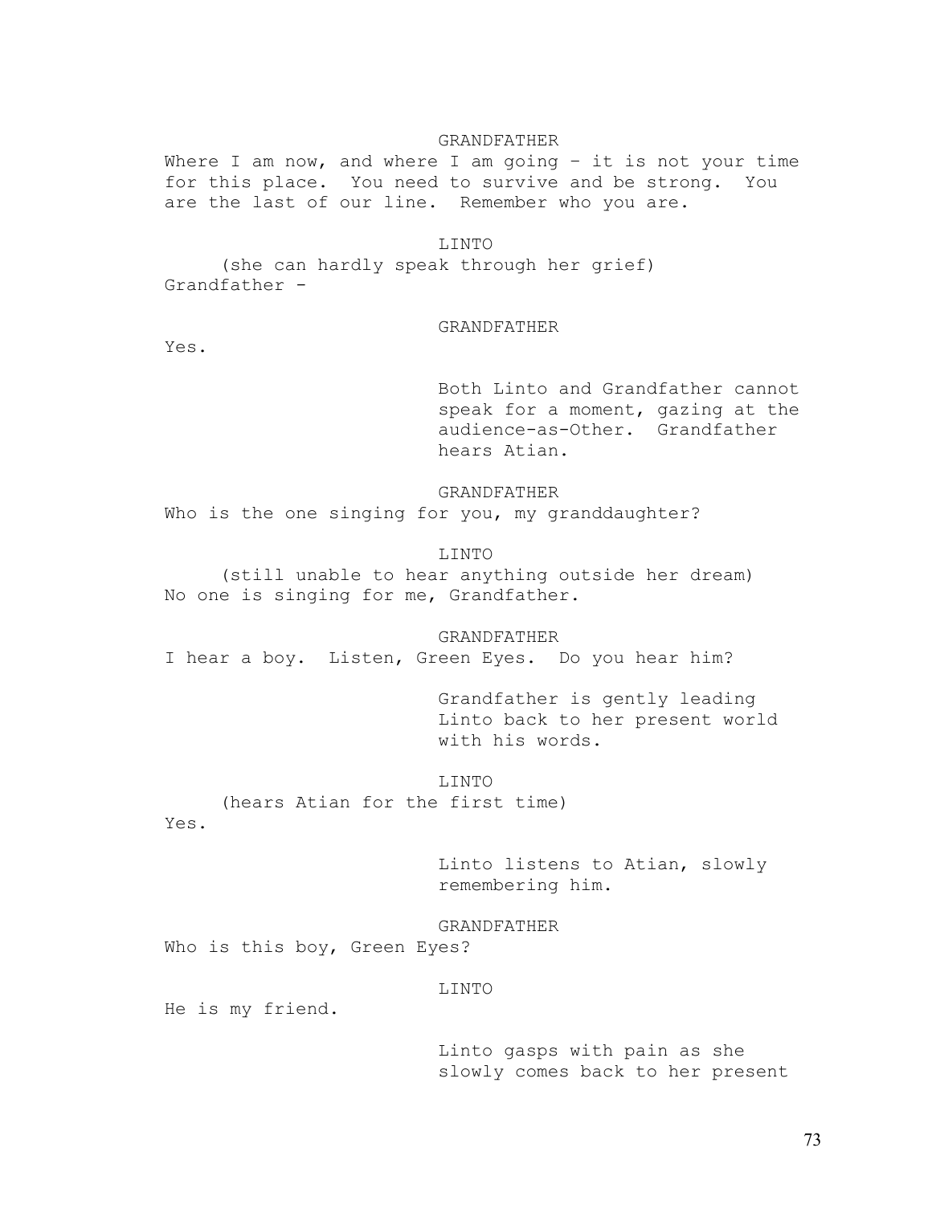GRANDFATHER

Where I am now, and where I am going – it is not your time for this place. You need to survive and be strong. You are the last of our line. Remember who you are.

LINTO

(she can hardly speak through her grief)

Grandfather -

GRANDFATHER

Yes.

Both Linto and Grandfather cannot speak for a moment, gazing at the audience-as-Other. Grandfather hears Atian.

GRANDFATHER

Who is the one singing for you, my granddaughter?

LINTO

(still unable to hear anything outside her dream)

No one is singing for me, Grandfather.

GRANDFATHER

I hear a boy. Listen, Green Eyes. Do you hear him?

Grandfather is gently leading Linto back to her present world with his words.

LINTO

(hears Atian for the first time)

Yes.

Linto listens to Atian, slowly remembering him.

GRANDFATHER

Who is this boy, Green Eyes?

LINTO

He is my friend.

Linto gasps with pain as she slowly comes back to her present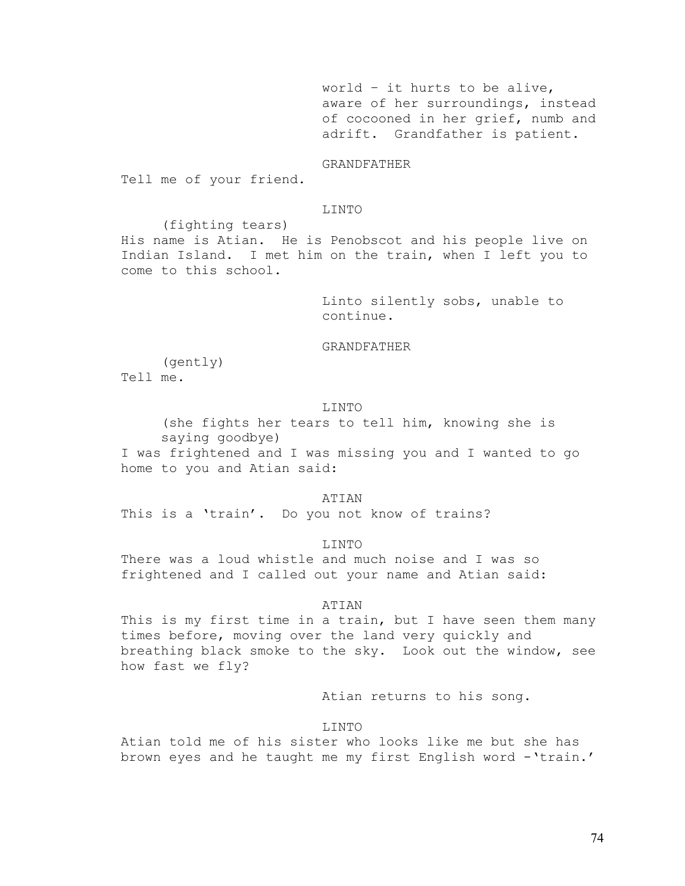world – it hurts to be alive, aware of her surroundings, instead of cocooned in her grief, numb and adrift. Grandfather is patient.

GRANDFATHER

Tell me of your friend.

LINTO

(fighting tears)

His name is Atian. He is Penobscot and his people live on Indian Island. I met him on the train, when I left you to come to this school.

Linto silently sobs, unable to continue.

GRANDFATHER

(gently)

Tell me.

LINTO

(she fights her tears to tell him, knowing she is saying goodbye)

I was frightened and I was missing you and I wanted to go home to you and Atian said:

ATIAN

This is a 'train'. Do you not know of trains?

LINTO

There was a loud whistle and much noise and I was so frightened and I called out your name and Atian said:

ATIAN

This is my first time in a train, but I have seen them many times before, moving over the land very quickly and breathing black smoke to the sky. Look out the window, see how fast we fly?

Atian returns to his song.

LINTO

Atian told me of his sister who looks like me but she has brown eyes and he taught me my first English word –'train.'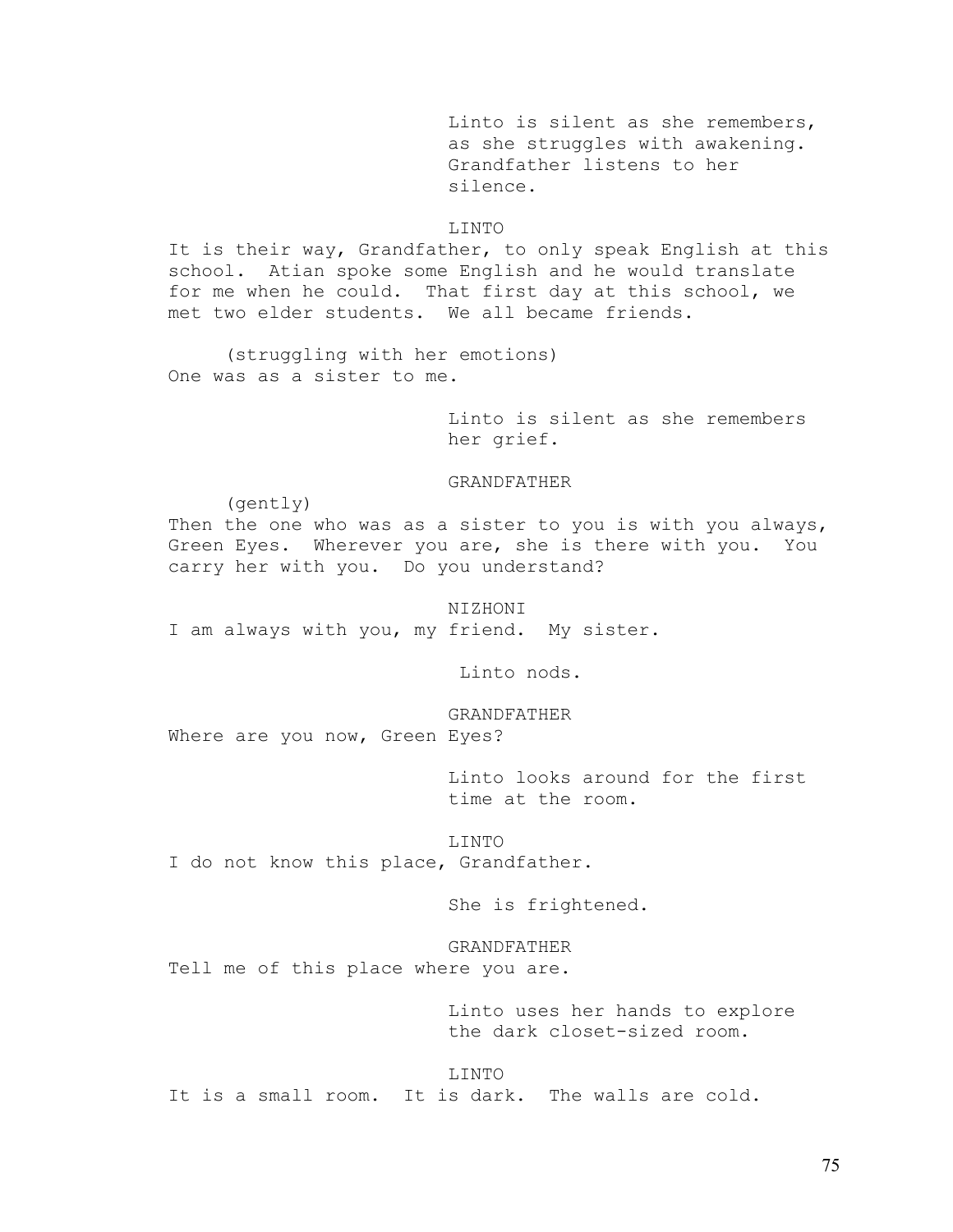Linto is silent as she remembers, as she struggles with awakening. Grandfather listens to her silence.

LINTO

It is their way, Grandfather, to only speak English at this school. Atian spoke some English and he would translate for me when he could. That first day at this school, we met two elder students. We all became friends.

(struggling with her emotions)

One was as a sister to me.

Linto is silent as she remembers her grief.

GRANDFATHER

(gently)

Then the one who was as a sister to you is with you always, Green Eyes. Wherever you are, she is there with you. You carry her with you. Do you understand?

NIZHONI

I am always with you, my friend. My sister.

Linto nods.

GRANDFATHER

Where are you now, Green Eyes?

Linto looks around for the first time at the room.

LINTO

I do not know this place, Grandfather.

She is frightened.

GRANDFATHER

Tell me of this place where you are.

Linto uses her hands to explore the dark closet-sized room.

LINTO

It is a small room. It is dark. The walls are cold.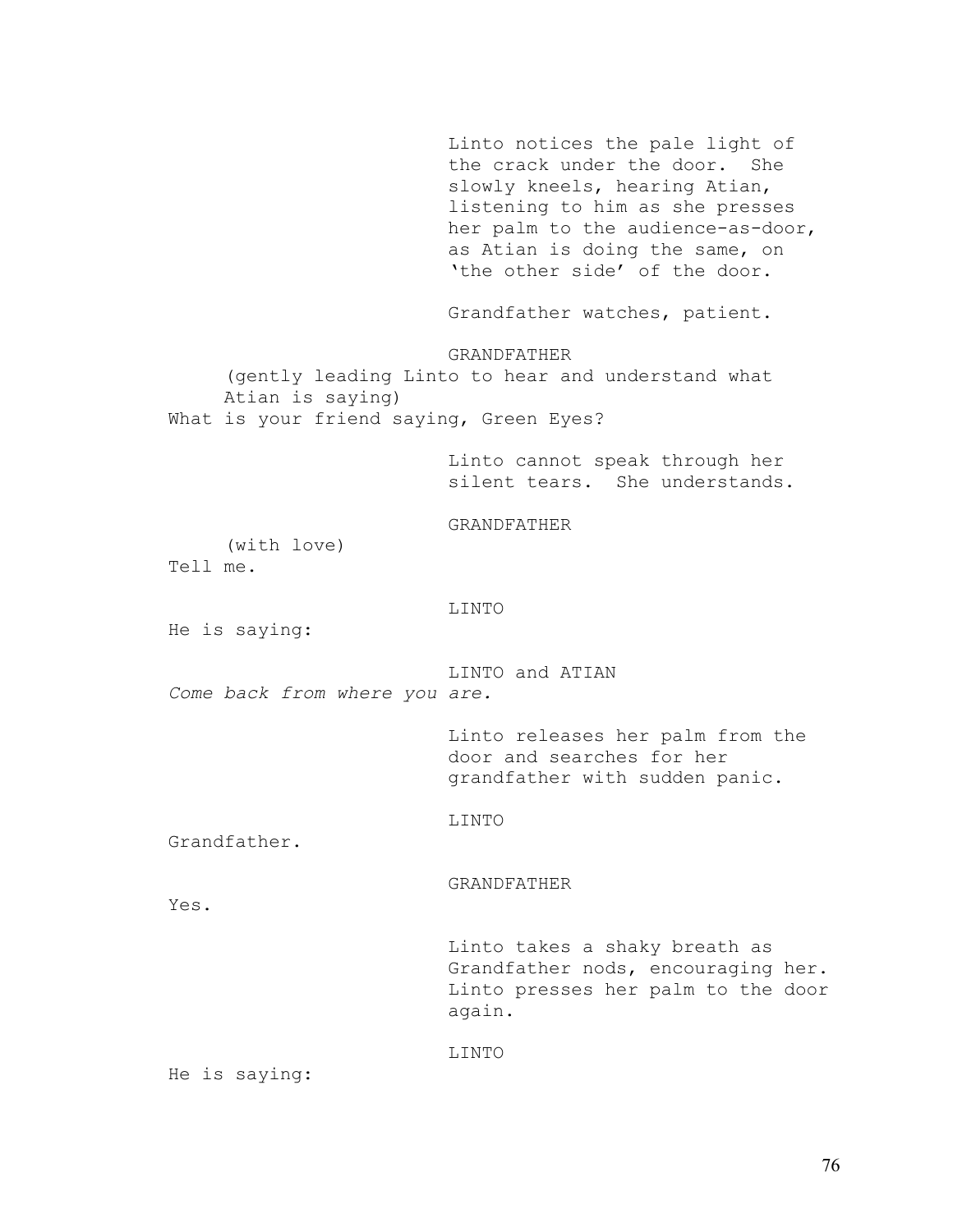Linto notices the pale light of the crack under the door. She slowly kneels, hearing Atian, listening to him as she presses her palm to the audience-as-door, as Atian is doing the same, on 'the other side' of the door.

Grandfather watches, patient.

GRANDFATHER

(gently leading Linto to hear and understand what Atian is saying)

What is your friend saying, Green Eyes?

Linto cannot speak through her silent tears. She understands.

GRANDFATHER

(with love)

Tell me.

LINTO

He is saying:

LINTO and ATIAN

*Come back from where you are.*

Linto releases her palm from the door and searches for her grandfather with sudden panic.

LINTO

Grandfather.

GRANDFATHER

Yes.

Linto takes a shaky breath as Grandfather nods, encouraging her. Linto presses her palm to the door again.

LINTO

He is saying: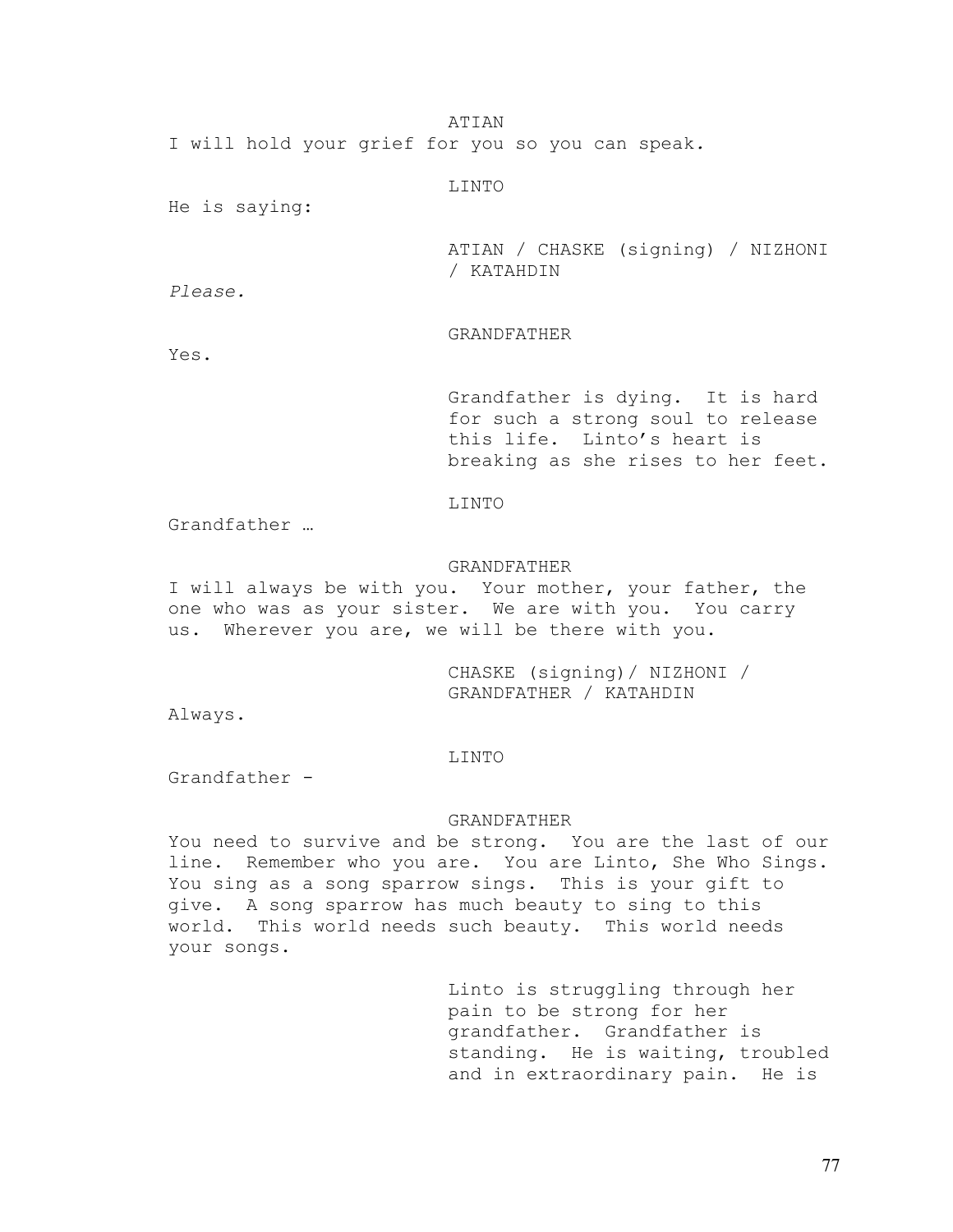ATIAN

I will hold your grief for you so you can speak.

LINTO

He is saying:

ATIAN / CHASKE (signing) / NIZHONI / KATAHDIN

*Please.*

GRANDFATHER

Yes.

Grandfather is dying. It is hard for such a strong soul to release this life. Linto's heart is breaking as she rises to her feet.

LINTO

Grandfather …

GRANDFATHER

I will always be with you. Your mother, your father, the one who was as your sister. We are with you. You carry us. Wherever you are, we will be there with you.

CHASKE (signing)/ NIZHONI / GRANDFATHER / KATAHDIN

Always.

LINTO

Grandfather -

GRANDFATHER

You need to survive and be strong. You are the last of our line. Remember who you are. You are Linto, She Who Sings. You sing as a song sparrow sings. This is your gift to give. A song sparrow has much beauty to sing to this world. This world needs such beauty. This world needs your songs.

Linto is struggling through her pain to be strong for her grandfather. Grandfather is standing. He is waiting, troubled and in extraordinary pain. He is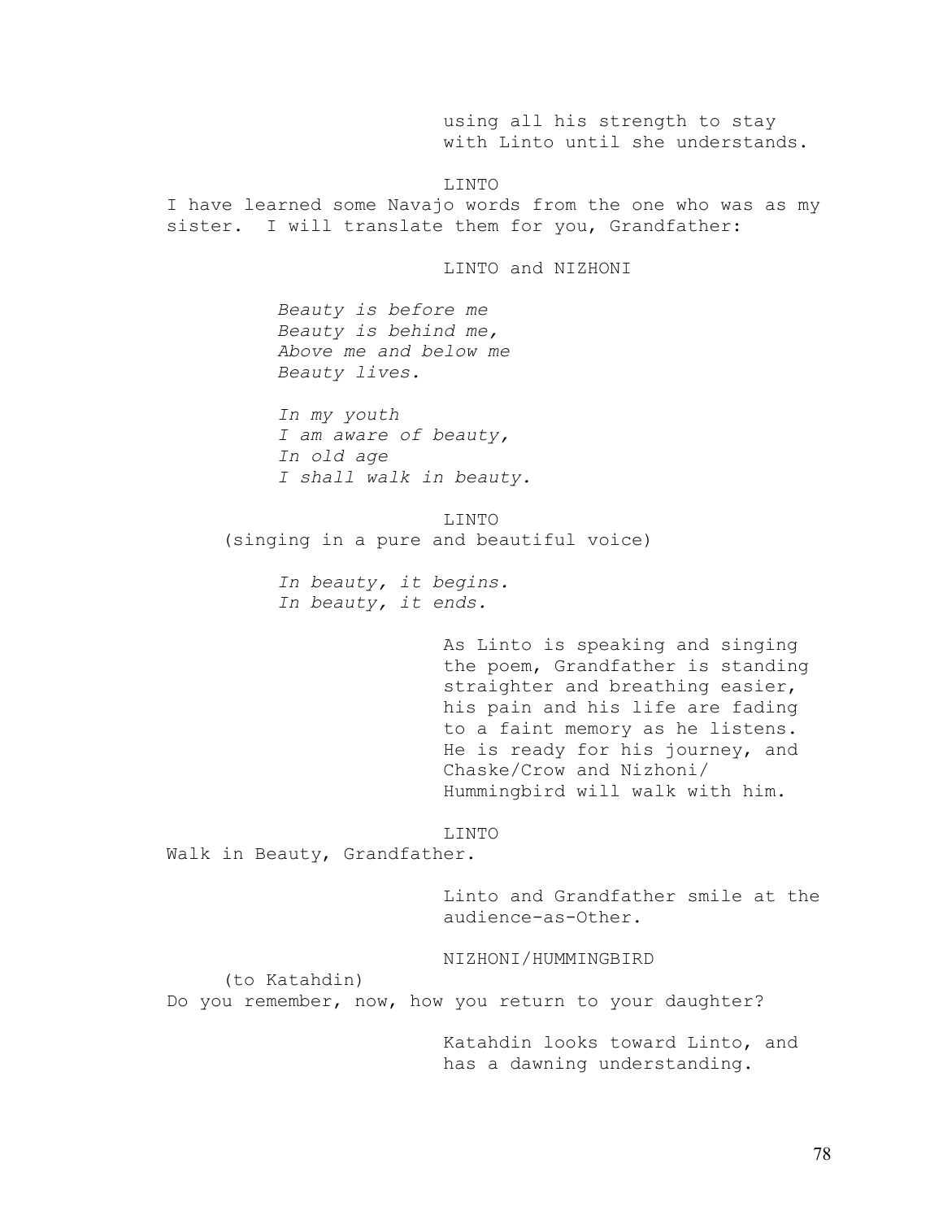using all his strength to stay with Linto until she understands.

LINTO

I have learned some Navajo words from the one who was as my sister. I will translate them for you, Grandfather:

LINTO and NIZHONI

*Beauty is before me*
*Beauty is behind me,*
*Above me and below me*
*Beauty lives.*

*In my youth*
*I am aware of beauty,*
*In old age*
*I shall walk in beauty.*

LINTO

(singing in a pure and beautiful voice)

*In beauty, it begins.*
*In beauty, it ends.*

As Linto is speaking and singing the poem, Grandfather is standing straighter and breathing easier, his pain and his life are fading to a faint memory as he listens. He is ready for his journey, and Chaske/Crow and Nizhoni/ Hummingbird will walk with him.

LINTO

Walk in Beauty, Grandfather.

Linto and Grandfather smile at the audience-as-Other.

NIZHONI/HUMMINGBIRD

(to Katahdin)

Do you remember, now, how you return to your daughter?

Katahdin looks toward Linto, and has a dawning understanding.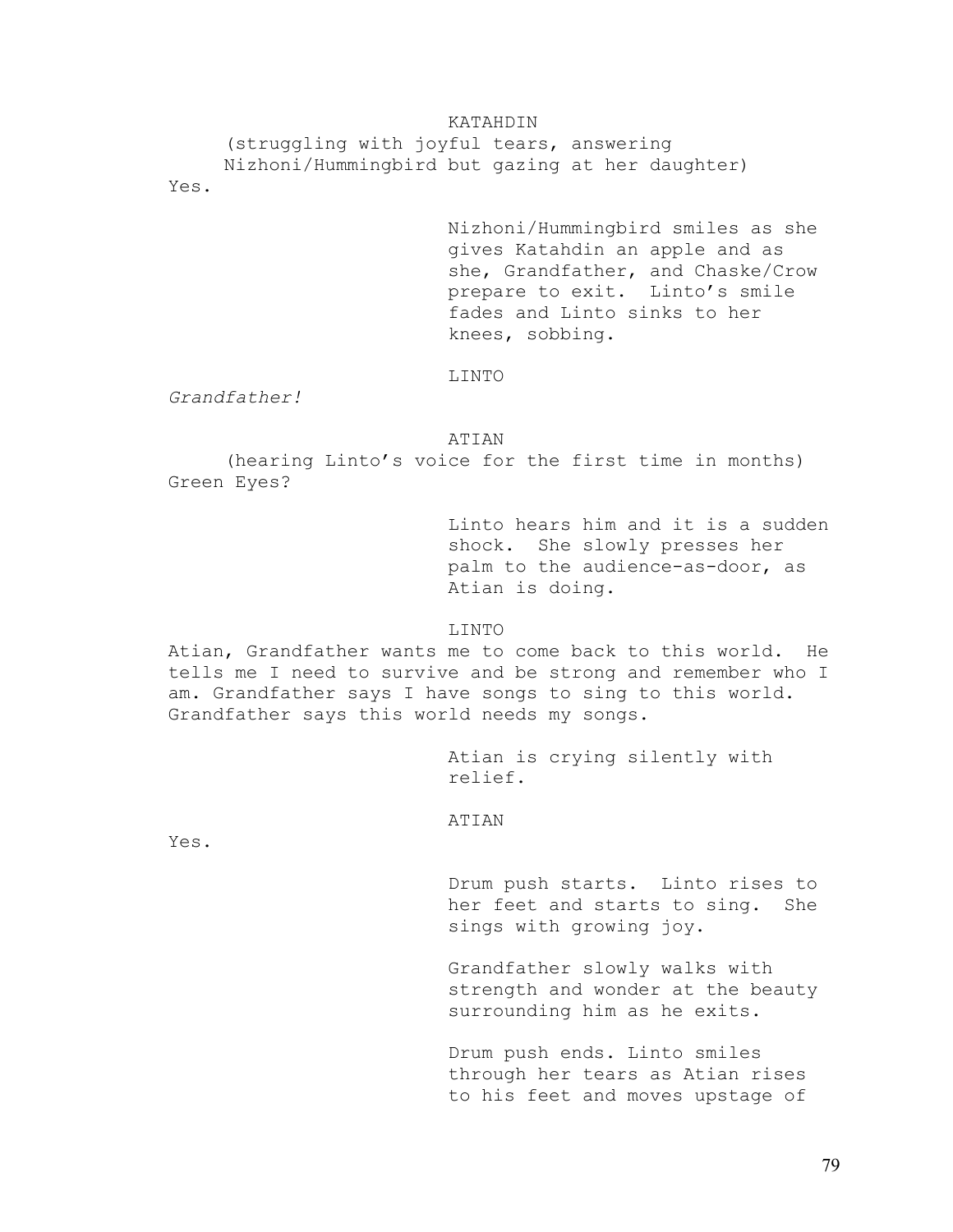KATAHDIN

(struggling with joyful tears, answering Nizhoni/Hummingbird but gazing at her daughter)

Yes.

Nizhoni/Hummingbird smiles as she gives Katahdin an apple and as she, Grandfather, and Chaske/Crow prepare to exit. Linto's smile fades and Linto sinks to her knees, sobbing.

LINTO

*Grandfather!*

ATIAN

(hearing Linto's voice for the first time in months)

Green Eyes?

Linto hears him and it is a sudden shock. She slowly presses her palm to the audience-as-door, as Atian is doing.

LINTO

Atian, Grandfather wants me to come back to this world. He tells me I need to survive and be strong and remember who I am. Grandfather says I have songs to sing to this world. Grandfather says this world needs my songs.

Atian is crying silently with relief.

ATIAN

Yes.

Drum push starts. Linto rises to her feet and starts to sing. She sings with growing joy.

Grandfather slowly walks with strength and wonder at the beauty surrounding him as he exits.

Drum push ends. Linto smiles through her tears as Atian rises to his feet and moves upstage of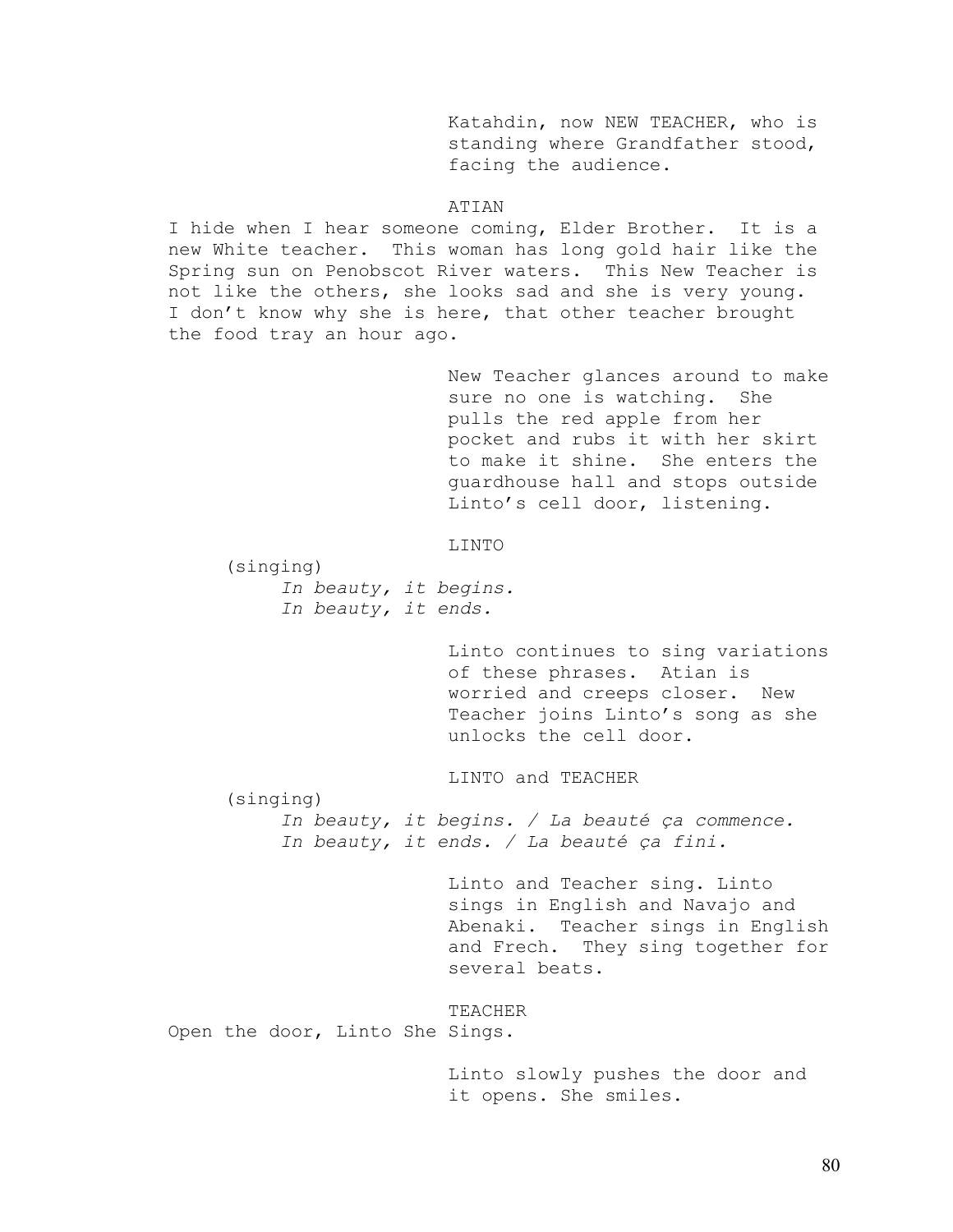Katahdin, now NEW TEACHER, who is standing where Grandfather stood, facing the audience.

ATIAN

I hide when I hear someone coming, Elder Brother. It is a new White teacher. This woman has long gold hair like the Spring sun on Penobscot River waters. This New Teacher is not like the others, she looks sad and she is very young. I don't know why she is here, that other teacher brought the food tray an hour ago.

New Teacher glances around to make sure no one is watching. She pulls the red apple from her pocket and rubs it with her skirt to make it shine. She enters the guardhouse hall and stops outside Linto's cell door, listening.

LINTO

(singing)

*In beauty, it begins.*
*In beauty, it ends.*

Linto continues to sing variations of these phrases. Atian is worried and creeps closer. New Teacher joins Linto's song as she unlocks the cell door.

LINTO and TEACHER

(singing)

*In beauty, it begins. / La beauté ça commence.*
*In beauty, it ends. / La beauté ça fini.*

Linto and Teacher sing. Linto sings in English and Navajo and Abenaki. Teacher sings in English and Frech. They sing together for several beats.

TEACHER

Open the door, Linto She Sings.

Linto slowly pushes the door and it opens. She smiles.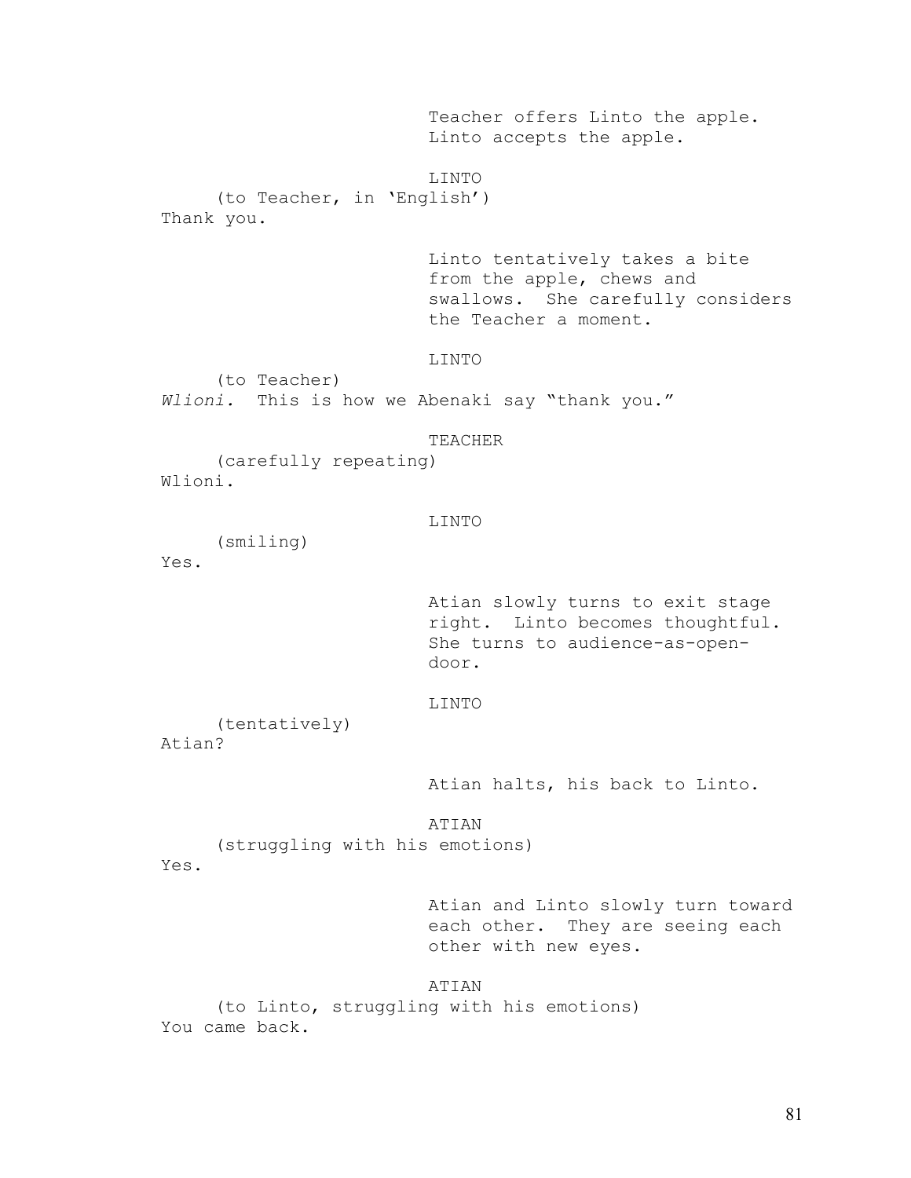Teacher offers Linto the apple. Linto accepts the apple.

LINTO

(to Teacher, in 'English')

Thank you.

Linto tentatively takes a bite from the apple, chews and swallows. She carefully considers the Teacher a moment.

LINTO

(to Teacher)

*Wlioni.* This is how we Abenaki say "thank you."

TEACHER

(carefully repeating)

Wlioni.

LINTO

(smiling)

Yes.

Atian slowly turns to exit stage right. Linto becomes thoughtful. She turns to audience-as-open-door.

LINTO

(tentatively)

Atian?

Atian halts, his back to Linto.

ATIAN

(struggling with his emotions)

Yes.

Atian and Linto slowly turn toward each other. They are seeing each other with new eyes.

ATIAN

(to Linto, struggling with his emotions)

You came back.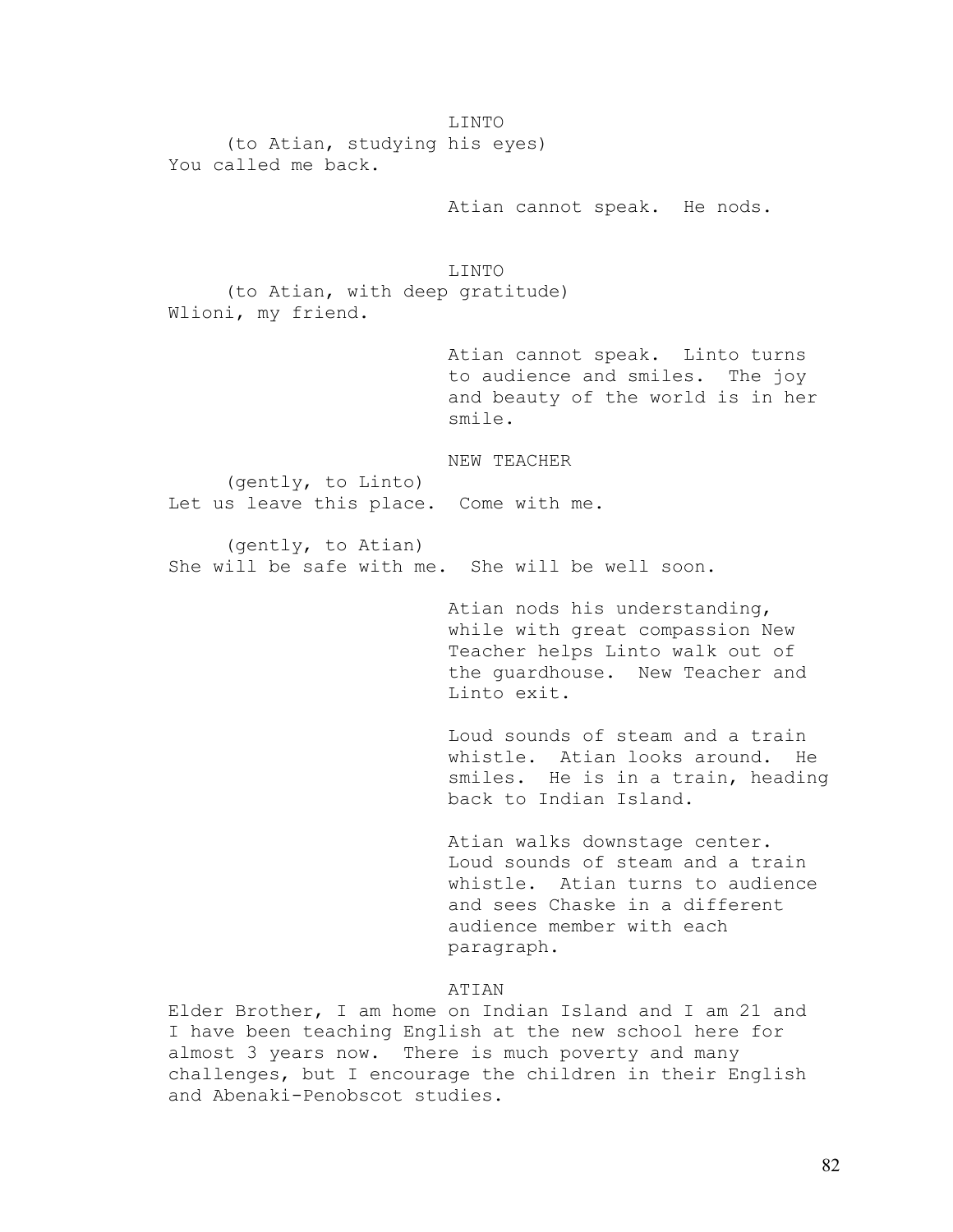LINTO

(to Atian, studying his eyes)

You called me back.

Atian cannot speak. He nods.

LINTO

(to Atian, with deep gratitude)

Wlioni, my friend.

Atian cannot speak. Linto turns to audience and smiles. The joy and beauty of the world is in her smile.

NEW TEACHER

(gently, to Linto)

Let us leave this place. Come with me.

(gently, to Atian)

She will be safe with me. She will be well soon.

Atian nods his understanding, while with great compassion New Teacher helps Linto walk out of the guardhouse. New Teacher and Linto exit.

Loud sounds of steam and a train whistle. Atian looks around. He smiles. He is in a train, heading back to Indian Island.

Atian walks downstage center. Loud sounds of steam and a train whistle. Atian turns to audience and sees Chaske in a different audience member with each paragraph.

ATIAN

Elder Brother, I am home on Indian Island and I am 21 and I have been teaching English at the new school here for almost 3 years now. There is much poverty and many challenges, but I encourage the children in their English and Abenaki-Penobscot studies.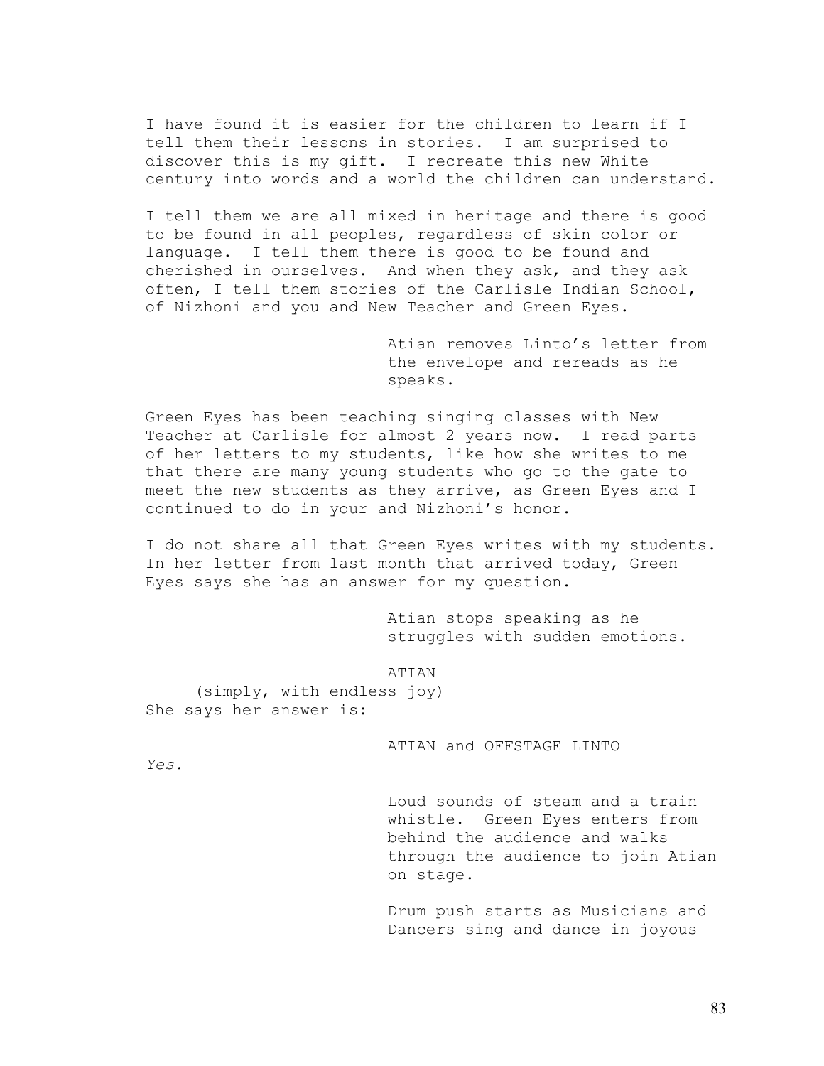I have found it is easier for the children to learn if I tell them their lessons in stories. I am surprised to discover this is my gift. I recreate this new White century into words and a world the children can understand.

I tell them we are all mixed in heritage and there is good to be found in all peoples, regardless of skin color or language. I tell them there is good to be found and cherished in ourselves. And when they ask, and they ask often, I tell them stories of the Carlisle Indian School, of Nizhoni and you and New Teacher and Green Eyes.

Atian removes Linto's letter from the envelope and rereads as he speaks.

Green Eyes has been teaching singing classes with New Teacher at Carlisle for almost 2 years now. I read parts of her letters to my students, like how she writes to me that there are many young students who go to the gate to meet the new students as they arrive, as Green Eyes and I continued to do in your and Nizhoni's honor.

I do not share all that Green Eyes writes with my students. In her letter from last month that arrived today, Green Eyes says she has an answer for my question.

Atian stops speaking as he struggles with sudden emotions.

ATIAN

(simply, with endless joy)

She says her answer is:

ATIAN and OFFSTAGE LINTO

*Yes.*

Loud sounds of steam and a train whistle. Green Eyes enters from behind the audience and walks through the audience to join Atian on stage.

Drum push starts as Musicians and Dancers sing and dance in joyous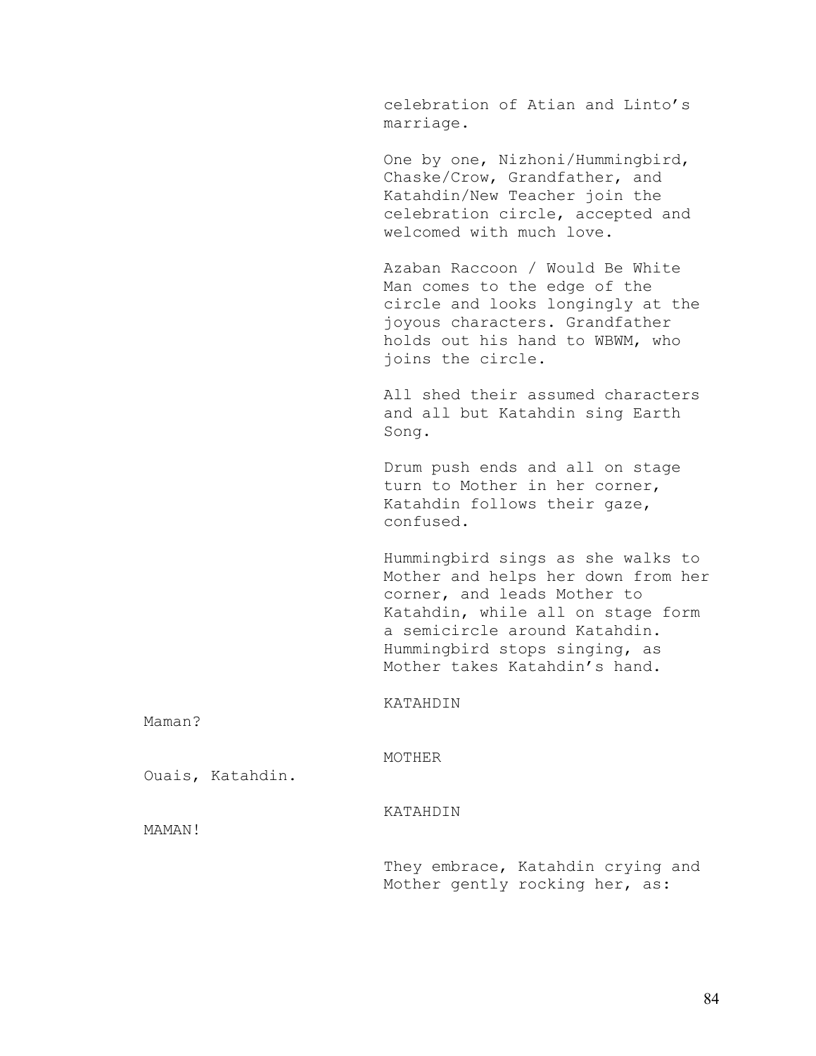celebration of Atian and Linto's marriage.

One by one, Nizhoni/Hummingbird, Chaske/Crow, Grandfather, and Katahdin/New Teacher join the celebration circle, accepted and welcomed with much love.

Azaban Raccoon / Would Be White Man comes to the edge of the circle and looks longingly at the joyous characters. Grandfather holds out his hand to WBWM, who joins the circle.

All shed their assumed characters and all but Katahdin sing Earth Song.

Drum push ends and all on stage turn to Mother in her corner, Katahdin follows their gaze, confused.

Hummingbird sings as she walks to Mother and helps her down from her corner, and leads Mother to Katahdin, while all on stage form a semicircle around Katahdin. Hummingbird stops singing, as Mother takes Katahdin's hand.

KATAHDIN

Maman?

MOTHER

Ouais, Katahdin.

KATAHDIN

MAMAN!

They embrace, Katahdin crying and Mother gently rocking her, as: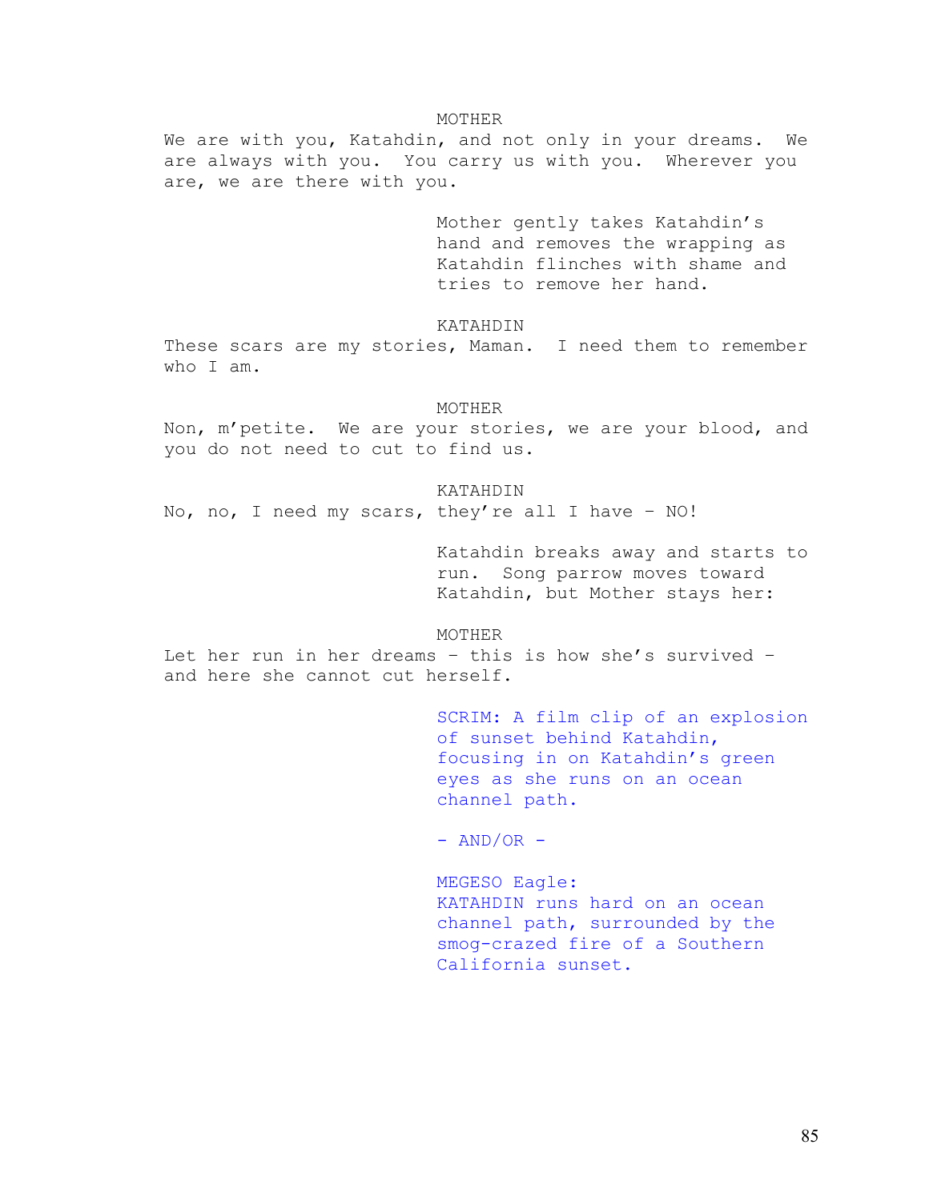MOTHER

We are with you, Katahdin, and not only in your dreams. We are always with you. You carry us with you. Wherever you are, we are there with you.

Mother gently takes Katahdin's hand and removes the wrapping as Katahdin flinches with shame and tries to remove her hand.

KATAHDIN

These scars are my stories, Maman. I need them to remember who I am.

MOTHER

Non, m'petite. We are your stories, we are your blood, and you do not need to cut to find us.

KATAHDIN

No, no, I need my scars, they're all I have – NO!

Katahdin breaks away and starts to run. Song parrow moves toward Katahdin, but Mother stays her:

MOTHER

Let her run in her dreams – this is how she's survived – and here she cannot cut herself.

SCRIM: A film clip of an explosion of sunset behind Katahdin, focusing in on Katahdin's green eyes as she runs on an ocean channel path.

- AND/OR -

MEGESO Eagle:
KATAHDIN runs hard on an ocean channel path, surrounded by the smog-crazed fire of a Southern California sunset.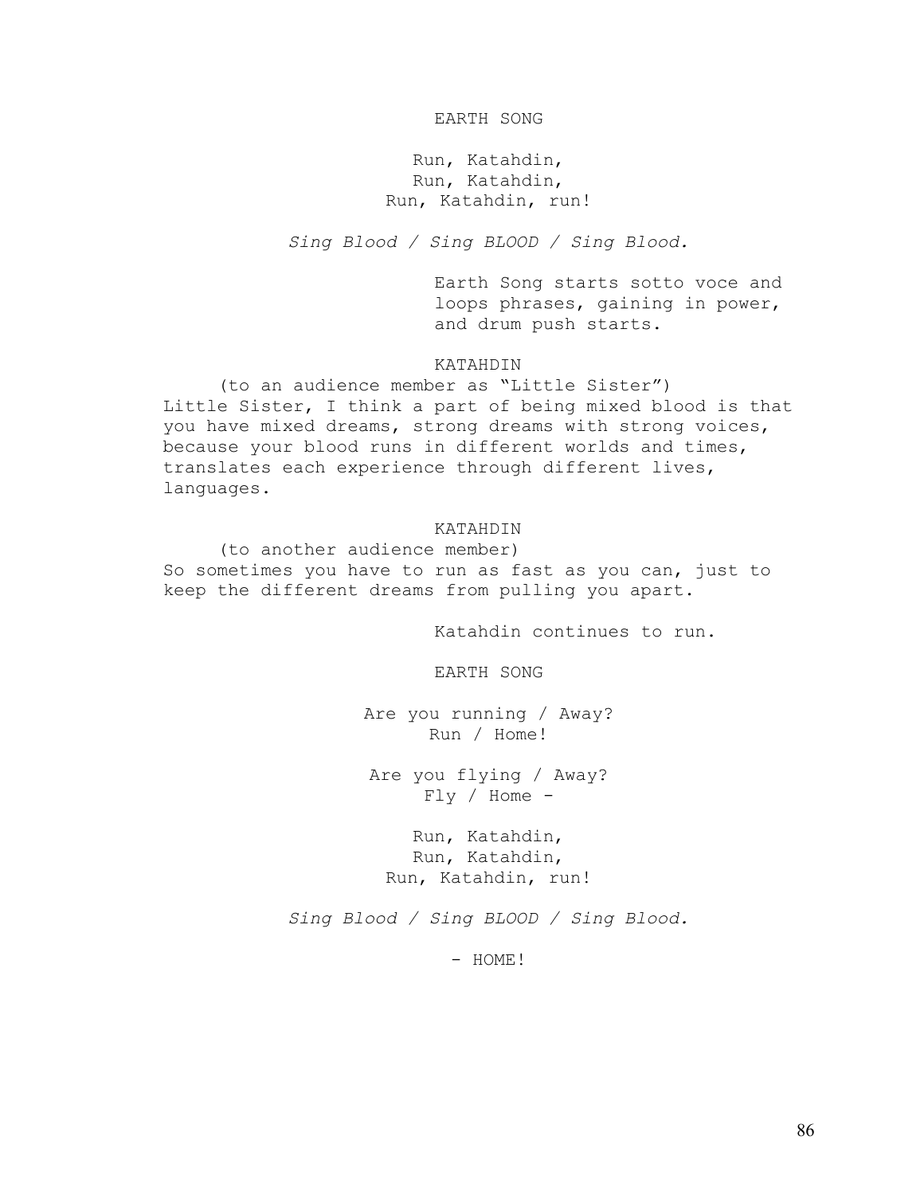EARTH SONG

Run, Katahdin,
Run, Katahdin,
Run, Katahdin, run!

*Sing Blood / Sing BLOOD / Sing Blood.*

Earth Song starts sotto voce and loops phrases, gaining in power, and drum push starts.

KATAHDIN

(to an audience member as "Little Sister")
Little Sister, I think a part of being mixed blood is that you have mixed dreams, strong dreams with strong voices, because your blood runs in different worlds and times, translates each experience through different lives, languages.

KATAHDIN

(to another audience member)
So sometimes you have to run as fast as you can, just to keep the different dreams from pulling you apart.

Katahdin continues to run.

EARTH SONG

Are you running / Away?
Run / Home!

Are you flying / Away?
Fly / Home -

Run, Katahdin,
Run, Katahdin,
Run, Katahdin, run!

*Sing Blood / Sing BLOOD / Sing Blood.*

\- HOME!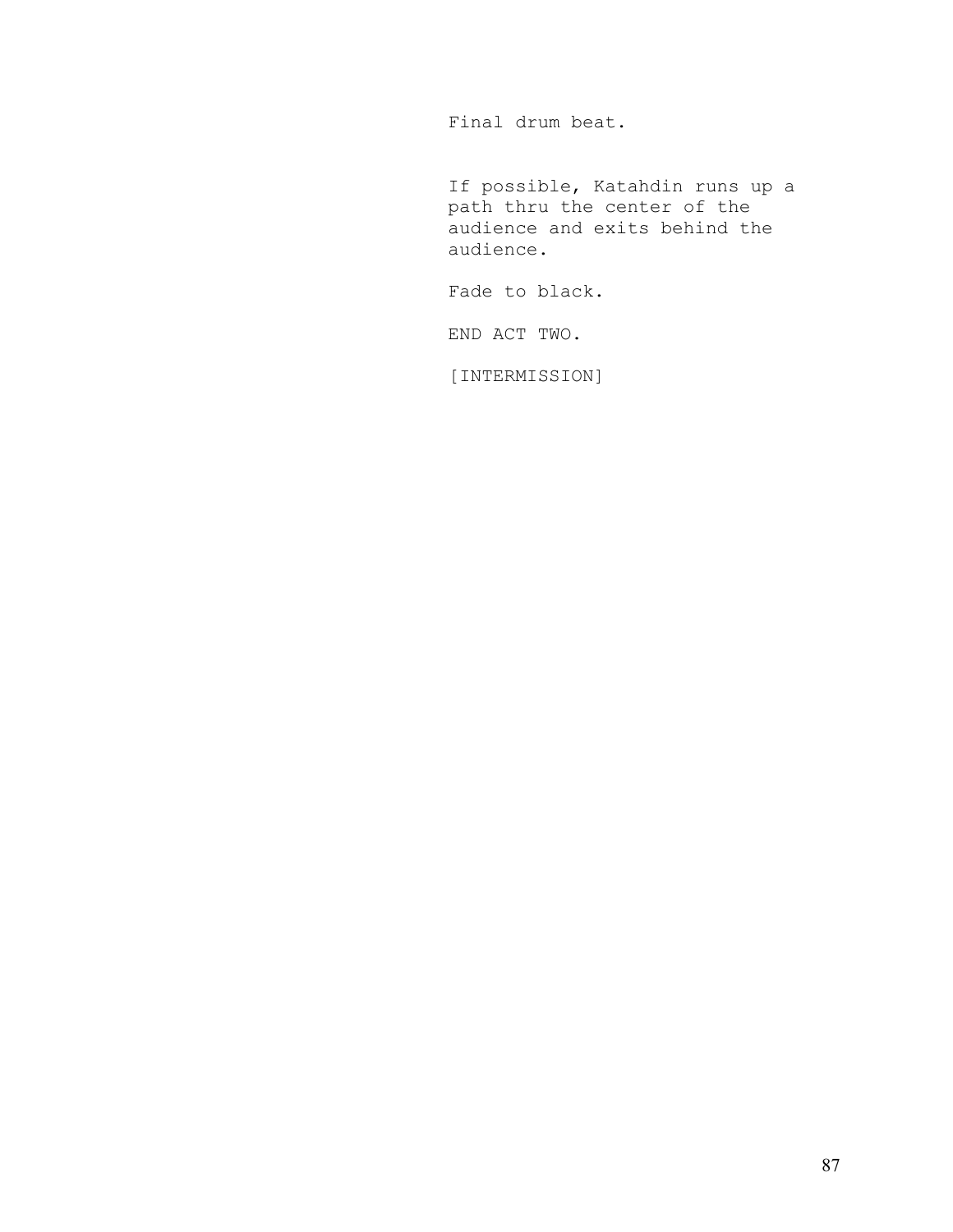Final drum beat.

If possible, Katahdin runs up a path thru the center of the audience and exits behind the audience.

Fade to black.

END ACT TWO.

[INTERMISSION]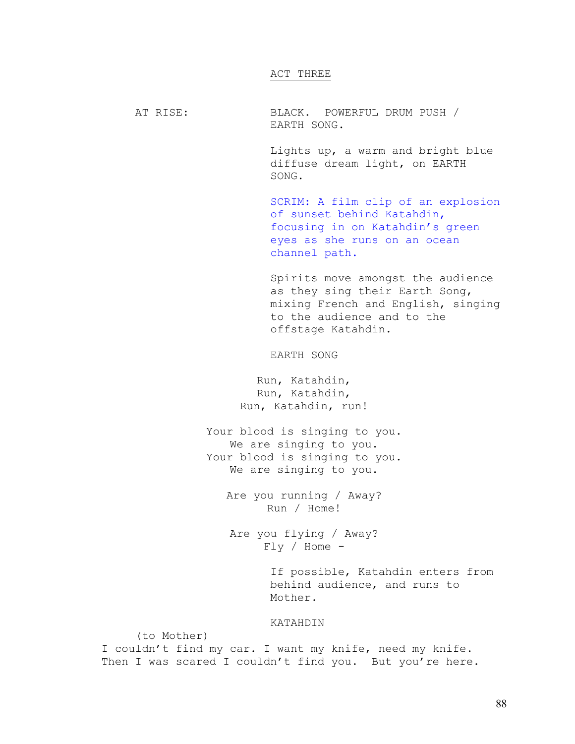## ACT THREE

AT RISE: BLACK. POWERFUL DRUM PUSH / EARTH SONG.

Lights up, a warm and bright blue diffuse dream light, on EARTH SONG.

SCRIM: A film clip of an explosion of sunset behind Katahdin, focusing in on Katahdin's green eyes as she runs on an ocean channel path.

Spirits move amongst the audience as they sing their Earth Song, mixing French and English, singing to the audience and to the offstage Katahdin.

EARTH SONG

Run, Katahdin,  
Run, Katahdin,  
Run, Katahdin, run!

Your blood is singing to you.  
We are singing to you.  
Your blood is singing to you.  
We are singing to you.

Are you running / Away?  
Run / Home!

Are you flying / Away?  
Fly / Home -

If possible, Katahdin enters from behind audience, and runs to Mother.

KATAHDIN

(to Mother)  
I couldn't find my car. I want my knife, need my knife. Then I was scared I couldn't find you. But you're here.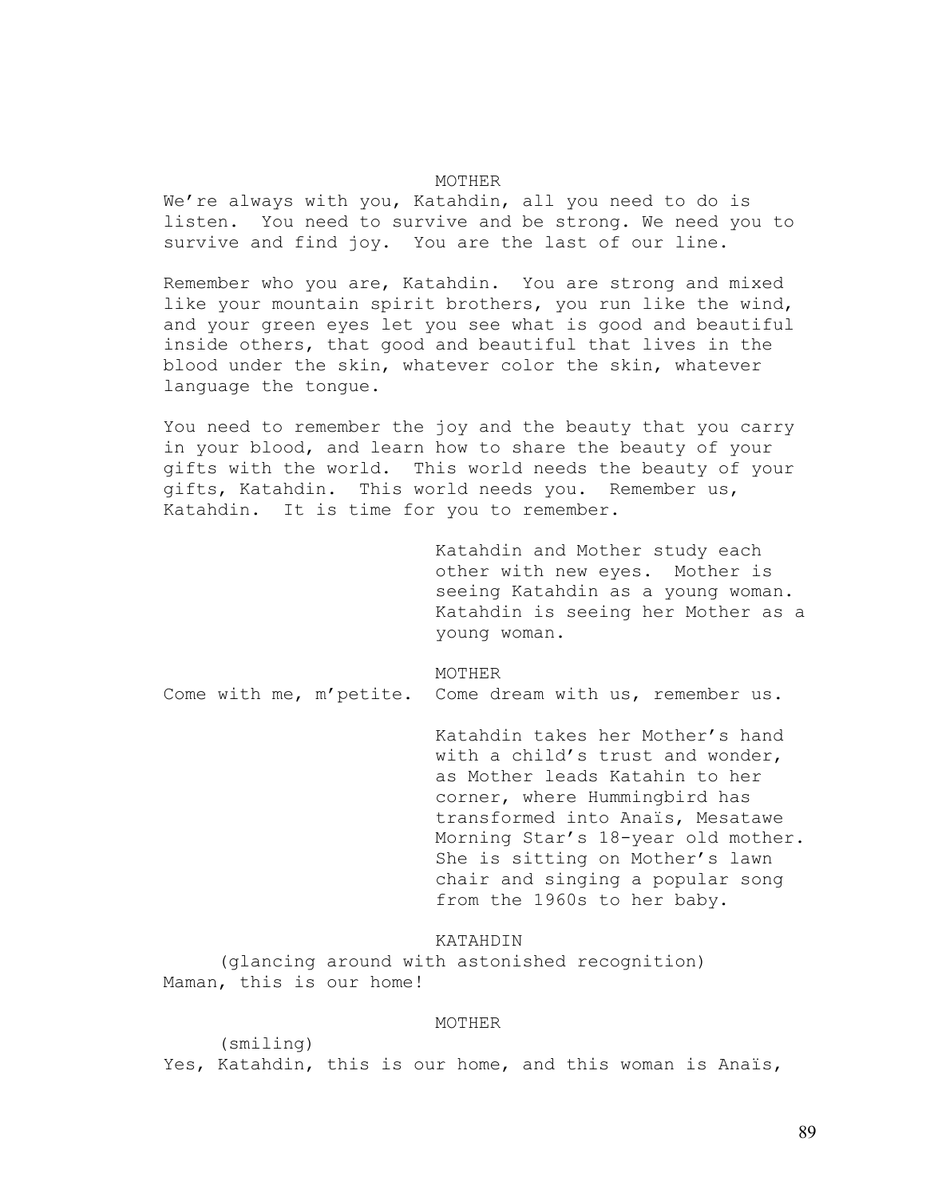MOTHER

We're always with you, Katahdin, all you need to do is listen. You need to survive and be strong. We need you to survive and find joy. You are the last of our line.

Remember who you are, Katahdin. You are strong and mixed like your mountain spirit brothers, you run like the wind, and your green eyes let you see what is good and beautiful inside others, that good and beautiful that lives in the blood under the skin, whatever color the skin, whatever language the tongue.

You need to remember the joy and the beauty that you carry in your blood, and learn how to share the beauty of your gifts with the world. This world needs the beauty of your gifts, Katahdin. This world needs you. Remember us, Katahdin. It is time for you to remember.

*Katahdin and Mother study each other with new eyes. Mother is seeing Katahdin as a young woman. Katahdin is seeing her Mother as a young woman.*

MOTHER

Come with me, m'petite. Come dream with us, remember us.

*Katahdin takes her Mother's hand with a child's trust and wonder, as Mother leads Katahin to her corner, where Hummingbird has transformed into Anaïs, Mesatawe Morning Star's 18-year old mother. She is sitting on Mother's lawn chair and singing a popular song from the 1960s to her baby.*

KATAHDIN

(glancing around with astonished recognition)

Maman, this is our home!

MOTHER

(smiling)

Yes, Katahdin, this is our home, and this woman is Anaïs,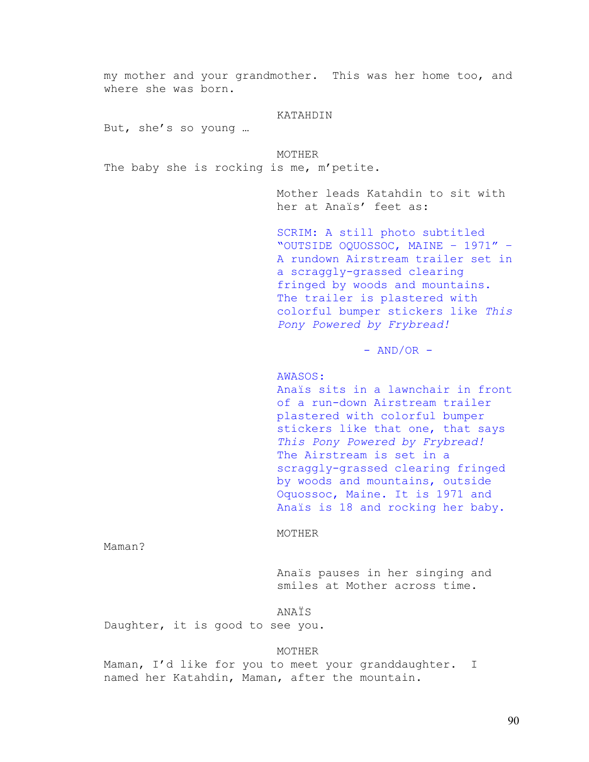my mother and your grandmother. This was her home too, and where she was born.

KATAHDIN

But, she's so young …

MOTHER

The baby she is rocking is me, m'petite.

Mother leads Katahdin to sit with her at Anaïs' feet as:

SCRIM: A still photo subtitled "OUTSIDE OQUOSSOC, MAINE - 1971" - A rundown Airstream trailer set in a scraggly-grassed clearing fringed by woods and mountains. The trailer is plastered with colorful bumper stickers like *This Pony Powered by Frybread!*

- AND/OR -

AWASOS:
Anaïs sits in a lawnchair in front of a run-down Airstream trailer plastered with colorful bumper stickers like that one, that says *This Pony Powered by Frybread!* The Airstream is set in a scraggly-grassed clearing fringed by woods and mountains, outside Oquossoc, Maine. It is 1971 and Anaïs is 18 and rocking her baby.

MOTHER

Maman?

Anaïs pauses in her singing and smiles at Mother across time.

ANAÏS

Daughter, it is good to see you.

MOTHER

Maman, I'd like for you to meet your granddaughter. I named her Katahdin, Maman, after the mountain.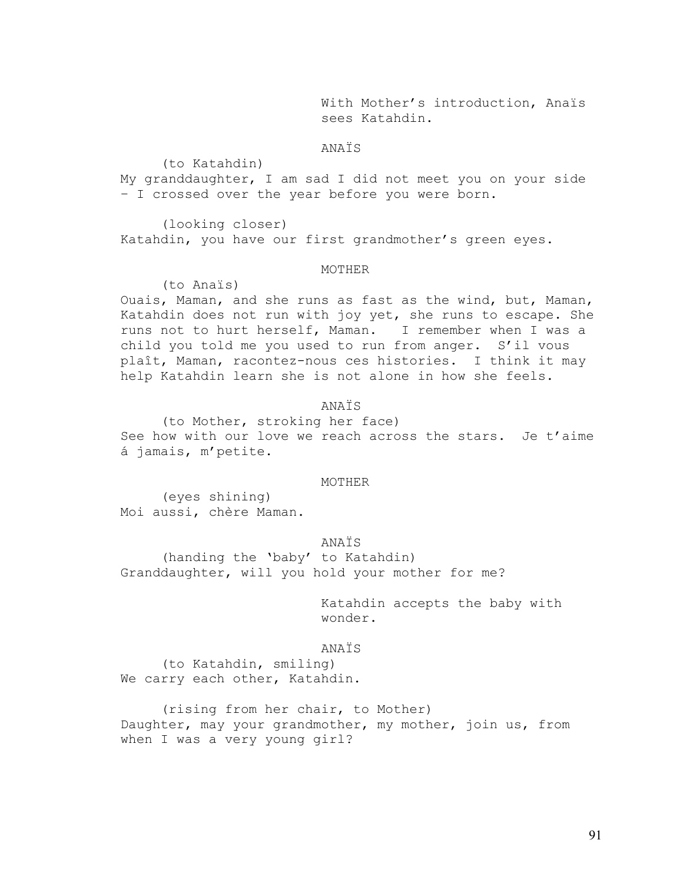With Mother's introduction, Anaïs sees Katahdin.

ANAÏS

(to Katahdin)

My granddaughter, I am sad I did not meet you on your side – I crossed over the year before you were born.

(looking closer)

Katahdin, you have our first grandmother's green eyes.

MOTHER

(to Anaïs)

Ouais, Maman, and she runs as fast as the wind, but, Maman, Katahdin does not run with joy yet, she runs to escape. She runs not to hurt herself, Maman. I remember when I was a child you told me you used to run from anger. S'il vous plaît, Maman, racontez-nous ces histories. I think it may help Katahdin learn she is not alone in how she feels.

ANAÏS

(to Mother, stroking her face)

See how with our love we reach across the stars. Je t'aime á jamais, m'petite.

MOTHER

(eyes shining)

Moi aussi, chère Maman.

ANAÏS

(handing the 'baby' to Katahdin)

Granddaughter, will you hold your mother for me?

Katahdin accepts the baby with wonder.

ANAÏS

(to Katahdin, smiling)

We carry each other, Katahdin.

(rising from her chair, to Mother)

Daughter, may your grandmother, my mother, join us, from when I was a very young girl?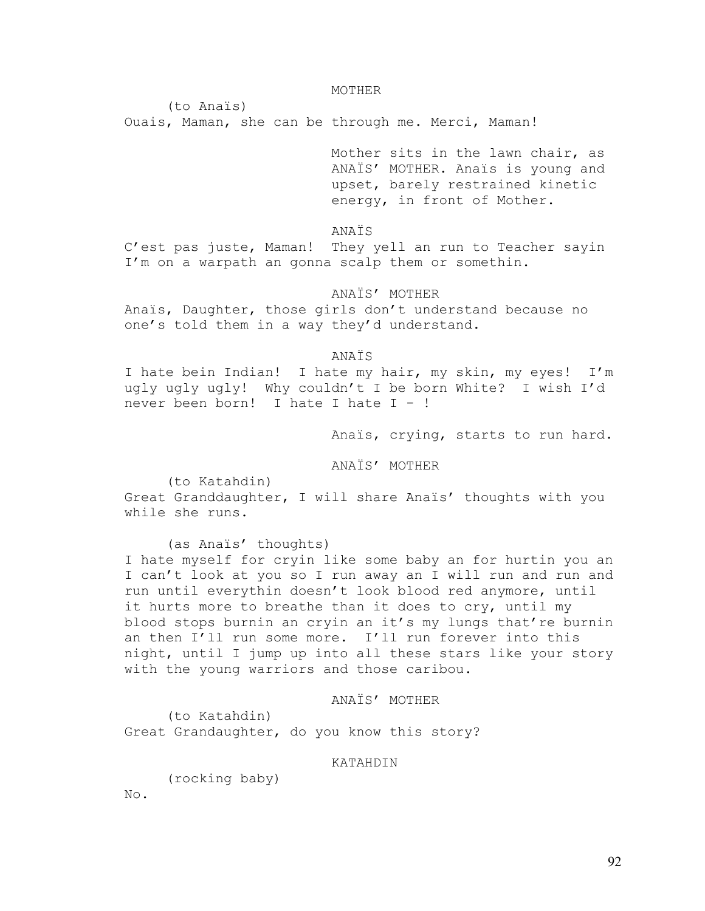MOTHER

(to Anaïs)

Ouais, Maman, she can be through me. Merci, Maman!

Mother sits in the lawn chair, as ANAÏS' MOTHER. Anaïs is young and upset, barely restrained kinetic energy, in front of Mother.

ANAÏS

C'est pas juste, Maman! They yell an run to Teacher sayin I'm on a warpath an gonna scalp them or somethin.

ANAÏS' MOTHER

Anaïs, Daughter, those girls don't understand because no one's told them in a way they'd understand.

ANAÏS

I hate bein Indian! I hate my hair, my skin, my eyes! I'm ugly ugly ugly! Why couldn't I be born White? I wish I'd never been born! I hate I hate I - !

Anaïs, crying, starts to run hard.

ANAÏS' MOTHER

(to Katahdin)

Great Granddaughter, I will share Anaïs' thoughts with you while she runs.

(as Anaïs' thoughts)

I hate myself for cryin like some baby an for hurtin you an I can't look at you so I run away an I will run and run and run until everythin doesn't look blood red anymore, until it hurts more to breathe than it does to cry, until my blood stops burnin an cryin an it's my lungs that're burnin an then I'll run some more. I'll run forever into this night, until I jump up into all these stars like your story with the young warriors and those caribou.

ANAÏS' MOTHER

(to Katahdin)

Great Grandaughter, do you know this story?

KATAHDIN

(rocking baby)

No.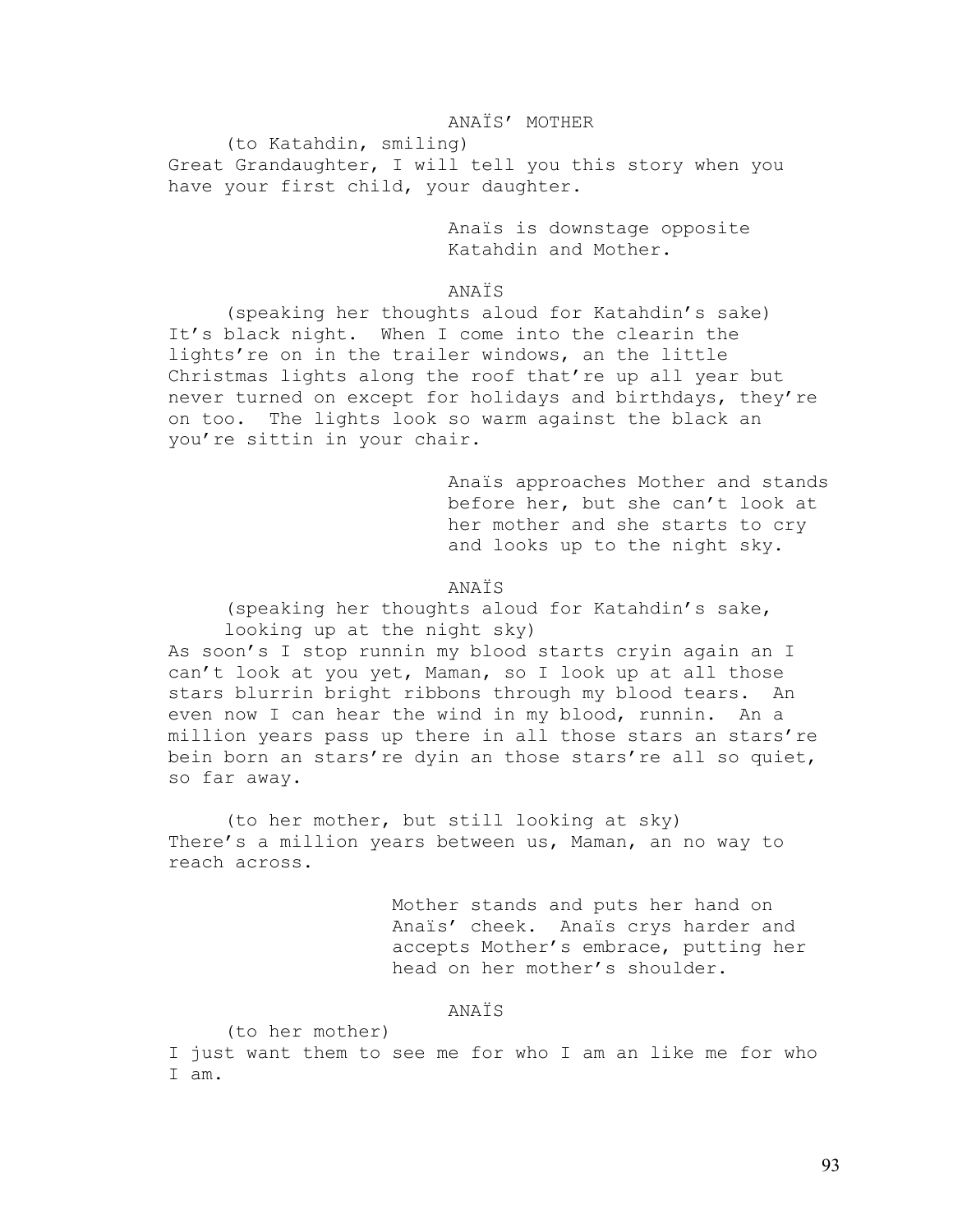ANAÏS' MOTHER

(to Katahdin, smiling)

Great Grandaughter, I will tell you this story when you have your first child, your daughter.

Anaïs is downstage opposite Katahdin and Mother.

ANAÏS

(speaking her thoughts aloud for Katahdin's sake)

It's black night. When I come into the clearin the lights're on in the trailer windows, an the little Christmas lights along the roof that're up all year but never turned on except for holidays and birthdays, they're on too. The lights look so warm against the black an you're sittin in your chair.

Anaïs approaches Mother and stands before her, but she can't look at her mother and she starts to cry and looks up to the night sky.

ANAÏS

(speaking her thoughts aloud for Katahdin's sake, looking up at the night sky)

As soon's I stop runnin my blood starts cryin again an I can't look at you yet, Maman, so I look up at all those stars blurrin bright ribbons through my blood tears. An even now I can hear the wind in my blood, runnin. An a million years pass up there in all those stars an stars're bein born an stars're dyin an those stars're all so quiet, so far away.

(to her mother, but still looking at sky)

There's a million years between us, Maman, an no way to reach across.

Mother stands and puts her hand on Anaïs' cheek. Anaïs crys harder and accepts Mother's embrace, putting her head on her mother's shoulder.

ANAÏS

(to her mother)

I just want them to see me for who I am an like me for who I am.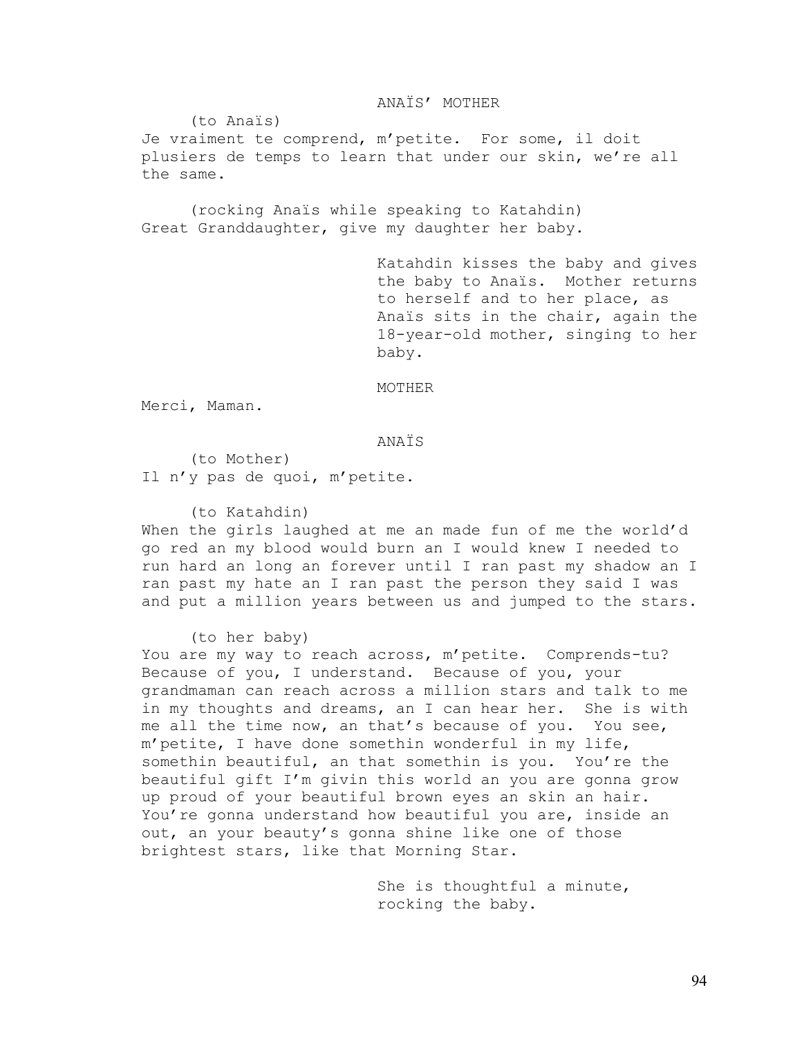ANAÏS' MOTHER

(to Anaïs)

Je vraiment te comprend, m'petite. For some, il doit plusiers de temps to learn that under our skin, we're all the same.

(rocking Anaïs while speaking to Katahdin)

Great Granddaughter, give my daughter her baby.

Katahdin kisses the baby and gives the baby to Anaïs. Mother returns to herself and to her place, as Anaïs sits in the chair, again the 18-year-old mother, singing to her baby.

MOTHER

Merci, Maman.

ANAÏS

(to Mother)

Il n'y pas de quoi, m'petite.

(to Katahdin)

When the girls laughed at me an made fun of me the world'd go red an my blood would burn an I would knew I needed to run hard an long an forever until I ran past my shadow an I ran past my hate an I ran past the person they said I was and put a million years between us and jumped to the stars.

(to her baby)

You are my way to reach across, m'petite. Comprends-tu? Because of you, I understand. Because of you, your grandmaman can reach across a million stars and talk to me in my thoughts and dreams, an I can hear her. She is with me all the time now, an that's because of you. You see, m'petite, I have done somethin wonderful in my life, somethin beautiful, an that somethin is you. You're the beautiful gift I'm givin this world an you are gonna grow up proud of your beautiful brown eyes an skin an hair. You're gonna understand how beautiful you are, inside an out, an your beauty's gonna shine like one of those brightest stars, like that Morning Star.

She is thoughtful a minute, rocking the baby.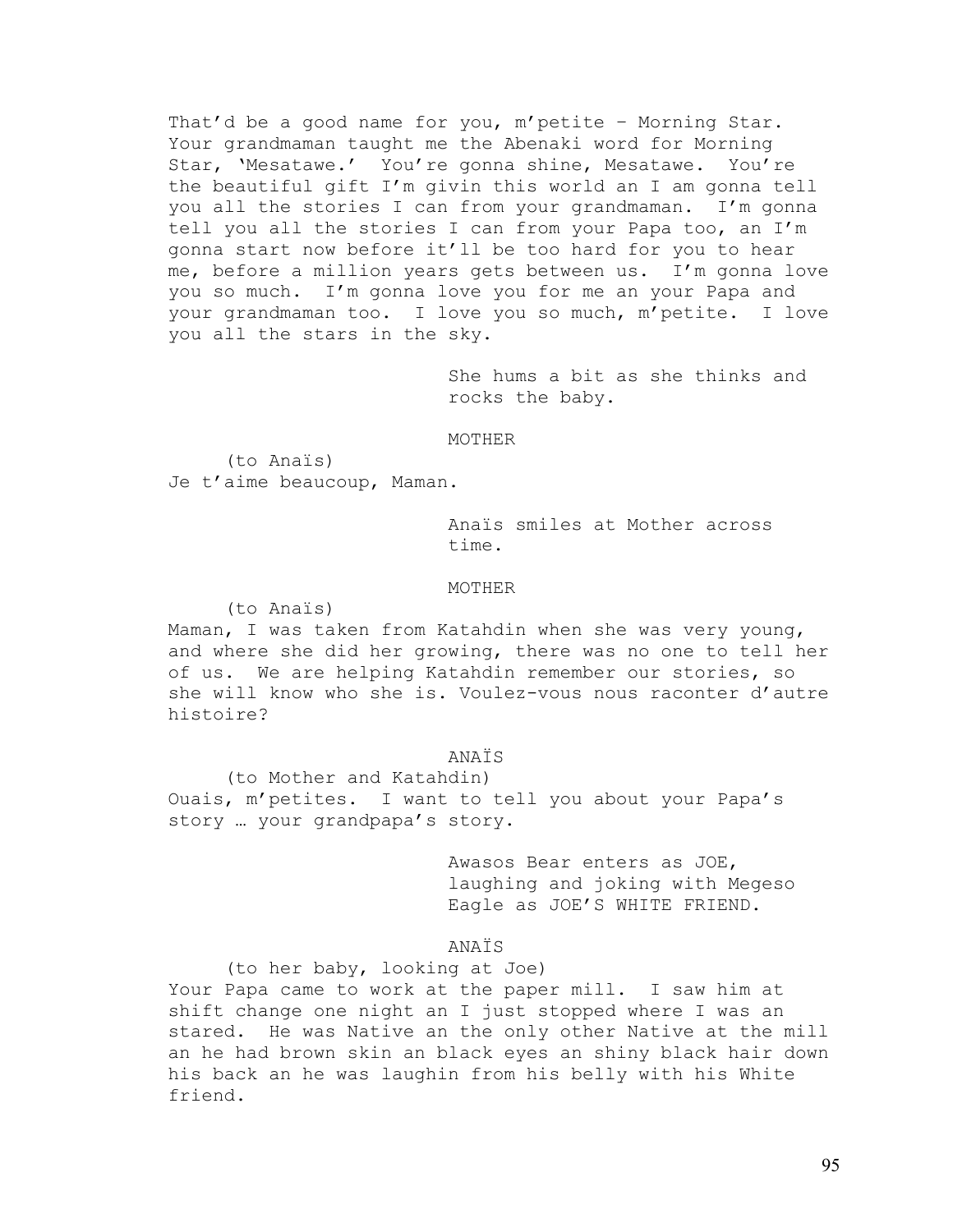That'd be a good name for you, m'petite – Morning Star. Your grandmaman taught me the Abenaki word for Morning Star, 'Mesatawe.' You're gonna shine, Mesatawe. You're the beautiful gift I'm givin this world an I am gonna tell you all the stories I can from your grandmaman. I'm gonna tell you all the stories I can from your Papa too, an I'm gonna start now before it'll be too hard for you to hear me, before a million years gets between us. I'm gonna love you so much. I'm gonna love you for me an your Papa and your grandmaman too. I love you so much, m'petite. I love you all the stars in the sky.

She hums a bit as she thinks and rocks the baby.

MOTHER

(to Anaïs)
Je t'aime beaucoup, Maman.

Anaïs smiles at Mother across time.

MOTHER

(to Anaïs)
Maman, I was taken from Katahdin when she was very young, and where she did her growing, there was no one to tell her of us. We are helping Katahdin remember our stories, so she will know who she is. Voulez-vous nous raconter d'autre histoire?

ANAÏS

(to Mother and Katahdin)
Ouais, m'petites. I want to tell you about your Papa's story … your grandpapa's story.

Awasos Bear enters as JOE, laughing and joking with Megeso Eagle as JOE'S WHITE FRIEND.

ANAÏS

(to her baby, looking at Joe)
Your Papa came to work at the paper mill. I saw him at shift change one night an I just stopped where I was an stared. He was Native an the only other Native at the mill an he had brown skin an black eyes an shiny black hair down his back an he was laughin from his belly with his White friend.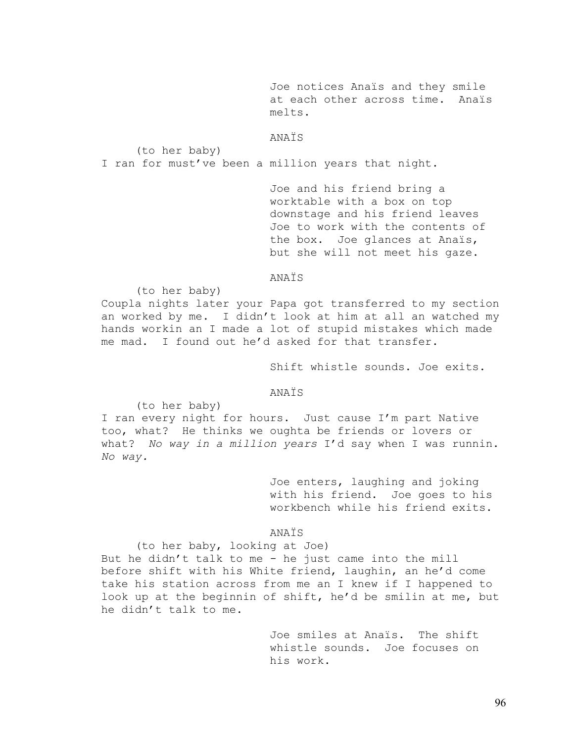Joe notices Anaïs and they smile at each other across time. Anaïs melts.

ANAÏS

(to her baby)

I ran for must've been a million years that night.

Joe and his friend bring a worktable with a box on top downstage and his friend leaves Joe to work with the contents of the box. Joe glances at Anaïs, but she will not meet his gaze.

ANAÏS

(to her baby)

Coupla nights later your Papa got transferred to my section an worked by me. I didn't look at him at all an watched my hands workin an I made a lot of stupid mistakes which made me mad. I found out he'd asked for that transfer.

Shift whistle sounds. Joe exits.

ANAÏS

(to her baby)

I ran every night for hours. Just cause I'm part Native too, what? He thinks we oughta be friends or lovers or what? *No way in a million years* I'd say when I was runnin. *No way.*

Joe enters, laughing and joking with his friend. Joe goes to his workbench while his friend exits.

ANAÏS

(to her baby, looking at Joe)

But he didn't talk to me - he just came into the mill before shift with his White friend, laughin, an he'd come take his station across from me an I knew if I happened to look up at the beginnin of shift, he'd be smilin at me, but he didn't talk to me.

Joe smiles at Anaïs. The shift whistle sounds. Joe focuses on his work.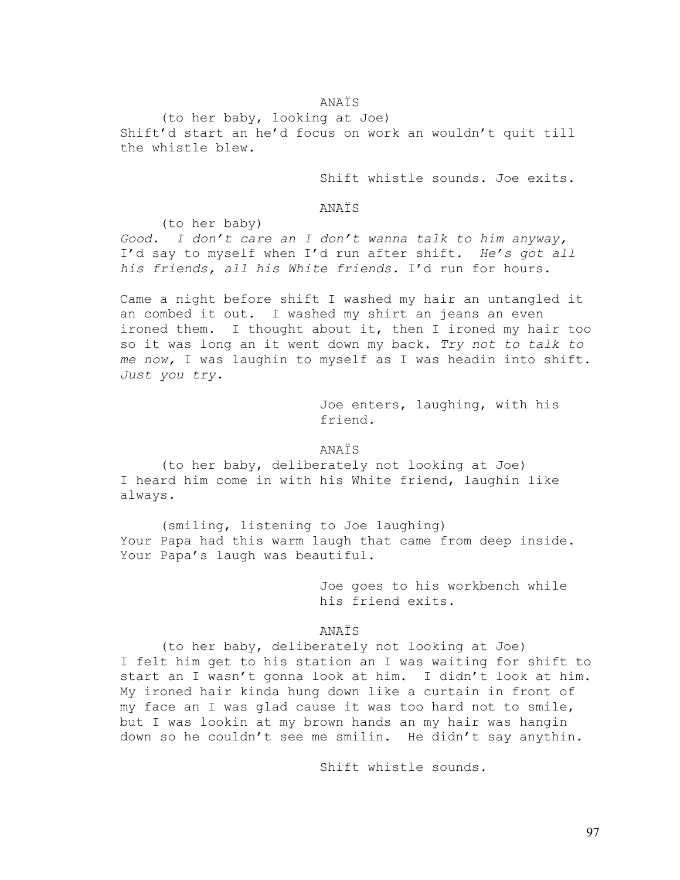ANAÏS

(to her baby, looking at Joe)
Shift'd start an he'd focus on work an wouldn't quit till the whistle blew.

Shift whistle sounds. Joe exits.

ANAÏS

(to her baby)
*Good. I don't care an I don't wanna talk to him anyway,* I'd say to myself when I'd run after shift. *He's got all his friends, all his White friends.* I'd run for hours.

Came a night before shift I washed my hair an untangled it an combed it out. I washed my shirt an jeans an even ironed them. I thought about it, then I ironed my hair too so it was long an it went down my back. *Try not to talk to me now,* I was laughin to myself as I was headin into shift. *Just you try.*

Joe enters, laughing, with his friend.

ANAÏS

(to her baby, deliberately not looking at Joe)
I heard him come in with his White friend, laughin like always.

(smiling, listening to Joe laughing)
Your Papa had this warm laugh that came from deep inside. Your Papa's laugh was beautiful.

Joe goes to his workbench while his friend exits.

ANAÏS

(to her baby, deliberately not looking at Joe)
I felt him get to his station an I was waiting for shift to start an I wasn't gonna look at him. I didn't look at him. My ironed hair kinda hung down like a curtain in front of my face an I was glad cause it was too hard not to smile, but I was lookin at my brown hands an my hair was hangin down so he couldn't see me smilin. He didn't say anythin.

Shift whistle sounds.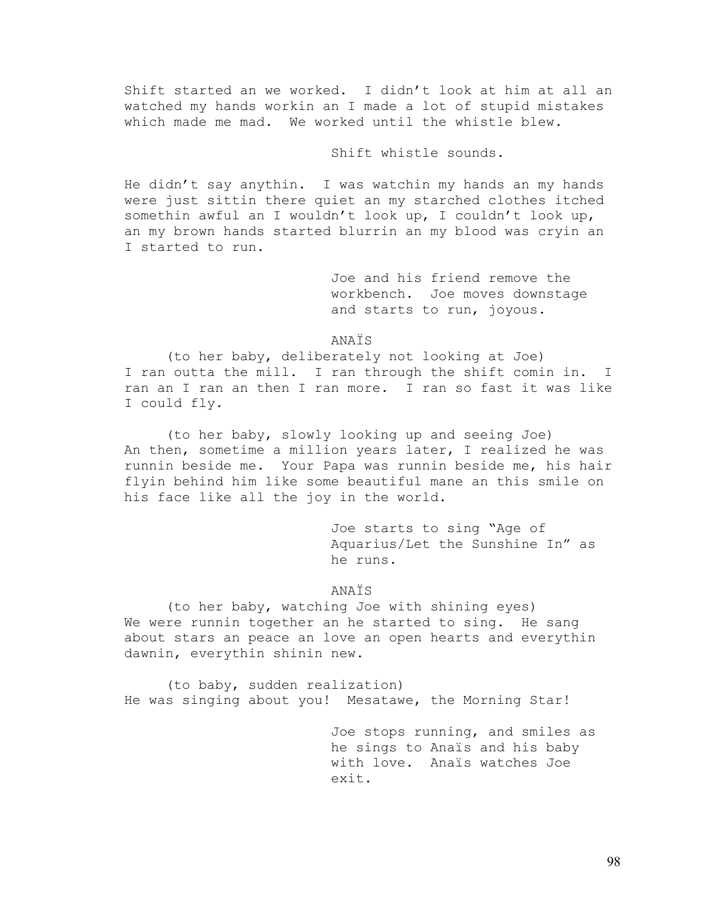Shift started an we worked. I didn't look at him at all an watched my hands workin an I made a lot of stupid mistakes which made me mad. We worked until the whistle blew.

Shift whistle sounds.

He didn't say anythin. I was watchin my hands an my hands were just sittin there quiet an my starched clothes itched somethin awful an I wouldn't look up, I couldn't look up, an my brown hands started blurrin an my blood was cryin an I started to run.

Joe and his friend remove the workbench. Joe moves downstage and starts to run, joyous.

ANAÏS

(to her baby, deliberately not looking at Joe)
I ran outta the mill. I ran through the shift comin in. I ran an I ran an then I ran more. I ran so fast it was like I could fly.

(to her baby, slowly looking up and seeing Joe)
An then, sometime a million years later, I realized he was runnin beside me. Your Papa was runnin beside me, his hair flyin behind him like some beautiful mane an this smile on his face like all the joy in the world.

Joe starts to sing "Age of Aquarius/Let the Sunshine In" as he runs.

ANAÏS

(to her baby, watching Joe with shining eyes)
We were runnin together an he started to sing. He sang about stars an peace an love an open hearts and everythin dawnin, everythin shinin new.

(to baby, sudden realization)
He was singing about you! Mesatawe, the Morning Star!

Joe stops running, and smiles as he sings to Anaïs and his baby with love. Anaïs watches Joe exit.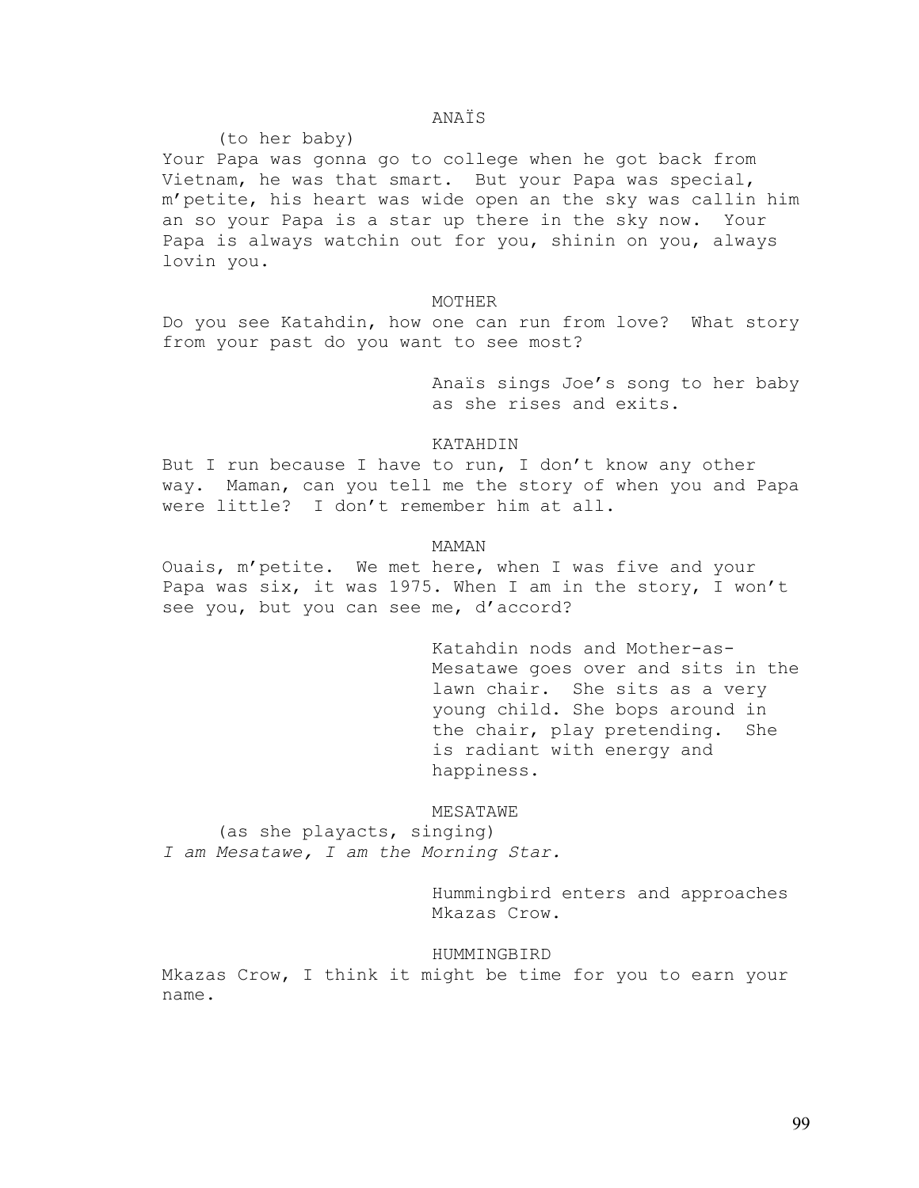ANAÏS

(to her baby)

Your Papa was gonna go to college when he got back from Vietnam, he was that smart. But your Papa was special, m'petite, his heart was wide open an the sky was callin him an so your Papa is a star up there in the sky now. Your Papa is always watchin out for you, shinin on you, always lovin you.

MOTHER

Do you see Katahdin, how one can run from love? What story from your past do you want to see most?

Anaïs sings Joe's song to her baby as she rises and exits.

KATAHDIN

But I run because I have to run, I don't know any other way. Maman, can you tell me the story of when you and Papa were little? I don't remember him at all.

MAMAN

Ouais, m'petite. We met here, when I was five and your Papa was six, it was 1975. When I am in the story, I won't see you, but you can see me, d'accord?

Katahdin nods and Mother-as-Mesatawe goes over and sits in the lawn chair. She sits as a very young child. She bops around in the chair, play pretending. She is radiant with energy and happiness.

MESATAWE

(as she playacts, singing)

*I am Mesatawe, I am the Morning Star.*

Hummingbird enters and approaches Mkazas Crow.

HUMMINGBIRD

Mkazas Crow, I think it might be time for you to earn your name.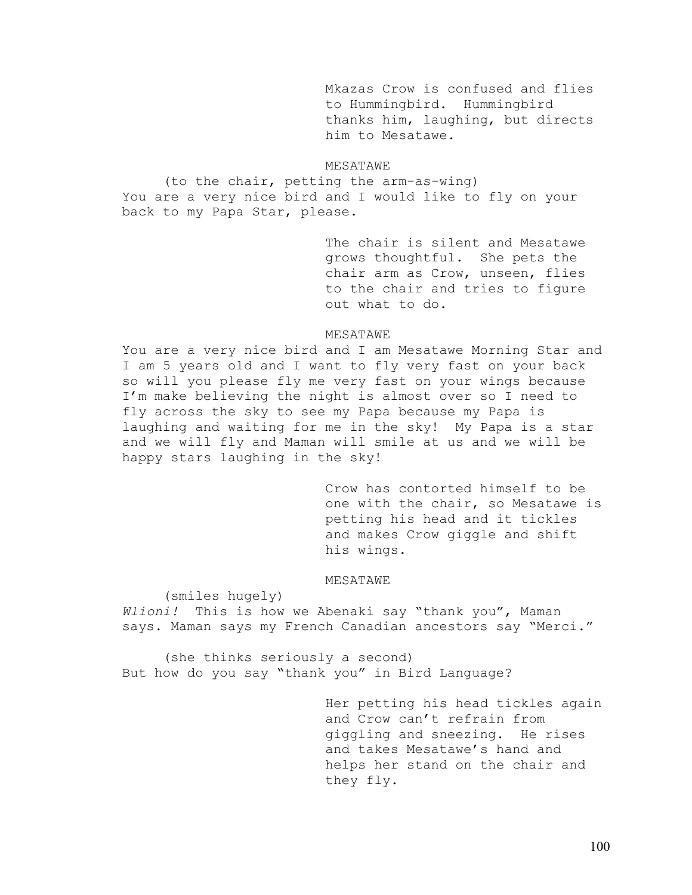Mkazas Crow is confused and flies to Hummingbird. Hummingbird thanks him, laughing, but directs him to Mesatawe.

MESATAWE

(to the chair, petting the arm-as-wing)

You are a very nice bird and I would like to fly on your back to my Papa Star, please.

The chair is silent and Mesatawe grows thoughtful. She pets the chair arm as Crow, unseen, flies to the chair and tries to figure out what to do.

MESATAWE

You are a very nice bird and I am Mesatawe Morning Star and I am 5 years old and I want to fly very fast on your back so will you please fly me very fast on your wings because I'm make believing the night is almost over so I need to fly across the sky to see my Papa because my Papa is laughing and waiting for me in the sky! My Papa is a star and we will fly and Maman will smile at us and we will be happy stars laughing in the sky!

Crow has contorted himself to be one with the chair, so Mesatawe is petting his head and it tickles and makes Crow giggle and shift his wings.

MESATAWE

(smiles hugely)

*Wlioni!* This is how we Abenaki say "thank you", Maman says. Maman says my French Canadian ancestors say "Merci."

(she thinks seriously a second)

But how do you say "thank you" in Bird Language?

Her petting his head tickles again and Crow can't refrain from giggling and sneezing. He rises and takes Mesatawe's hand and helps her stand on the chair and they fly.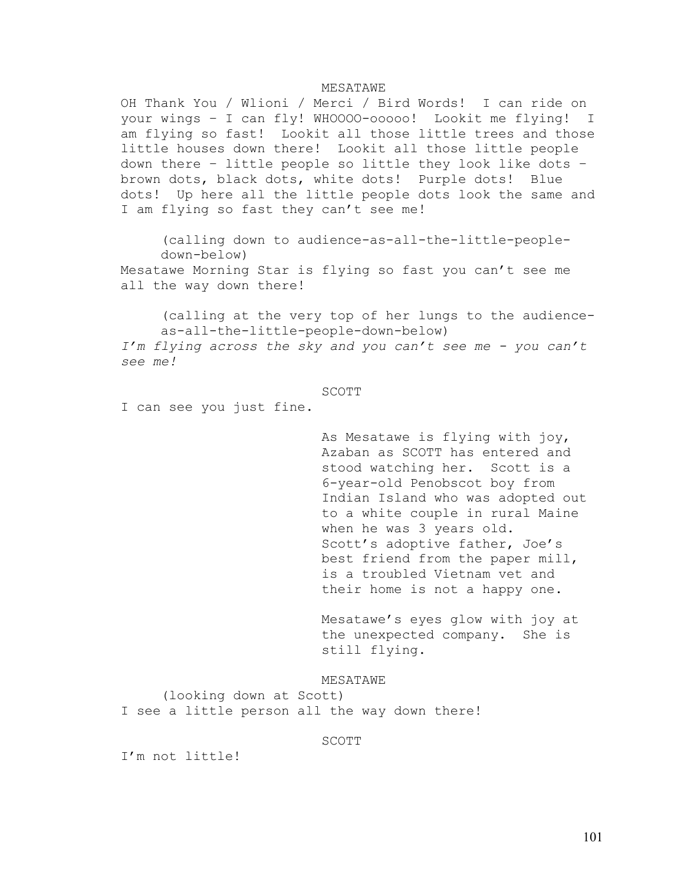MESATAWE

OH Thank You / Wlioni / Merci / Bird Words! I can ride on your wings – I can fly! WHOOOO-ooooo! Lookit me flying! I am flying so fast! Lookit all those little trees and those little houses down there! Lookit all those little people down there – little people so little they look like dots – brown dots, black dots, white dots! Purple dots! Blue dots! Up here all the little people dots look the same and I am flying so fast they can't see me!

(calling down to audience-as-all-the-little-people-down-below)

Mesatawe Morning Star is flying so fast you can't see me all the way down there!

(calling at the very top of her lungs to the audience-as-all-the-little-people-down-below)

*I'm flying across the sky and you can't see me - you can't see me!*

SCOTT

I can see you just fine.

As Mesatawe is flying with joy, Azaban as SCOTT has entered and stood watching her. Scott is a 6-year-old Penobscot boy from Indian Island who was adopted out to a white couple in rural Maine when he was 3 years old. Scott's adoptive father, Joe's best friend from the paper mill, is a troubled Vietnam vet and their home is not a happy one.

Mesatawe's eyes glow with joy at the unexpected company. She is still flying.

MESATAWE

(looking down at Scott)

I see a little person all the way down there!

SCOTT

I'm not little!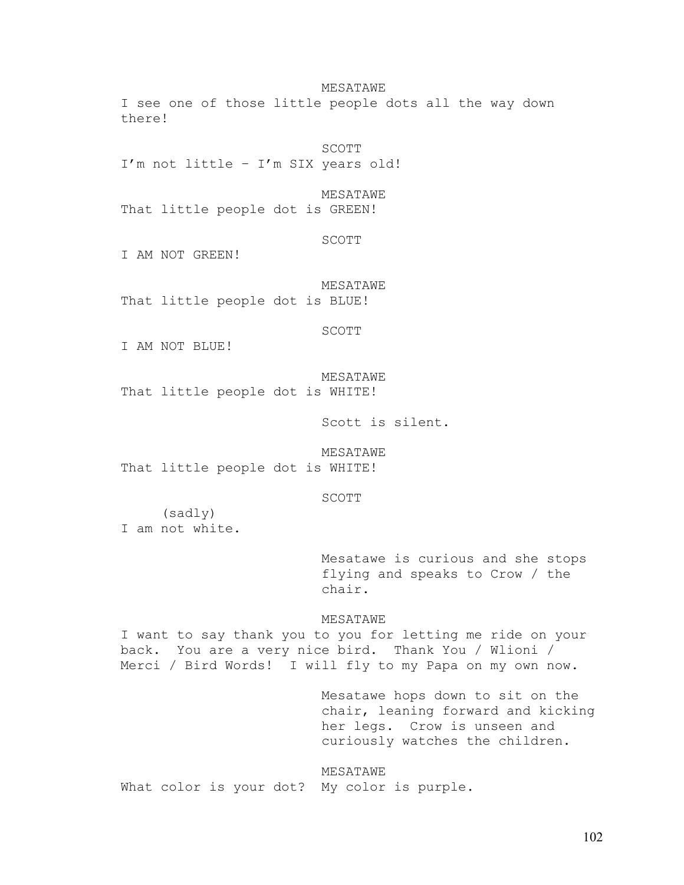MESATAWE

I see one of those little people dots all the way down there!

SCOTT

I'm not little – I'm SIX years old!

MESATAWE

That little people dot is GREEN!

SCOTT

I AM NOT GREEN!

MESATAWE

That little people dot is BLUE!

SCOTT

I AM NOT BLUE!

MESATAWE

That little people dot is WHITE!

Scott is silent.

MESATAWE

That little people dot is WHITE!

SCOTT

(sadly)
I am not white.

Mesatawe is curious and she stops flying and speaks to Crow / the chair.

MESATAWE

I want to say thank you to you for letting me ride on your back. You are a very nice bird. Thank You / Wlioni / Merci / Bird Words! I will fly to my Papa on my own now.

Mesatawe hops down to sit on the chair, leaning forward and kicking her legs. Crow is unseen and curiously watches the children.

MESATAWE

What color is your dot? My color is purple.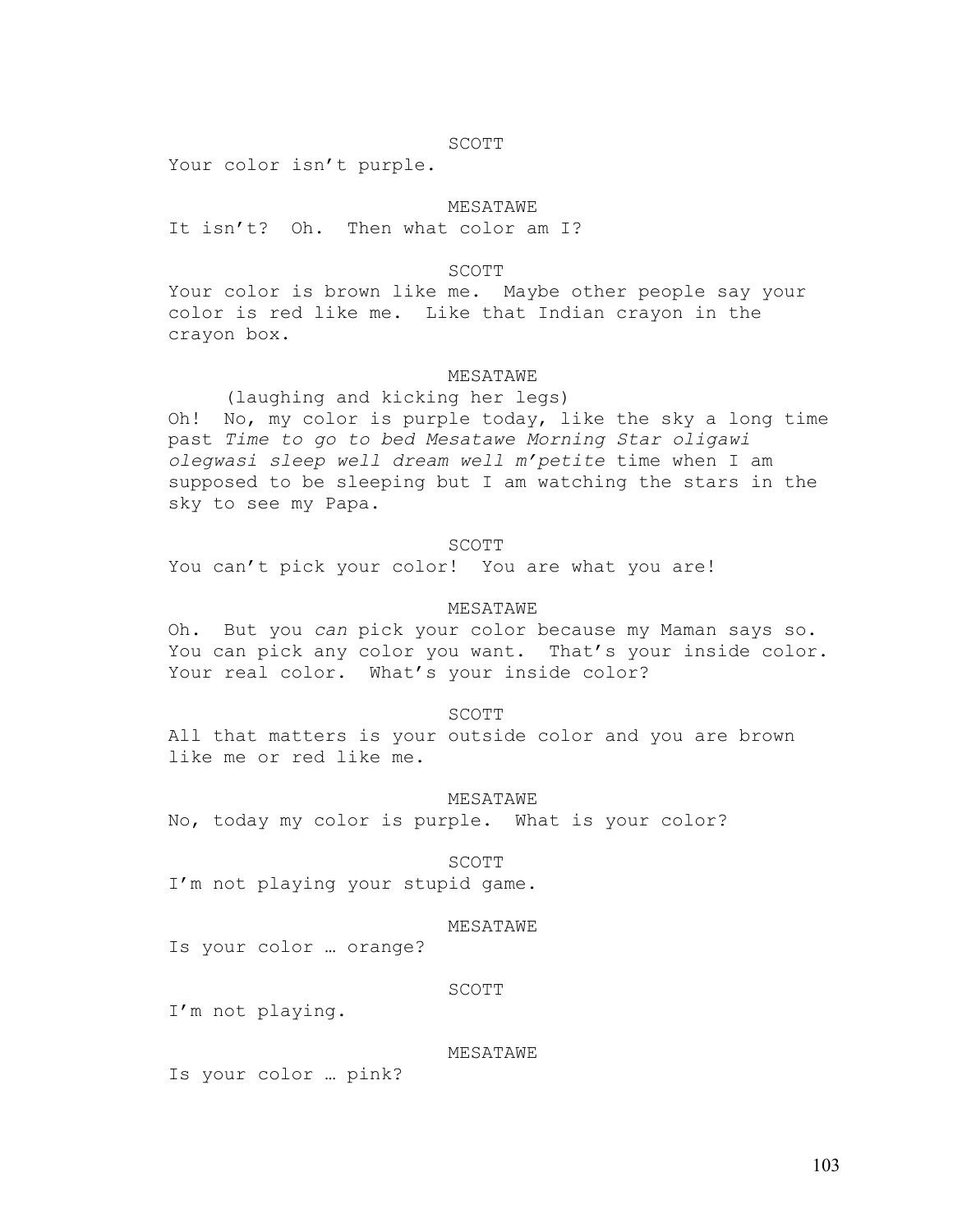SCOTT

Your color isn't purple.

MESATAWE

It isn't? Oh. Then what color am I?

SCOTT

Your color is brown like me. Maybe other people say your color is red like me. Like that Indian crayon in the crayon box.

MESATAWE

(laughing and kicking her legs)

Oh! No, my color is purple today, like the sky a long time past *Time to go to bed Mesatawe Morning Star oligawi olegwasi sleep well dream well m'petite* time when I am supposed to be sleeping but I am watching the stars in the sky to see my Papa.

SCOTT

You can't pick your color! You are what you are!

MESATAWE

Oh. But you *can* pick your color because my Maman says so. You can pick any color you want. That's your inside color. Your real color. What's your inside color?

SCOTT

All that matters is your outside color and you are brown like me or red like me.

MESATAWE

No, today my color is purple. What is your color?

SCOTT

I'm not playing your stupid game.

MESATAWE

Is your color … orange?

SCOTT

I'm not playing.

MESATAWE

Is your color … pink?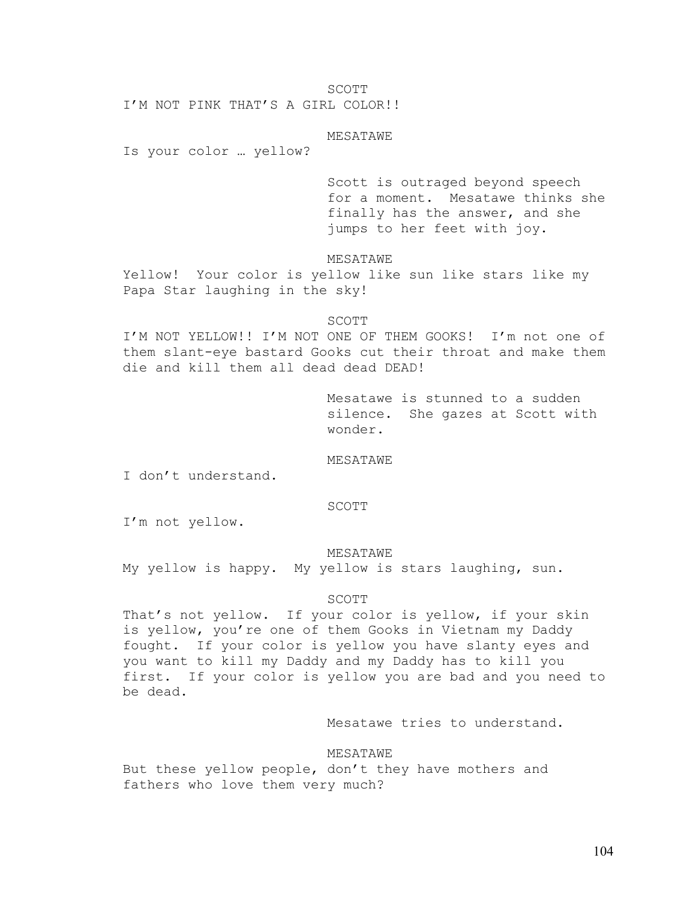SCOTT

I'M NOT PINK THAT'S A GIRL COLOR!!

MESATAWE

Is your color … yellow?

Scott is outraged beyond speech for a moment. Mesatawe thinks she finally has the answer, and she jumps to her feet with joy.

MESATAWE

Yellow! Your color is yellow like sun like stars like my Papa Star laughing in the sky!

SCOTT

I'M NOT YELLOW!! I'M NOT ONE OF THEM GOOKS! I'm not one of them slant-eye bastard Gooks cut their throat and make them die and kill them all dead dead DEAD!

Mesatawe is stunned to a sudden silence. She gazes at Scott with wonder.

MESATAWE

I don't understand.

SCOTT

I'm not yellow.

MESATAWE

My yellow is happy. My yellow is stars laughing, sun.

SCOTT

That's not yellow. If your color is yellow, if your skin is yellow, you're one of them Gooks in Vietnam my Daddy fought. If your color is yellow you have slanty eyes and you want to kill my Daddy and my Daddy has to kill you first. If your color is yellow you are bad and you need to be dead.

Mesatawe tries to understand.

MESATAWE

But these yellow people, don't they have mothers and fathers who love them very much?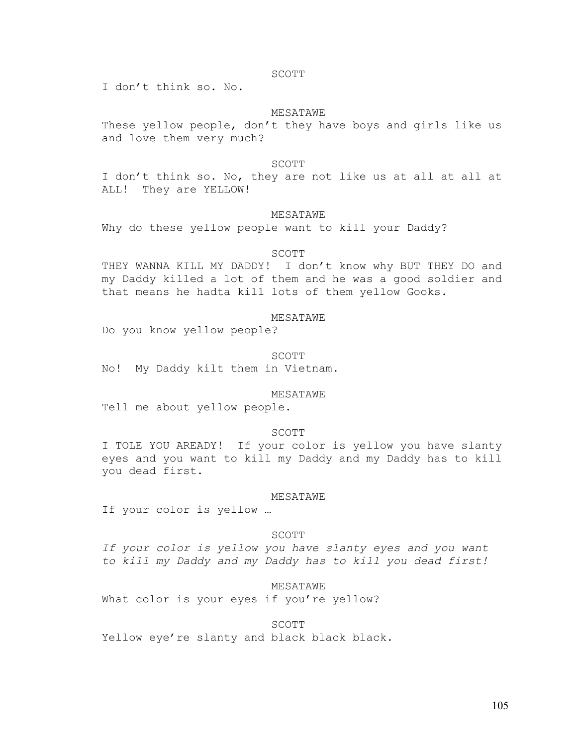SCOTT

I don't think so. No.

MESATAWE

These yellow people, don't they have boys and girls like us and love them very much?

SCOTT

I don't think so. No, they are not like us at all at all at ALL! They are YELLOW!

MESATAWE

Why do these yellow people want to kill your Daddy?

SCOTT

THEY WANNA KILL MY DADDY! I don't know why BUT THEY DO and my Daddy killed a lot of them and he was a good soldier and that means he hadta kill lots of them yellow Gooks.

MESATAWE

Do you know yellow people?

SCOTT

No! My Daddy kilt them in Vietnam.

MESATAWE

Tell me about yellow people.

SCOTT

I TOLE YOU AREADY! If your color is yellow you have slanty eyes and you want to kill my Daddy and my Daddy has to kill you dead first.

MESATAWE

If your color is yellow …

SCOTT

*If your color is yellow you have slanty eyes and you want to kill my Daddy and my Daddy has to kill you dead first!*

MESATAWE

What color is your eyes if you're yellow?

SCOTT

Yellow eye're slanty and black black black.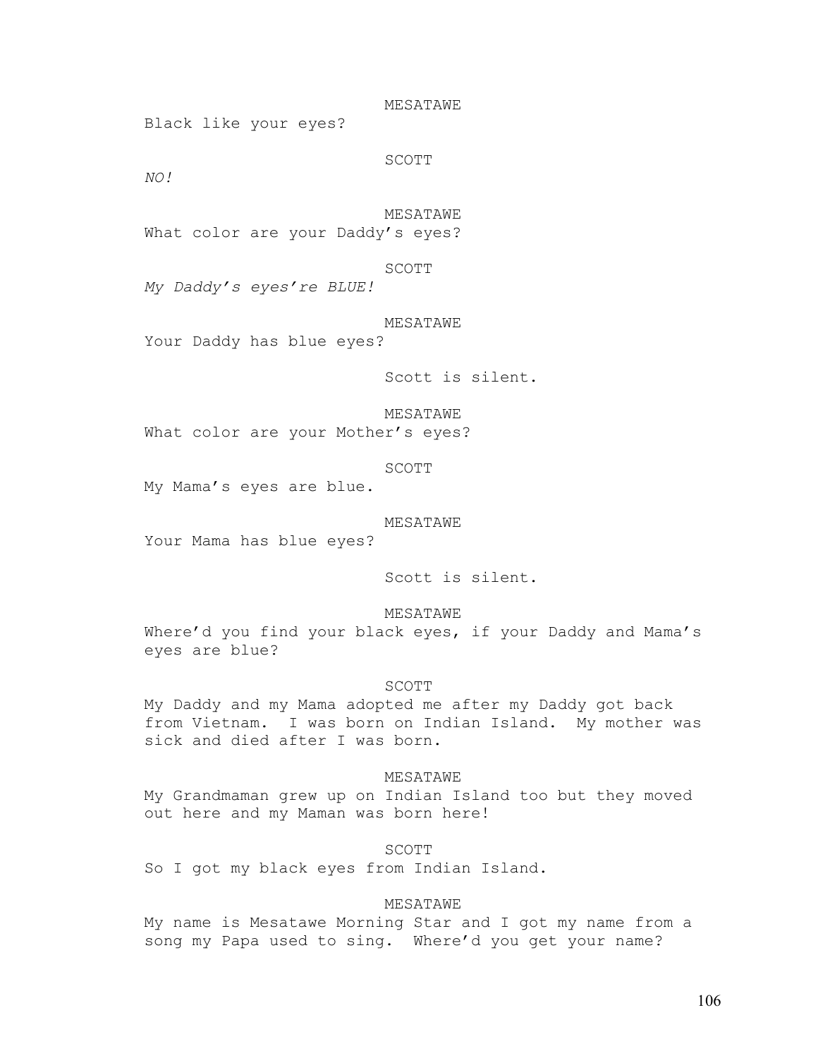MESATAWE

Black like your eyes?

SCOTT

*NO!*

MESATAWE

What color are your Daddy's eyes?

SCOTT

*My Daddy's eyes're BLUE!*

MESATAWE

Your Daddy has blue eyes?

Scott is silent.

MESATAWE

What color are your Mother's eyes?

SCOTT

My Mama's eyes are blue.

MESATAWE

Your Mama has blue eyes?

Scott is silent.

MESATAWE

Where'd you find your black eyes, if your Daddy and Mama's eyes are blue?

SCOTT

My Daddy and my Mama adopted me after my Daddy got back from Vietnam. I was born on Indian Island. My mother was sick and died after I was born.

MESATAWE

My Grandmaman grew up on Indian Island too but they moved out here and my Maman was born here!

SCOTT

So I got my black eyes from Indian Island.

MESATAWE

My name is Mesatawe Morning Star and I got my name from a song my Papa used to sing. Where'd you get your name?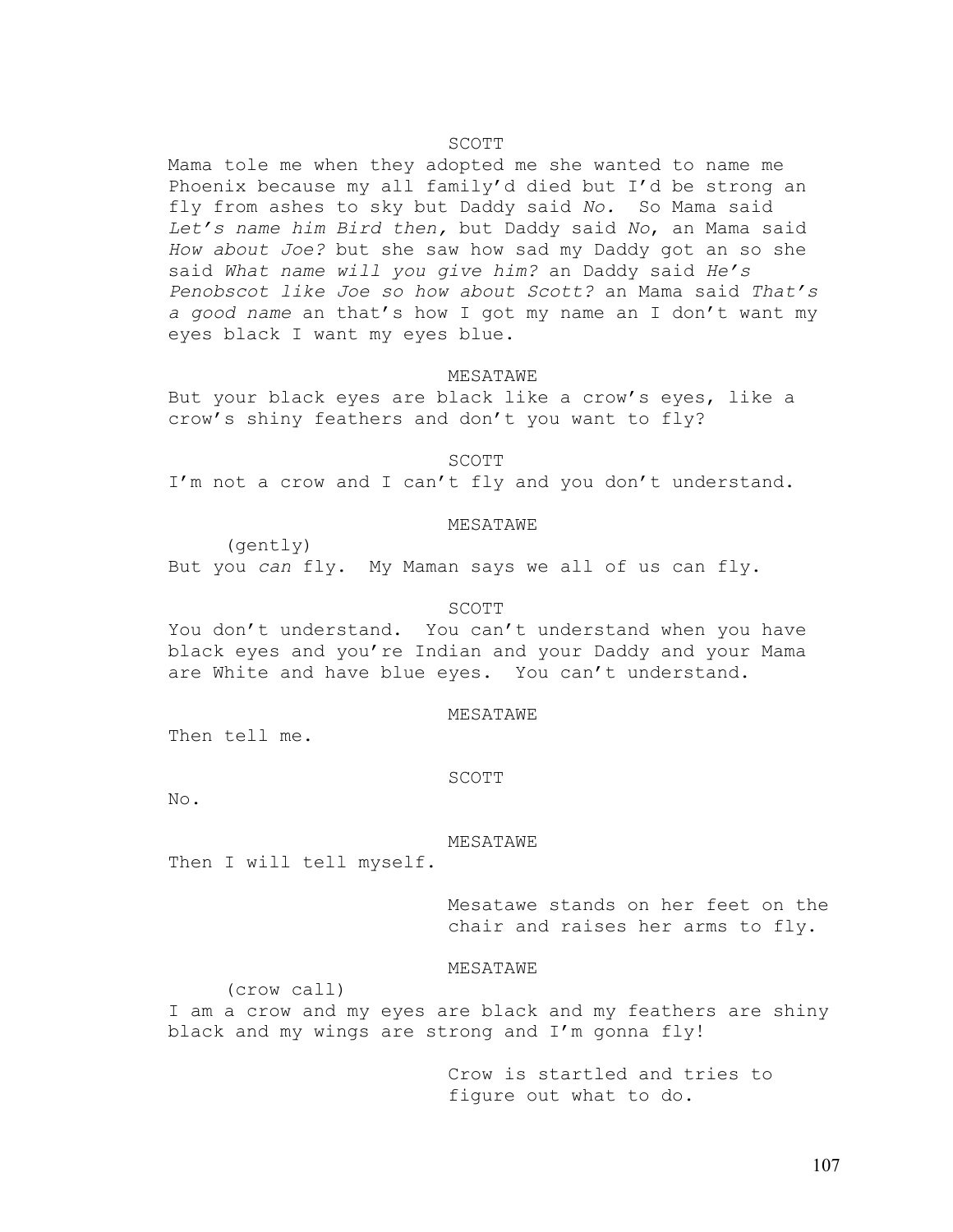SCOTT

Mama tole me when they adopted me she wanted to name me Phoenix because my all family'd died but I'd be strong an fly from ashes to sky but Daddy said *No.* So Mama said *Let's name him Bird then,* but Daddy said *No*, an Mama said *How about Joe?* but she saw how sad my Daddy got an so she said *What name will you give him?* an Daddy said *He's Penobscot like Joe so how about Scott?* an Mama said *That's a good name* an that's how I got my name an I don't want my eyes black I want my eyes blue.

MESATAWE

But your black eyes are black like a crow's eyes, like a crow's shiny feathers and don't you want to fly?

SCOTT

I'm not a crow and I can't fly and you don't understand.

MESATAWE

(gently)

But you *can* fly. My Maman says we all of us can fly.

SCOTT

You don't understand. You can't understand when you have black eyes and you're Indian and your Daddy and your Mama are White and have blue eyes. You can't understand.

MESATAWE

Then tell me.

SCOTT

No.

MESATAWE

Then I will tell myself.

Mesatawe stands on her feet on the chair and raises her arms to fly.

MESATAWE

(crow call)

I am a crow and my eyes are black and my feathers are shiny black and my wings are strong and I'm gonna fly!

Crow is startled and tries to figure out what to do.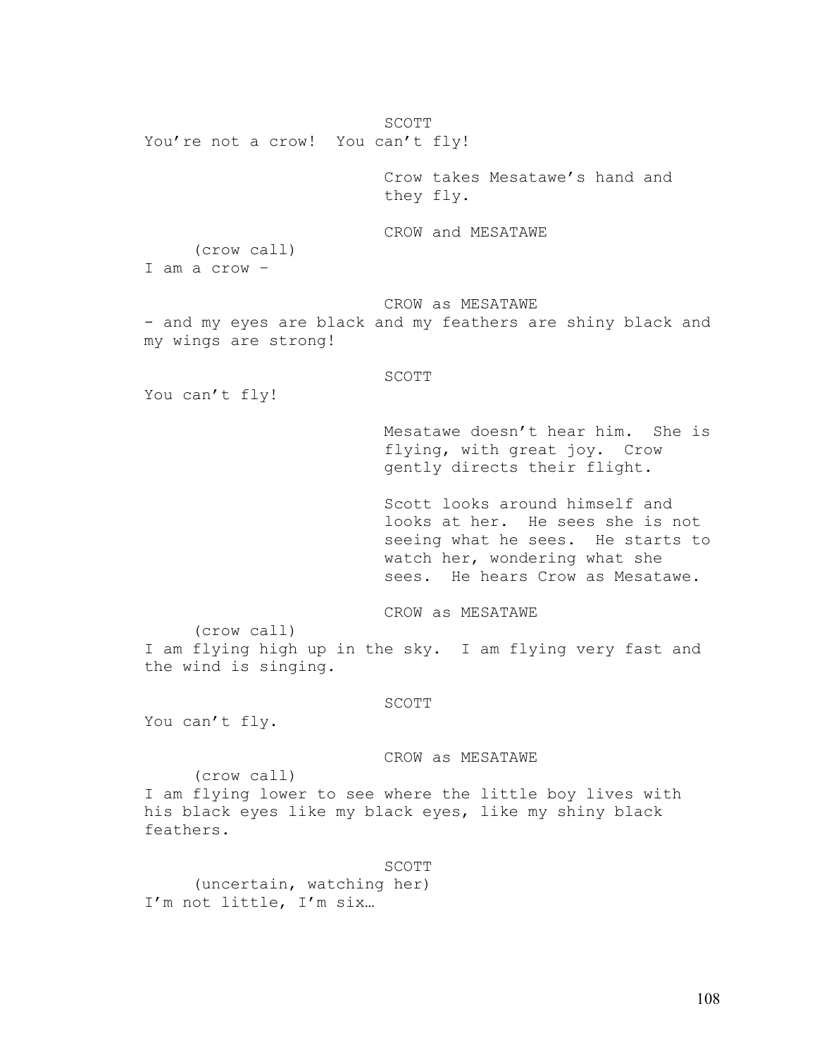SCOTT

You're not a crow! You can't fly!

Crow takes Mesatawe's hand and they fly.

CROW and MESATAWE

(crow call)

I am a crow –

CROW as MESATAWE

- and my eyes are black and my feathers are shiny black and my wings are strong!

SCOTT

You can't fly!

Mesatawe doesn't hear him. She is flying, with great joy. Crow gently directs their flight.

Scott looks around himself and looks at her. He sees she is not seeing what he sees. He starts to watch her, wondering what she sees. He hears Crow as Mesatawe.

CROW as MESATAWE

(crow call)

I am flying high up in the sky. I am flying very fast and the wind is singing.

SCOTT

You can't fly.

CROW as MESATAWE

(crow call)

I am flying lower to see where the little boy lives with his black eyes like my black eyes, like my shiny black feathers.

SCOTT

(uncertain, watching her)

I'm not little, I'm six…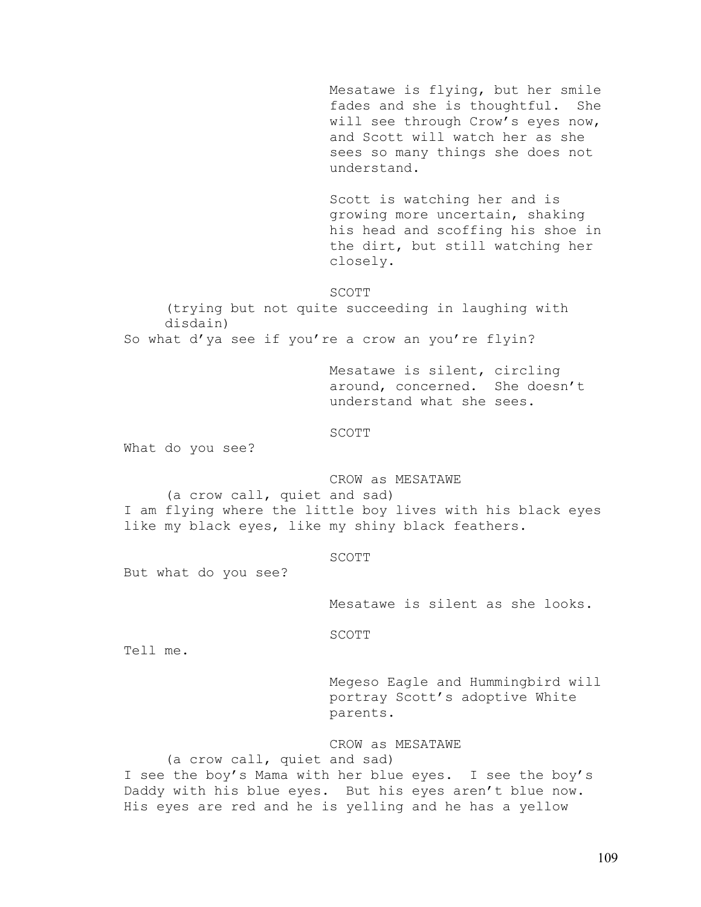Mesatawe is flying, but her smile fades and she is thoughtful. She will see through Crow's eyes now, and Scott will watch her as she sees so many things she does not understand.

Scott is watching her and is growing more uncertain, shaking his head and scoffing his shoe in the dirt, but still watching her closely.

SCOTT

(trying but not quite succeeding in laughing with disdain)

So what d'ya see if you're a crow an you're flyin?

Mesatawe is silent, circling around, concerned. She doesn't understand what she sees.

SCOTT

What do you see?

CROW as MESATAWE

(a crow call, quiet and sad)

I am flying where the little boy lives with his black eyes like my black eyes, like my shiny black feathers.

SCOTT

But what do you see?

Mesatawe is silent as she looks.

SCOTT

Tell me.

Megeso Eagle and Hummingbird will portray Scott's adoptive White parents.

CROW as MESATAWE

(a crow call, quiet and sad)

I see the boy's Mama with her blue eyes. I see the boy's Daddy with his blue eyes. But his eyes aren't blue now. His eyes are red and he is yelling and he has a yellow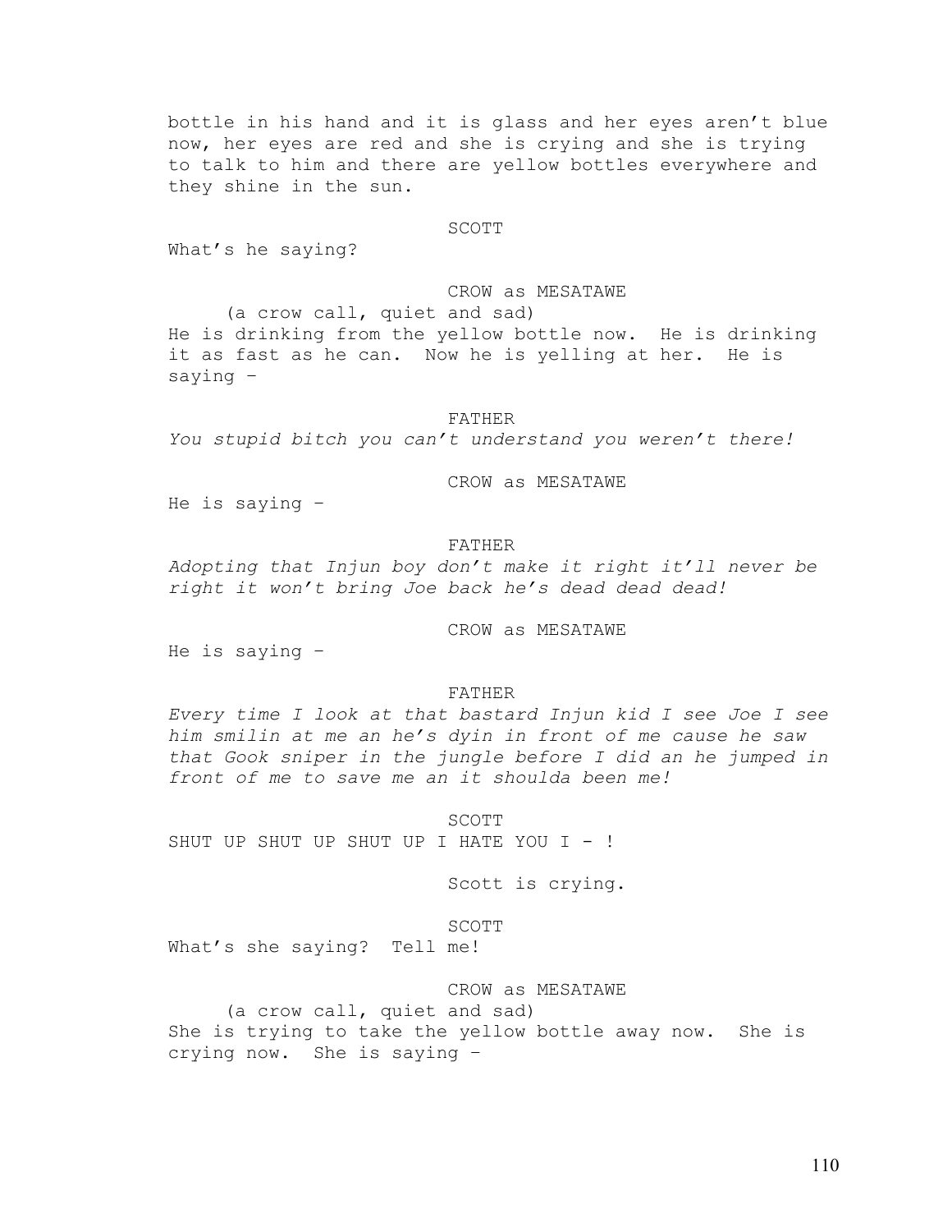bottle in his hand and it is glass and her eyes aren't blue now, her eyes are red and she is crying and she is trying to talk to him and there are yellow bottles everywhere and they shine in the sun.

SCOTT

What's he saying?

CROW as MESATAWE

(a crow call, quiet and sad)

He is drinking from the yellow bottle now. He is drinking it as fast as he can. Now he is yelling at her. He is saying –

FATHER

*You stupid bitch you can't understand you weren't there!*

CROW as MESATAWE

He is saying –

FATHER

*Adopting that Injun boy don't make it right it'll never be right it won't bring Joe back he's dead dead dead!*

CROW as MESATAWE

He is saying –

FATHER

*Every time I look at that bastard Injun kid I see Joe I see him smilin at me an he's dyin in front of me cause he saw that Gook sniper in the jungle before I did an he jumped in front of me to save me an it shoulda been me!*

SCOTT

SHUT UP SHUT UP SHUT UP I HATE YOU I - !

Scott is crying.

SCOTT

What's she saying? Tell me!

CROW as MESATAWE

(a crow call, quiet and sad)

She is trying to take the yellow bottle away now. She is crying now. She is saying –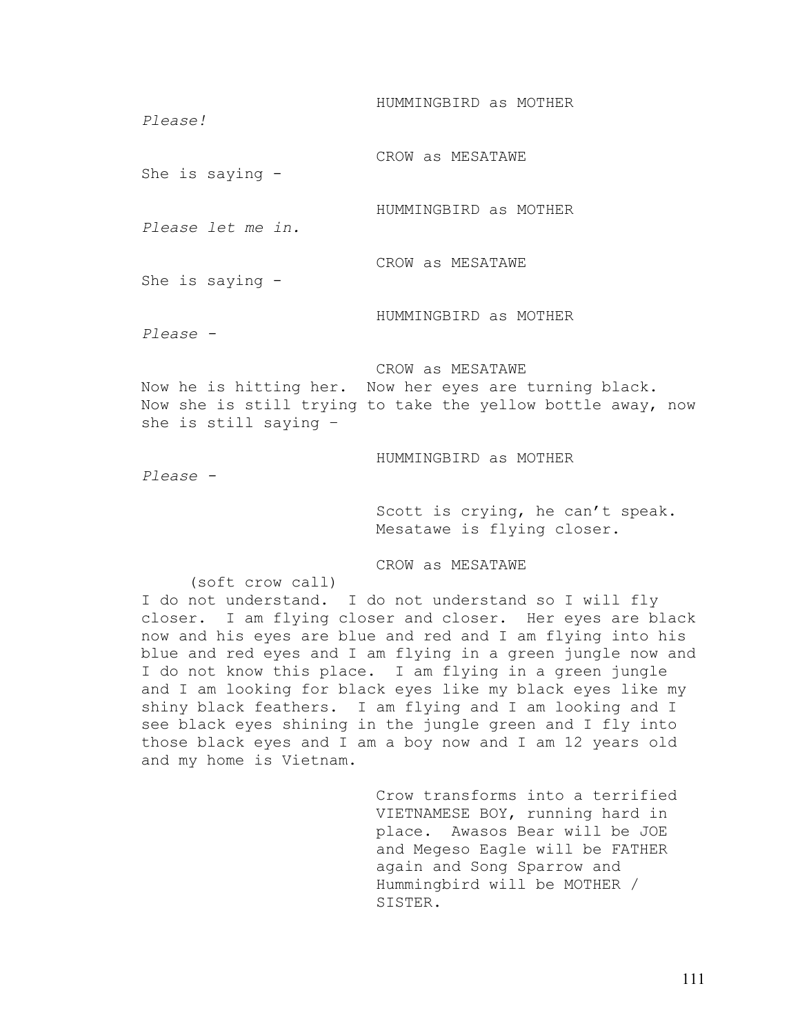HUMMINGBIRD as MOTHER

*Please!*

CROW as MESATAWE

She is saying -

HUMMINGBIRD as MOTHER

*Please let me in.*

CROW as MESATAWE

She is saying -

HUMMINGBIRD as MOTHER

*Please -*

CROW as MESATAWE

Now he is hitting her. Now her eyes are turning black. Now she is still trying to take the yellow bottle away, now she is still saying –

HUMMINGBIRD as MOTHER

*Please -*

Scott is crying, he can't speak. Mesatawe is flying closer.

CROW as MESATAWE

(soft crow call)

I do not understand. I do not understand so I will fly closer. I am flying closer and closer. Her eyes are black now and his eyes are blue and red and I am flying into his blue and red eyes and I am flying in a green jungle now and I do not know this place. I am flying in a green jungle and I am looking for black eyes like my black eyes like my shiny black feathers. I am flying and I am looking and I see black eyes shining in the jungle green and I fly into those black eyes and I am a boy now and I am 12 years old and my home is Vietnam.

Crow transforms into a terrified VIETNAMESE BOY, running hard in place. Awasos Bear will be JOE and Megeso Eagle will be FATHER again and Song Sparrow and Hummingbird will be MOTHER / SISTER.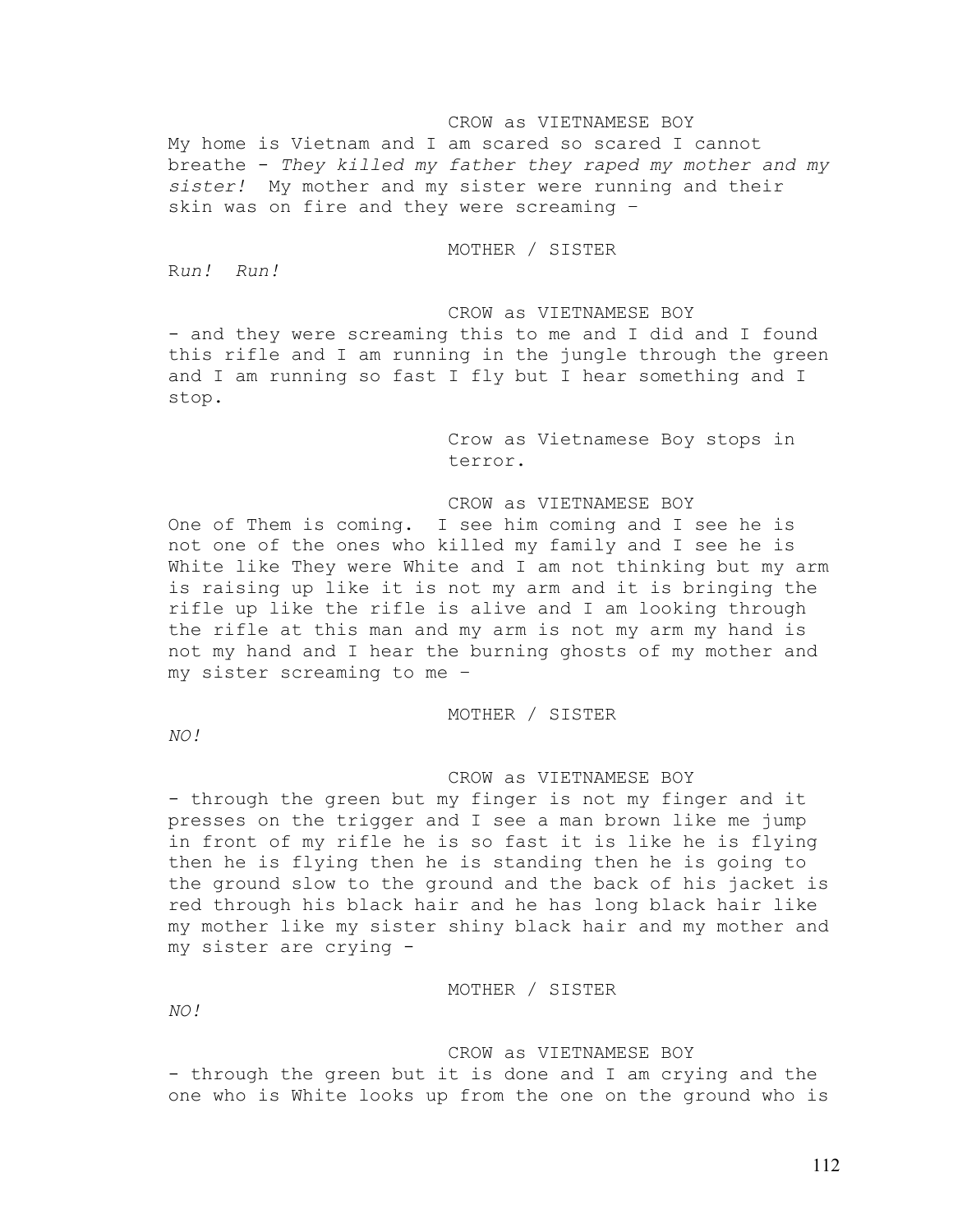CROW as VIETNAMESE BOY

My home is Vietnam and I am scared so scared I cannot breathe - *They killed my father they raped my mother and my sister!* My mother and my sister were running and their skin was on fire and they were screaming –

MOTHER / SISTER

R*un! Run!*

CROW as VIETNAMESE BOY

- and they were screaming this to me and I did and I found this rifle and I am running in the jungle through the green and I am running so fast I fly but I hear something and I stop.

Crow as Vietnamese Boy stops in terror.

CROW as VIETNAMESE BOY

One of Them is coming. I see him coming and I see he is not one of the ones who killed my family and I see he is White like They were White and I am not thinking but my arm is raising up like it is not my arm and it is bringing the rifle up like the rifle is alive and I am looking through the rifle at this man and my arm is not my arm my hand is not my hand and I hear the burning ghosts of my mother and my sister screaming to me –

MOTHER / SISTER

*NO!*

CROW as VIETNAMESE BOY

- through the green but my finger is not my finger and it presses on the trigger and I see a man brown like me jump in front of my rifle he is so fast it is like he is flying then he is flying then he is standing then he is going to the ground slow to the ground and the back of his jacket is red through his black hair and he has long black hair like my mother like my sister shiny black hair and my mother and my sister are crying -

MOTHER / SISTER

*NO!*

CROW as VIETNAMESE BOY

- through the green but it is done and I am crying and the one who is White looks up from the one on the ground who is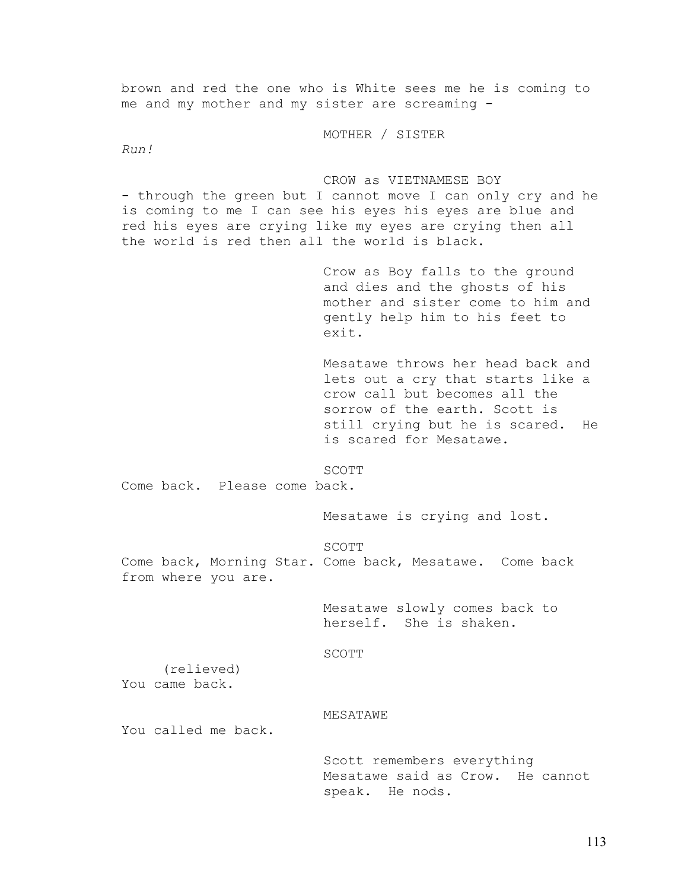brown and red the one who is White sees me he is coming to me and my mother and my sister are screaming -

MOTHER / SISTER

*Run!*

CROW as VIETNAMESE BOY

- through the green but I cannot move I can only cry and he is coming to me I can see his eyes his eyes are blue and red his eyes are crying like my eyes are crying then all the world is red then all the world is black.

Crow as Boy falls to the ground and dies and the ghosts of his mother and sister come to him and gently help him to his feet to exit.

Mesatawe throws her head back and lets out a cry that starts like a crow call but becomes all the sorrow of the earth. Scott is still crying but he is scared. He is scared for Mesatawe.

SCOTT

Come back. Please come back.

Mesatawe is crying and lost.

SCOTT

Come back, Morning Star. Come back, Mesatawe. Come back from where you are.

Mesatawe slowly comes back to herself. She is shaken.

SCOTT

(relieved)

You came back.

MESATAWE

You called me back.

Scott remembers everything Mesatawe said as Crow. He cannot speak. He nods.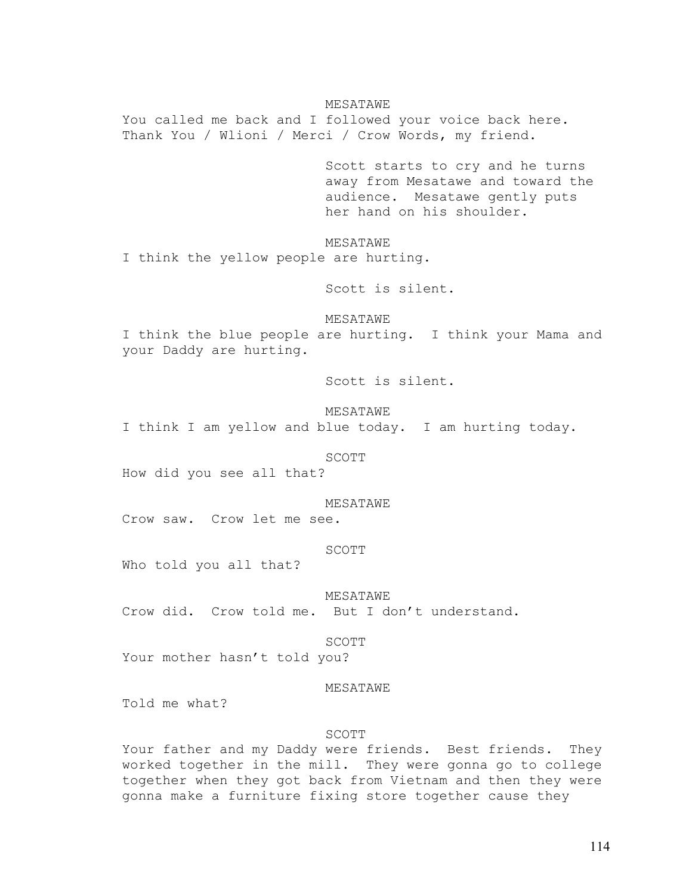MESATAWE

You called me back and I followed your voice back here. Thank You / Wlioni / Merci / Crow Words, my friend.

Scott starts to cry and he turns away from Mesatawe and toward the audience. Mesatawe gently puts her hand on his shoulder.

MESATAWE

I think the yellow people are hurting.

Scott is silent.

MESATAWE

I think the blue people are hurting. I think your Mama and your Daddy are hurting.

Scott is silent.

MESATAWE

I think I am yellow and blue today. I am hurting today.

SCOTT

How did you see all that?

MESATAWE

Crow saw. Crow let me see.

SCOTT

Who told you all that?

MESATAWE

Crow did. Crow told me. But I don't understand.

SCOTT

Your mother hasn't told you?

MESATAWE

Told me what?

SCOTT

Your father and my Daddy were friends. Best friends. They worked together in the mill. They were gonna go to college together when they got back from Vietnam and then they were gonna make a furniture fixing store together cause they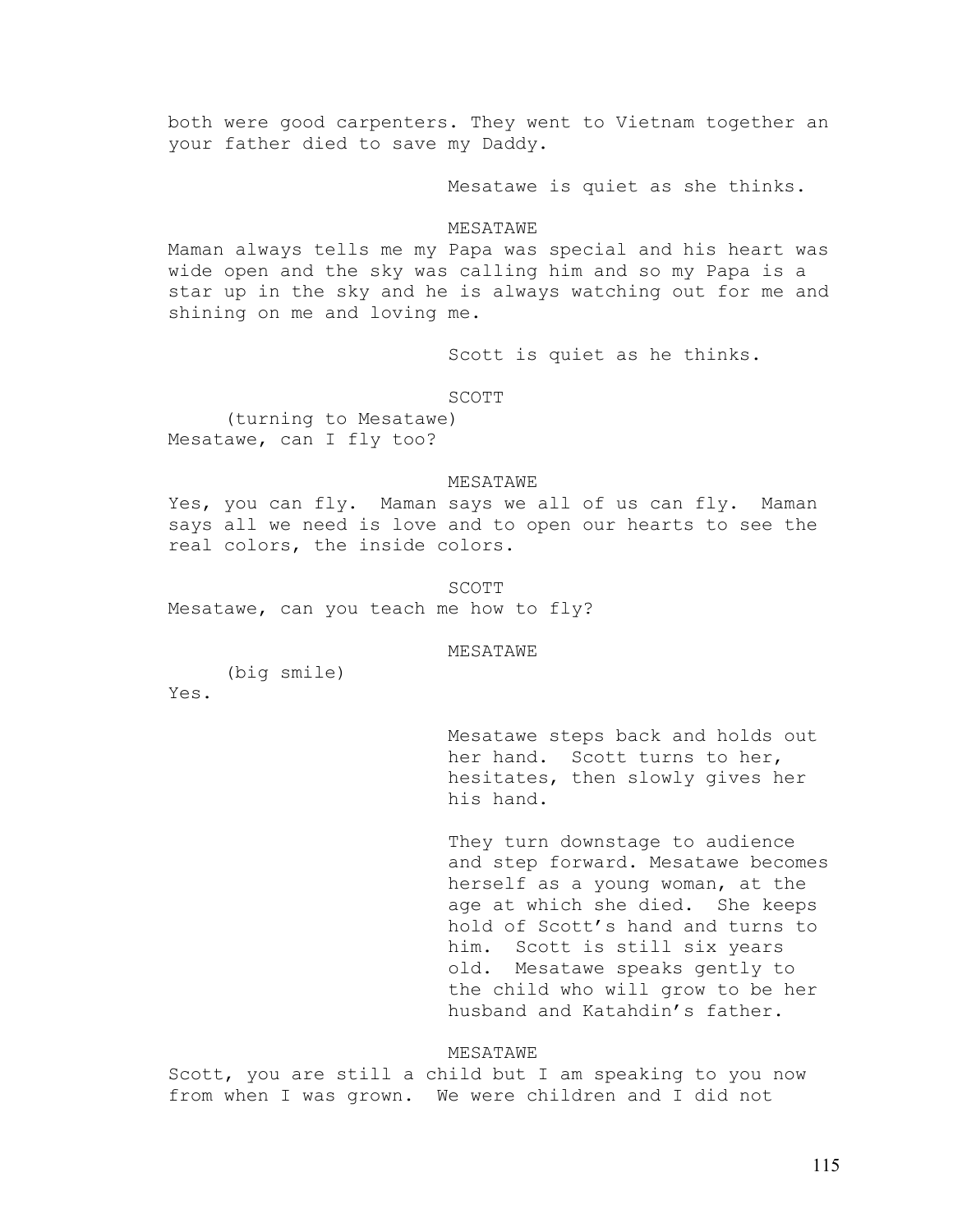both were good carpenters. They went to Vietnam together an your father died to save my Daddy.

Mesatawe is quiet as she thinks.

MESATAWE

Maman always tells me my Papa was special and his heart was wide open and the sky was calling him and so my Papa is a star up in the sky and he is always watching out for me and shining on me and loving me.

Scott is quiet as he thinks.

SCOTT

(turning to Mesatawe)

Mesatawe, can I fly too?

MESATAWE

Yes, you can fly. Maman says we all of us can fly. Maman says all we need is love and to open our hearts to see the real colors, the inside colors.

SCOTT

Mesatawe, can you teach me how to fly?

MESATAWE

(big smile)

Yes.

Mesatawe steps back and holds out her hand. Scott turns to her, hesitates, then slowly gives her his hand.

They turn downstage to audience and step forward. Mesatawe becomes herself as a young woman, at the age at which she died. She keeps hold of Scott's hand and turns to him. Scott is still six years old. Mesatawe speaks gently to the child who will grow to be her husband and Katahdin's father.

MESATAWE

Scott, you are still a child but I am speaking to you now from when I was grown. We were children and I did not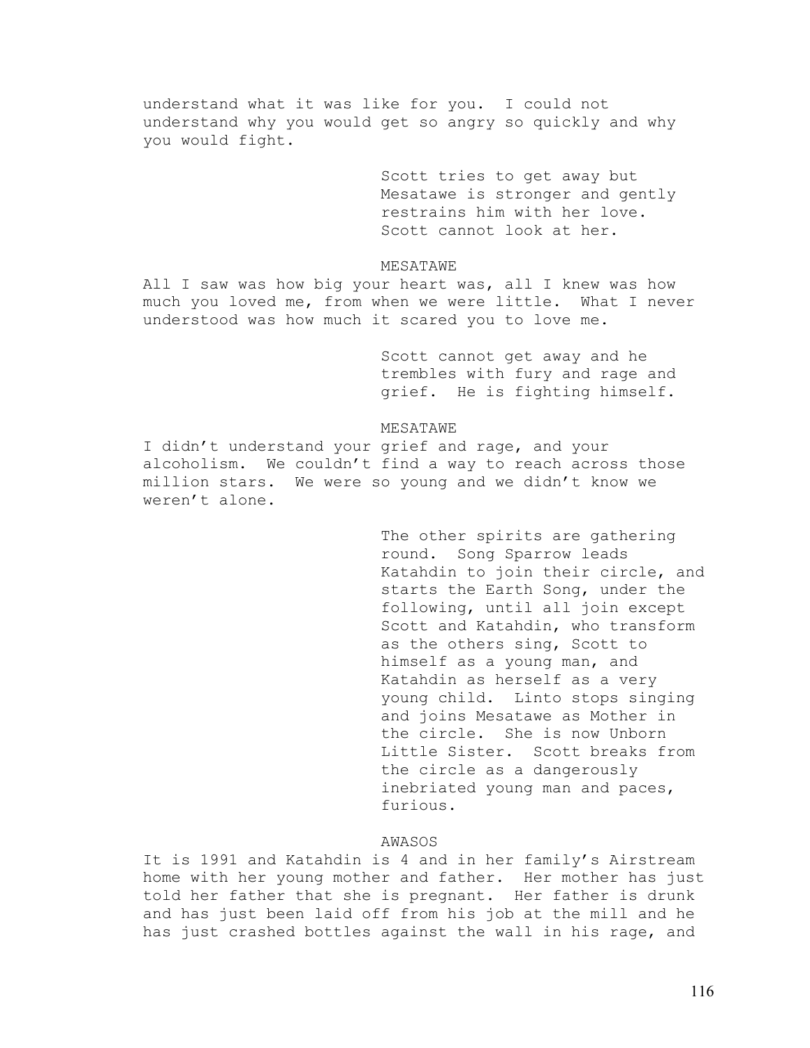understand what it was like for you. I could not understand why you would get so angry so quickly and why you would fight.

> Scott tries to get away but Mesatawe is stronger and gently restrains him with her love. Scott cannot look at her.

MESATAWE

All I saw was how big your heart was, all I knew was how much you loved me, from when we were little. What I never understood was how much it scared you to love me.

> Scott cannot get away and he trembles with fury and rage and grief. He is fighting himself.

MESATAWE

I didn't understand your grief and rage, and your alcoholism. We couldn't find a way to reach across those million stars. We were so young and we didn't know we weren't alone.

> The other spirits are gathering round. Song Sparrow leads Katahdin to join their circle, and starts the Earth Song, under the following, until all join except Scott and Katahdin, who transform as the others sing, Scott to himself as a young man, and Katahdin as herself as a very young child. Linto stops singing and joins Mesatawe as Mother in the circle. She is now Unborn Little Sister. Scott breaks from the circle as a dangerously inebriated young man and paces, furious.

AWASOS

It is 1991 and Katahdin is 4 and in her family's Airstream home with her young mother and father. Her mother has just told her father that she is pregnant. Her father is drunk and has just been laid off from his job at the mill and he has just crashed bottles against the wall in his rage, and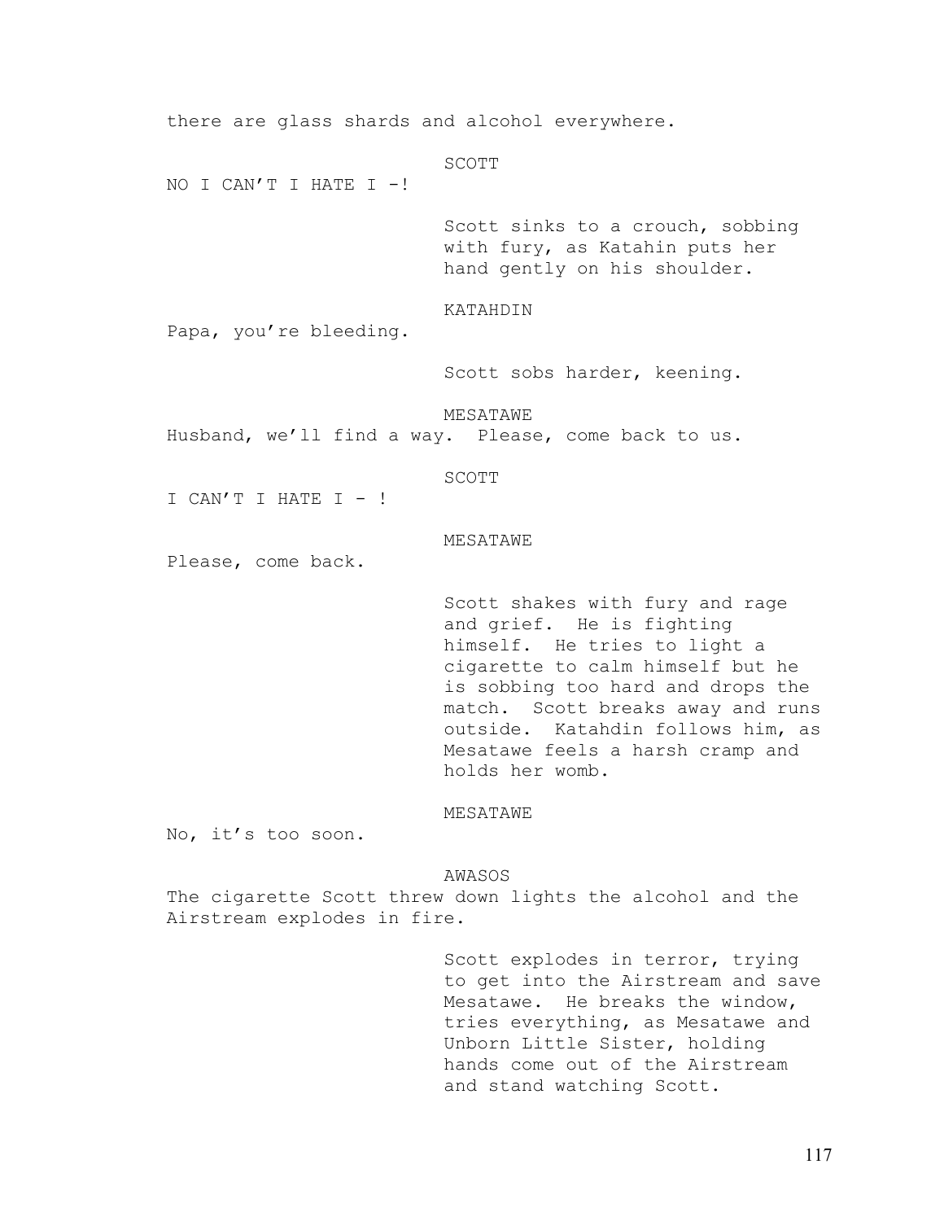there are glass shards and alcohol everywhere.

SCOTT

NO I CAN'T I HATE I -!

Scott sinks to a crouch, sobbing with fury, as Katahin puts her hand gently on his shoulder.

KATAHDIN

Papa, you're bleeding.

Scott sobs harder, keening.

MESATAWE

Husband, we'll find a way. Please, come back to us.

SCOTT

I CAN'T I HATE I - !

MESATAWE

Please, come back.

Scott shakes with fury and rage and grief. He is fighting himself. He tries to light a cigarette to calm himself but he is sobbing too hard and drops the match. Scott breaks away and runs outside. Katahdin follows him, as Mesatawe feels a harsh cramp and holds her womb.

MESATAWE

No, it's too soon.

AWASOS

The cigarette Scott threw down lights the alcohol and the Airstream explodes in fire.

Scott explodes in terror, trying to get into the Airstream and save Mesatawe. He breaks the window, tries everything, as Mesatawe and Unborn Little Sister, holding hands come out of the Airstream and stand watching Scott.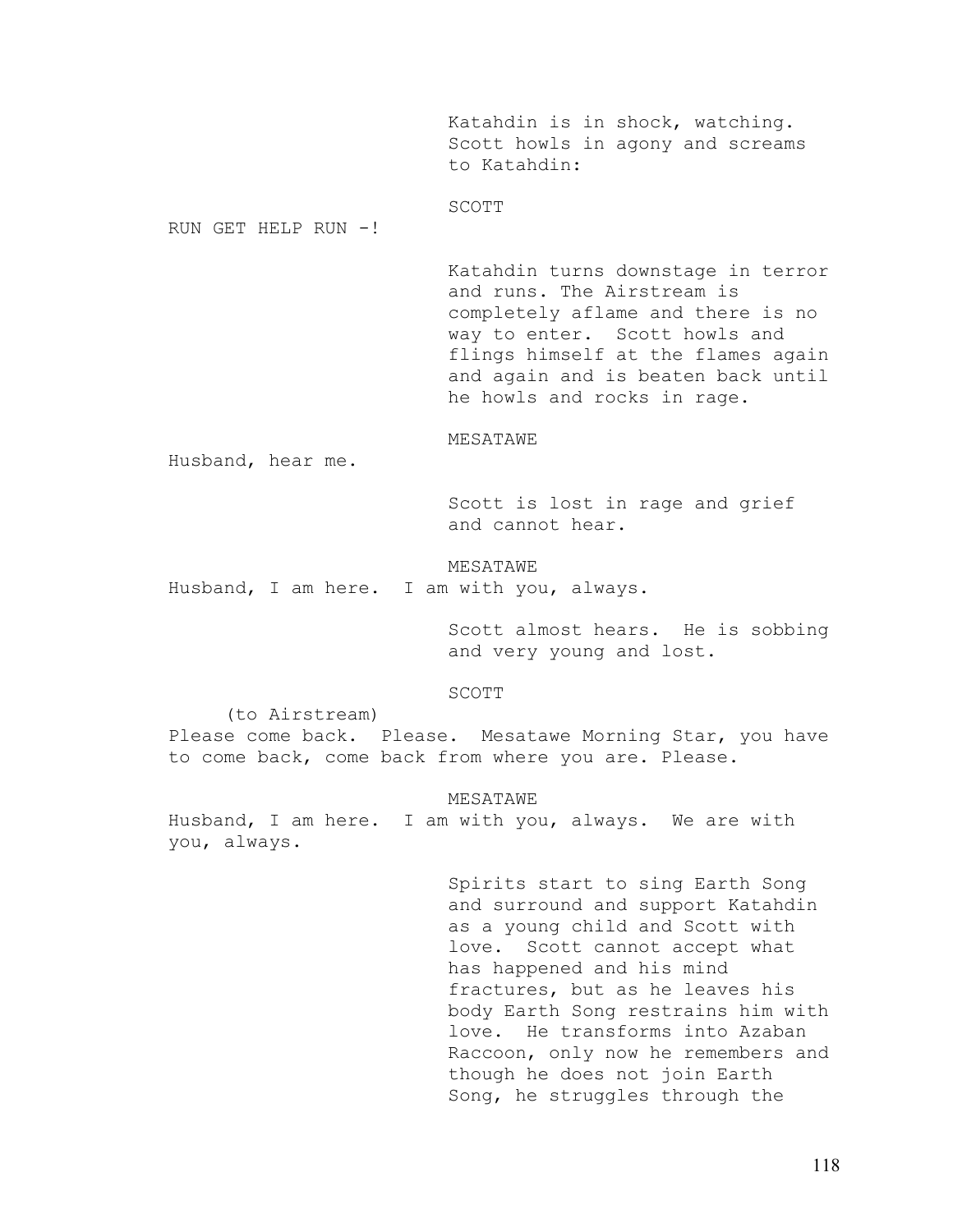Katahdin is in shock, watching. Scott howls in agony and screams to Katahdin:

SCOTT

RUN GET HELP RUN -!

Katahdin turns downstage in terror and runs. The Airstream is completely aflame and there is no way to enter. Scott howls and flings himself at the flames again and again and is beaten back until he howls and rocks in rage.

MESATAWE

Husband, hear me.

Scott is lost in rage and grief and cannot hear.

MESATAWE

Husband, I am here. I am with you, always.

Scott almost hears. He is sobbing and very young and lost.

SCOTT

(to Airstream)

Please come back. Please. Mesatawe Morning Star, you have to come back, come back from where you are. Please.

MESATAWE

Husband, I am here. I am with you, always. We are with you, always.

Spirits start to sing Earth Song and surround and support Katahdin as a young child and Scott with love. Scott cannot accept what has happened and his mind fractures, but as he leaves his body Earth Song restrains him with love. He transforms into Azaban Raccoon, only now he remembers and though he does not join Earth Song, he struggles through the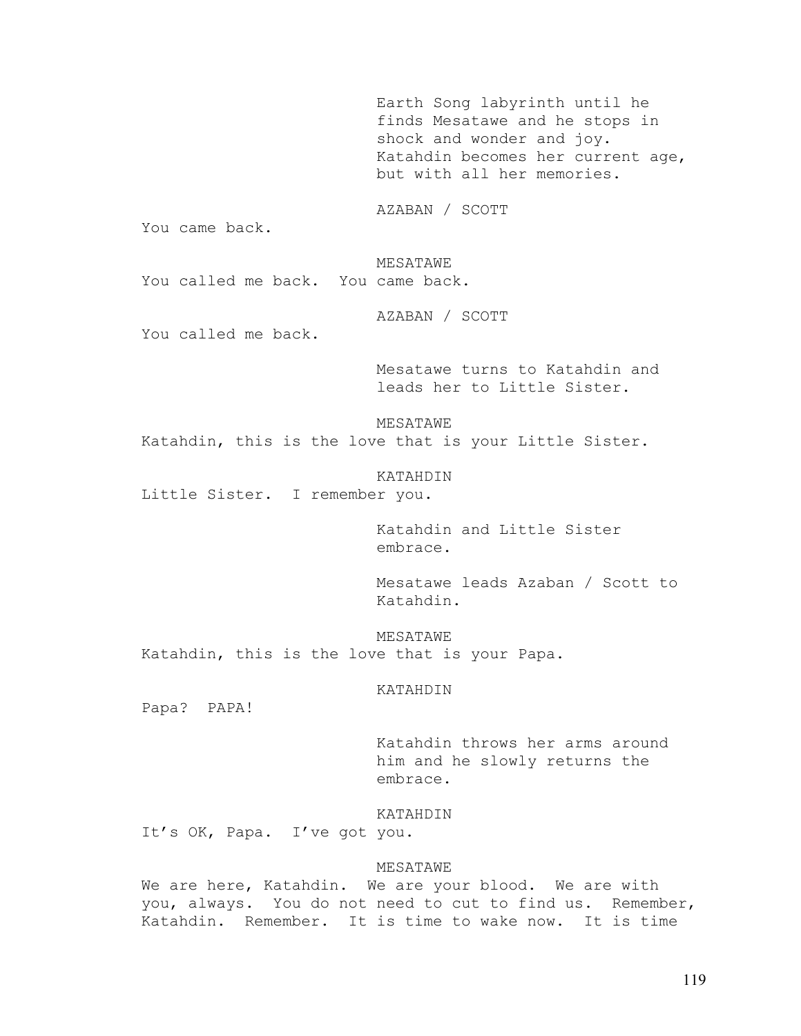Earth Song labyrinth until he finds Mesatawe and he stops in shock and wonder and joy. Katahdin becomes her current age, but with all her memories.

AZABAN / SCOTT

You came back.

MESATAWE

You called me back. You came back.

AZABAN / SCOTT

You called me back.

Mesatawe turns to Katahdin and leads her to Little Sister.

MESATAWE

Katahdin, this is the love that is your Little Sister.

KATAHDIN

Little Sister. I remember you.

Katahdin and Little Sister embrace.

Mesatawe leads Azaban / Scott to Katahdin.

MESATAWE

Katahdin, this is the love that is your Papa.

KATAHDIN

Papa? PAPA!

Katahdin throws her arms around him and he slowly returns the embrace.

KATAHDIN

It's OK, Papa. I've got you.

MESATAWE

We are here, Katahdin. We are your blood. We are with you, always. You do not need to cut to find us. Remember, Katahdin. Remember. It is time to wake now. It is time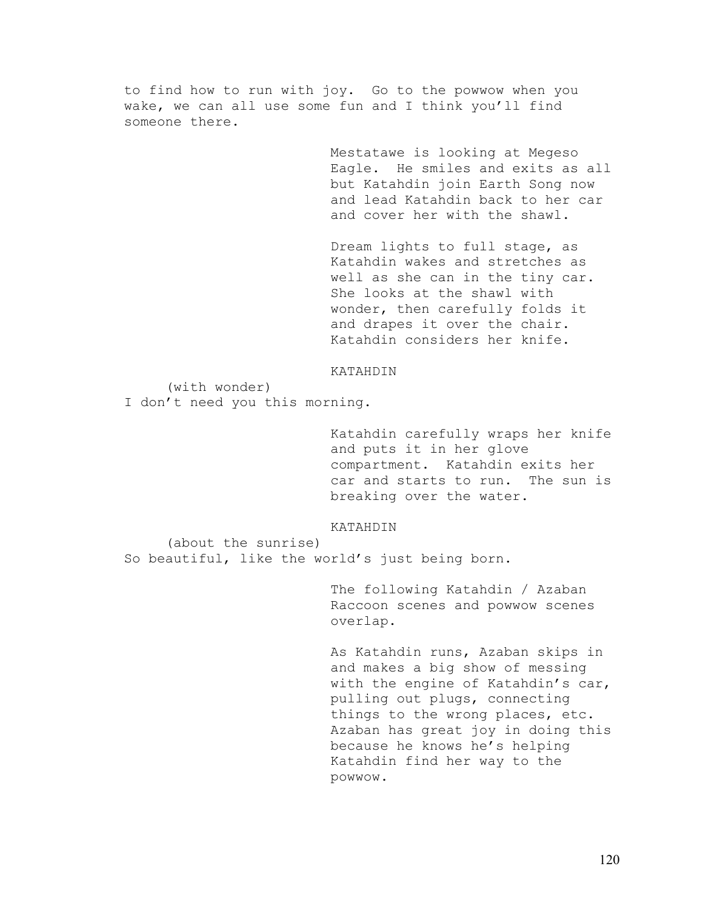to find how to run with joy. Go to the powwow when you wake, we can all use some fun and I think you'll find someone there.

Mestatawe is looking at Megeso Eagle. He smiles and exits as all but Katahdin join Earth Song now and lead Katahdin back to her car and cover her with the shawl.

Dream lights to full stage, as Katahdin wakes and stretches as well as she can in the tiny car. She looks at the shawl with wonder, then carefully folds it and drapes it over the chair. Katahdin considers her knife.

KATAHDIN

(with wonder)

I don't need you this morning.

Katahdin carefully wraps her knife and puts it in her glove compartment. Katahdin exits her car and starts to run. The sun is breaking over the water.

KATAHDIN

(about the sunrise)

So beautiful, like the world's just being born.

The following Katahdin / Azaban Raccoon scenes and powwow scenes overlap.

As Katahdin runs, Azaban skips in and makes a big show of messing with the engine of Katahdin's car, pulling out plugs, connecting things to the wrong places, etc. Azaban has great joy in doing this because he knows he's helping Katahdin find her way to the powwow.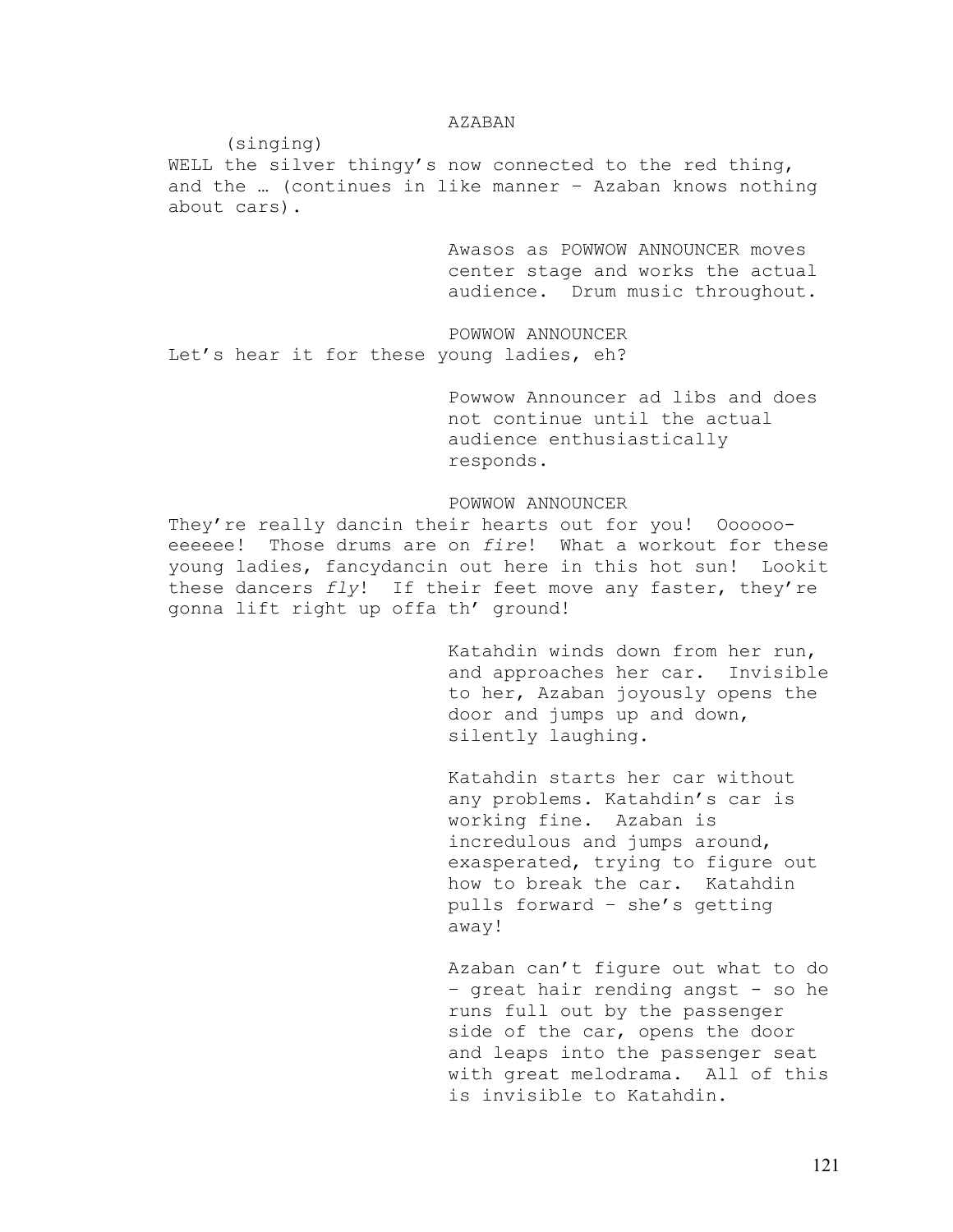AZABAN

(singing)

WELL the silver thingy's now connected to the red thing, and the … (continues in like manner – Azaban knows nothing about cars).

Awasos as POWWOW ANNOUNCER moves center stage and works the actual audience. Drum music throughout.

POWWOW ANNOUNCER

Let's hear it for these young ladies, eh?

Powwow Announcer ad libs and does not continue until the actual audience enthusiastically responds.

POWWOW ANNOUNCER

They're really dancin their hearts out for you! Oooooo-eeeeee! Those drums are on *fire*! What a workout for these young ladies, fancydancin out here in this hot sun! Lookit these dancers *fly*! If their feet move any faster, they're gonna lift right up offa th' ground!

Katahdin winds down from her run, and approaches her car. Invisible to her, Azaban joyously opens the door and jumps up and down, silently laughing.

Katahdin starts her car without any problems. Katahdin's car is working fine. Azaban is incredulous and jumps around, exasperated, trying to figure out how to break the car. Katahdin pulls forward – she's getting away!

Azaban can't figure out what to do – great hair rending angst - so he runs full out by the passenger side of the car, opens the door and leaps into the passenger seat with great melodrama. All of this is invisible to Katahdin.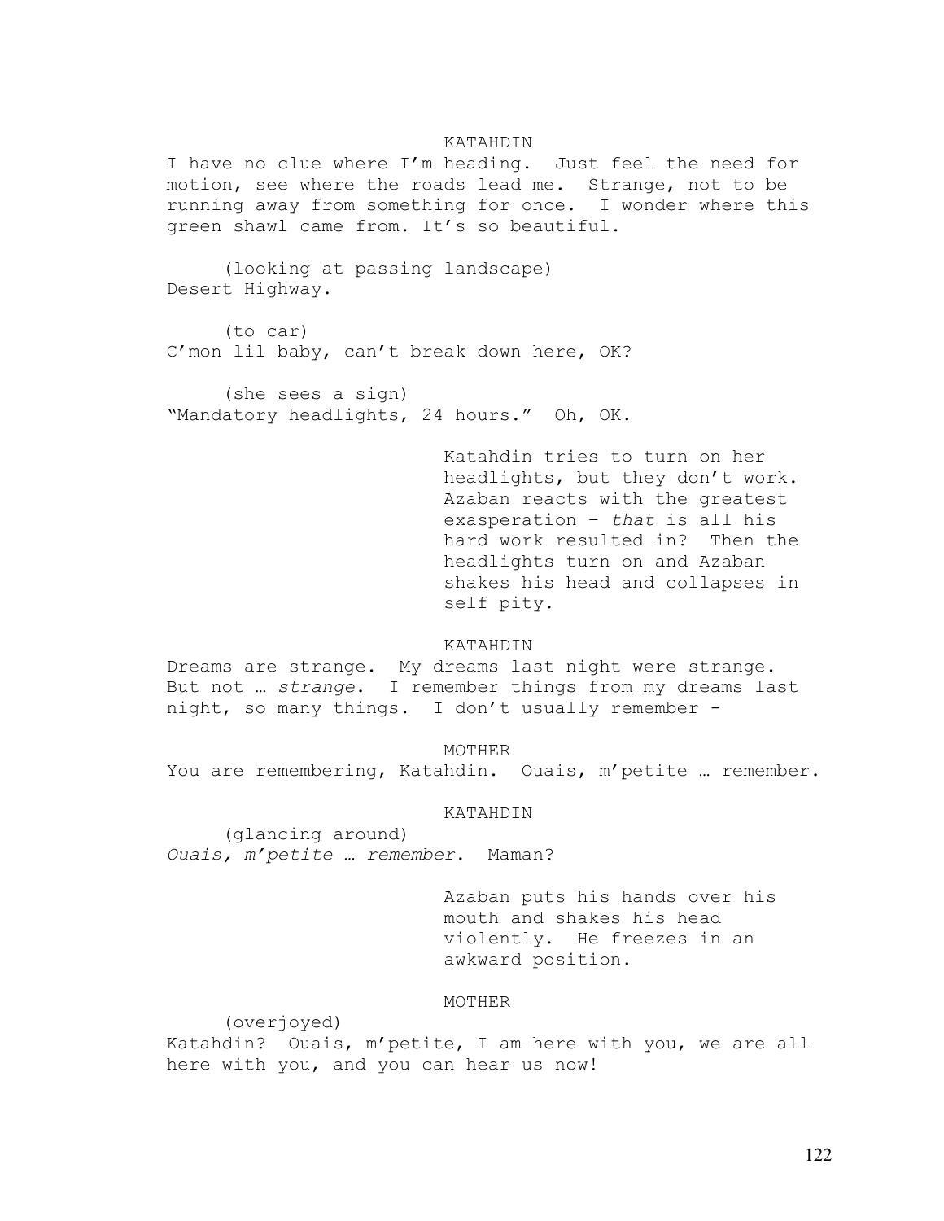KATAHDIN

I have no clue where I'm heading. Just feel the need for motion, see where the roads lead me. Strange, not to be running away from something for once. I wonder where this green shawl came from. It's so beautiful.

(looking at passing landscape)
Desert Highway.

(to car)
C'mon lil baby, can't break down here, OK?

(she sees a sign)
"Mandatory headlights, 24 hours." Oh, OK.

Katahdin tries to turn on her headlights, but they don't work. Azaban reacts with the greatest exasperation – *that* is all his hard work resulted in? Then the headlights turn on and Azaban shakes his head and collapses in self pity.

KATAHDIN

Dreams are strange. My dreams last night were strange. But not … *strange*. I remember things from my dreams last night, so many things. I don't usually remember -

MOTHER

You are remembering, Katahdin. Ouais, m'petite … remember.

KATAHDIN

(glancing around)
*Ouais, m'petite … remember*. Maman?

Azaban puts his hands over his mouth and shakes his head violently. He freezes in an awkward position.

MOTHER

(overjoyed)
Katahdin? Ouais, m'petite, I am here with you, we are all here with you, and you can hear us now!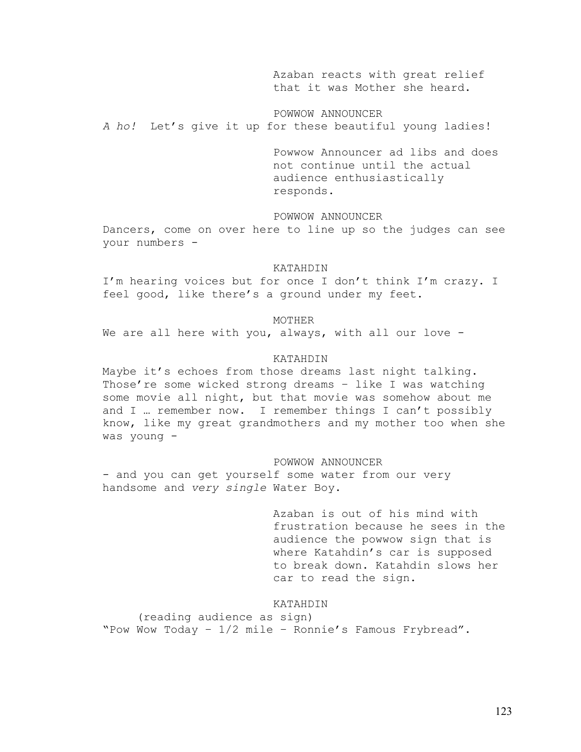Azaban reacts with great relief that it was Mother she heard.

POWWOW ANNOUNCER

*A ho!* Let's give it up for these beautiful young ladies!

Powwow Announcer ad libs and does not continue until the actual audience enthusiastically responds.

POWWOW ANNOUNCER

Dancers, come on over here to line up so the judges can see your numbers -

KATAHDIN

I'm hearing voices but for once I don't think I'm crazy. I feel good, like there's a ground under my feet.

MOTHER

We are all here with you, always, with all our love -

KATAHDIN

Maybe it's echoes from those dreams last night talking. Those're some wicked strong dreams – like I was watching some movie all night, but that movie was somehow about me and I … remember now. I remember things I can't possibly know, like my great grandmothers and my mother too when she was young -

POWWOW ANNOUNCER

- and you can get yourself some water from our very handsome and *very single* Water Boy.

Azaban is out of his mind with frustration because he sees in the audience the powwow sign that is where Katahdin's car is supposed to break down. Katahdin slows her car to read the sign.

KATAHDIN

(reading audience as sign)

"Pow Wow Today – 1/2 mile – Ronnie's Famous Frybread".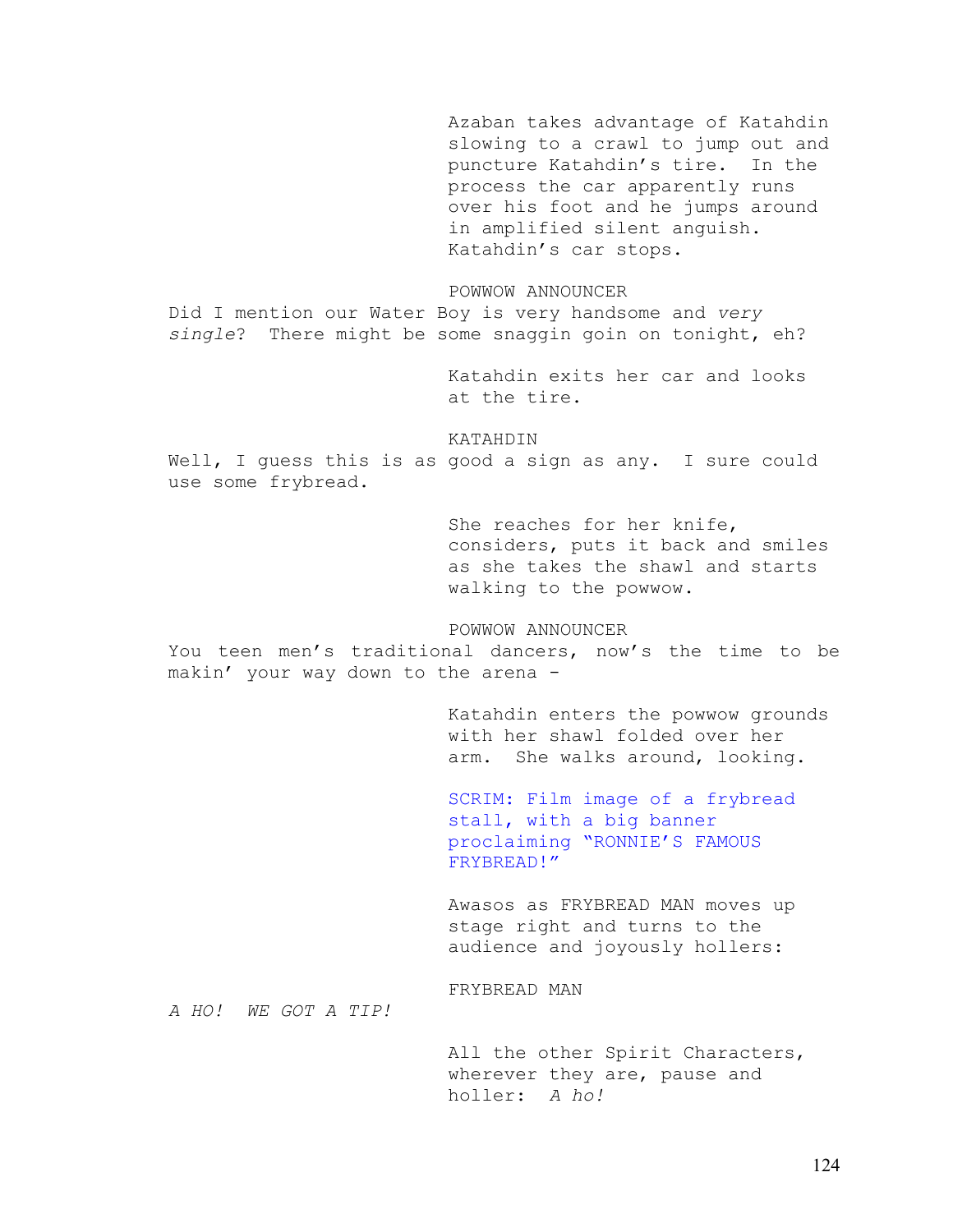Azaban takes advantage of Katahdin slowing to a crawl to jump out and puncture Katahdin's tire. In the process the car apparently runs over his foot and he jumps around in amplified silent anguish. Katahdin's car stops.

POWWOW ANNOUNCER

Did I mention our Water Boy is very handsome and *very single*? There might be some snaggin goin on tonight, eh?

Katahdin exits her car and looks at the tire.

KATAHDIN

Well, I guess this is as good a sign as any. I sure could use some frybread.

She reaches for her knife, considers, puts it back and smiles as she takes the shawl and starts walking to the powwow.

POWWOW ANNOUNCER

You teen men's traditional dancers, now's the time to be makin' your way down to the arena -

Katahdin enters the powwow grounds with her shawl folded over her arm. She walks around, looking.

SCRIM: Film image of a frybread stall, with a big banner proclaiming "RONNIE'S FAMOUS FRYBREAD!"

Awasos as FRYBREAD MAN moves up stage right and turns to the audience and joyously hollers:

FRYBREAD MAN

*A HO! WE GOT A TIP!*

All the other Spirit Characters, wherever they are, pause and holler: *A ho!*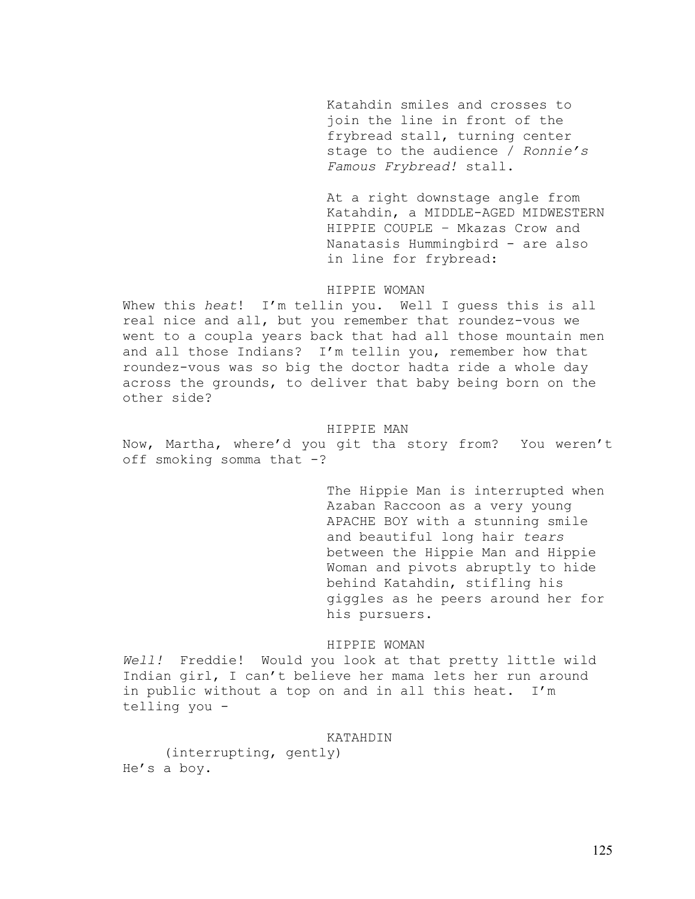Katahdin smiles and crosses to join the line in front of the frybread stall, turning center stage to the audience / *Ronnie's Famous Frybread!* stall.

At a right downstage angle from Katahdin, a MIDDLE-AGED MIDWESTERN HIPPIE COUPLE – Mkazas Crow and Nanatasis Hummingbird - are also in line for frybread:

HIPPIE WOMAN

Whew this *heat*! I'm tellin you. Well I guess this is all real nice and all, but you remember that roundez-vous we went to a coupla years back that had all those mountain men and all those Indians? I'm tellin you, remember how that roundez-vous was so big the doctor hadta ride a whole day across the grounds, to deliver that baby being born on the other side?

HIPPIE MAN

Now, Martha, where'd you git tha story from? You weren't off smoking somma that -?

The Hippie Man is interrupted when Azaban Raccoon as a very young APACHE BOY with a stunning smile and beautiful long hair *tears* between the Hippie Man and Hippie Woman and pivots abruptly to hide behind Katahdin, stifling his giggles as he peers around her for his pursuers.

HIPPIE WOMAN

*Well!* Freddie! Would you look at that pretty little wild Indian girl, I can't believe her mama lets her run around in public without a top on and in all this heat. I'm telling you -

KATAHDIN

(interrupting, gently)

He's a boy.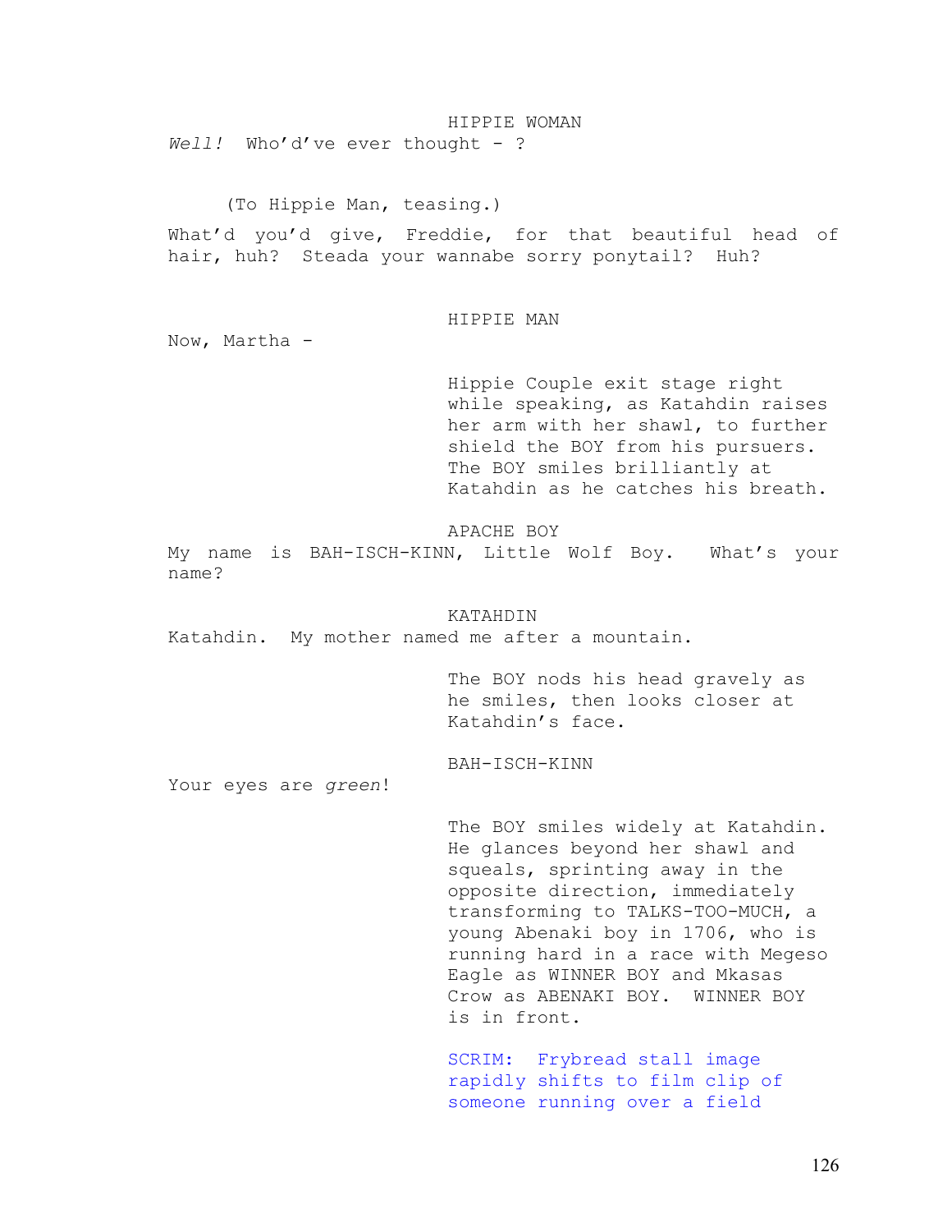HIPPIE WOMAN

*Well!* Who'd've ever thought - ?

(To Hippie Man, teasing.)

What'd you'd give, Freddie, for that beautiful head of hair, huh? Steada your wannabe sorry ponytail? Huh?

HIPPIE MAN

Now, Martha -

Hippie Couple exit stage right while speaking, as Katahdin raises her arm with her shawl, to further shield the BOY from his pursuers. The BOY smiles brilliantly at Katahdin as he catches his breath.

APACHE BOY

My name is BAH-ISCH-KINN, Little Wolf Boy. What's your name?

KATAHDIN

Katahdin. My mother named me after a mountain.

The BOY nods his head gravely as he smiles, then looks closer at Katahdin's face.

BAH-ISCH-KINN

Your eyes are *green*!

The BOY smiles widely at Katahdin. He glances beyond her shawl and squeals, sprinting away in the opposite direction, immediately transforming to TALKS-TOO-MUCH, a young Abenaki boy in 1706, who is running hard in a race with Megeso Eagle as WINNER BOY and Mkasas Crow as ABENAKI BOY. WINNER BOY is in front.

SCRIM: Frybread stall image rapidly shifts to film clip of someone running over a field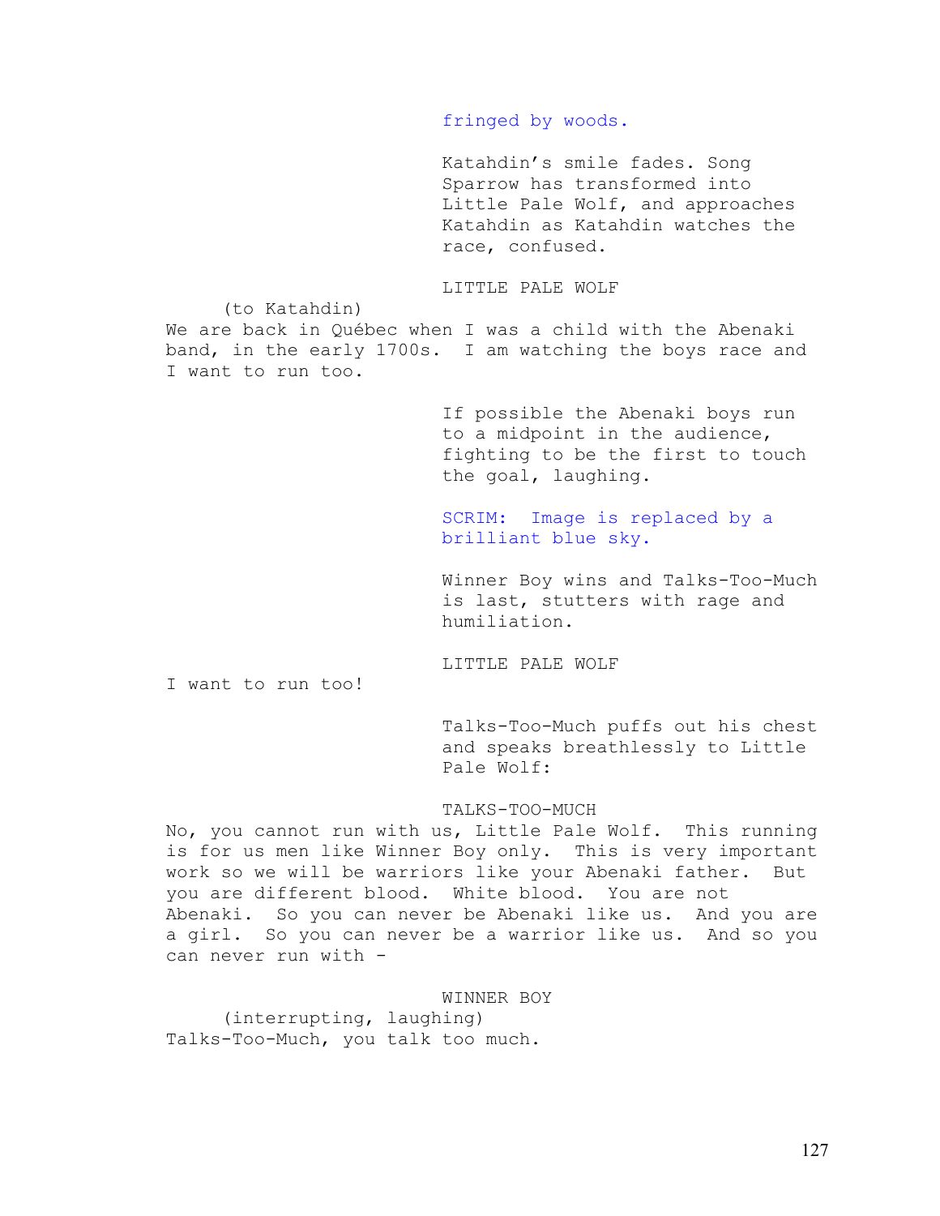fringed by woods.

Katahdin's smile fades. Song Sparrow has transformed into Little Pale Wolf, and approaches Katahdin as Katahdin watches the race, confused.

LITTLE PALE WOLF

(to Katahdin)

We are back in Québec when I was a child with the Abenaki band, in the early 1700s.  I am watching the boys race and I want to run too.

If possible the Abenaki boys run to a midpoint in the audience, fighting to be the first to touch the goal, laughing.

SCRIM:  Image is replaced by a brilliant blue sky.

Winner Boy wins and Talks-Too-Much is last, stutters with rage and humiliation.

LITTLE PALE WOLF

I want to run too!

Talks-Too-Much puffs out his chest and speaks breathlessly to Little Pale Wolf:

TALKS-TOO-MUCH

No, you cannot run with us, Little Pale Wolf.  This running is for us men like Winner Boy only.  This is very important work so we will be warriors like your Abenaki father.  But you are different blood.  White blood.  You are not Abenaki.  So you can never be Abenaki like us.  And you are a girl.  So you can never be a warrior like us.  And so you can never run with -

WINNER BOY

(interrupting, laughing)

Talks-Too-Much, you talk too much.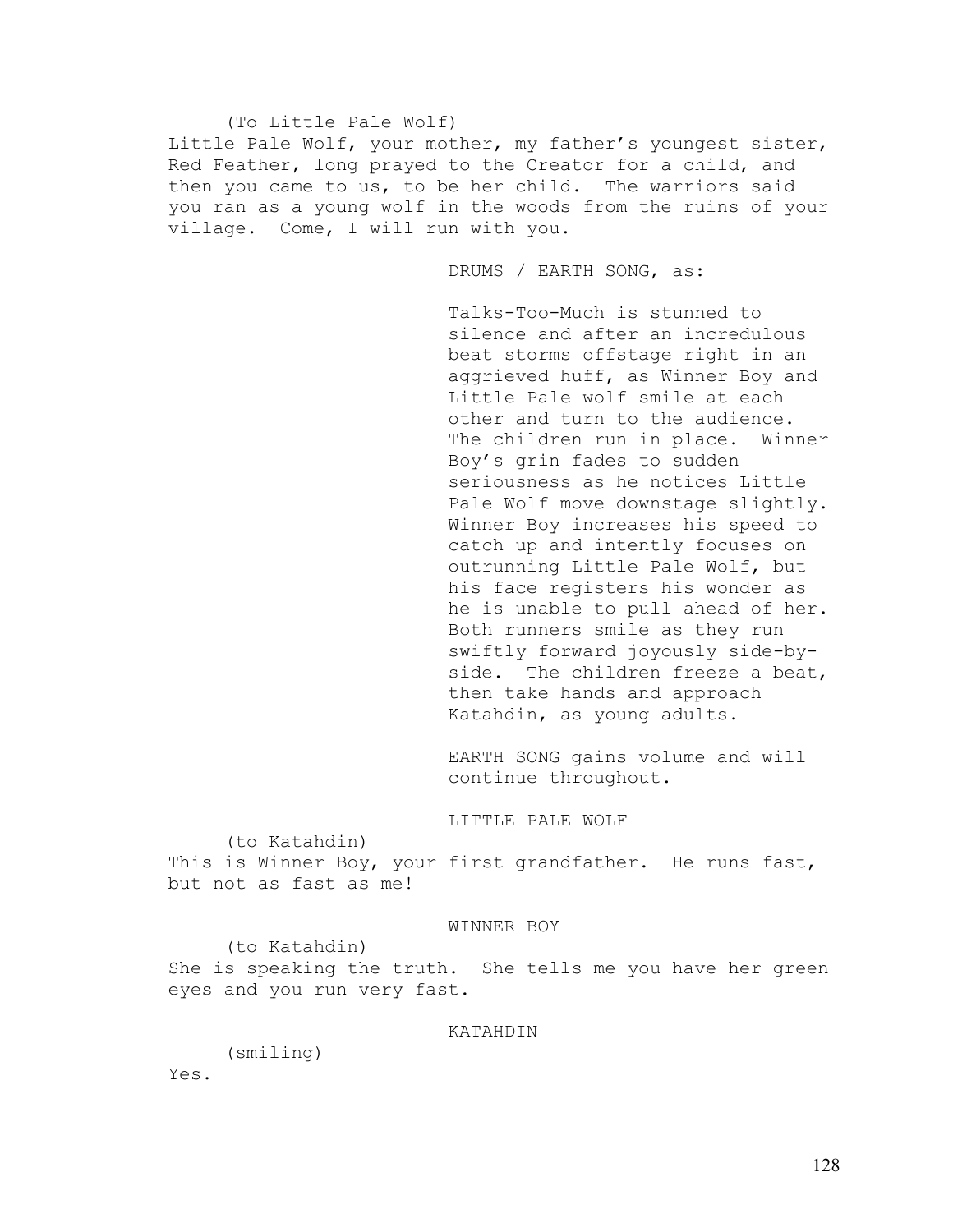(To Little Pale Wolf)

Little Pale Wolf, your mother, my father's youngest sister, Red Feather, long prayed to the Creator for a child, and then you came to us, to be her child. The warriors said you ran as a young wolf in the woods from the ruins of your village. Come, I will run with you.

DRUMS / EARTH SONG, as:

Talks-Too-Much is stunned to silence and after an incredulous beat storms offstage right in an aggrieved huff, as Winner Boy and Little Pale wolf smile at each other and turn to the audience. The children run in place. Winner Boy's grin fades to sudden seriousness as he notices Little Pale Wolf move downstage slightly. Winner Boy increases his speed to catch up and intently focuses on outrunning Little Pale Wolf, but his face registers his wonder as he is unable to pull ahead of her. Both runners smile as they run swiftly forward joyously side-by-side. The children freeze a beat, then take hands and approach Katahdin, as young adults.

EARTH SONG gains volume and will continue throughout.

LITTLE PALE WOLF

(to Katahdin)

This is Winner Boy, your first grandfather. He runs fast, but not as fast as me!

WINNER BOY

(to Katahdin)

She is speaking the truth. She tells me you have her green eyes and you run very fast.

KATAHDIN

(smiling)

Yes.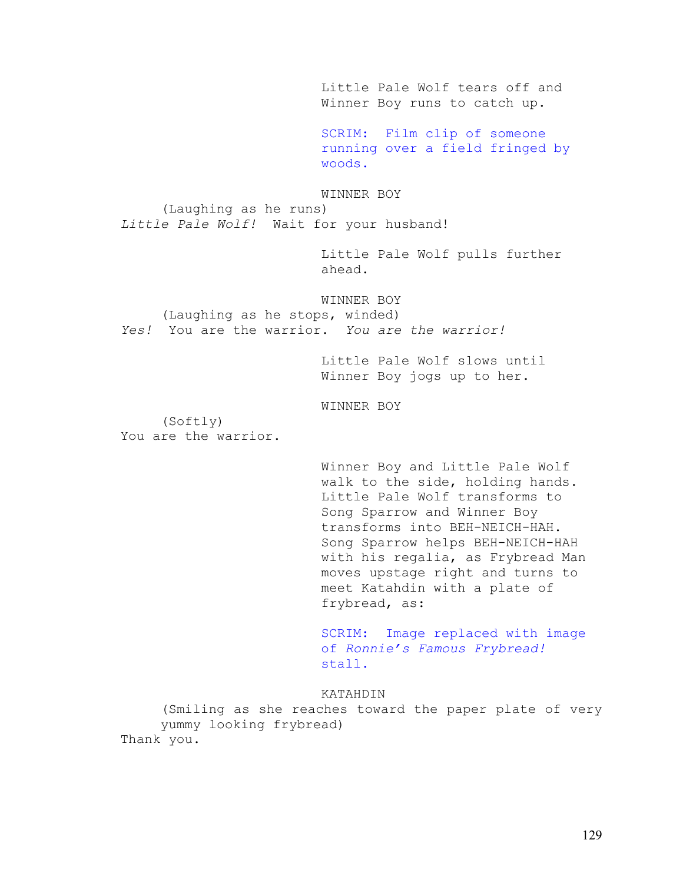Little Pale Wolf tears off and Winner Boy runs to catch up.

SCRIM: Film clip of someone running over a field fringed by woods.

WINNER BOY

(Laughing as he runs)

*Little Pale Wolf!* Wait for your husband!

Little Pale Wolf pulls further ahead.

WINNER BOY

(Laughing as he stops, winded)

*Yes!* You are the warrior. *You are the warrior!*

Little Pale Wolf slows until Winner Boy jogs up to her.

WINNER BOY

(Softly)

You are the warrior.

Winner Boy and Little Pale Wolf walk to the side, holding hands. Little Pale Wolf transforms to Song Sparrow and Winner Boy transforms into BEH-NEICH-HAH. Song Sparrow helps BEH-NEICH-HAH with his regalia, as Frybread Man moves upstage right and turns to meet Katahdin with a plate of frybread, as:

SCRIM: Image replaced with image of *Ronnie's Famous Frybread!* stall.

KATAHDIN

(Smiling as she reaches toward the paper plate of very yummy looking frybread)

Thank you.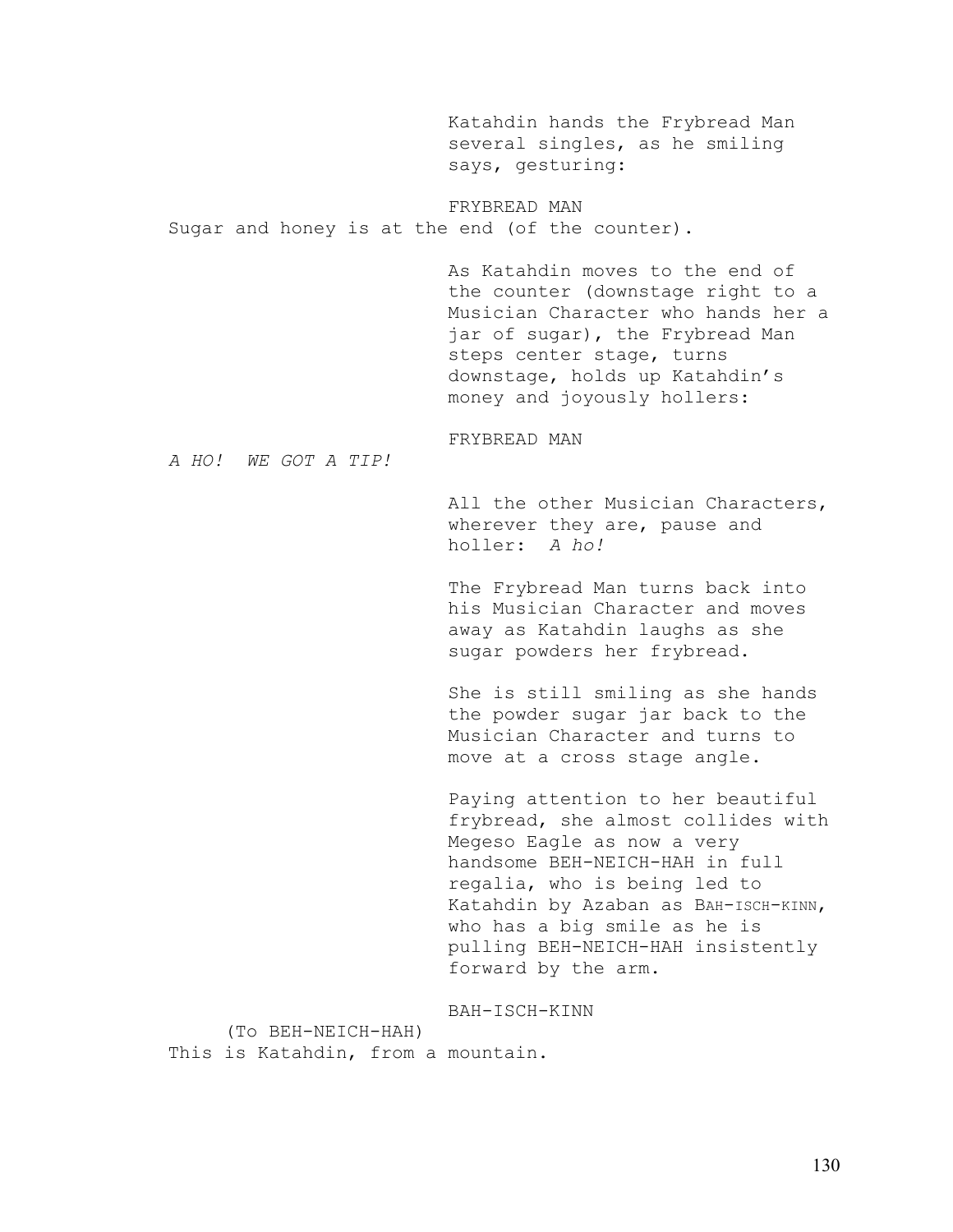Katahdin hands the Frybread Man several singles, as he smiling says, gesturing:

FRYBREAD MAN

Sugar and honey is at the end (of the counter).

As Katahdin moves to the end of the counter (downstage right to a Musician Character who hands her a jar of sugar), the Frybread Man steps center stage, turns downstage, holds up Katahdin's money and joyously hollers:

FRYBREAD MAN

*A HO! WE GOT A TIP!*

All the other Musician Characters, wherever they are, pause and holler: *A ho!*

The Frybread Man turns back into his Musician Character and moves away as Katahdin laughs as she sugar powders her frybread.

She is still smiling as she hands the powder sugar jar back to the Musician Character and turns to move at a cross stage angle.

Paying attention to her beautiful frybread, she almost collides with Megeso Eagle as now a very handsome BEH-NEICH-HAH in full regalia, who is being led to Katahdin by Azaban as BAH-ISCH-KINN, who has a big smile as he is pulling BEH-NEICH-HAH insistently forward by the arm.

BAH-ISCH-KINN

(To BEH-NEICH-HAH)

This is Katahdin, from a mountain.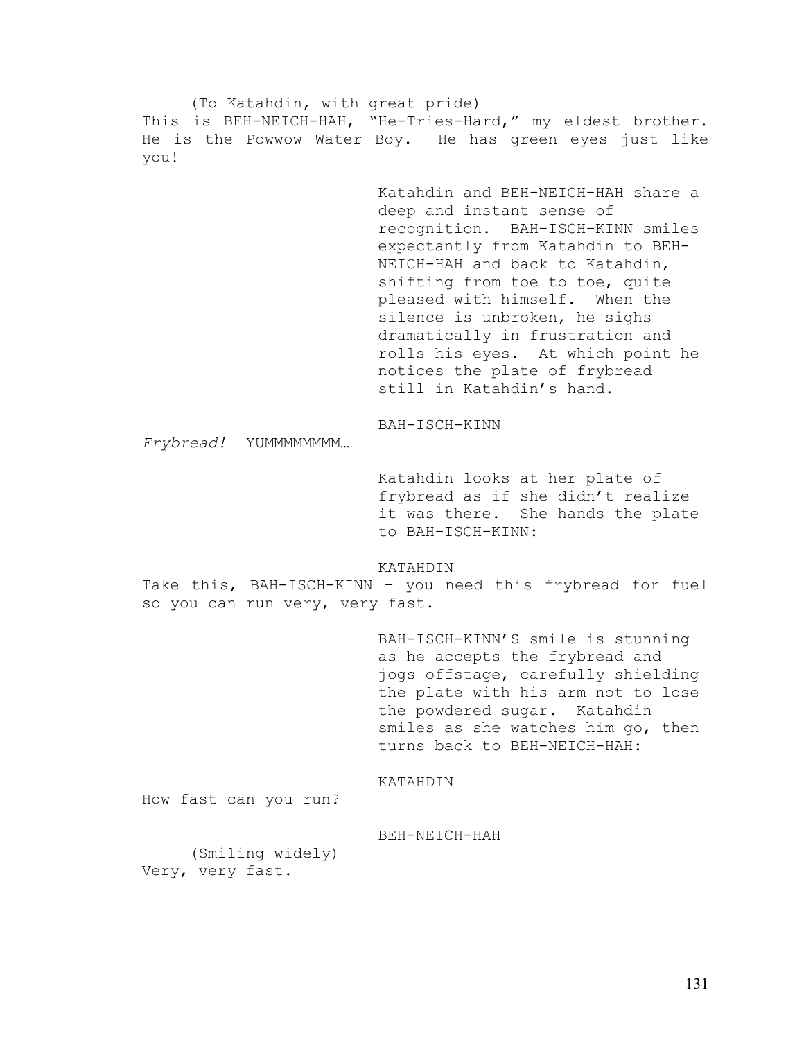(To Katahdin, with great pride)

This is BEH-NEICH-HAH, "He-Tries-Hard," my eldest brother. He is the Powwow Water Boy. He has green eyes just like you!

Katahdin and BEH-NEICH-HAH share a deep and instant sense of recognition. BAH-ISCH-KINN smiles expectantly from Katahdin to BEH-NEICH-HAH and back to Katahdin, shifting from toe to toe, quite pleased with himself. When the silence is unbroken, he sighs dramatically in frustration and rolls his eyes. At which point he notices the plate of frybread still in Katahdin's hand.

BAH-ISCH-KINN

*Frybread!* YUMMMMMMMM…

Katahdin looks at her plate of frybread as if she didn't realize it was there. She hands the plate to BAH-ISCH-KINN:

KATAHDIN

Take this, BAH-ISCH-KINN – you need this frybread for fuel so you can run very, very fast.

BAH-ISCH-KINN'S smile is stunning as he accepts the frybread and jogs offstage, carefully shielding the plate with his arm not to lose the powdered sugar. Katahdin smiles as she watches him go, then turns back to BEH-NEICH-HAH:

KATAHDIN

How fast can you run?

BEH-NEICH-HAH

(Smiling widely)

Very, very fast.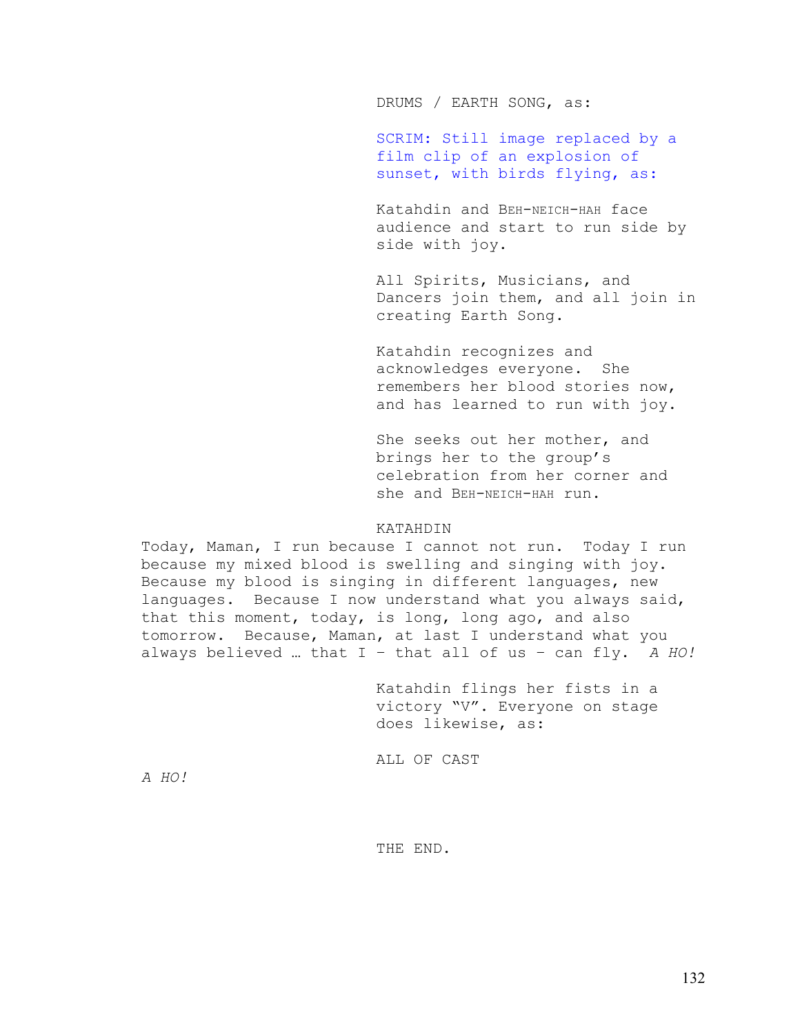DRUMS / EARTH SONG, as:

SCRIM: Still image replaced by a film clip of an explosion of sunset, with birds flying, as:

Katahdin and BEH-NEICH-HAH face audience and start to run side by side with joy.

All Spirits, Musicians, and Dancers join them, and all join in creating Earth Song.

Katahdin recognizes and acknowledges everyone. She remembers her blood stories now, and has learned to run with joy.

She seeks out her mother, and brings her to the group's celebration from her corner and she and BEH-NEICH-HAH run.

KATAHDIN

Today, Maman, I run because I cannot not run. Today I run because my mixed blood is swelling and singing with joy. Because my blood is singing in different languages, new languages. Because I now understand what you always said, that this moment, today, is long, long ago, and also tomorrow. Because, Maman, at last I understand what you always believed … that I – that all of us – can fly. *A HO!*

Katahdin flings her fists in a victory "V". Everyone on stage does likewise, as:

ALL OF CAST

*A HO!*

THE END.